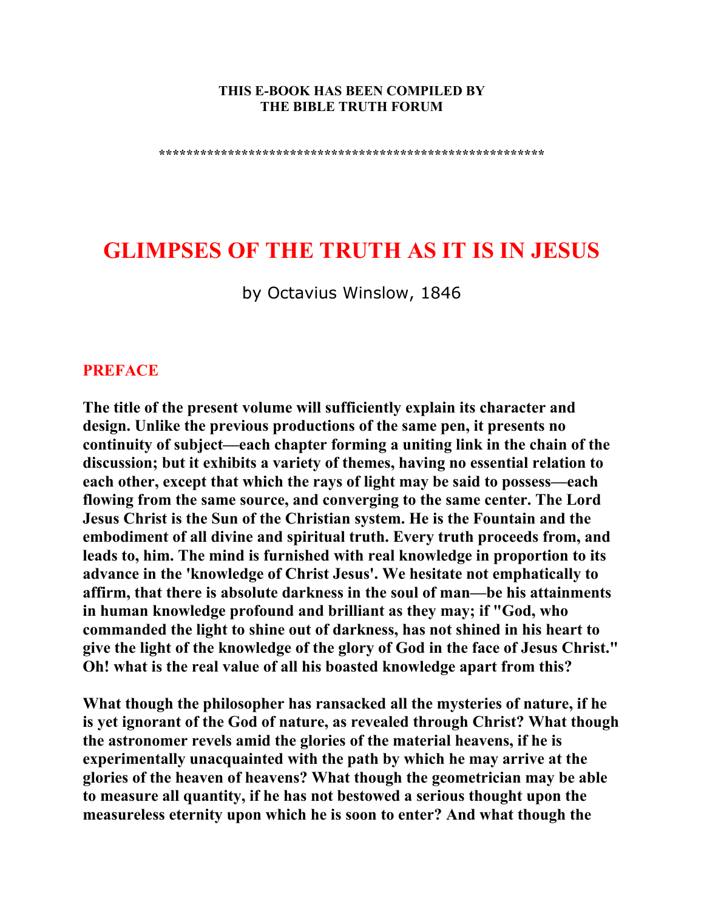**THIS E-BOOK HAS BEEN COMPILED BY**
**THE BIBLE TRUTH FORUM**

**\*\*\*\*\*\*\*\*\*\*\*\*\*\*\*\*\*\*\*\*\*\*\*\*\*\*\*\*\*\*\*\*\*\*\*\*\*\*\*\*\*\*\*\*\*\*\*\*\*\*\*\*\*\*\*\*\*\*\*\***

# GLIMPSES OF THE TRUTH AS IT IS IN JESUS

by Octavius Winslow, 1846

## PREFACE

**The title of the present volume will sufficiently explain its character and design. Unlike the previous productions of the same pen, it presents no continuity of subject—each chapter forming a uniting link in the chain of the discussion; but it exhibits a variety of themes, having no essential relation to each other, except that which the rays of light may be said to possess—each flowing from the same source, and converging to the same center. The Lord Jesus Christ is the Sun of the Christian system. He is the Fountain and the embodiment of all divine and spiritual truth. Every truth proceeds from, and leads to, him. The mind is furnished with real knowledge in proportion to its advance in the 'knowledge of Christ Jesus'. We hesitate not emphatically to affirm, that there is absolute darkness in the soul of man—be his attainments in human knowledge profound and brilliant as they may; if "God, who commanded the light to shine out of darkness, has not shined in his heart to give the light of the knowledge of the glory of God in the face of Jesus Christ." Oh! what is the real value of all his boasted knowledge apart from this?**

**What though the philosopher has ransacked all the mysteries of nature, if he is yet ignorant of the God of nature, as revealed through Christ? What though the astronomer revels amid the glories of the material heavens, if he is experimentally unacquainted with the path by which he may arrive at the glories of the heaven of heavens? What though the geometrician may be able to measure all quantity, if he has not bestowed a serious thought upon the measureless eternity upon which he is soon to enter? And what though the**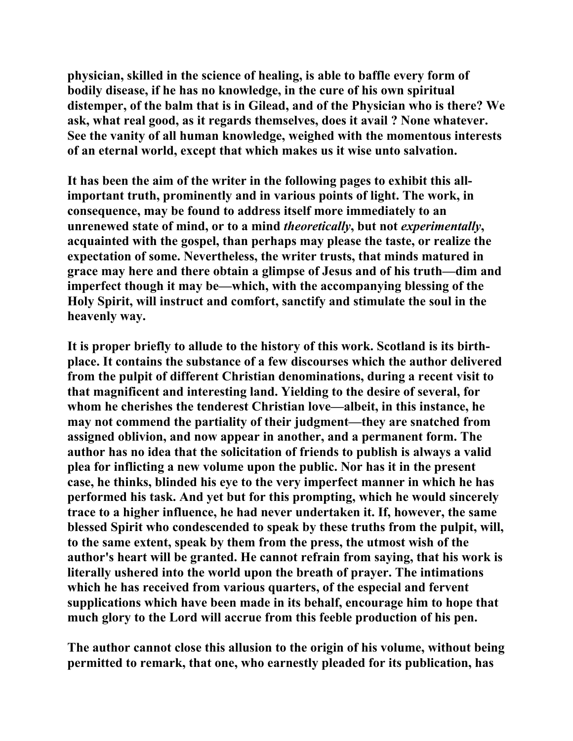physician, skilled in the science of healing, is able to baffle every form of bodily disease, if he has no knowledge, in the cure of his own spiritual distemper, of the balm that is in Gilead, and of the Physician who is there? We ask, what real good, as it regards themselves, does it avail ? None whatever. See the vanity of all human knowledge, weighed with the momentous interests of an eternal world, except that which makes us it wise unto salvation.

It has been the aim of the writer in the following pages to exhibit this all-important truth, prominently and in various points of light. The work, in consequence, may be found to address itself more immediately to an unrenewed state of mind, or to a mind *theoretically*, but not *experimentally*, acquainted with the gospel, than perhaps may please the taste, or realize the expectation of some. Nevertheless, the writer trusts, that minds matured in grace may here and there obtain a glimpse of Jesus and of his truth—dim and imperfect though it may be—which, with the accompanying blessing of the Holy Spirit, will instruct and comfort, sanctify and stimulate the soul in the heavenly way.

It is proper briefly to allude to the history of this work. Scotland is its birth-place. It contains the substance of a few discourses which the author delivered from the pulpit of different Christian denominations, during a recent visit to that magnificent and interesting land. Yielding to the desire of several, for whom he cherishes the tenderest Christian love—albeit, in this instance, he may not commend the partiality of their judgment—they are snatched from assigned oblivion, and now appear in another, and a permanent form. The author has no idea that the solicitation of friends to publish is always a valid plea for inflicting a new volume upon the public. Nor has it in the present case, he thinks, blinded his eye to the very imperfect manner in which he has performed his task. And yet but for this prompting, which he would sincerely trace to a higher influence, he had never undertaken it. If, however, the same blessed Spirit who condescended to speak by these truths from the pulpit, will, to the same extent, speak by them from the press, the utmost wish of the author's heart will be granted. He cannot refrain from saying, that his work is literally ushered into the world upon the breath of prayer. The intimations which he has received from various quarters, of the especial and fervent supplications which have been made in its behalf, encourage him to hope that much glory to the Lord will accrue from this feeble production of his pen.

The author cannot close this allusion to the origin of his volume, without being permitted to remark, that one, who earnestly pleaded for its publication, has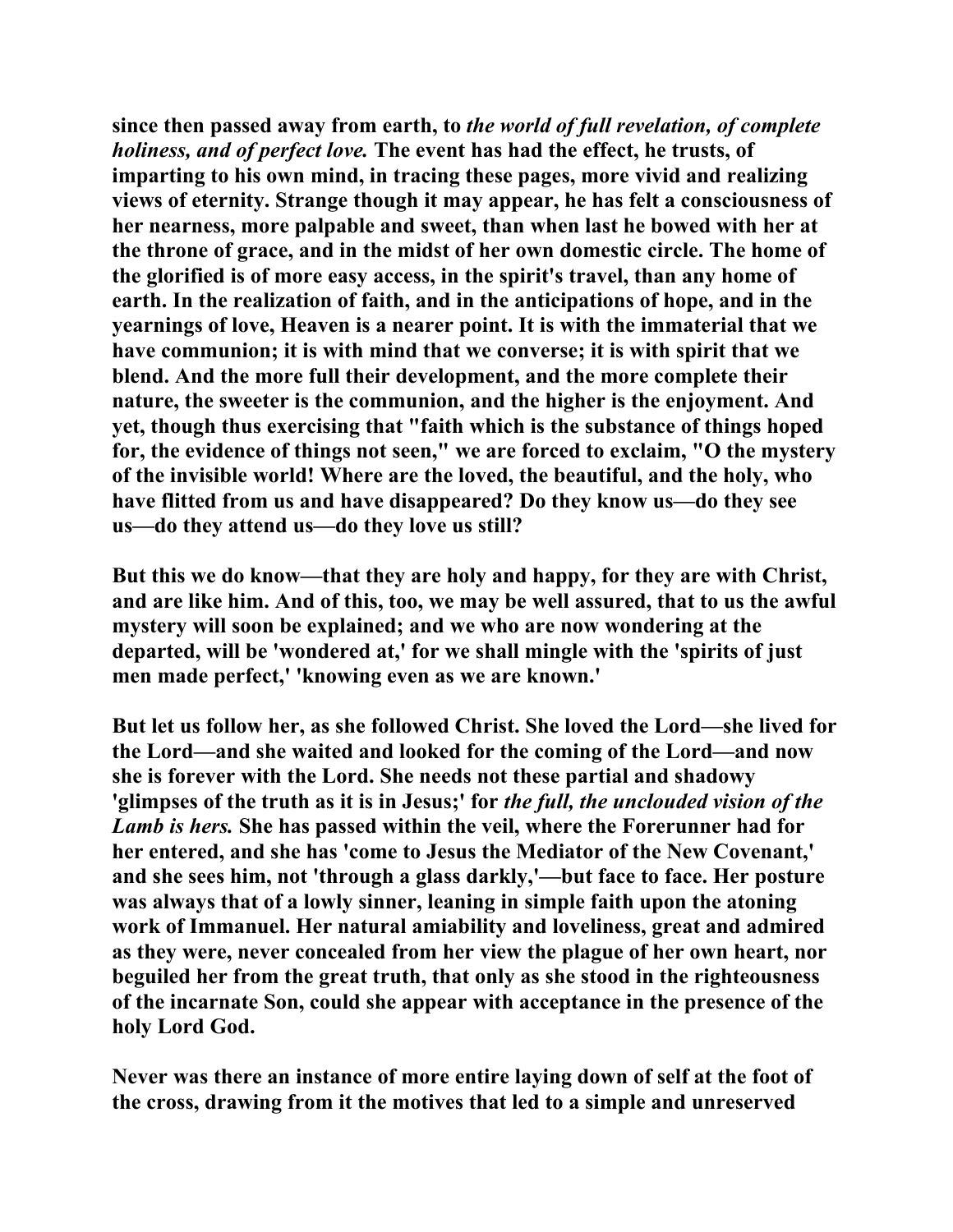**since then passed away from earth, to *the world of full revelation, of complete holiness, and of perfect love.* The event has had the effect, he trusts, of imparting to his own mind, in tracing these pages, more vivid and realizing views of eternity. Strange though it may appear, he has felt a consciousness of her nearness, more palpable and sweet, than when last he bowed with her at the throne of grace, and in the midst of her own domestic circle. The home of the glorified is of more easy access, in the spirit's travel, than any home of earth. In the realization of faith, and in the anticipations of hope, and in the yearnings of love, Heaven is a nearer point. It is with the immaterial that we have communion; it is with mind that we converse; it is with spirit that we blend. And the more full their development, and the more complete their nature, the sweeter is the communion, and the higher is the enjoyment. And yet, though thus exercising that "faith which is the substance of things hoped for, the evidence of things not seen," we are forced to exclaim, "O the mystery of the invisible world! Where are the loved, the beautiful, and the holy, who have flitted from us and have disappeared? Do they know us—do they see us—do they attend us—do they love us still?**

**But this we do know—that they are holy and happy, for they are with Christ, and are like him. And of this, too, we may be well assured, that to us the awful mystery will soon be explained; and we who are now wondering at the departed, will be 'wondered at,' for we shall mingle with the 'spirits of just men made perfect,' 'knowing even as we are known.'**

**But let us follow her, as she followed Christ. She loved the Lord—she lived for the Lord—and she waited and looked for the coming of the Lord—and now she is forever with the Lord. She needs not these partial and shadowy 'glimpses of the truth as it is in Jesus;' for *the full, the unclouded vision of the Lamb is hers.* She has passed within the veil, where the Forerunner had for her entered, and she has 'come to Jesus the Mediator of the New Covenant,' and she sees him, not 'through a glass darkly,'—but face to face. Her posture was always that of a lowly sinner, leaning in simple faith upon the atoning work of Immanuel. Her natural amiability and loveliness, great and admired as they were, never concealed from her view the plague of her own heart, nor beguiled her from the great truth, that only as she stood in the righteousness of the incarnate Son, could she appear with acceptance in the presence of the holy Lord God.**

**Never was there an instance of more entire laying down of self at the foot of the cross, drawing from it the motives that led to a simple and unreserved**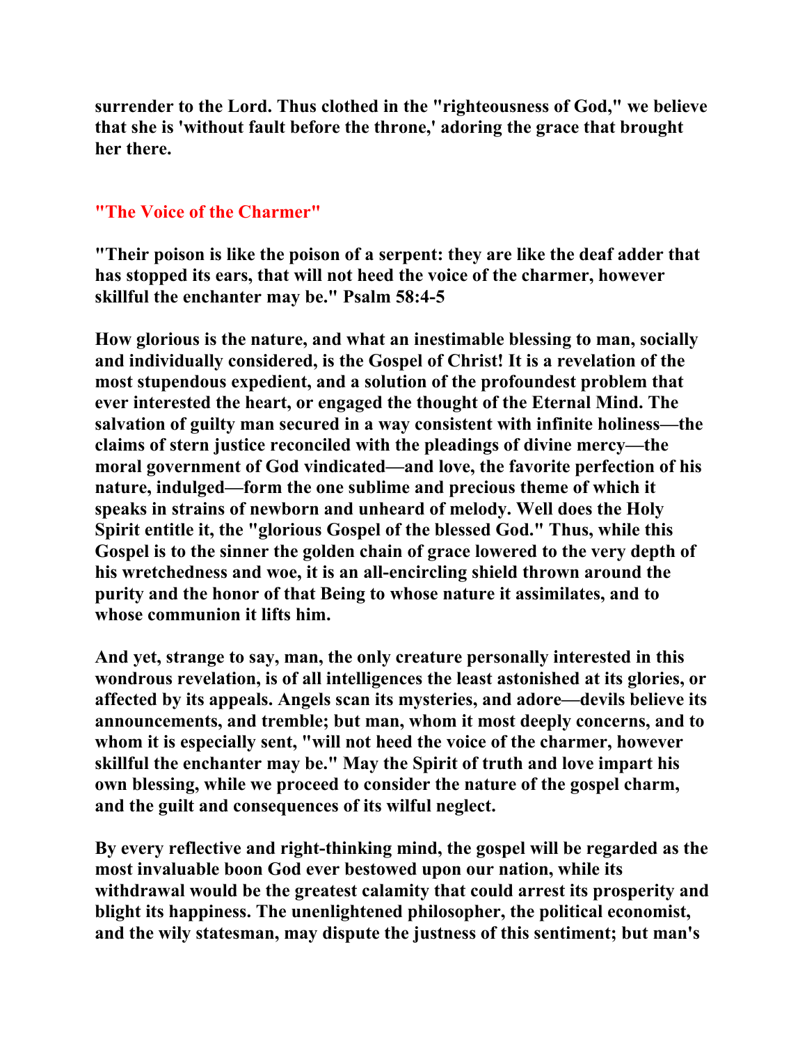**surrender to the Lord. Thus clothed in the "righteousness of God," we believe that she is 'without fault before the throne,' adoring the grace that brought her there.**

## "The Voice of the Charmer"

**"Their poison is like the poison of a serpent: they are like the deaf adder that has stopped its ears, that will not heed the voice of the charmer, however skillful the enchanter may be." Psalm 58:4-5**

**How glorious is the nature, and what an inestimable blessing to man, socially and individually considered, is the Gospel of Christ! It is a revelation of the most stupendous expedient, and a solution of the profoundest problem that ever interested the heart, or engaged the thought of the Eternal Mind. The salvation of guilty man secured in a way consistent with infinite holiness—the claims of stern justice reconciled with the pleadings of divine mercy—the moral government of God vindicated—and love, the favorite perfection of his nature, indulged—form the one sublime and precious theme of which it speaks in strains of newborn and unheard of melody. Well does the Holy Spirit entitle it, the "glorious Gospel of the blessed God." Thus, while this Gospel is to the sinner the golden chain of grace lowered to the very depth of his wretchedness and woe, it is an all-encircling shield thrown around the purity and the honor of that Being to whose nature it assimilates, and to whose communion it lifts him.**

**And yet, strange to say, man, the only creature personally interested in this wondrous revelation, is of all intelligences the least astonished at its glories, or affected by its appeals. Angels scan its mysteries, and adore—devils believe its announcements, and tremble; but man, whom it most deeply concerns, and to whom it is especially sent, "will not heed the voice of the charmer, however skillful the enchanter may be." May the Spirit of truth and love impart his own blessing, while we proceed to consider the nature of the gospel charm, and the guilt and consequences of its wilful neglect.**

**By every reflective and right-thinking mind, the gospel will be regarded as the most invaluable boon God ever bestowed upon our nation, while its withdrawal would be the greatest calamity that could arrest its prosperity and blight its happiness. The unenlightened philosopher, the political economist, and the wily statesman, may dispute the justness of this sentiment; but man's**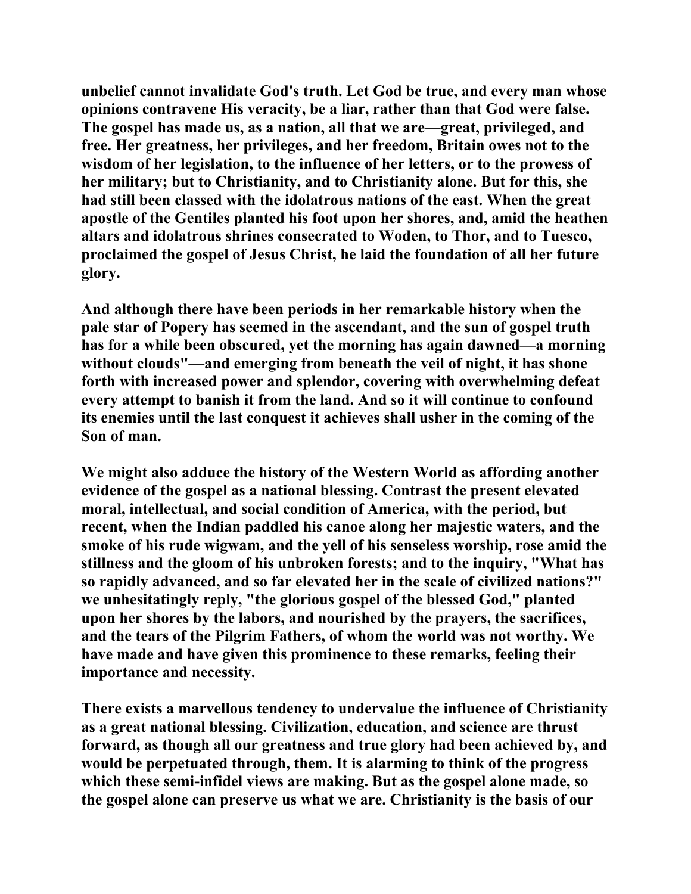unbelief cannot invalidate God's truth. Let God be true, and every man whose opinions contravene His veracity, be a liar, rather than that God were false. The gospel has made us, as a nation, all that we are—great, privileged, and free. Her greatness, her privileges, and her freedom, Britain owes not to the wisdom of her legislation, to the influence of her letters, or to the prowess of her military; but to Christianity, and to Christianity alone. But for this, she had still been classed with the idolatrous nations of the east. When the great apostle of the Gentiles planted his foot upon her shores, and, amid the heathen altars and idolatrous shrines consecrated to Woden, to Thor, and to Tuesco, proclaimed the gospel of Jesus Christ, he laid the foundation of all her future glory.

And although there have been periods in her remarkable history when the pale star of Popery has seemed in the ascendant, and the sun of gospel truth has for a while been obscured, yet the morning has again dawned—a morning without clouds"—and emerging from beneath the veil of night, it has shone forth with increased power and splendor, covering with overwhelming defeat every attempt to banish it from the land. And so it will continue to confound its enemies until the last conquest it achieves shall usher in the coming of the Son of man.

We might also adduce the history of the Western World as affording another evidence of the gospel as a national blessing. Contrast the present elevated moral, intellectual, and social condition of America, with the period, but recent, when the Indian paddled his canoe along her majestic waters, and the smoke of his rude wigwam, and the yell of his senseless worship, rose amid the stillness and the gloom of his unbroken forests; and to the inquiry, "What has so rapidly advanced, and so far elevated her in the scale of civilized nations?" we unhesitatingly reply, "the glorious gospel of the blessed God," planted upon her shores by the labors, and nourished by the prayers, the sacrifices, and the tears of the Pilgrim Fathers, of whom the world was not worthy. We have made and have given this prominence to these remarks, feeling their importance and necessity.

There exists a marvellous tendency to undervalue the influence of Christianity as a great national blessing. Civilization, education, and science are thrust forward, as though all our greatness and true glory had been achieved by, and would be perpetuated through, them. It is alarming to think of the progress which these semi-infidel views are making. But as the gospel alone made, so the gospel alone can preserve us what we are. Christianity is the basis of our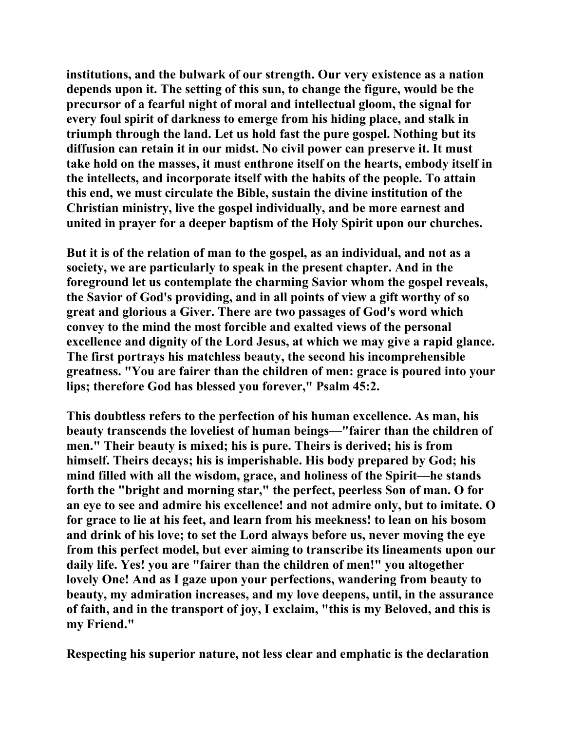institutions, and the bulwark of our strength. Our very existence as a nation depends upon it. The setting of this sun, to change the figure, would be the precursor of a fearful night of moral and intellectual gloom, the signal for every foul spirit of darkness to emerge from his hiding place, and stalk in triumph through the land. Let us hold fast the pure gospel. Nothing but its diffusion can retain it in our midst. No civil power can preserve it. It must take hold on the masses, it must enthrone itself on the hearts, embody itself in the intellects, and incorporate itself with the habits of the people. To attain this end, we must circulate the Bible, sustain the divine institution of the Christian ministry, live the gospel individually, and be more earnest and united in prayer for a deeper baptism of the Holy Spirit upon our churches.

But it is of the relation of man to the gospel, as an individual, and not as a society, we are particularly to speak in the present chapter. And in the foreground let us contemplate the charming Savior whom the gospel reveals, the Savior of God's providing, and in all points of view a gift worthy of so great and glorious a Giver. There are two passages of God's word which convey to the mind the most forcible and exalted views of the personal excellence and dignity of the Lord Jesus, at which we may give a rapid glance. The first portrays his matchless beauty, the second his incomprehensible greatness. "You are fairer than the children of men: grace is poured into your lips; therefore God has blessed you forever," Psalm 45:2.

This doubtless refers to the perfection of his human excellence. As man, his beauty transcends the loveliest of human beings—"fairer than the children of men." Their beauty is mixed; his is pure. Theirs is derived; his is from himself. Theirs decays; his is imperishable. His body prepared by God; his mind filled with all the wisdom, grace, and holiness of the Spirit—he stands forth the "bright and morning star," the perfect, peerless Son of man. O for an eye to see and admire his excellence! and not admire only, but to imitate. O for grace to lie at his feet, and learn from his meekness! to lean on his bosom and drink of his love; to set the Lord always before us, never moving the eye from this perfect model, but ever aiming to transcribe its lineaments upon our daily life. Yes! you are "fairer than the children of men!" you altogether lovely One! And as I gaze upon your perfections, wandering from beauty to beauty, my admiration increases, and my love deepens, until, in the assurance of faith, and in the transport of joy, I exclaim, "this is my Beloved, and this is my Friend."

Respecting his superior nature, not less clear and emphatic is the declaration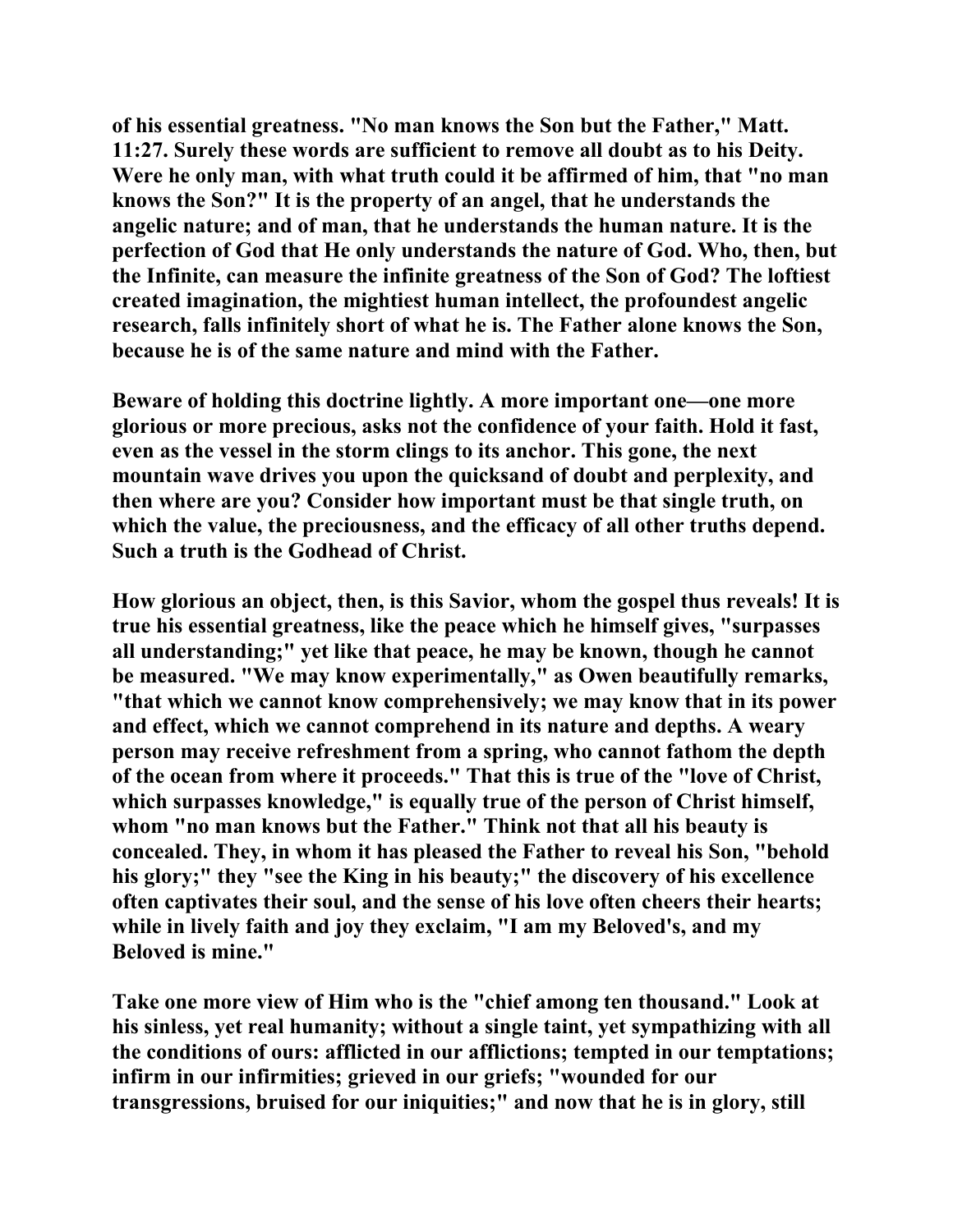of his essential greatness. "No man knows the Son but the Father," Matt. 11:27. Surely these words are sufficient to remove all doubt as to his Deity. Were he only man, with what truth could it be affirmed of him, that "no man knows the Son?" It is the property of an angel, that he understands the angelic nature; and of man, that he understands the human nature. It is the perfection of God that He only understands the nature of God. Who, then, but the Infinite, can measure the infinite greatness of the Son of God? The loftiest created imagination, the mightiest human intellect, the profoundest angelic research, falls infinitely short of what he is. The Father alone knows the Son, because he is of the same nature and mind with the Father.

Beware of holding this doctrine lightly. A more important one—one more glorious or more precious, asks not the confidence of your faith. Hold it fast, even as the vessel in the storm clings to its anchor. This gone, the next mountain wave drives you upon the quicksand of doubt and perplexity, and then where are you? Consider how important must be that single truth, on which the value, the preciousness, and the efficacy of all other truths depend. Such a truth is the Godhead of Christ.

How glorious an object, then, is this Savior, whom the gospel thus reveals! It is true his essential greatness, like the peace which he himself gives, "surpasses all understanding;" yet like that peace, he may be known, though he cannot be measured. "We may know experimentally," as Owen beautifully remarks, "that which we cannot know comprehensively; we may know that in its power and effect, which we cannot comprehend in its nature and depths. A weary person may receive refreshment from a spring, who cannot fathom the depth of the ocean from where it proceeds." That this is true of the "love of Christ, which surpasses knowledge," is equally true of the person of Christ himself, whom "no man knows but the Father." Think not that all his beauty is concealed. They, in whom it has pleased the Father to reveal his Son, "behold his glory;" they "see the King in his beauty;" the discovery of his excellence often captivates their soul, and the sense of his love often cheers their hearts; while in lively faith and joy they exclaim, "I am my Beloved's, and my Beloved is mine."

Take one more view of Him who is the "chief among ten thousand." Look at his sinless, yet real humanity; without a single taint, yet sympathizing with all the conditions of ours: afflicted in our afflictions; tempted in our temptations; infirm in our infirmities; grieved in our griefs; "wounded for our transgressions, bruised for our iniquities;" and now that he is in glory, still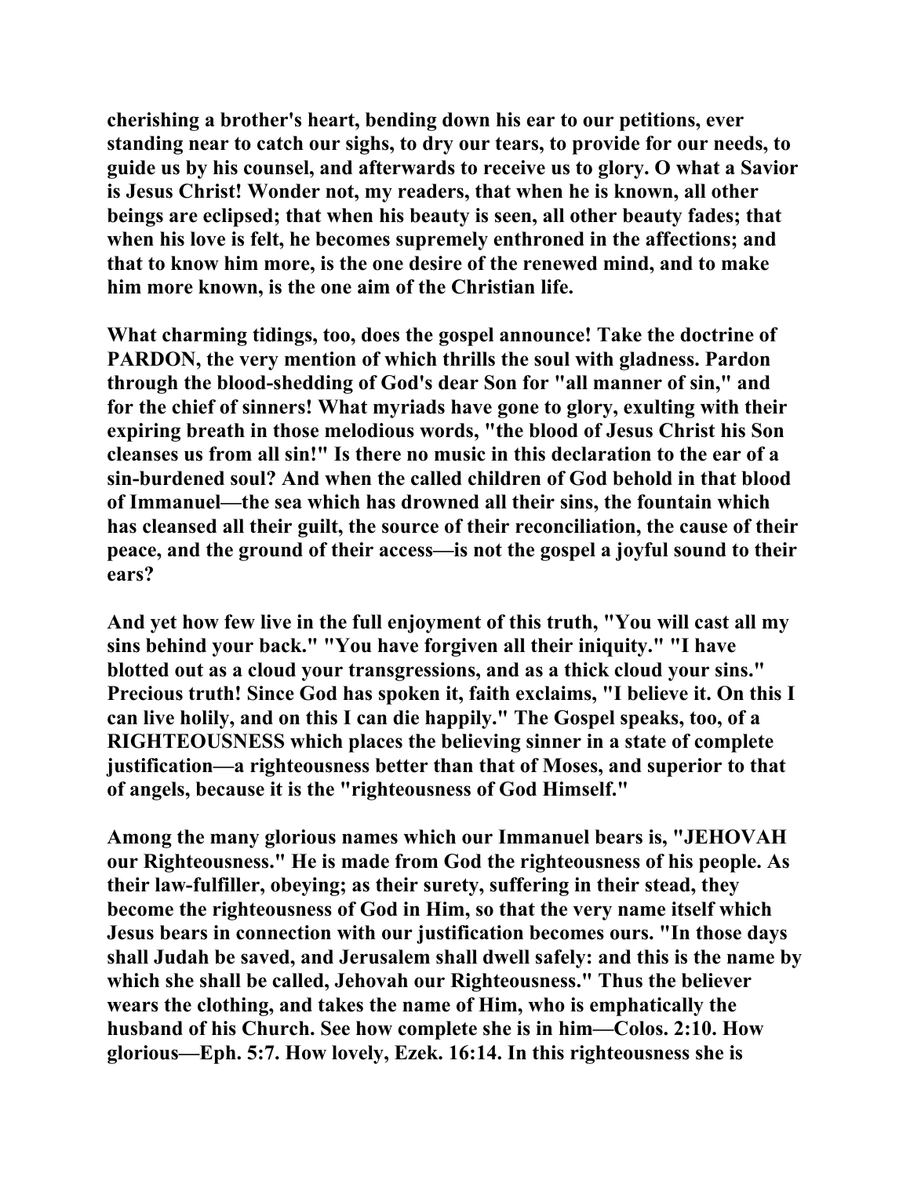cherishing a brother's heart, bending down his ear to our petitions, ever standing near to catch our sighs, to dry our tears, to provide for our needs, to guide us by his counsel, and afterwards to receive us to glory. O what a Savior is Jesus Christ! Wonder not, my readers, that when he is known, all other beings are eclipsed; that when his beauty is seen, all other beauty fades; that when his love is felt, he becomes supremely enthroned in the affections; and that to know him more, is the one desire of the renewed mind, and to make him more known, is the one aim of the Christian life.

What charming tidings, too, does the gospel announce! Take the doctrine of PARDON, the very mention of which thrills the soul with gladness. Pardon through the blood-shedding of God's dear Son for "all manner of sin," and for the chief of sinners! What myriads have gone to glory, exulting with their expiring breath in those melodious words, "the blood of Jesus Christ his Son cleanses us from all sin!" Is there no music in this declaration to the ear of a sin-burdened soul? And when the called children of God behold in that blood of Immanuel—the sea which has drowned all their sins, the fountain which has cleansed all their guilt, the source of their reconciliation, the cause of their peace, and the ground of their access—is not the gospel a joyful sound to their ears?

And yet how few live in the full enjoyment of this truth, "You will cast all my sins behind your back." "You have forgiven all their iniquity." "I have blotted out as a cloud your transgressions, and as a thick cloud your sins." Precious truth! Since God has spoken it, faith exclaims, "I believe it. On this I can live holily, and on this I can die happily." The Gospel speaks, too, of a RIGHTEOUSNESS which places the believing sinner in a state of complete justification—a righteousness better than that of Moses, and superior to that of angels, because it is the "righteousness of God Himself."

Among the many glorious names which our Immanuel bears is, "JEHOVAH our Righteousness." He is made from God the righteousness of his people. As their law-fulfiller, obeying; as their surety, suffering in their stead, they become the righteousness of God in Him, so that the very name itself which Jesus bears in connection with our justification becomes ours. "In those days shall Judah be saved, and Jerusalem shall dwell safely: and this is the name by which she shall be called, Jehovah our Righteousness." Thus the believer wears the clothing, and takes the name of Him, who is emphatically the husband of his Church. See how complete she is in him—Colos. 2:10. How glorious—Eph. 5:7. How lovely, Ezek. 16:14. In this righteousness she is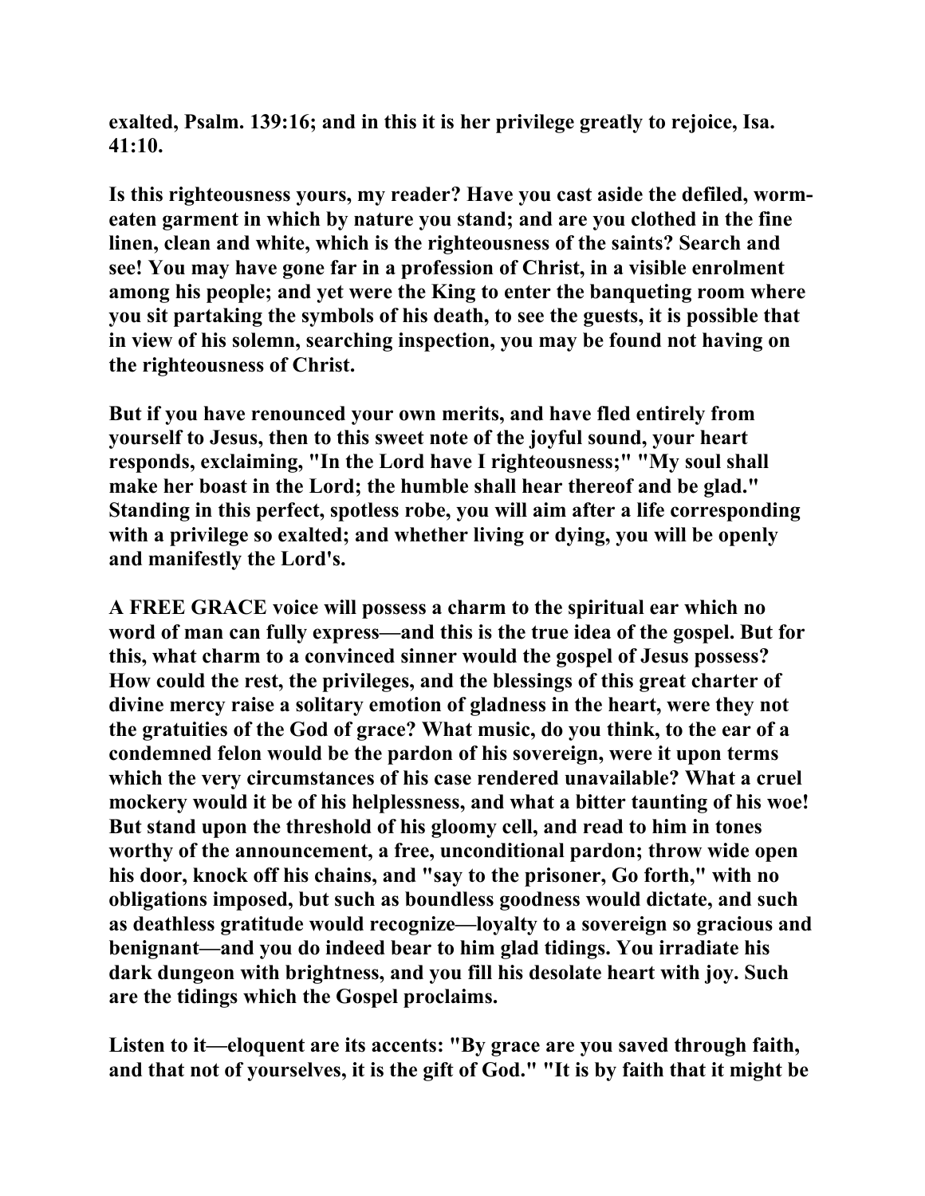exalted, Psalm. 139:16; and in this it is her privilege greatly to rejoice, Isa. 41:10.

Is this righteousness yours, my reader? Have you cast aside the defiled, worm-eaten garment in which by nature you stand; and are you clothed in the fine linen, clean and white, which is the righteousness of the saints? Search and see! You may have gone far in a profession of Christ, in a visible enrolment among his people; and yet were the King to enter the banqueting room where you sit partaking the symbols of his death, to see the guests, it is possible that in view of his solemn, searching inspection, you may be found not having on the righteousness of Christ.

But if you have renounced your own merits, and have fled entirely from yourself to Jesus, then to this sweet note of the joyful sound, your heart responds, exclaiming, "In the Lord have I righteousness;" "My soul shall make her boast in the Lord; the humble shall hear thereof and be glad." Standing in this perfect, spotless robe, you will aim after a life corresponding with a privilege so exalted; and whether living or dying, you will be openly and manifestly the Lord's.

A FREE GRACE voice will possess a charm to the spiritual ear which no word of man can fully express—and this is the true idea of the gospel. But for this, what charm to a convinced sinner would the gospel of Jesus possess? How could the rest, the privileges, and the blessings of this great charter of divine mercy raise a solitary emotion of gladness in the heart, were they not the gratuities of the God of grace? What music, do you think, to the ear of a condemned felon would be the pardon of his sovereign, were it upon terms which the very circumstances of his case rendered unavailable? What a cruel mockery would it be of his helplessness, and what a bitter taunting of his woe! But stand upon the threshold of his gloomy cell, and read to him in tones worthy of the announcement, a free, unconditional pardon; throw wide open his door, knock off his chains, and "say to the prisoner, Go forth," with no obligations imposed, but such as boundless goodness would dictate, and such as deathless gratitude would recognize—loyalty to a sovereign so gracious and benignant—and you do indeed bear to him glad tidings. You irradiate his dark dungeon with brightness, and you fill his desolate heart with joy. Such are the tidings which the Gospel proclaims.

Listen to it—eloquent are its accents: "By grace are you saved through faith, and that not of yourselves, it is the gift of God." "It is by faith that it might be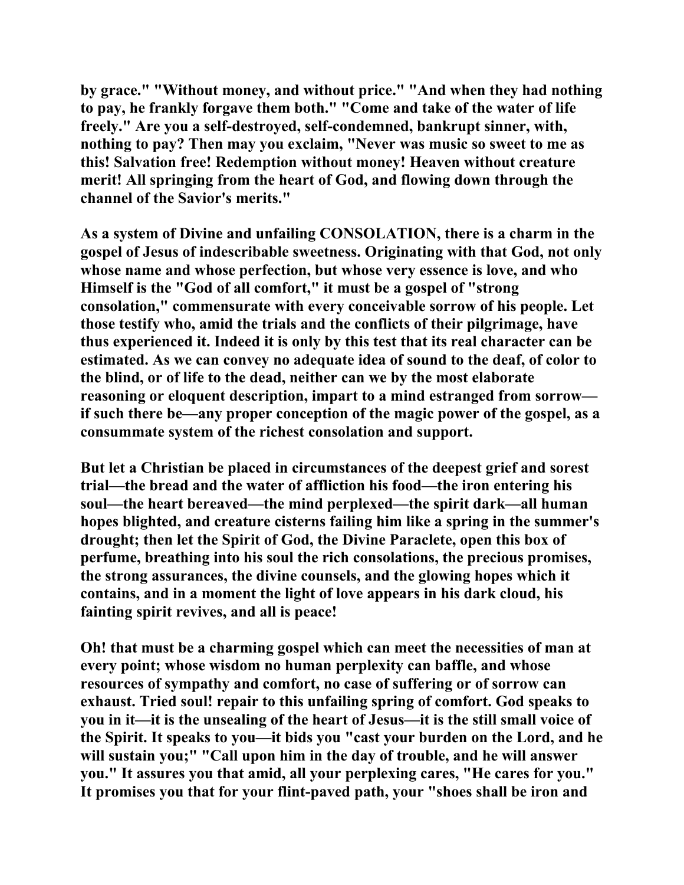by grace." "Without money, and without price." "And when they had nothing to pay, he frankly forgave them both." "Come and take of the water of life freely." Are you a self-destroyed, self-condemned, bankrupt sinner, with, nothing to pay? Then may you exclaim, "Never was music so sweet to me as this! Salvation free! Redemption without money! Heaven without creature merit! All springing from the heart of God, and flowing down through the channel of the Savior's merits."

As a system of Divine and unfailing CONSOLATION, there is a charm in the gospel of Jesus of indescribable sweetness. Originating with that God, not only whose name and whose perfection, but whose very essence is love, and who Himself is the "God of all comfort," it must be a gospel of "strong consolation," commensurate with every conceivable sorrow of his people. Let those testify who, amid the trials and the conflicts of their pilgrimage, have thus experienced it. Indeed it is only by this test that its real character can be estimated. As we can convey no adequate idea of sound to the deaf, of color to the blind, or of life to the dead, neither can we by the most elaborate reasoning or eloquent description, impart to a mind estranged from sorrow—if such there be—any proper conception of the magic power of the gospel, as a consummate system of the richest consolation and support.

But let a Christian be placed in circumstances of the deepest grief and sorest trial—the bread and the water of affliction his food—the iron entering his soul—the heart bereaved—the mind perplexed—the spirit dark—all human hopes blighted, and creature cisterns failing him like a spring in the summer's drought; then let the Spirit of God, the Divine Paraclete, open this box of perfume, breathing into his soul the rich consolations, the precious promises, the strong assurances, the divine counsels, and the glowing hopes which it contains, and in a moment the light of love appears in his dark cloud, his fainting spirit revives, and all is peace!

Oh! that must be a charming gospel which can meet the necessities of man at every point; whose wisdom no human perplexity can baffle, and whose resources of sympathy and comfort, no case of suffering or of sorrow can exhaust. Tried soul! repair to this unfailing spring of comfort. God speaks to you in it—it is the unsealing of the heart of Jesus—it is the still small voice of the Spirit. It speaks to you—it bids you "cast your burden on the Lord, and he will sustain you;" "Call upon him in the day of trouble, and he will answer you." It assures you that amid, all your perplexing cares, "He cares for you." It promises you that for your flint-paved path, your "shoes shall be iron and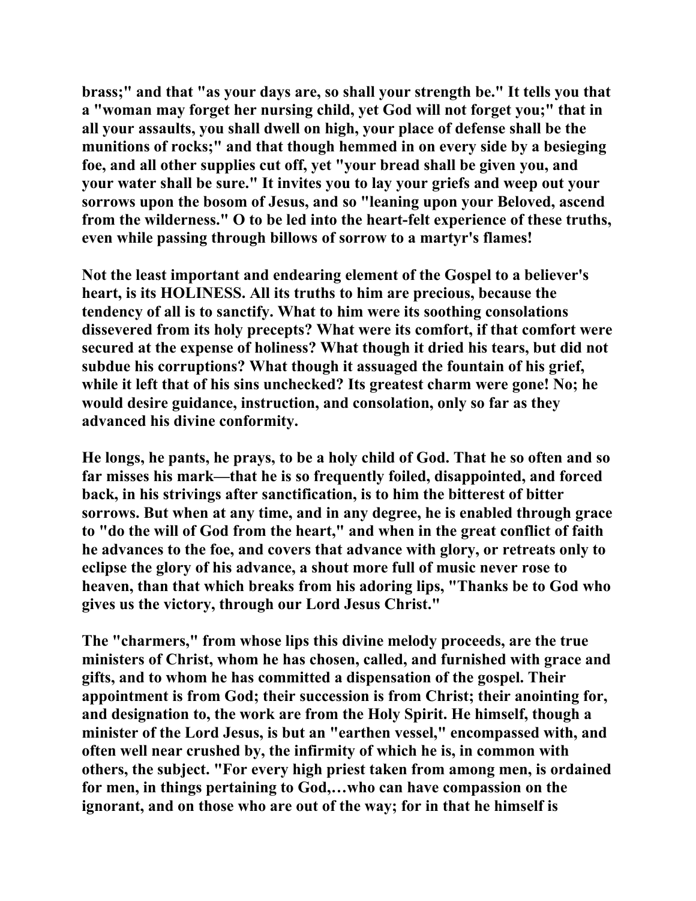brass;" and that "as your days are, so shall your strength be." It tells you that a "woman may forget her nursing child, yet God will not forget you;" that in all your assaults, you shall dwell on high, your place of defense shall be the munitions of rocks;" and that though hemmed in on every side by a besieging foe, and all other supplies cut off, yet "your bread shall be given you, and your water shall be sure." It invites you to lay your griefs and weep out your sorrows upon the bosom of Jesus, and so "leaning upon your Beloved, ascend from the wilderness." O to be led into the heart-felt experience of these truths, even while passing through billows of sorrow to a martyr's flames!

Not the least important and endearing element of the Gospel to a believer's heart, is its HOLINESS. All its truths to him are precious, because the tendency of all is to sanctify. What to him were its soothing consolations dissevered from its holy precepts? What were its comfort, if that comfort were secured at the expense of holiness? What though it dried his tears, but did not subdue his corruptions? What though it assuaged the fountain of his grief, while it left that of his sins unchecked? Its greatest charm were gone! No; he would desire guidance, instruction, and consolation, only so far as they advanced his divine conformity.

He longs, he pants, he prays, to be a holy child of God. That he so often and so far misses his mark—that he is so frequently foiled, disappointed, and forced back, in his strivings after sanctification, is to him the bitterest of bitter sorrows. But when at any time, and in any degree, he is enabled through grace to "do the will of God from the heart," and when in the great conflict of faith he advances to the foe, and covers that advance with glory, or retreats only to eclipse the glory of his advance, a shout more full of music never rose to heaven, than that which breaks from his adoring lips, "Thanks be to God who gives us the victory, through our Lord Jesus Christ."

The "charmers," from whose lips this divine melody proceeds, are the true ministers of Christ, whom he has chosen, called, and furnished with grace and gifts, and to whom he has committed a dispensation of the gospel. Their appointment is from God; their succession is from Christ; their anointing for, and designation to, the work are from the Holy Spirit. He himself, though a minister of the Lord Jesus, is but an "earthen vessel," encompassed with, and often well near crushed by, the infirmity of which he is, in common with others, the subject. "For every high priest taken from among men, is ordained for men, in things pertaining to God,…who can have compassion on the ignorant, and on those who are out of the way; for in that he himself is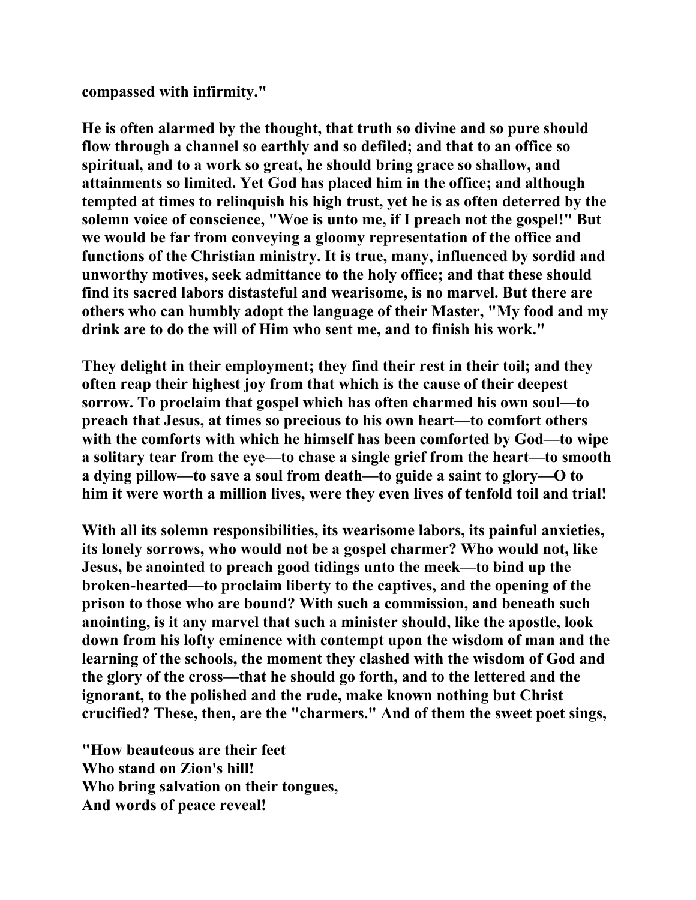compassed with infirmity."

He is often alarmed by the thought, that truth so divine and so pure should flow through a channel so earthly and so defiled; and that to an office so spiritual, and to a work so great, he should bring grace so shallow, and attainments so limited. Yet God has placed him in the office; and although tempted at times to relinquish his high trust, yet he is as often deterred by the solemn voice of conscience, "Woe is unto me, if I preach not the gospel!" But we would be far from conveying a gloomy representation of the office and functions of the Christian ministry. It is true, many, influenced by sordid and unworthy motives, seek admittance to the holy office; and that these should find its sacred labors distasteful and wearisome, is no marvel. But there are others who can humbly adopt the language of their Master, "My food and my drink are to do the will of Him who sent me, and to finish his work."

They delight in their employment; they find their rest in their toil; and they often reap their highest joy from that which is the cause of their deepest sorrow. To proclaim that gospel which has often charmed his own soul—to preach that Jesus, at times so precious to his own heart—to comfort others with the comforts with which he himself has been comforted by God—to wipe a solitary tear from the eye—to chase a single grief from the heart—to smooth a dying pillow—to save a soul from death—to guide a saint to glory—O to him it were worth a million lives, were they even lives of tenfold toil and trial!

With all its solemn responsibilities, its wearisome labors, its painful anxieties, its lonely sorrows, who would not be a gospel charmer? Who would not, like Jesus, be anointed to preach good tidings unto the meek—to bind up the broken-hearted—to proclaim liberty to the captives, and the opening of the prison to those who are bound? With such a commission, and beneath such anointing, is it any marvel that such a minister should, like the apostle, look down from his lofty eminence with contempt upon the wisdom of man and the learning of the schools, the moment they clashed with the wisdom of God and the glory of the cross—that he should go forth, and to the lettered and the ignorant, to the polished and the rude, make known nothing but Christ crucified? These, then, are the "charmers." And of them the sweet poet sings,

"How beauteous are their feet
Who stand on Zion's hill!
Who bring salvation on their tongues,
And words of peace reveal!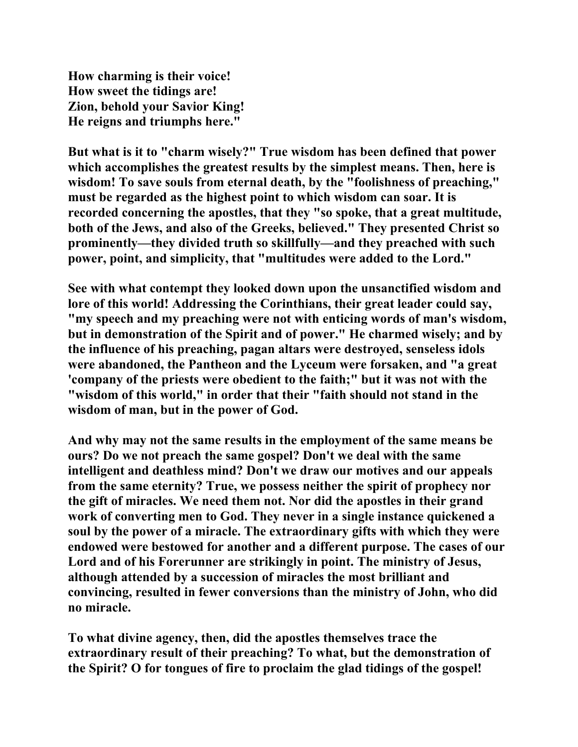**How charming is their voice!**
**How sweet the tidings are!**
**Zion, behold your Savior King!**
**He reigns and triumphs here."**

**But what is it to "charm wisely?" True wisdom has been defined that power which accomplishes the greatest results by the simplest means. Then, here is wisdom! To save souls from eternal death, by the "foolishness of preaching," must be regarded as the highest point to which wisdom can soar. It is recorded concerning the apostles, that they "so spoke, that a great multitude, both of the Jews, and also of the Greeks, believed." They presented Christ so prominently—they divided truth so skillfully—and they preached with such power, point, and simplicity, that "multitudes were added to the Lord."**

**See with what contempt they looked down upon the unsanctified wisdom and lore of this world! Addressing the Corinthians, their great leader could say, "my speech and my preaching were not with enticing words of man's wisdom, but in demonstration of the Spirit and of power." He charmed wisely; and by the influence of his preaching, pagan altars were destroyed, senseless idols were abandoned, the Pantheon and the Lyceum were forsaken, and "a great 'company of the priests were obedient to the faith;" but it was not with the "wisdom of this world," in order that their "faith should not stand in the wisdom of man, but in the power of God.**

**And why may not the same results in the employment of the same means be ours? Do we not preach the same gospel? Don't we deal with the same intelligent and deathless mind? Don't we draw our motives and our appeals from the same eternity? True, we possess neither the spirit of prophecy nor the gift of miracles. We need them not. Nor did the apostles in their grand work of converting men to God. They never in a single instance quickened a soul by the power of a miracle. The extraordinary gifts with which they were endowed were bestowed for another and a different purpose. The cases of our Lord and of his Forerunner are strikingly in point. The ministry of Jesus, although attended by a succession of miracles the most brilliant and convincing, resulted in fewer conversions than the ministry of John, who did no miracle.**

**To what divine agency, then, did the apostles themselves trace the extraordinary result of their preaching? To what, but the demonstration of the Spirit? O for tongues of fire to proclaim the glad tidings of the gospel!**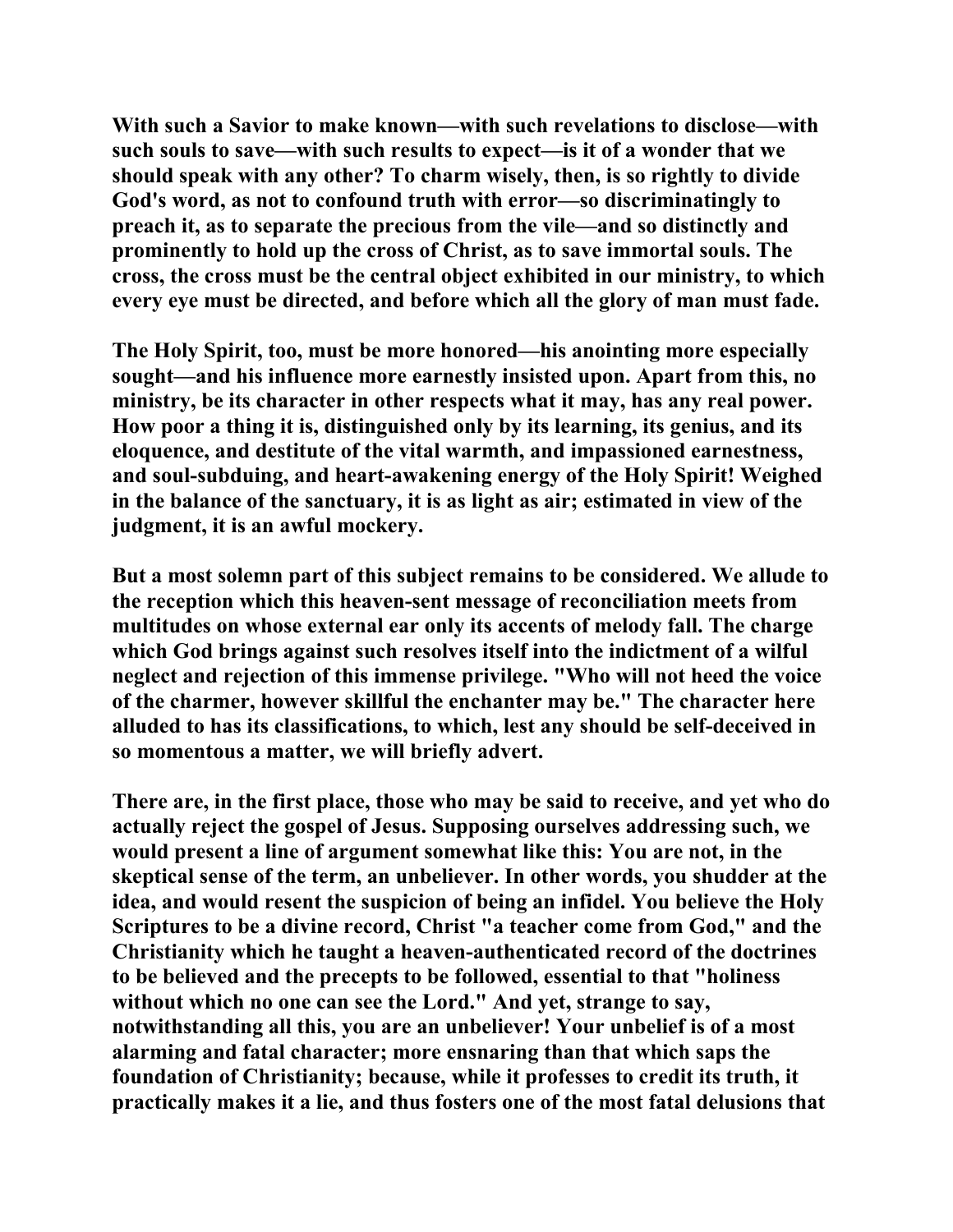With such a Savior to make known—with such revelations to disclose—with such souls to save—with such results to expect—is it of a wonder that we should speak with any other? To charm wisely, then, is so rightly to divide God's word, as not to confound truth with error—so discriminatingly to preach it, as to separate the precious from the vile—and so distinctly and prominently to hold up the cross of Christ, as to save immortal souls. The cross, the cross must be the central object exhibited in our ministry, to which every eye must be directed, and before which all the glory of man must fade.

The Holy Spirit, too, must be more honored—his anointing more especially sought—and his influence more earnestly insisted upon. Apart from this, no ministry, be its character in other respects what it may, has any real power. How poor a thing it is, distinguished only by its learning, its genius, and its eloquence, and destitute of the vital warmth, and impassioned earnestness, and soul-subduing, and heart-awakening energy of the Holy Spirit! Weighed in the balance of the sanctuary, it is as light as air; estimated in view of the judgment, it is an awful mockery.

But a most solemn part of this subject remains to be considered. We allude to the reception which this heaven-sent message of reconciliation meets from multitudes on whose external ear only its accents of melody fall. The charge which God brings against such resolves itself into the indictment of a wilful neglect and rejection of this immense privilege. "Who will not heed the voice of the charmer, however skillful the enchanter may be." The character here alluded to has its classifications, to which, lest any should be self-deceived in so momentous a matter, we will briefly advert.

There are, in the first place, those who may be said to receive, and yet who do actually reject the gospel of Jesus. Supposing ourselves addressing such, we would present a line of argument somewhat like this: You are not, in the skeptical sense of the term, an unbeliever. In other words, you shudder at the idea, and would resent the suspicion of being an infidel. You believe the Holy Scriptures to be a divine record, Christ "a teacher come from God," and the Christianity which he taught a heaven-authenticated record of the doctrines to be believed and the precepts to be followed, essential to that "holiness without which no one can see the Lord." And yet, strange to say, notwithstanding all this, you are an unbeliever! Your unbelief is of a most alarming and fatal character; more ensnaring than that which saps the foundation of Christianity; because, while it professes to credit its truth, it practically makes it a lie, and thus fosters one of the most fatal delusions that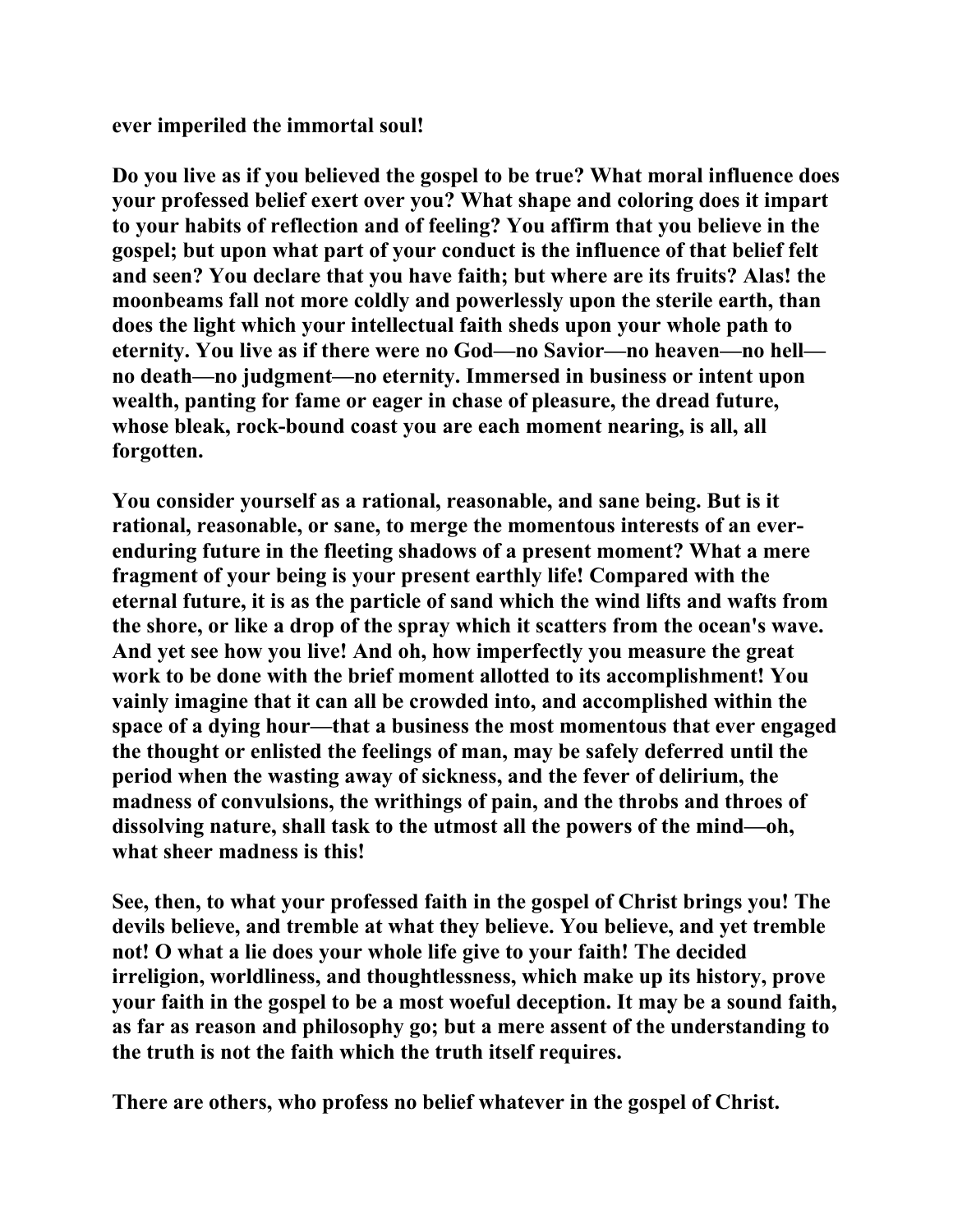ever imperiled the immortal soul!

Do you live as if you believed the gospel to be true? What moral influence does your professed belief exert over you? What shape and coloring does it impart to your habits of reflection and of feeling? You affirm that you believe in the gospel; but upon what part of your conduct is the influence of that belief felt and seen? You declare that you have faith; but where are its fruits? Alas! the moonbeams fall not more coldly and powerlessly upon the sterile earth, than does the light which your intellectual faith sheds upon your whole path to eternity. You live as if there were no God—no Savior—no heaven—no hell—no death—no judgment—no eternity. Immersed in business or intent upon wealth, panting for fame or eager in chase of pleasure, the dread future, whose bleak, rock-bound coast you are each moment nearing, is all, all forgotten.

You consider yourself as a rational, reasonable, and sane being. But is it rational, reasonable, or sane, to merge the momentous interests of an ever-enduring future in the fleeting shadows of a present moment? What a mere fragment of your being is your present earthly life! Compared with the eternal future, it is as the particle of sand which the wind lifts and wafts from the shore, or like a drop of the spray which it scatters from the ocean's wave. And yet see how you live! And oh, how imperfectly you measure the great work to be done with the brief moment allotted to its accomplishment! You vainly imagine that it can all be crowded into, and accomplished within the space of a dying hour—that a business the most momentous that ever engaged the thought or enlisted the feelings of man, may be safely deferred until the period when the wasting away of sickness, and the fever of delirium, the madness of convulsions, the writhings of pain, and the throbs and throes of dissolving nature, shall task to the utmost all the powers of the mind—oh, what sheer madness is this!

See, then, to what your professed faith in the gospel of Christ brings you! The devils believe, and tremble at what they believe. You believe, and yet tremble not! O what a lie does your whole life give to your faith! The decided irreligion, worldliness, and thoughtlessness, which make up its history, prove your faith in the gospel to be a most woeful deception. It may be a sound faith, as far as reason and philosophy go; but a mere assent of the understanding to the truth is not the faith which the truth itself requires.

There are others, who profess no belief whatever in the gospel of Christ.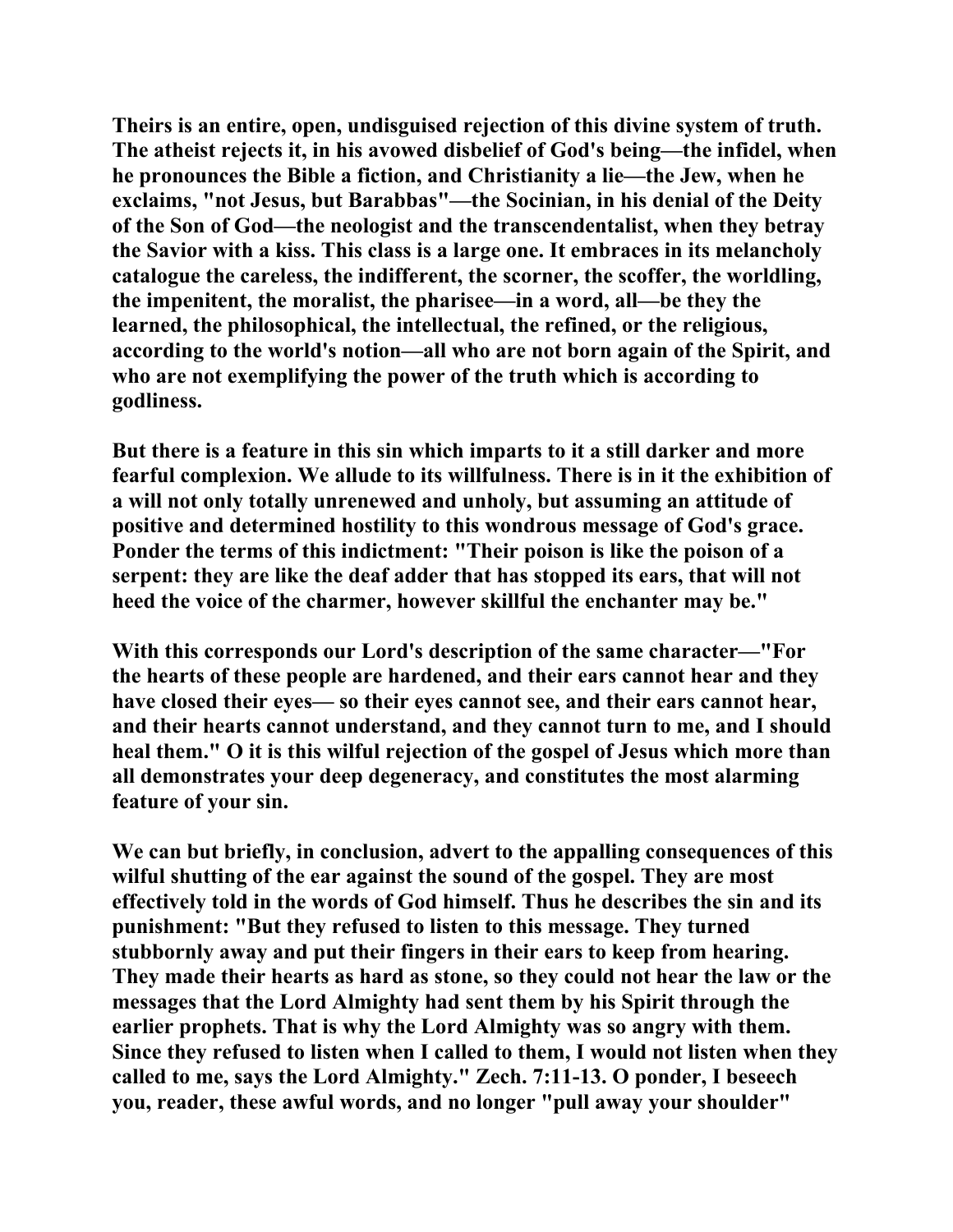Theirs is an entire, open, undisguised rejection of this divine system of truth. The atheist rejects it, in his avowed disbelief of God's being—the infidel, when he pronounces the Bible a fiction, and Christianity a lie—the Jew, when he exclaims, "not Jesus, but Barabbas"—the Socinian, in his denial of the Deity of the Son of God—the neologist and the transcendentalist, when they betray the Savior with a kiss. This class is a large one. It embraces in its melancholy catalogue the careless, the indifferent, the scorner, the scoffer, the worldling, the impenitent, the moralist, the pharisee—in a word, all—be they the learned, the philosophical, the intellectual, the refined, or the religious, according to the world's notion—all who are not born again of the Spirit, and who are not exemplifying the power of the truth which is according to godliness.

But there is a feature in this sin which imparts to it a still darker and more fearful complexion. We allude to its willfulness. There is in it the exhibition of a will not only totally unrenewed and unholy, but assuming an attitude of positive and determined hostility to this wondrous message of God's grace. Ponder the terms of this indictment: "Their poison is like the poison of a serpent: they are like the deaf adder that has stopped its ears, that will not heed the voice of the charmer, however skillful the enchanter may be."

With this corresponds our Lord's description of the same character—"For the hearts of these people are hardened, and their ears cannot hear and they have closed their eyes— so their eyes cannot see, and their ears cannot hear, and their hearts cannot understand, and they cannot turn to me, and I should heal them." O it is this wilful rejection of the gospel of Jesus which more than all demonstrates your deep degeneracy, and constitutes the most alarming feature of your sin.

We can but briefly, in conclusion, advert to the appalling consequences of this wilful shutting of the ear against the sound of the gospel. They are most effectively told in the words of God himself. Thus he describes the sin and its punishment: "But they refused to listen to this message. They turned stubbornly away and put their fingers in their ears to keep from hearing. They made their hearts as hard as stone, so they could not hear the law or the messages that the Lord Almighty had sent them by his Spirit through the earlier prophets. That is why the Lord Almighty was so angry with them. Since they refused to listen when I called to them, I would not listen when they called to me, says the Lord Almighty." Zech. 7:11-13. O ponder, I beseech you, reader, these awful words, and no longer "pull away your shoulder"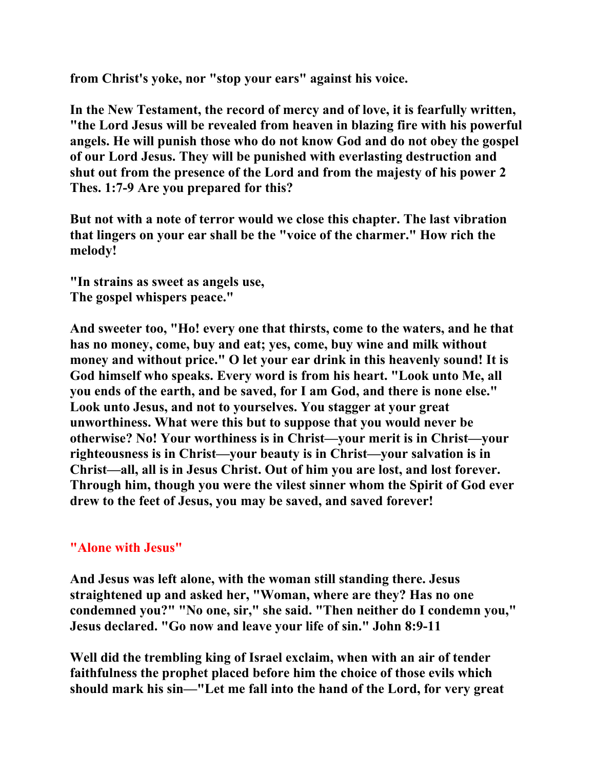**from Christ's yoke, nor "stop your ears" against his voice.**

**In the New Testament, the record of mercy and of love, it is fearfully written, "the Lord Jesus will be revealed from heaven in blazing fire with his powerful angels. He will punish those who do not know God and do not obey the gospel of our Lord Jesus. They will be punished with everlasting destruction and shut out from the presence of the Lord and from the majesty of his power 2 Thes. 1:7-9 Are you prepared for this?**

**But not with a note of terror would we close this chapter. The last vibration that lingers on your ear shall be the "voice of the charmer." How rich the melody!**

**"In strains as sweet as angels use,**
**The gospel whispers peace."**

**And sweeter too, "Ho! every one that thirsts, come to the waters, and he that has no money, come, buy and eat; yes, come, buy wine and milk without money and without price." O let your ear drink in this heavenly sound! It is God himself who speaks. Every word is from his heart. "Look unto Me, all you ends of the earth, and be saved, for I am God, and there is none else." Look unto Jesus, and not to yourselves. You stagger at your great unworthiness. What were this but to suppose that you would never be otherwise? No! Your worthiness is in Christ—your merit is in Christ—your righteousness is in Christ—your beauty is in Christ—your salvation is in Christ—all, all is in Jesus Christ. Out of him you are lost, and lost forever. Through him, though you were the vilest sinner whom the Spirit of God ever drew to the feet of Jesus, you may be saved, and saved forever!**

## "Alone with Jesus"

**And Jesus was left alone, with the woman still standing there. Jesus straightened up and asked her, "Woman, where are they? Has no one condemned you?" "No one, sir," she said. "Then neither do I condemn you," Jesus declared. "Go now and leave your life of sin." John 8:9-11**

**Well did the trembling king of Israel exclaim, when with an air of tender faithfulness the prophet placed before him the choice of those evils which should mark his sin—"Let me fall into the hand of the Lord, for very great**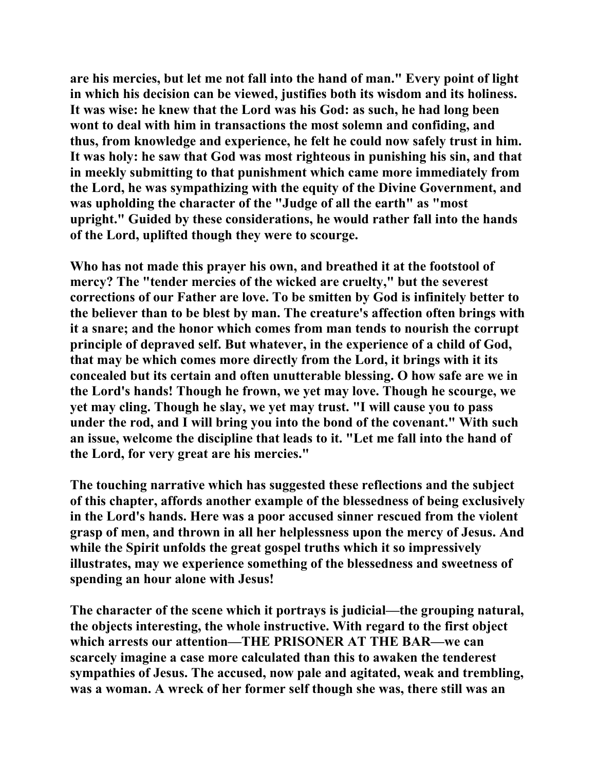are his mercies, but let me not fall into the hand of man." Every point of light in which his decision can be viewed, justifies both its wisdom and its holiness. It was wise: he knew that the Lord was his God: as such, he had long been wont to deal with him in transactions the most solemn and confiding, and thus, from knowledge and experience, he felt he could now safely trust in him. It was holy: he saw that God was most righteous in punishing his sin, and that in meekly submitting to that punishment which came more immediately from the Lord, he was sympathizing with the equity of the Divine Government, and was upholding the character of the "Judge of all the earth" as "most upright." Guided by these considerations, he would rather fall into the hands of the Lord, uplifted though they were to scourge.

Who has not made this prayer his own, and breathed it at the footstool of mercy? The "tender mercies of the wicked are cruelty," but the severest corrections of our Father are love. To be smitten by God is infinitely better to the believer than to be blest by man. The creature's affection often brings with it a snare; and the honor which comes from man tends to nourish the corrupt principle of depraved self. But whatever, in the experience of a child of God, that may be which comes more directly from the Lord, it brings with it its concealed but its certain and often unutterable blessing. O how safe are we in the Lord's hands! Though he frown, we yet may love. Though he scourge, we yet may cling. Though he slay, we yet may trust. "I will cause you to pass under the rod, and I will bring you into the bond of the covenant." With such an issue, welcome the discipline that leads to it. "Let me fall into the hand of the Lord, for very great are his mercies."

The touching narrative which has suggested these reflections and the subject of this chapter, affords another example of the blessedness of being exclusively in the Lord's hands. Here was a poor accused sinner rescued from the violent grasp of men, and thrown in all her helplessness upon the mercy of Jesus. And while the Spirit unfolds the great gospel truths which it so impressively illustrates, may we experience something of the blessedness and sweetness of spending an hour alone with Jesus!

The character of the scene which it portrays is judicial—the grouping natural, the objects interesting, the whole instructive. With regard to the first object which arrests our attention—THE PRISONER AT THE BAR—we can scarcely imagine a case more calculated than this to awaken the tenderest sympathies of Jesus. The accused, now pale and agitated, weak and trembling, was a woman. A wreck of her former self though she was, there still was an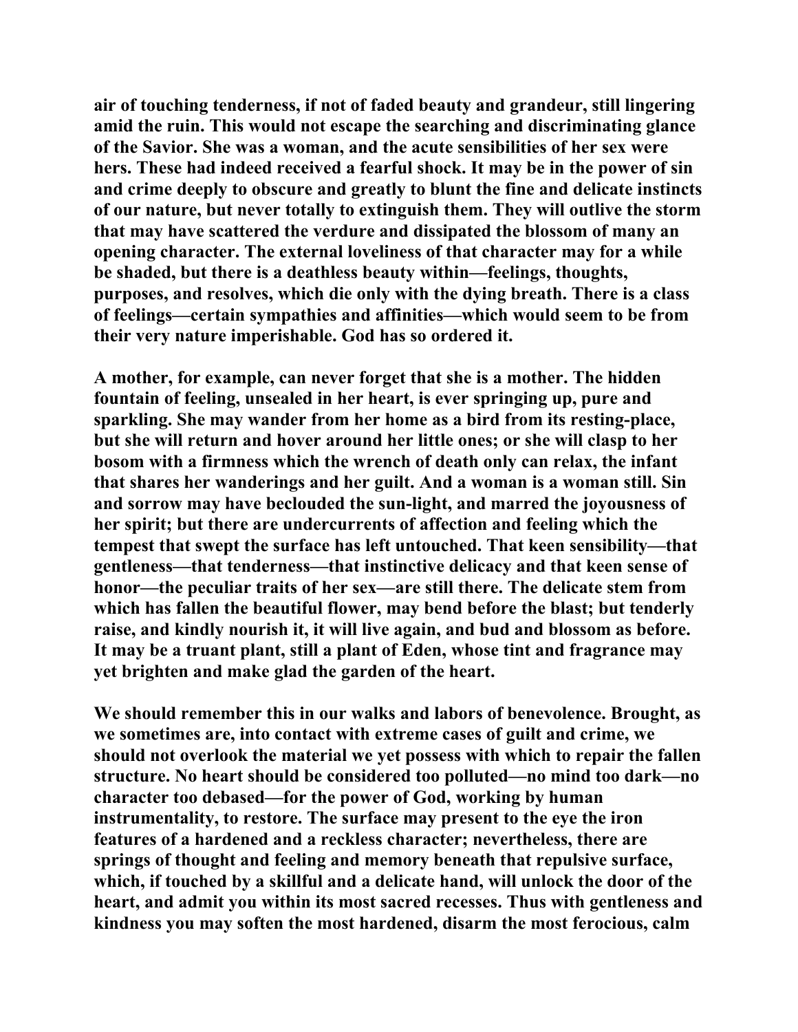air of touching tenderness, if not of faded beauty and grandeur, still lingering amid the ruin. This would not escape the searching and discriminating glance of the Savior. She was a woman, and the acute sensibilities of her sex were hers. These had indeed received a fearful shock. It may be in the power of sin and crime deeply to obscure and greatly to blunt the fine and delicate instincts of our nature, but never totally to extinguish them. They will outlive the storm that may have scattered the verdure and dissipated the blossom of many an opening character. The external loveliness of that character may for a while be shaded, but there is a deathless beauty within—feelings, thoughts, purposes, and resolves, which die only with the dying breath. There is a class of feelings—certain sympathies and affinities—which would seem to be from their very nature imperishable. God has so ordered it.

A mother, for example, can never forget that she is a mother. The hidden fountain of feeling, unsealed in her heart, is ever springing up, pure and sparkling. She may wander from her home as a bird from its resting-place, but she will return and hover around her little ones; or she will clasp to her bosom with a firmness which the wrench of death only can relax, the infant that shares her wanderings and her guilt. And a woman is a woman still. Sin and sorrow may have beclouded the sun-light, and marred the joyousness of her spirit; but there are undercurrents of affection and feeling which the tempest that swept the surface has left untouched. That keen sensibility—that gentleness—that tenderness—that instinctive delicacy and that keen sense of honor—the peculiar traits of her sex—are still there. The delicate stem from which has fallen the beautiful flower, may bend before the blast; but tenderly raise, and kindly nourish it, it will live again, and bud and blossom as before. It may be a truant plant, still a plant of Eden, whose tint and fragrance may yet brighten and make glad the garden of the heart.

We should remember this in our walks and labors of benevolence. Brought, as we sometimes are, into contact with extreme cases of guilt and crime, we should not overlook the material we yet possess with which to repair the fallen structure. No heart should be considered too polluted—no mind too dark—no character too debased—for the power of God, working by human instrumentality, to restore. The surface may present to the eye the iron features of a hardened and a reckless character; nevertheless, there are springs of thought and feeling and memory beneath that repulsive surface, which, if touched by a skillful and a delicate hand, will unlock the door of the heart, and admit you within its most sacred recesses. Thus with gentleness and kindness you may soften the most hardened, disarm the most ferocious, calm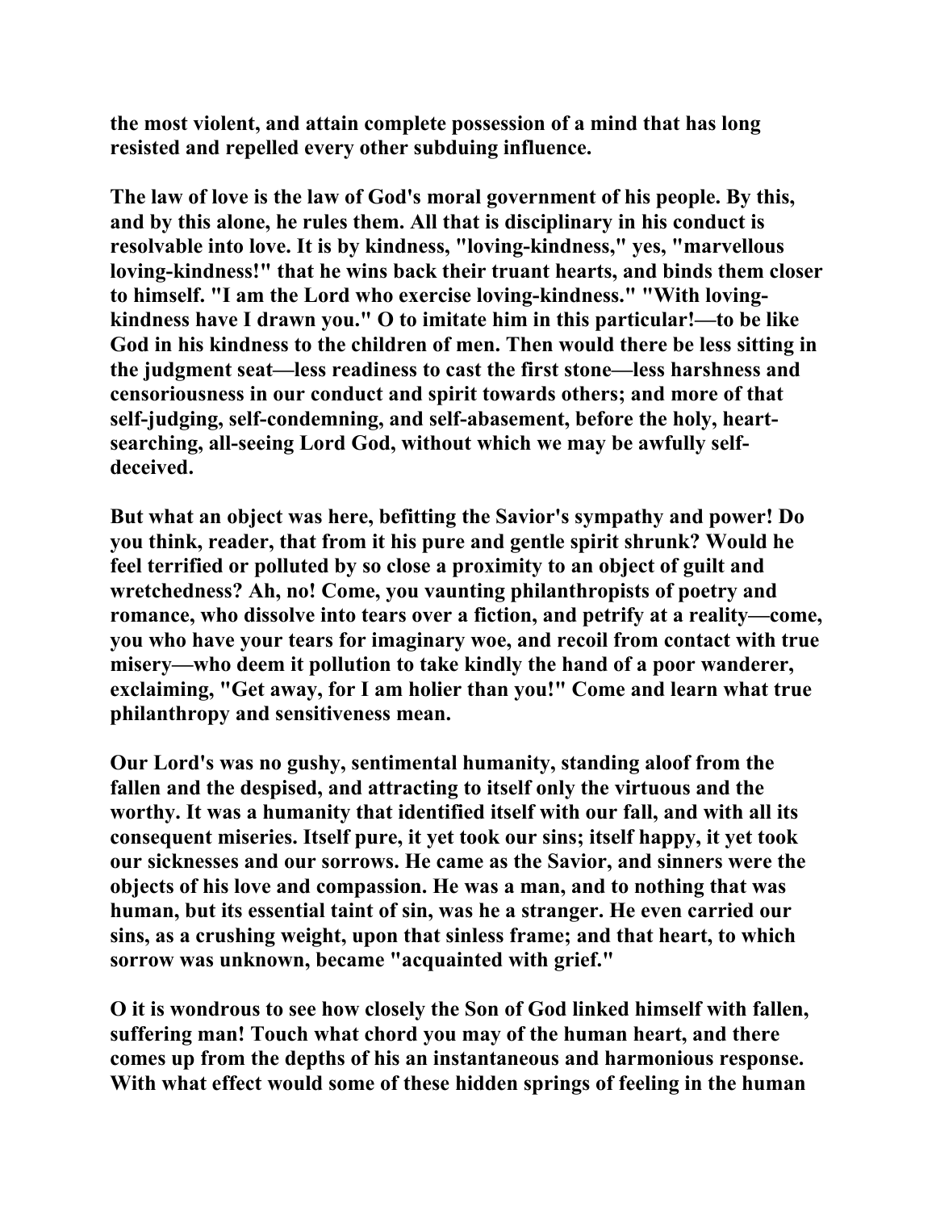the most violent, and attain complete possession of a mind that has long resisted and repelled every other subduing influence.

The law of love is the law of God's moral government of his people. By this, and by this alone, he rules them. All that is disciplinary in his conduct is resolvable into love. It is by kindness, "loving-kindness," yes, "marvellous loving-kindness!" that he wins back their truant hearts, and binds them closer to himself. "I am the Lord who exercise loving-kindness." "With loving-kindness have I drawn you." O to imitate him in this particular!—to be like God in his kindness to the children of men. Then would there be less sitting in the judgment seat—less readiness to cast the first stone—less harshness and censoriousness in our conduct and spirit towards others; and more of that self-judging, self-condemning, and self-abasement, before the holy, heart-searching, all-seeing Lord God, without which we may be awfully self-deceived.

But what an object was here, befitting the Savior's sympathy and power! Do you think, reader, that from it his pure and gentle spirit shrunk? Would he feel terrified or polluted by so close a proximity to an object of guilt and wretchedness? Ah, no! Come, you vaunting philanthropists of poetry and romance, who dissolve into tears over a fiction, and petrify at a reality—come, you who have your tears for imaginary woe, and recoil from contact with true misery—who deem it pollution to take kindly the hand of a poor wanderer, exclaiming, "Get away, for I am holier than you!" Come and learn what true philanthropy and sensitiveness mean.

Our Lord's was no gushy, sentimental humanity, standing aloof from the fallen and the despised, and attracting to itself only the virtuous and the worthy. It was a humanity that identified itself with our fall, and with all its consequent miseries. Itself pure, it yet took our sins; itself happy, it yet took our sicknesses and our sorrows. He came as the Savior, and sinners were the objects of his love and compassion. He was a man, and to nothing that was human, but its essential taint of sin, was he a stranger. He even carried our sins, as a crushing weight, upon that sinless frame; and that heart, to which sorrow was unknown, became "acquainted with grief."

O it is wondrous to see how closely the Son of God linked himself with fallen, suffering man! Touch what chord you may of the human heart, and there comes up from the depths of his an instantaneous and harmonious response. With what effect would some of these hidden springs of feeling in the human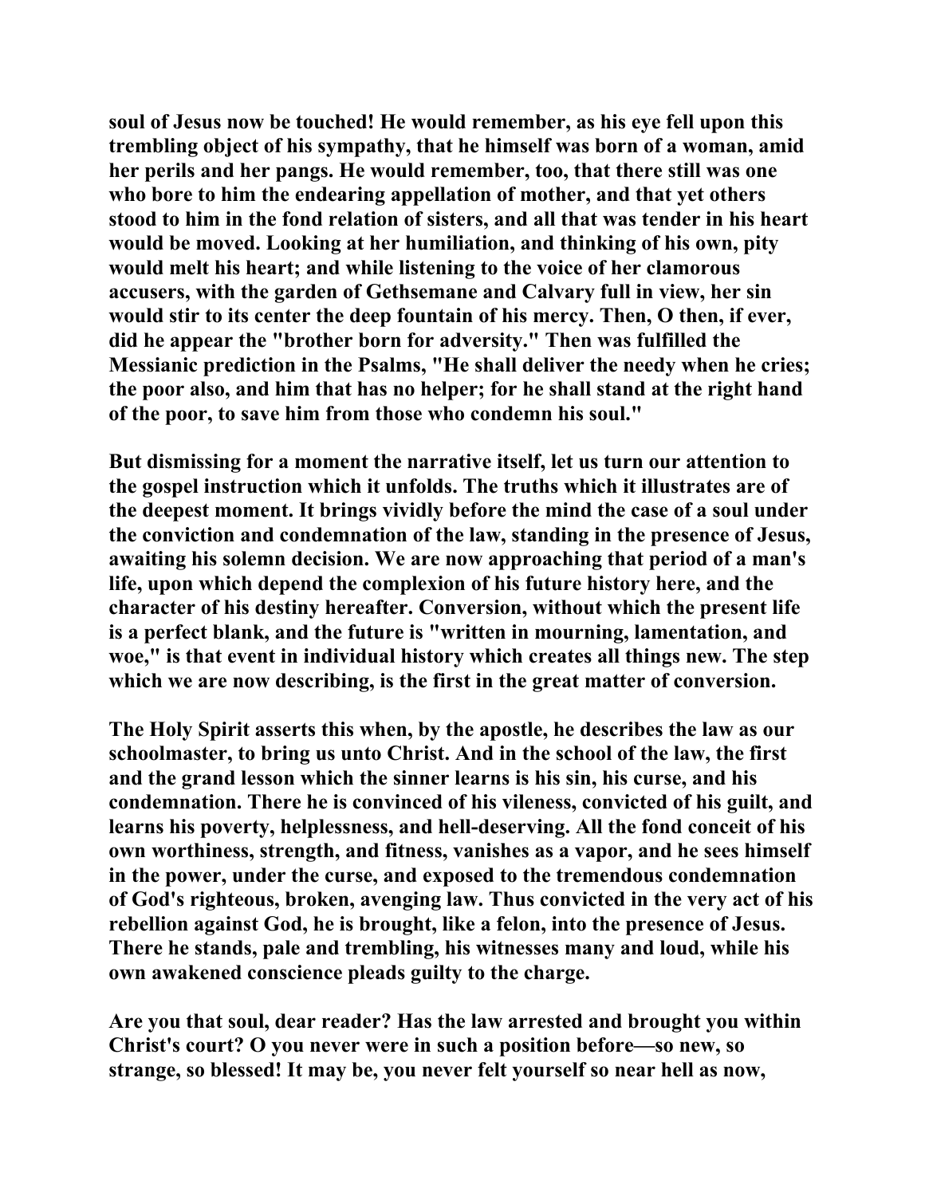soul of Jesus now be touched! He would remember, as his eye fell upon this trembling object of his sympathy, that he himself was born of a woman, amid her perils and her pangs. He would remember, too, that there still was one who bore to him the endearing appellation of mother, and that yet others stood to him in the fond relation of sisters, and all that was tender in his heart would be moved. Looking at her humiliation, and thinking of his own, pity would melt his heart; and while listening to the voice of her clamorous accusers, with the garden of Gethsemane and Calvary full in view, her sin would stir to its center the deep fountain of his mercy. Then, O then, if ever, did he appear the "brother born for adversity." Then was fulfilled the Messianic prediction in the Psalms, "He shall deliver the needy when he cries; the poor also, and him that has no helper; for he shall stand at the right hand of the poor, to save him from those who condemn his soul."

But dismissing for a moment the narrative itself, let us turn our attention to the gospel instruction which it unfolds. The truths which it illustrates are of the deepest moment. It brings vividly before the mind the case of a soul under the conviction and condemnation of the law, standing in the presence of Jesus, awaiting his solemn decision. We are now approaching that period of a man's life, upon which depend the complexion of his future history here, and the character of his destiny hereafter. Conversion, without which the present life is a perfect blank, and the future is "written in mourning, lamentation, and woe," is that event in individual history which creates all things new. The step which we are now describing, is the first in the great matter of conversion.

The Holy Spirit asserts this when, by the apostle, he describes the law as our schoolmaster, to bring us unto Christ. And in the school of the law, the first and the grand lesson which the sinner learns is his sin, his curse, and his condemnation. There he is convinced of his vileness, convicted of his guilt, and learns his poverty, helplessness, and hell-deserving. All the fond conceit of his own worthiness, strength, and fitness, vanishes as a vapor, and he sees himself in the power, under the curse, and exposed to the tremendous condemnation of God's righteous, broken, avenging law. Thus convicted in the very act of his rebellion against God, he is brought, like a felon, into the presence of Jesus. There he stands, pale and trembling, his witnesses many and loud, while his own awakened conscience pleads guilty to the charge.

Are you that soul, dear reader? Has the law arrested and brought you within Christ's court? O you never were in such a position before—so new, so strange, so blessed! It may be, you never felt yourself so near hell as now,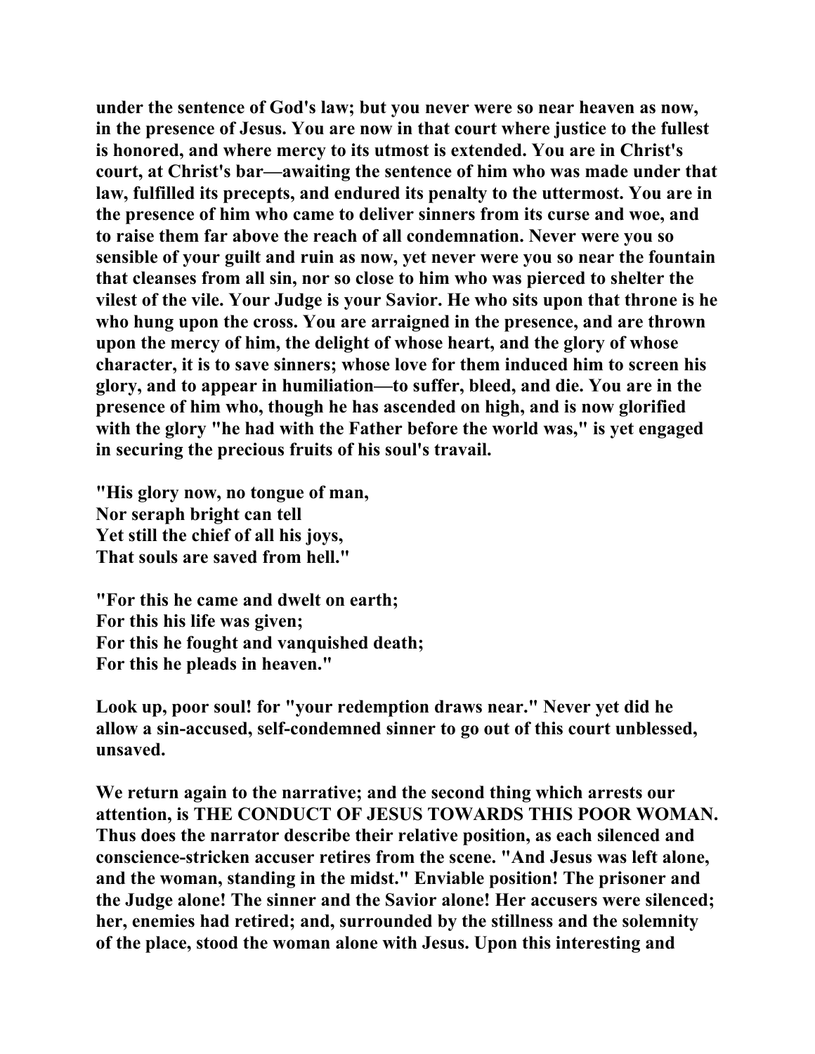under the sentence of God's law; but you never were so near heaven as now, in the presence of Jesus. You are now in that court where justice to the fullest is honored, and where mercy to its utmost is extended. You are in Christ's court, at Christ's bar—awaiting the sentence of him who was made under that law, fulfilled its precepts, and endured its penalty to the uttermost. You are in the presence of him who came to deliver sinners from its curse and woe, and to raise them far above the reach of all condemnation. Never were you so sensible of your guilt and ruin as now, yet never were you so near the fountain that cleanses from all sin, nor so close to him who was pierced to shelter the vilest of the vile. Your Judge is your Savior. He who sits upon that throne is he who hung upon the cross. You are arraigned in the presence, and are thrown upon the mercy of him, the delight of whose heart, and the glory of whose character, it is to save sinners; whose love for them induced him to screen his glory, and to appear in humiliation—to suffer, bleed, and die. You are in the presence of him who, though he has ascended on high, and is now glorified with the glory "he had with the Father before the world was," is yet engaged in securing the precious fruits of his soul's travail.

"His glory now, no tongue of man,
Nor seraph bright can tell
Yet still the chief of all his joys,
That souls are saved from hell."

"For this he came and dwelt on earth;
For this his life was given;
For this he fought and vanquished death;
For this he pleads in heaven."

Look up, poor soul! for "your redemption draws near." Never yet did he allow a sin-accused, self-condemned sinner to go out of this court unblessed, unsaved.

We return again to the narrative; and the second thing which arrests our attention, is THE CONDUCT OF JESUS TOWARDS THIS POOR WOMAN. Thus does the narrator describe their relative position, as each silenced and conscience-stricken accuser retires from the scene. "And Jesus was left alone, and the woman, standing in the midst." Enviable position! The prisoner and the Judge alone! The sinner and the Savior alone! Her accusers were silenced; her, enemies had retired; and, surrounded by the stillness and the solemnity of the place, stood the woman alone with Jesus. Upon this interesting and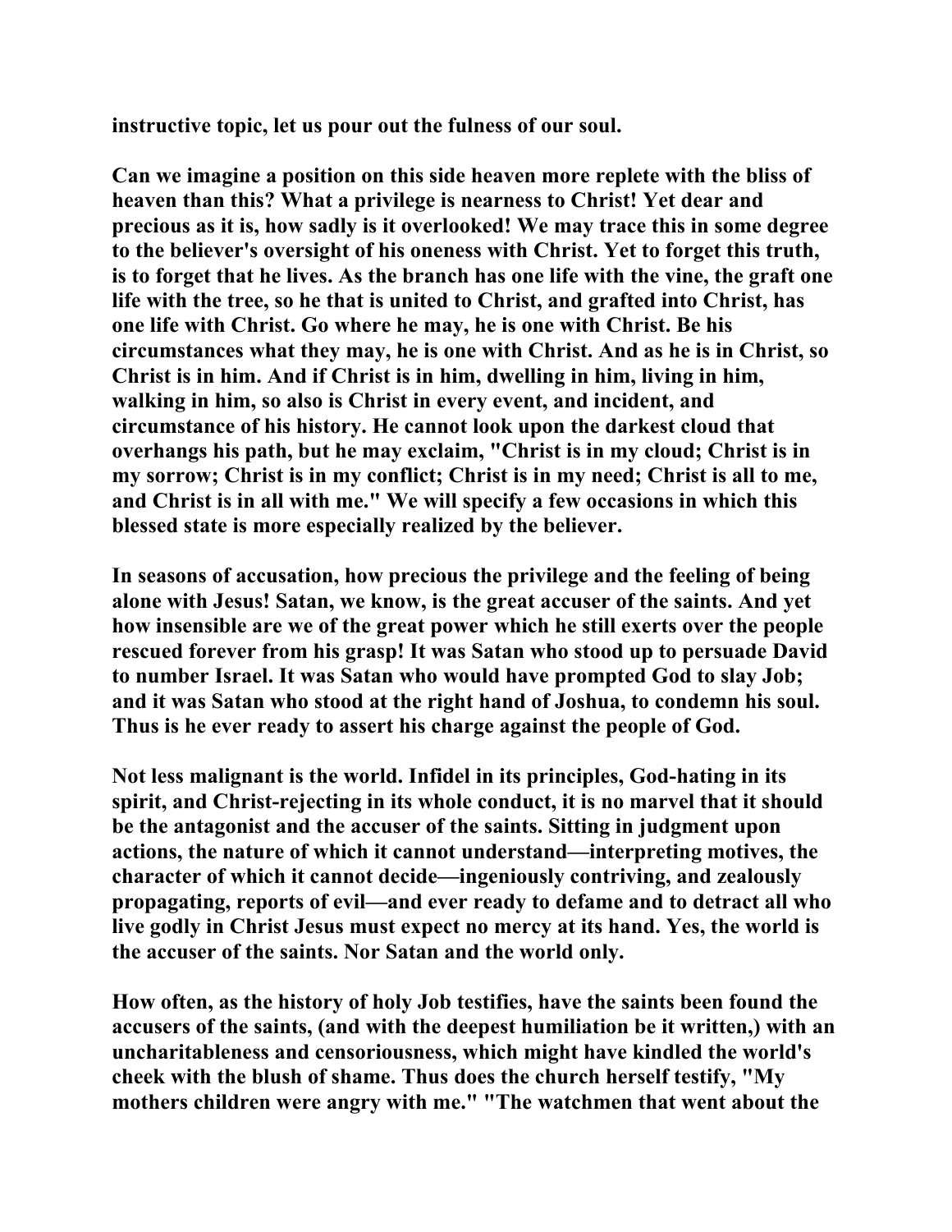**instructive topic, let us pour out the fulness of our soul.**

**Can we imagine a position on this side heaven more replete with the bliss of heaven than this? What a privilege is nearness to Christ! Yet dear and precious as it is, how sadly is it overlooked! We may trace this in some degree to the believer's oversight of his oneness with Christ. Yet to forget this truth, is to forget that he lives. As the branch has one life with the vine, the graft one life with the tree, so he that is united to Christ, and grafted into Christ, has one life with Christ. Go where he may, he is one with Christ. Be his circumstances what they may, he is one with Christ. And as he is in Christ, so Christ is in him. And if Christ is in him, dwelling in him, living in him, walking in him, so also is Christ in every event, and incident, and circumstance of his history. He cannot look upon the darkest cloud that overhangs his path, but he may exclaim, "Christ is in my cloud; Christ is in my sorrow; Christ is in my conflict; Christ is in my need; Christ is all to me, and Christ is in all with me." We will specify a few occasions in which this blessed state is more especially realized by the believer.**

**In seasons of accusation, how precious the privilege and the feeling of being alone with Jesus! Satan, we know, is the great accuser of the saints. And yet how insensible are we of the great power which he still exerts over the people rescued forever from his grasp! It was Satan who stood up to persuade David to number Israel. It was Satan who would have prompted God to slay Job; and it was Satan who stood at the right hand of Joshua, to condemn his soul. Thus is he ever ready to assert his charge against the people of God.**

**Not less malignant is the world. Infidel in its principles, God-hating in its spirit, and Christ-rejecting in its whole conduct, it is no marvel that it should be the antagonist and the accuser of the saints. Sitting in judgment upon actions, the nature of which it cannot understand—interpreting motives, the character of which it cannot decide—ingeniously contriving, and zealously propagating, reports of evil—and ever ready to defame and to detract all who live godly in Christ Jesus must expect no mercy at its hand. Yes, the world is the accuser of the saints. Nor Satan and the world only.**

**How often, as the history of holy Job testifies, have the saints been found the accusers of the saints, (and with the deepest humiliation be it written,) with an uncharitableness and censoriousness, which might have kindled the world's cheek with the blush of shame. Thus does the church herself testify, "My mothers children were angry with me." "The watchmen that went about the**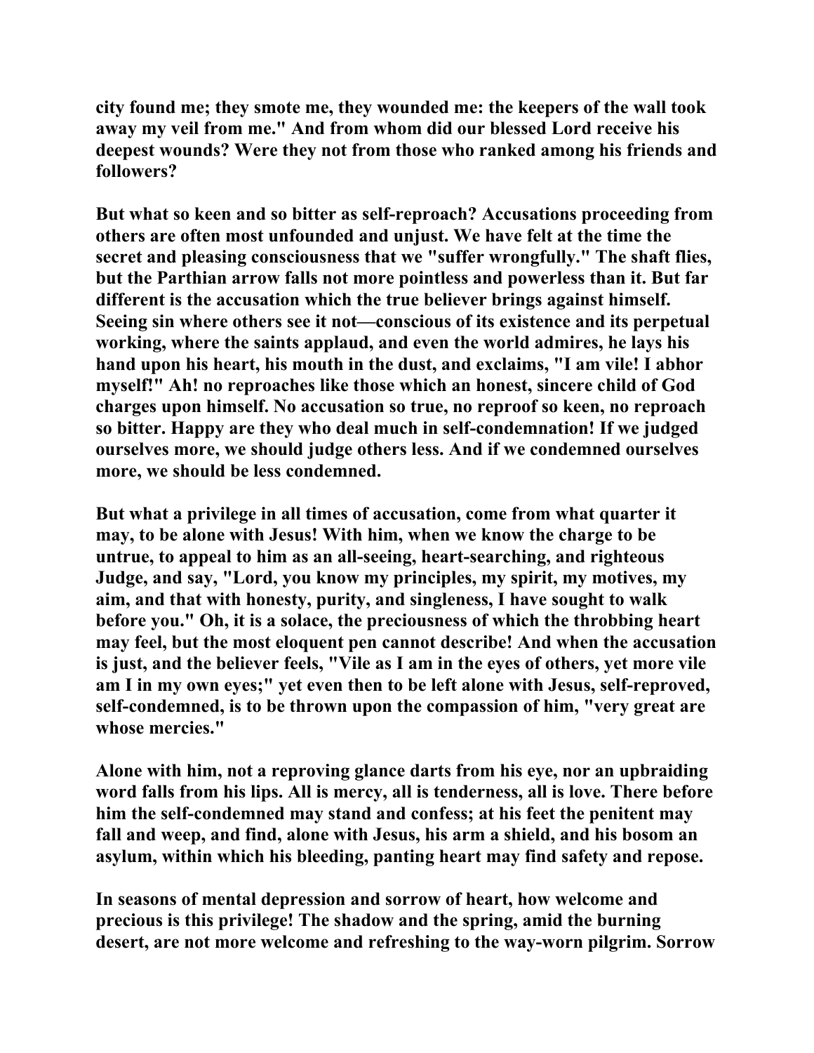city found me; they smote me, they wounded me: the keepers of the wall took away my veil from me." And from whom did our blessed Lord receive his deepest wounds? Were they not from those who ranked among his friends and followers?

But what so keen and so bitter as self-reproach? Accusations proceeding from others are often most unfounded and unjust. We have felt at the time the secret and pleasing consciousness that we "suffer wrongfully." The shaft flies, but the Parthian arrow falls not more pointless and powerless than it. But far different is the accusation which the true believer brings against himself. Seeing sin where others see it not—conscious of its existence and its perpetual working, where the saints applaud, and even the world admires, he lays his hand upon his heart, his mouth in the dust, and exclaims, "I am vile! I abhor myself!" Ah! no reproaches like those which an honest, sincere child of God charges upon himself. No accusation so true, no reproof so keen, no reproach so bitter. Happy are they who deal much in self-condemnation! If we judged ourselves more, we should judge others less. And if we condemned ourselves more, we should be less condemned.

But what a privilege in all times of accusation, come from what quarter it may, to be alone with Jesus! With him, when we know the charge to be untrue, to appeal to him as an all-seeing, heart-searching, and righteous Judge, and say, "Lord, you know my principles, my spirit, my motives, my aim, and that with honesty, purity, and singleness, I have sought to walk before you." Oh, it is a solace, the preciousness of which the throbbing heart may feel, but the most eloquent pen cannot describe! And when the accusation is just, and the believer feels, "Vile as I am in the eyes of others, yet more vile am I in my own eyes;" yet even then to be left alone with Jesus, self-reproved, self-condemned, is to be thrown upon the compassion of him, "very great are whose mercies."

Alone with him, not a reproving glance darts from his eye, nor an upbraiding word falls from his lips. All is mercy, all is tenderness, all is love. There before him the self-condemned may stand and confess; at his feet the penitent may fall and weep, and find, alone with Jesus, his arm a shield, and his bosom an asylum, within which his bleeding, panting heart may find safety and repose.

In seasons of mental depression and sorrow of heart, how welcome and precious is this privilege! The shadow and the spring, amid the burning desert, are not more welcome and refreshing to the way-worn pilgrim. Sorrow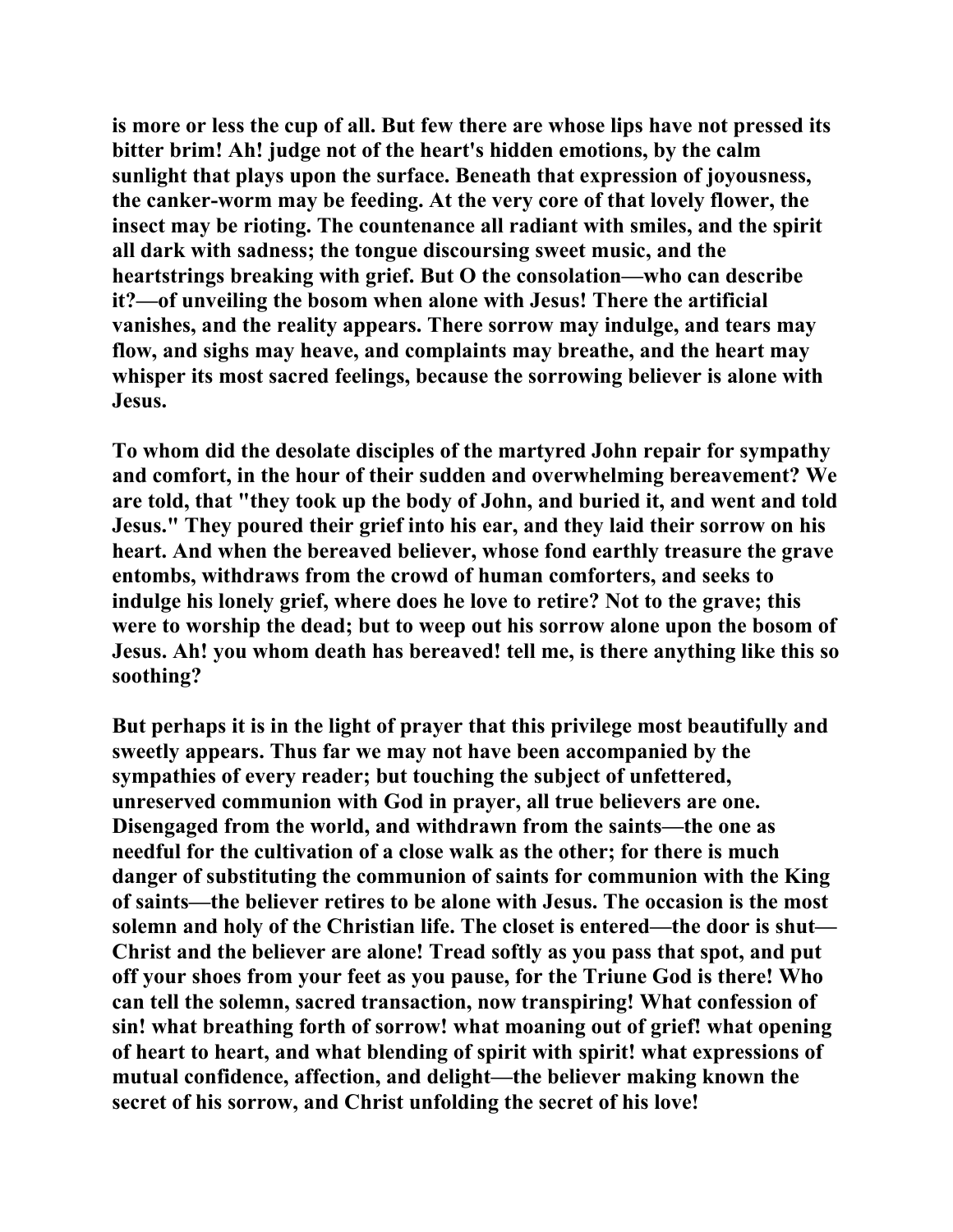is more or less the cup of all. But few there are whose lips have not pressed its bitter brim! Ah! judge not of the heart's hidden emotions, by the calm sunlight that plays upon the surface. Beneath that expression of joyousness, the canker-worm may be feeding. At the very core of that lovely flower, the insect may be rioting. The countenance all radiant with smiles, and the spirit all dark with sadness; the tongue discoursing sweet music, and the heartstrings breaking with grief. But O the consolation—who can describe it?—of unveiling the bosom when alone with Jesus! There the artificial vanishes, and the reality appears. There sorrow may indulge, and tears may flow, and sighs may heave, and complaints may breathe, and the heart may whisper its most sacred feelings, because the sorrowing believer is alone with Jesus.

To whom did the desolate disciples of the martyred John repair for sympathy and comfort, in the hour of their sudden and overwhelming bereavement? We are told, that "they took up the body of John, and buried it, and went and told Jesus." They poured their grief into his ear, and they laid their sorrow on his heart. And when the bereaved believer, whose fond earthly treasure the grave entombs, withdraws from the crowd of human comforters, and seeks to indulge his lonely grief, where does he love to retire? Not to the grave; this were to worship the dead; but to weep out his sorrow alone upon the bosom of Jesus. Ah! you whom death has bereaved! tell me, is there anything like this so soothing?

But perhaps it is in the light of prayer that this privilege most beautifully and sweetly appears. Thus far we may not have been accompanied by the sympathies of every reader; but touching the subject of unfettered, unreserved communion with God in prayer, all true believers are one. Disengaged from the world, and withdrawn from the saints—the one as needful for the cultivation of a close walk as the other; for there is much danger of substituting the communion of saints for communion with the King of saints—the believer retires to be alone with Jesus. The occasion is the most solemn and holy of the Christian life. The closet is entered—the door is shut—Christ and the believer are alone! Tread softly as you pass that spot, and put off your shoes from your feet as you pause, for the Triune God is there! Who can tell the solemn, sacred transaction, now transpiring! What confession of sin! what breathing forth of sorrow! what moaning out of grief! what opening of heart to heart, and what blending of spirit with spirit! what expressions of mutual confidence, affection, and delight—the believer making known the secret of his sorrow, and Christ unfolding the secret of his love!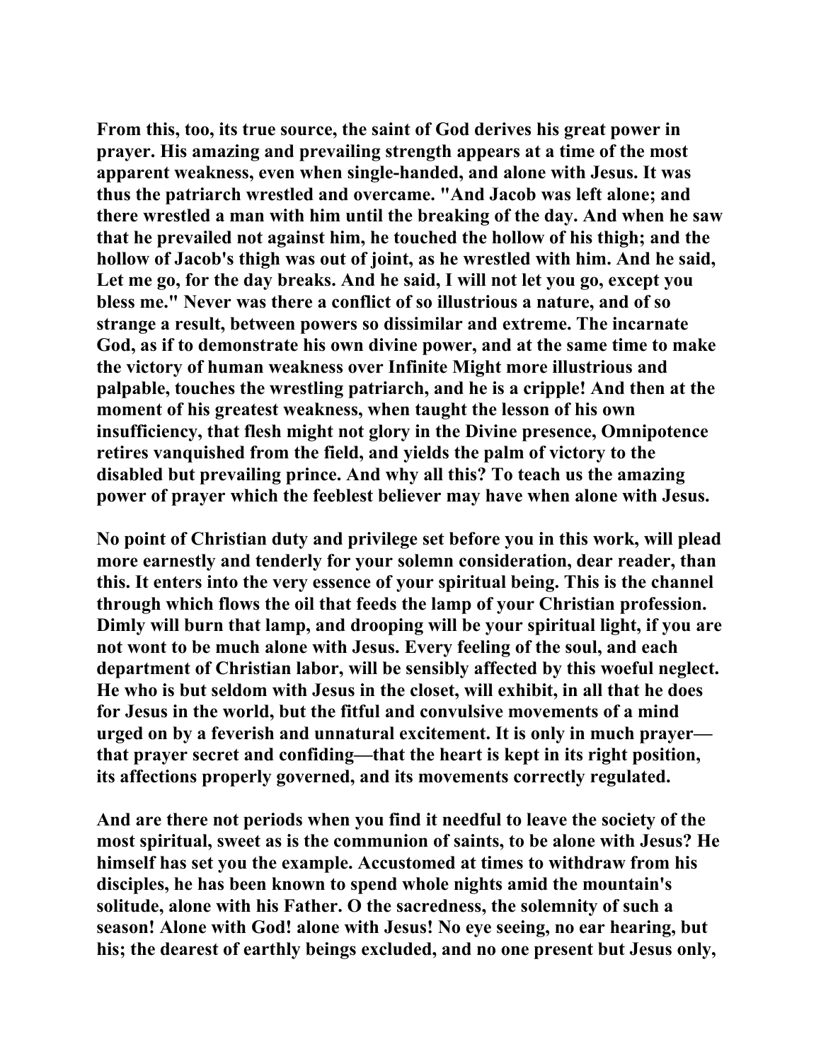From this, too, its true source, the saint of God derives his great power in prayer. His amazing and prevailing strength appears at a time of the most apparent weakness, even when single-handed, and alone with Jesus. It was thus the patriarch wrestled and overcame. "And Jacob was left alone; and there wrestled a man with him until the breaking of the day. And when he saw that he prevailed not against him, he touched the hollow of his thigh; and the hollow of Jacob's thigh was out of joint, as he wrestled with him. And he said, Let me go, for the day breaks. And he said, I will not let you go, except you bless me." Never was there a conflict of so illustrious a nature, and of so strange a result, between powers so dissimilar and extreme. The incarnate God, as if to demonstrate his own divine power, and at the same time to make the victory of human weakness over Infinite Might more illustrious and palpable, touches the wrestling patriarch, and he is a cripple! And then at the moment of his greatest weakness, when taught the lesson of his own insufficiency, that flesh might not glory in the Divine presence, Omnipotence retires vanquished from the field, and yields the palm of victory to the disabled but prevailing prince. And why all this? To teach us the amazing power of prayer which the feeblest believer may have when alone with Jesus.

No point of Christian duty and privilege set before you in this work, will plead more earnestly and tenderly for your solemn consideration, dear reader, than this. It enters into the very essence of your spiritual being. This is the channel through which flows the oil that feeds the lamp of your Christian profession. Dimly will burn that lamp, and drooping will be your spiritual light, if you are not wont to be much alone with Jesus. Every feeling of the soul, and each department of Christian labor, will be sensibly affected by this woeful neglect. He who is but seldom with Jesus in the closet, will exhibit, in all that he does for Jesus in the world, but the fitful and convulsive movements of a mind urged on by a feverish and unnatural excitement. It is only in much prayer—that prayer secret and confiding—that the heart is kept in its right position, its affections properly governed, and its movements correctly regulated.

And are there not periods when you find it needful to leave the society of the most spiritual, sweet as is the communion of saints, to be alone with Jesus? He himself has set you the example. Accustomed at times to withdraw from his disciples, he has been known to spend whole nights amid the mountain's solitude, alone with his Father. O the sacredness, the solemnity of such a season! Alone with God! alone with Jesus! No eye seeing, no ear hearing, but his; the dearest of earthly beings excluded, and no one present but Jesus only,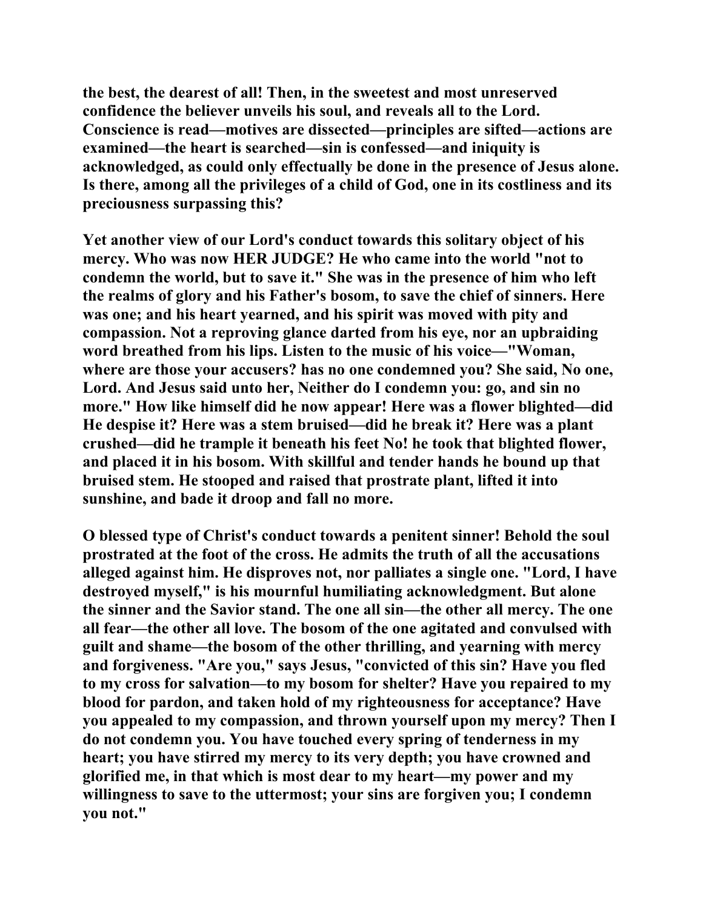**the best, the dearest of all! Then, in the sweetest and most unreserved confidence the believer unveils his soul, and reveals all to the Lord. Conscience is read—motives are dissected—principles are sifted—actions are examined—the heart is searched—sin is confessed—and iniquity is acknowledged, as could only effectually be done in the presence of Jesus alone. Is there, among all the privileges of a child of God, one in its costliness and its preciousness surpassing this?**

**Yet another view of our Lord's conduct towards this solitary object of his mercy. Who was now HER JUDGE? He who came into the world "not to condemn the world, but to save it." She was in the presence of him who left the realms of glory and his Father's bosom, to save the chief of sinners. Here was one; and his heart yearned, and his spirit was moved with pity and compassion. Not a reproving glance darted from his eye, nor an upbraiding word breathed from his lips. Listen to the music of his voice—"Woman, where are those your accusers? has no one condemned you? She said, No one, Lord. And Jesus said unto her, Neither do I condemn you: go, and sin no more." How like himself did he now appear! Here was a flower blighted—did He despise it? Here was a stem bruised—did he break it? Here was a plant crushed—did he trample it beneath his feet No! he took that blighted flower, and placed it in his bosom. With skillful and tender hands he bound up that bruised stem. He stooped and raised that prostrate plant, lifted it into sunshine, and bade it droop and fall no more.**

**O blessed type of Christ's conduct towards a penitent sinner! Behold the soul prostrated at the foot of the cross. He admits the truth of all the accusations alleged against him. He disproves not, nor palliates a single one. "Lord, I have destroyed myself," is his mournful humiliating acknowledgment. But alone the sinner and the Savior stand. The one all sin—the other all mercy. The one all fear—the other all love. The bosom of the one agitated and convulsed with guilt and shame—the bosom of the other thrilling, and yearning with mercy and forgiveness. "Are you," says Jesus, "convicted of this sin? Have you fled to my cross for salvation—to my bosom for shelter? Have you repaired to my blood for pardon, and taken hold of my righteousness for acceptance? Have you appealed to my compassion, and thrown yourself upon my mercy? Then I do not condemn you. You have touched every spring of tenderness in my heart; you have stirred my mercy to its very depth; you have crowned and glorified me, in that which is most dear to my heart—my power and my willingness to save to the uttermost; your sins are forgiven you; I condemn you not."**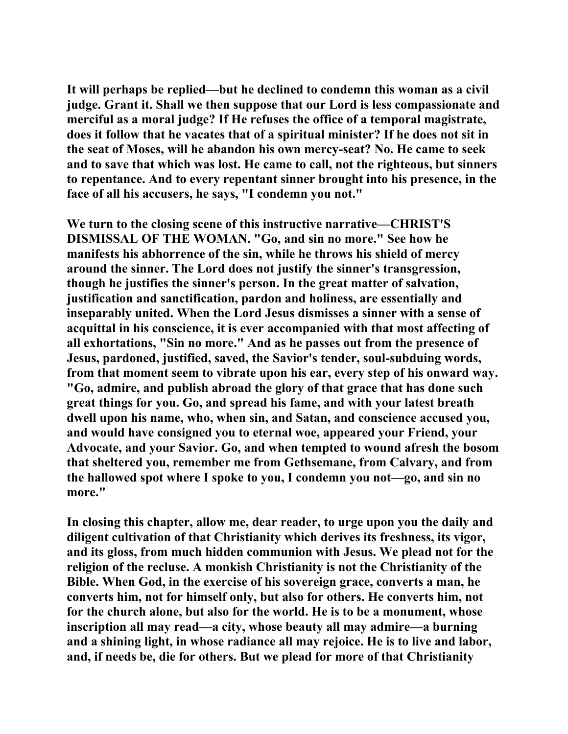It will perhaps be replied—but he declined to condemn this woman as a civil judge. Grant it. Shall we then suppose that our Lord is less compassionate and merciful as a moral judge? If He refuses the office of a temporal magistrate, does it follow that he vacates that of a spiritual minister? If he does not sit in the seat of Moses, will he abandon his own mercy-seat? No. He came to seek and to save that which was lost. He came to call, not the righteous, but sinners to repentance. And to every repentant sinner brought into his presence, in the face of all his accusers, he says, "I condemn you not."

We turn to the closing scene of this instructive narrative—CHRIST'S DISMISSAL OF THE WOMAN. "Go, and sin no more." See how he manifests his abhorrence of the sin, while he throws his shield of mercy around the sinner. The Lord does not justify the sinner's transgression, though he justifies the sinner's person. In the great matter of salvation, justification and sanctification, pardon and holiness, are essentially and inseparably united. When the Lord Jesus dismisses a sinner with a sense of acquittal in his conscience, it is ever accompanied with that most affecting of all exhortations, "Sin no more." And as he passes out from the presence of Jesus, pardoned, justified, saved, the Savior's tender, soul-subduing words, from that moment seem to vibrate upon his ear, every step of his onward way. "Go, admire, and publish abroad the glory of that grace that has done such great things for you. Go, and spread his fame, and with your latest breath dwell upon his name, who, when sin, and Satan, and conscience accused you, and would have consigned you to eternal woe, appeared your Friend, your Advocate, and your Savior. Go, and when tempted to wound afresh the bosom that sheltered you, remember me from Gethsemane, from Calvary, and from the hallowed spot where I spoke to you, I condemn you not—go, and sin no more."

In closing this chapter, allow me, dear reader, to urge upon you the daily and diligent cultivation of that Christianity which derives its freshness, its vigor, and its gloss, from much hidden communion with Jesus. We plead not for the religion of the recluse. A monkish Christianity is not the Christianity of the Bible. When God, in the exercise of his sovereign grace, converts a man, he converts him, not for himself only, but also for others. He converts him, not for the church alone, but also for the world. He is to be a monument, whose inscription all may read—a city, whose beauty all may admire—a burning and a shining light, in whose radiance all may rejoice. He is to live and labor, and, if needs be, die for others. But we plead for more of that Christianity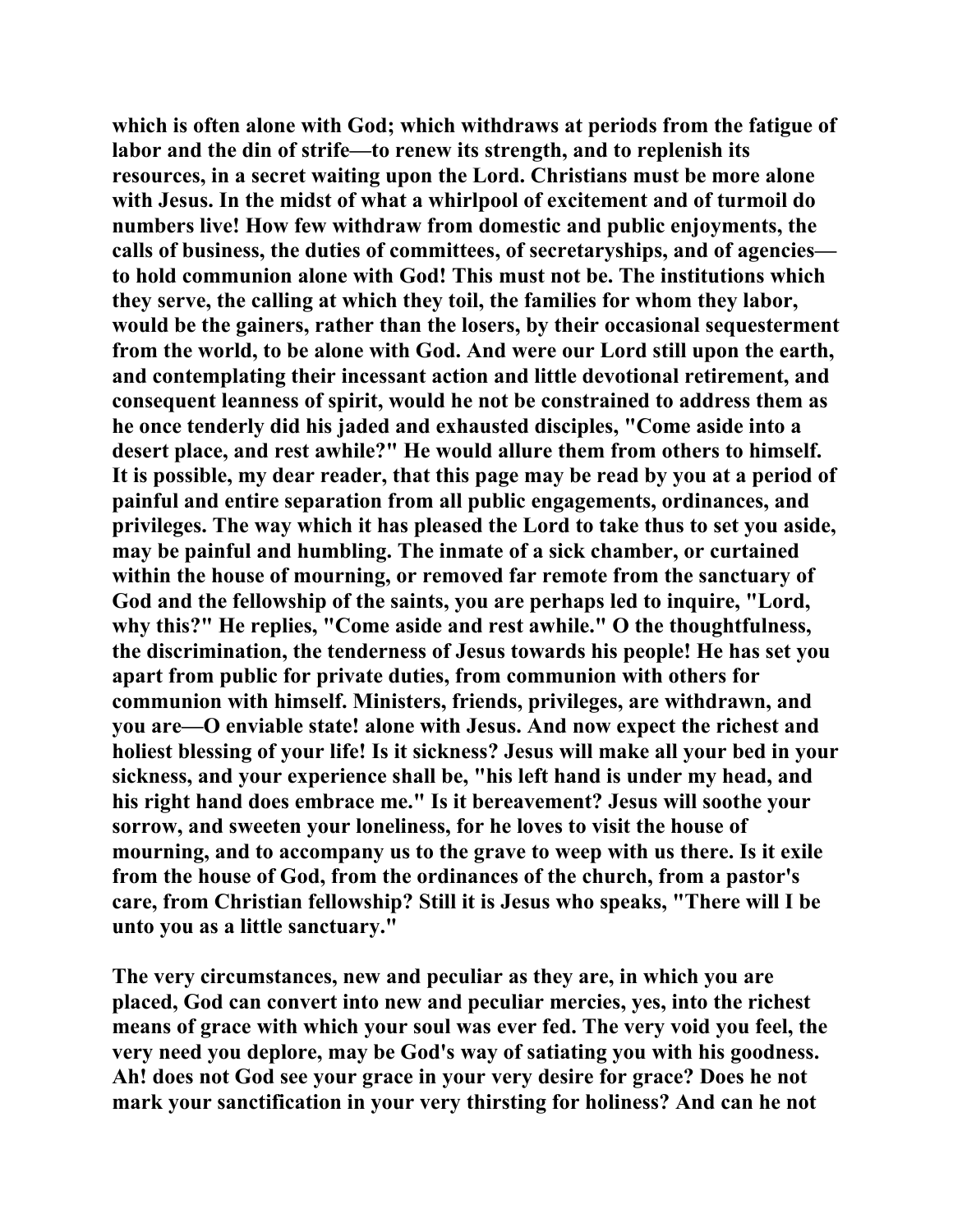**which is often alone with God; which withdraws at periods from the fatigue of labor and the din of strife—to renew its strength, and to replenish its resources, in a secret waiting upon the Lord. Christians must be more alone with Jesus. In the midst of what a whirlpool of excitement and of turmoil do numbers live! How few withdraw from domestic and public enjoyments, the calls of business, the duties of committees, of secretaryships, and of agencies—to hold communion alone with God! This must not be. The institutions which they serve, the calling at which they toil, the families for whom they labor, would be the gainers, rather than the losers, by their occasional sequesterment from the world, to be alone with God. And were our Lord still upon the earth, and contemplating their incessant action and little devotional retirement, and consequent leanness of spirit, would he not be constrained to address them as he once tenderly did his jaded and exhausted disciples, "Come aside into a desert place, and rest awhile?" He would allure them from others to himself. It is possible, my dear reader, that this page may be read by you at a period of painful and entire separation from all public engagements, ordinances, and privileges. The way which it has pleased the Lord to take thus to set you aside, may be painful and humbling. The inmate of a sick chamber, or curtained within the house of mourning, or removed far remote from the sanctuary of God and the fellowship of the saints, you are perhaps led to inquire, "Lord, why this?" He replies, "Come aside and rest awhile." O the thoughtfulness, the discrimination, the tenderness of Jesus towards his people! He has set you apart from public for private duties, from communion with others for communion with himself. Ministers, friends, privileges, are withdrawn, and you are—O enviable state! alone with Jesus. And now expect the richest and holiest blessing of your life! Is it sickness? Jesus will make all your bed in your sickness, and your experience shall be, "his left hand is under my head, and his right hand does embrace me." Is it bereavement? Jesus will soothe your sorrow, and sweeten your loneliness, for he loves to visit the house of mourning, and to accompany us to the grave to weep with us there. Is it exile from the house of God, from the ordinances of the church, from a pastor's care, from Christian fellowship? Still it is Jesus who speaks, "There will I be unto you as a little sanctuary."**

**The very circumstances, new and peculiar as they are, in which you are placed, God can convert into new and peculiar mercies, yes, into the richest means of grace with which your soul was ever fed. The very void you feel, the very need you deplore, may be God's way of satiating you with his goodness. Ah! does not God see your grace in your very desire for grace? Does he not mark your sanctification in your very thirsting for holiness? And can he not**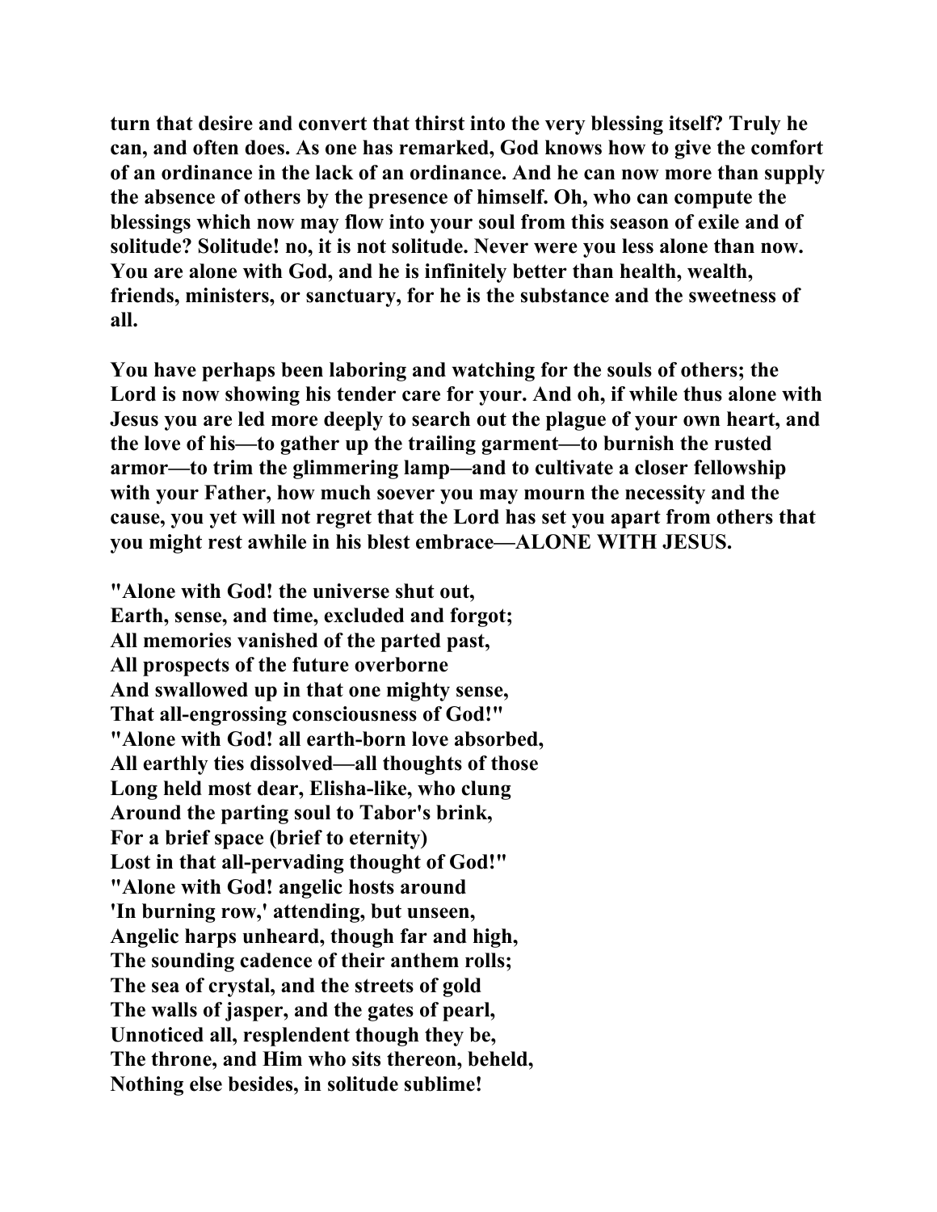turn that desire and convert that thirst into the very blessing itself? Truly he can, and often does. As one has remarked, God knows how to give the comfort of an ordinance in the lack of an ordinance. And he can now more than supply the absence of others by the presence of himself. Oh, who can compute the blessings which now may flow into your soul from this season of exile and of solitude? Solitude! no, it is not solitude. Never were you less alone than now. You are alone with God, and he is infinitely better than health, wealth, friends, ministers, or sanctuary, for he is the substance and the sweetness of all.

You have perhaps been laboring and watching for the souls of others; the Lord is now showing his tender care for your. And oh, if while thus alone with Jesus you are led more deeply to search out the plague of your own heart, and the love of his—to gather up the trailing garment—to burnish the rusted armor—to trim the glimmering lamp—and to cultivate a closer fellowship with your Father, how much soever you may mourn the necessity and the cause, you yet will not regret that the Lord has set you apart from others that you might rest awhile in his blest embrace—ALONE WITH JESUS.

"Alone with God! the universe shut out,  
Earth, sense, and time, excluded and forgot;  
All memories vanished of the parted past,  
All prospects of the future overborne  
And swallowed up in that one mighty sense,  
That all-engrossing consciousness of God!"  
"Alone with God! all earth-born love absorbed,  
All earthly ties dissolved—all thoughts of those  
Long held most dear, Elisha-like, who clung  
Around the parting soul to Tabor's brink,  
For a brief space (brief to eternity)  
Lost in that all-pervading thought of God!"  
"Alone with God! angelic hosts around  
'In burning row,' attending, but unseen,  
Angelic harps unheard, though far and high,  
The sounding cadence of their anthem rolls;  
The sea of crystal, and the streets of gold  
The walls of jasper, and the gates of pearl,  
Unnoticed all, resplendent though they be,  
The throne, and Him who sits thereon, beheld,  
Nothing else besides, in solitude sublime!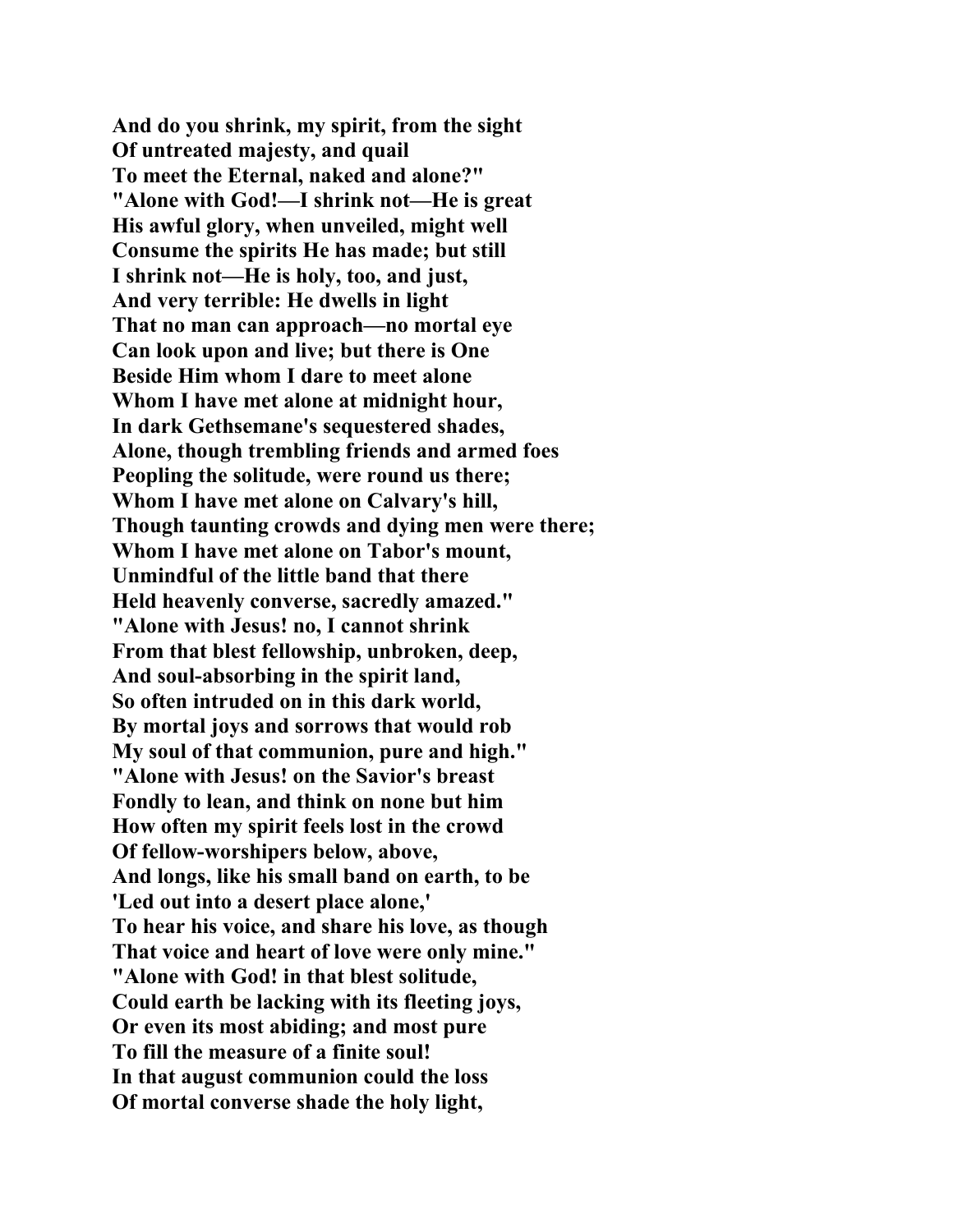**And do you shrink, my spirit, from the sight**
**Of untreated majesty, and quail**
**To meet the Eternal, naked and alone?"**
**"Alone with God!—I shrink not—He is great**
**His awful glory, when unveiled, might well**
**Consume the spirits He has made; but still**
**I shrink not—He is holy, too, and just,**
**And very terrible: He dwells in light**
**That no man can approach—no mortal eye**
**Can look upon and live; but there is One**
**Beside Him whom I dare to meet alone**
**Whom I have met alone at midnight hour,**
**In dark Gethsemane's sequestered shades,**
**Alone, though trembling friends and armed foes**
**Peopling the solitude, were round us there;**
**Whom I have met alone on Calvary's hill,**
**Though taunting crowds and dying men were there;**
**Whom I have met alone on Tabor's mount,**
**Unmindful of the little band that there**
**Held heavenly converse, sacredly amazed."**
**"Alone with Jesus! no, I cannot shrink**
**From that blest fellowship, unbroken, deep,**
**And soul-absorbing in the spirit land,**
**So often intruded on in this dark world,**
**By mortal joys and sorrows that would rob**
**My soul of that communion, pure and high."**
**"Alone with Jesus! on the Savior's breast**
**Fondly to lean, and think on none but him**
**How often my spirit feels lost in the crowd**
**Of fellow-worshipers below, above,**
**And longs, like his small band on earth, to be**
**'Led out into a desert place alone,'**
**To hear his voice, and share his love, as though**
**That voice and heart of love were only mine."**
**"Alone with God! in that blest solitude,**
**Could earth be lacking with its fleeting joys,**
**Or even its most abiding; and most pure**
**To fill the measure of a finite soul!**
**In that august communion could the loss**
**Of mortal converse shade the holy light,**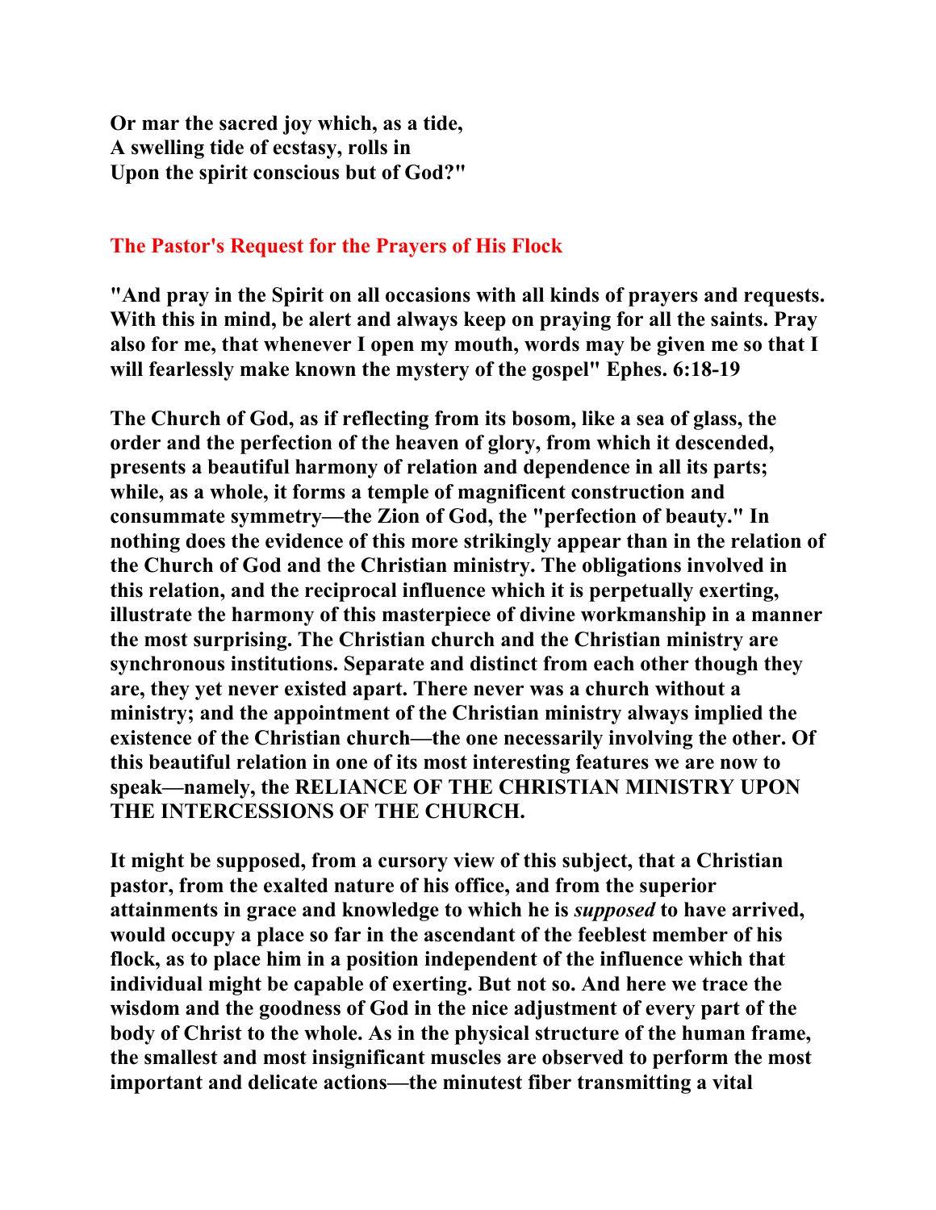**Or mar the sacred joy which, as a tide,**
**A swelling tide of ecstasy, rolls in**
**Upon the spirit conscious but of God?"**

## The Pastor's Request for the Prayers of His Flock

**"And pray in the Spirit on all occasions with all kinds of prayers and requests. With this in mind, be alert and always keep on praying for all the saints. Pray also for me, that whenever I open my mouth, words may be given me so that I will fearlessly make known the mystery of the gospel" Ephes. 6:18-19**

**The Church of God, as if reflecting from its bosom, like a sea of glass, the order and the perfection of the heaven of glory, from which it descended, presents a beautiful harmony of relation and dependence in all its parts; while, as a whole, it forms a temple of magnificent construction and consummate symmetry—the Zion of God, the "perfection of beauty." In nothing does the evidence of this more strikingly appear than in the relation of the Church of God and the Christian ministry. The obligations involved in this relation, and the reciprocal influence which it is perpetually exerting, illustrate the harmony of this masterpiece of divine workmanship in a manner the most surprising. The Christian church and the Christian ministry are synchronous institutions. Separate and distinct from each other though they are, they yet never existed apart. There never was a church without a ministry; and the appointment of the Christian ministry always implied the existence of the Christian church—the one necessarily involving the other. Of this beautiful relation in one of its most interesting features we are now to speak—namely, the RELIANCE OF THE CHRISTIAN MINISTRY UPON THE INTERCESSIONS OF THE CHURCH.**

**It might be supposed, from a cursory view of this subject, that a Christian pastor, from the exalted nature of his office, and from the superior attainments in grace and knowledge to which he is *supposed* to have arrived, would occupy a place so far in the ascendant of the feeblest member of his flock, as to place him in a position independent of the influence which that individual might be capable of exerting. But not so. And here we trace the wisdom and the goodness of God in the nice adjustment of every part of the body of Christ to the whole. As in the physical structure of the human frame, the smallest and most insignificant muscles are observed to perform the most important and delicate actions—the minutest fiber transmitting a vital**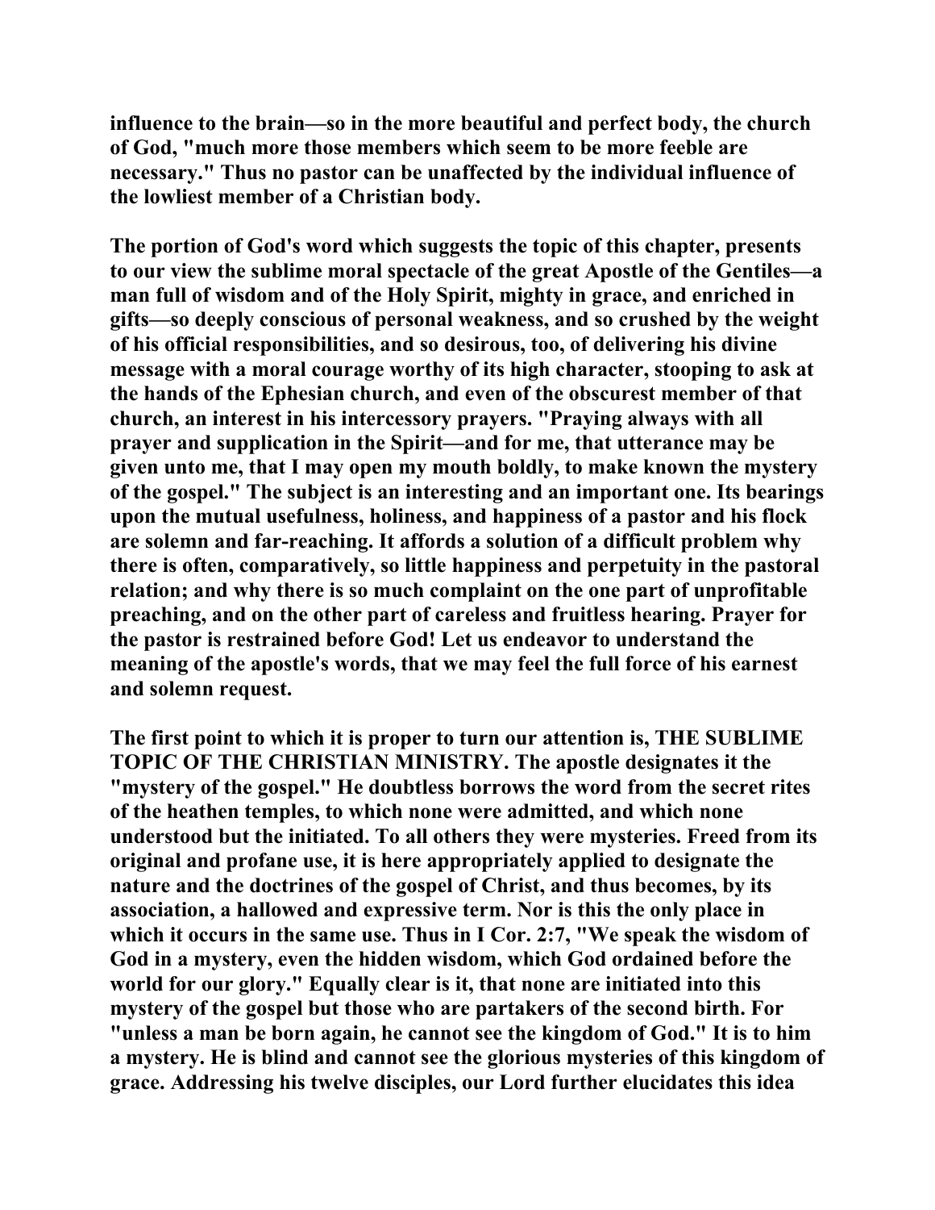influence to the brain—so in the more beautiful and perfect body, the church of God, "much more those members which seem to be more feeble are necessary." Thus no pastor can be unaffected by the individual influence of the lowliest member of a Christian body.

The portion of God's word which suggests the topic of this chapter, presents to our view the sublime moral spectacle of the great Apostle of the Gentiles—a man full of wisdom and of the Holy Spirit, mighty in grace, and enriched in gifts—so deeply conscious of personal weakness, and so crushed by the weight of his official responsibilities, and so desirous, too, of delivering his divine message with a moral courage worthy of its high character, stooping to ask at the hands of the Ephesian church, and even of the obscurest member of that church, an interest in his intercessory prayers. "Praying always with all prayer and supplication in the Spirit—and for me, that utterance may be given unto me, that I may open my mouth boldly, to make known the mystery of the gospel." The subject is an interesting and an important one. Its bearings upon the mutual usefulness, holiness, and happiness of a pastor and his flock are solemn and far-reaching. It affords a solution of a difficult problem why there is often, comparatively, so little happiness and perpetuity in the pastoral relation; and why there is so much complaint on the one part of unprofitable preaching, and on the other part of careless and fruitless hearing. Prayer for the pastor is restrained before God! Let us endeavor to understand the meaning of the apostle's words, that we may feel the full force of his earnest and solemn request.

The first point to which it is proper to turn our attention is, THE SUBLIME TOPIC OF THE CHRISTIAN MINISTRY. The apostle designates it the "mystery of the gospel." He doubtless borrows the word from the secret rites of the heathen temples, to which none were admitted, and which none understood but the initiated. To all others they were mysteries. Freed from its original and profane use, it is here appropriately applied to designate the nature and the doctrines of the gospel of Christ, and thus becomes, by its association, a hallowed and expressive term. Nor is this the only place in which it occurs in the same use. Thus in I Cor. 2:7, "We speak the wisdom of God in a mystery, even the hidden wisdom, which God ordained before the world for our glory." Equally clear is it, that none are initiated into this mystery of the gospel but those who are partakers of the second birth. For "unless a man be born again, he cannot see the kingdom of God." It is to him a mystery. He is blind and cannot see the glorious mysteries of this kingdom of grace. Addressing his twelve disciples, our Lord further elucidates this idea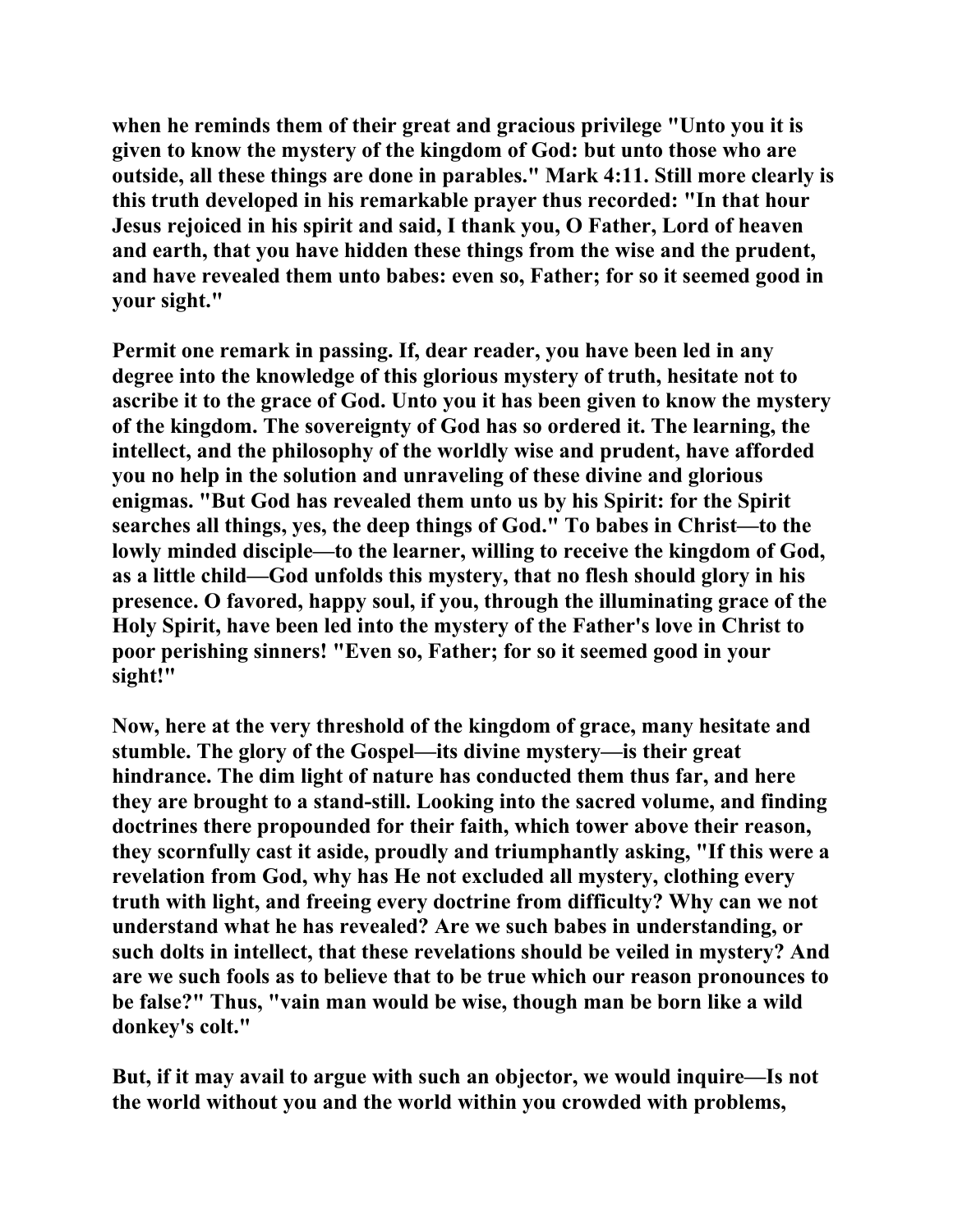when he reminds them of their great and gracious privilege "Unto you it is given to know the mystery of the kingdom of God: but unto those who are outside, all these things are done in parables." Mark 4:11. Still more clearly is this truth developed in his remarkable prayer thus recorded: "In that hour Jesus rejoiced in his spirit and said, I thank you, O Father, Lord of heaven and earth, that you have hidden these things from the wise and the prudent, and have revealed them unto babes: even so, Father; for so it seemed good in your sight."

Permit one remark in passing. If, dear reader, you have been led in any degree into the knowledge of this glorious mystery of truth, hesitate not to ascribe it to the grace of God. Unto you it has been given to know the mystery of the kingdom. The sovereignty of God has so ordered it. The learning, the intellect, and the philosophy of the worldly wise and prudent, have afforded you no help in the solution and unraveling of these divine and glorious enigmas. "But God has revealed them unto us by his Spirit: for the Spirit searches all things, yes, the deep things of God." To babes in Christ—to the lowly minded disciple—to the learner, willing to receive the kingdom of God, as a little child—God unfolds this mystery, that no flesh should glory in his presence. O favored, happy soul, if you, through the illuminating grace of the Holy Spirit, have been led into the mystery of the Father's love in Christ to poor perishing sinners! "Even so, Father; for so it seemed good in your sight!"

Now, here at the very threshold of the kingdom of grace, many hesitate and stumble. The glory of the Gospel—its divine mystery—is their great hindrance. The dim light of nature has conducted them thus far, and here they are brought to a stand-still. Looking into the sacred volume, and finding doctrines there propounded for their faith, which tower above their reason, they scornfully cast it aside, proudly and triumphantly asking, "If this were a revelation from God, why has He not excluded all mystery, clothing every truth with light, and freeing every doctrine from difficulty? Why can we not understand what he has revealed? Are we such babes in understanding, or such dolts in intellect, that these revelations should be veiled in mystery? And are we such fools as to believe that to be true which our reason pronounces to be false?" Thus, "vain man would be wise, though man be born like a wild donkey's colt."

But, if it may avail to argue with such an objector, we would inquire—Is not the world without you and the world within you crowded with problems,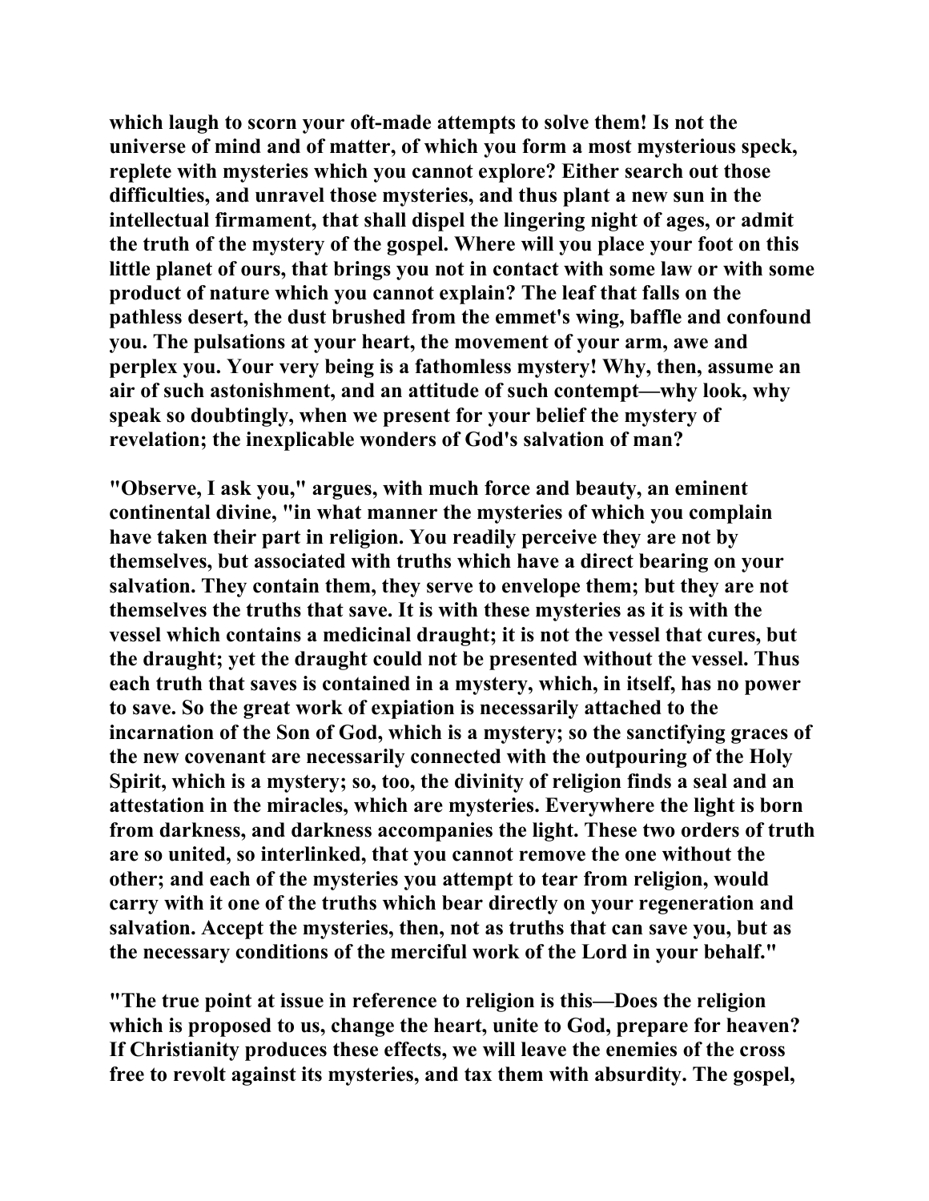which laugh to scorn your oft-made attempts to solve them! Is not the universe of mind and of matter, of which you form a most mysterious speck, replete with mysteries which you cannot explore? Either search out those difficulties, and unravel those mysteries, and thus plant a new sun in the intellectual firmament, that shall dispel the lingering night of ages, or admit the truth of the mystery of the gospel. Where will you place your foot on this little planet of ours, that brings you not in contact with some law or with some product of nature which you cannot explain? The leaf that falls on the pathless desert, the dust brushed from the emmet's wing, baffle and confound you. The pulsations at your heart, the movement of your arm, awe and perplex you. Your very being is a fathomless mystery! Why, then, assume an air of such astonishment, and an attitude of such contempt—why look, why speak so doubtingly, when we present for your belief the mystery of revelation; the inexplicable wonders of God's salvation of man?

"Observe, I ask you," argues, with much force and beauty, an eminent continental divine, "in what manner the mysteries of which you complain have taken their part in religion. You readily perceive they are not by themselves, but associated with truths which have a direct bearing on your salvation. They contain them, they serve to envelope them; but they are not themselves the truths that save. It is with these mysteries as it is with the vessel which contains a medicinal draught; it is not the vessel that cures, but the draught; yet the draught could not be presented without the vessel. Thus each truth that saves is contained in a mystery, which, in itself, has no power to save. So the great work of expiation is necessarily attached to the incarnation of the Son of God, which is a mystery; so the sanctifying graces of the new covenant are necessarily connected with the outpouring of the Holy Spirit, which is a mystery; so, too, the divinity of religion finds a seal and an attestation in the miracles, which are mysteries. Everywhere the light is born from darkness, and darkness accompanies the light. These two orders of truth are so united, so interlinked, that you cannot remove the one without the other; and each of the mysteries you attempt to tear from religion, would carry with it one of the truths which bear directly on your regeneration and salvation. Accept the mysteries, then, not as truths that can save you, but as the necessary conditions of the merciful work of the Lord in your behalf."

"The true point at issue in reference to religion is this—Does the religion which is proposed to us, change the heart, unite to God, prepare for heaven? If Christianity produces these effects, we will leave the enemies of the cross free to revolt against its mysteries, and tax them with absurdity. The gospel,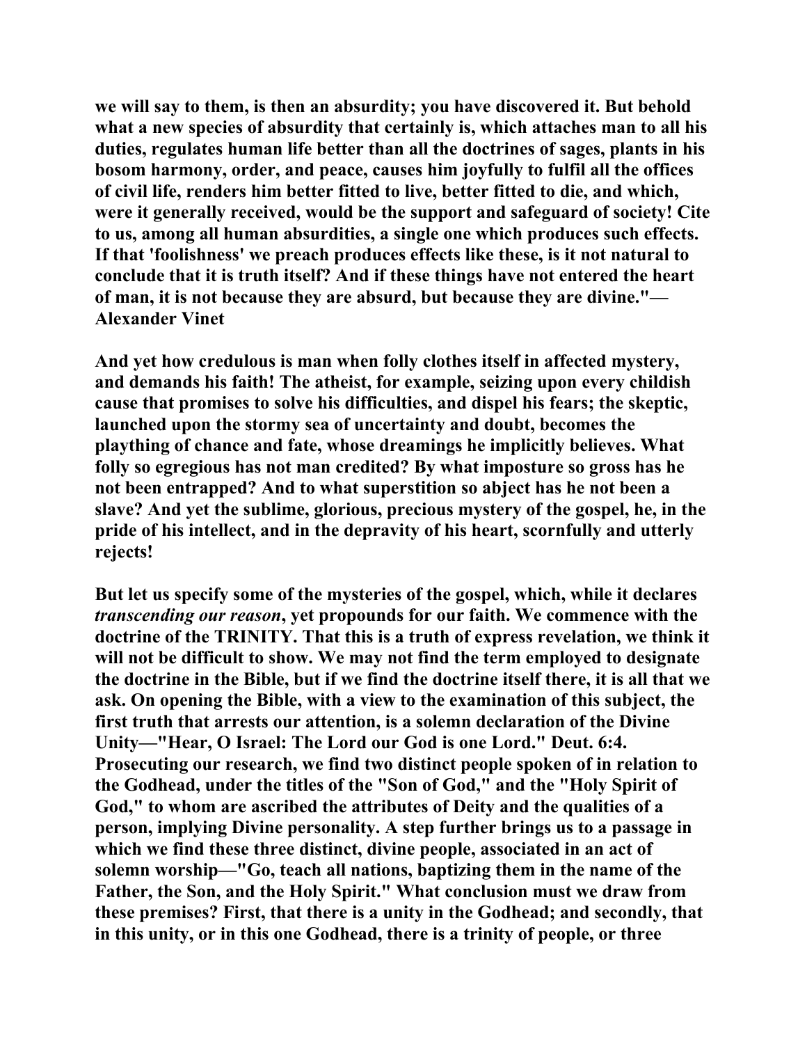**we will say to them, is then an absurdity; you have discovered it. But behold what a new species of absurdity that certainly is, which attaches man to all his duties, regulates human life better than all the doctrines of sages, plants in his bosom harmony, order, and peace, causes him joyfully to fulfil all the offices of civil life, renders him better fitted to live, better fitted to die, and which, were it generally received, would be the support and safeguard of society! Cite to us, among all human absurdities, a single one which produces such effects. If that 'foolishness' we preach produces effects like these, is it not natural to conclude that it is truth itself? And if these things have not entered the heart of man, it is not because they are absurd, but because they are divine."—Alexander Vinet**

**And yet how credulous is man when folly clothes itself in affected mystery, and demands his faith! The atheist, for example, seizing upon every childish cause that promises to solve his difficulties, and dispel his fears; the skeptic, launched upon the stormy sea of uncertainty and doubt, becomes the plaything of chance and fate, whose dreamings he implicitly believes. What folly so egregious has not man credited? By what imposture so gross has he not been entrapped? And to what superstition so abject has he not been a slave? And yet the sublime, glorious, precious mystery of the gospel, he, in the pride of his intellect, and in the depravity of his heart, scornfully and utterly rejects!**

**But let us specify some of the mysteries of the gospel, which, while it declares *transcending our reason*, yet propounds for our faith. We commence with the doctrine of the TRINITY. That this is a truth of express revelation, we think it will not be difficult to show. We may not find the term employed to designate the doctrine in the Bible, but if we find the doctrine itself there, it is all that we ask. On opening the Bible, with a view to the examination of this subject, the first truth that arrests our attention, is a solemn declaration of the Divine Unity—"Hear, O Israel: The Lord our God is one Lord." Deut. 6:4. Prosecuting our research, we find two distinct people spoken of in relation to the Godhead, under the titles of the "Son of God," and the "Holy Spirit of God," to whom are ascribed the attributes of Deity and the qualities of a person, implying Divine personality. A step further brings us to a passage in which we find these three distinct, divine people, associated in an act of solemn worship—"Go, teach all nations, baptizing them in the name of the Father, the Son, and the Holy Spirit." What conclusion must we draw from these premises? First, that there is a unity in the Godhead; and secondly, that in this unity, or in this one Godhead, there is a trinity of people, or three**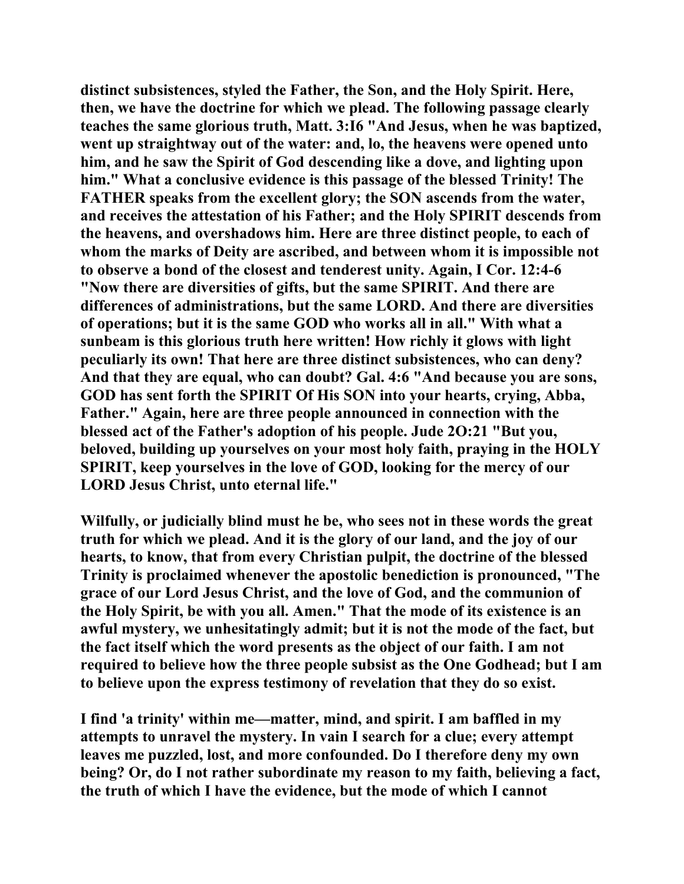**distinct subsistences, styled the Father, the Son, and the Holy Spirit. Here, then, we have the doctrine for which we plead. The following passage clearly teaches the same glorious truth, Matt. 3:I6 "And Jesus, when he was baptized, went up straightway out of the water: and, lo, the heavens were opened unto him, and he saw the Spirit of God descending like a dove, and lighting upon him." What a conclusive evidence is this passage of the blessed Trinity! The FATHER speaks from the excellent glory; the SON ascends from the water, and receives the attestation of his Father; and the Holy SPIRIT descends from the heavens, and overshadows him. Here are three distinct people, to each of whom the marks of Deity are ascribed, and between whom it is impossible not to observe a bond of the closest and tenderest unity. Again, I Cor. 12:4-6 "Now there are diversities of gifts, but the same SPIRIT. And there are differences of administrations, but the same LORD. And there are diversities of operations; but it is the same GOD who works all in all." With what a sunbeam is this glorious truth here written! How richly it glows with light peculiarly its own! That here are three distinct subsistences, who can deny? And that they are equal, who can doubt? Gal. 4:6 "And because you are sons, GOD has sent forth the SPIRIT Of His SON into your hearts, crying, Abba, Father." Again, here are three people announced in connection with the blessed act of the Father's adoption of his people. Jude 2O:21 "But you, beloved, building up yourselves on your most holy faith, praying in the HOLY SPIRIT, keep yourselves in the love of GOD, looking for the mercy of our LORD Jesus Christ, unto eternal life."**

**Wilfully, or judicially blind must he be, who sees not in these words the great truth for which we plead. And it is the glory of our land, and the joy of our hearts, to know, that from every Christian pulpit, the doctrine of the blessed Trinity is proclaimed whenever the apostolic benediction is pronounced, "The grace of our Lord Jesus Christ, and the love of God, and the communion of the Holy Spirit, be with you all. Amen." That the mode of its existence is an awful mystery, we unhesitatingly admit; but it is not the mode of the fact, but the fact itself which the word presents as the object of our faith. I am not required to believe how the three people subsist as the One Godhead; but I am to believe upon the express testimony of revelation that they do so exist.**

**I find 'a trinity' within me—matter, mind, and spirit. I am baffled in my attempts to unravel the mystery. In vain I search for a clue; every attempt leaves me puzzled, lost, and more confounded. Do I therefore deny my own being? Or, do I not rather subordinate my reason to my faith, believing a fact, the truth of which I have the evidence, but the mode of which I cannot**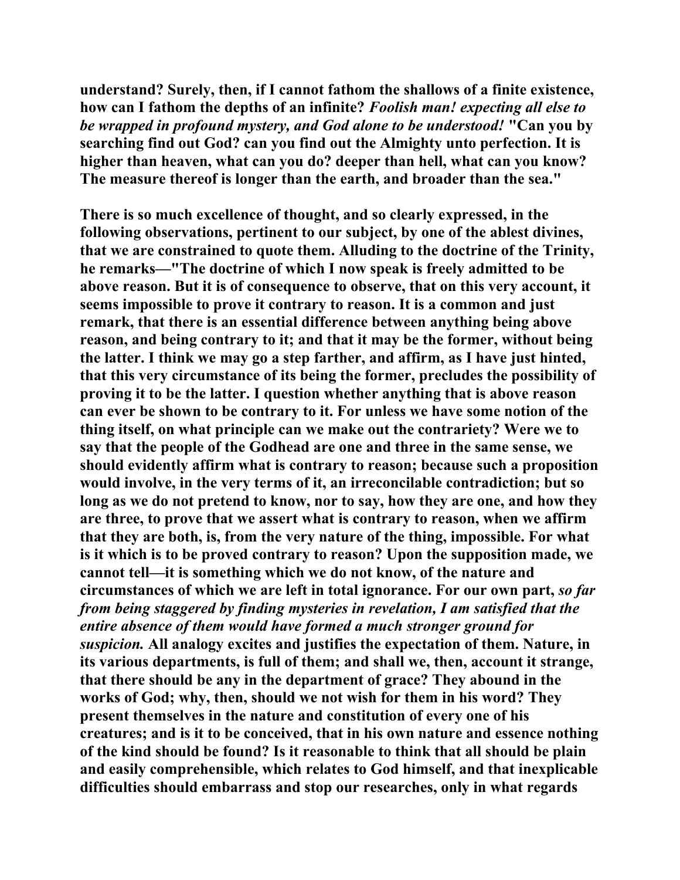understand? Surely, then, if I cannot fathom the shallows of a finite existence, how can I fathom the depths of an infinite? *Foolish man! expecting all else to be wrapped in profound mystery, and God alone to be understood!* "Can you by searching find out God? can you find out the Almighty unto perfection. It is higher than heaven, what can you do? deeper than hell, what can you know? The measure thereof is longer than the earth, and broader than the sea."

There is so much excellence of thought, and so clearly expressed, in the following observations, pertinent to our subject, by one of the ablest divines, that we are constrained to quote them. Alluding to the doctrine of the Trinity, he remarks—"The doctrine of which I now speak is freely admitted to be above reason. But it is of consequence to observe, that on this very account, it seems impossible to prove it contrary to reason. It is a common and just remark, that there is an essential difference between anything being above reason, and being contrary to it; and that it may be the former, without being the latter. I think we may go a step farther, and affirm, as I have just hinted, that this very circumstance of its being the former, precludes the possibility of proving it to be the latter. I question whether anything that is above reason can ever be shown to be contrary to it. For unless we have some notion of the thing itself, on what principle can we make out the contrariety? Were we to say that the people of the Godhead are one and three in the same sense, we should evidently affirm what is contrary to reason; because such a proposition would involve, in the very terms of it, an irreconcilable contradiction; but so long as we do not pretend to know, nor to say, how they are one, and how they are three, to prove that we assert what is contrary to reason, when we affirm that they are both, is, from the very nature of the thing, impossible. For what is it which is to be proved contrary to reason? Upon the supposition made, we cannot tell—it is something which we do not know, of the nature and circumstances of which we are left in total ignorance. For our own part, *so far from being staggered by finding mysteries in revelation, I am satisfied that the entire absence of them would have formed a much stronger ground for suspicion.* All analogy excites and justifies the expectation of them. Nature, in its various departments, is full of them; and shall we, then, account it strange, that there should be any in the department of grace? They abound in the works of God; why, then, should we not wish for them in his word? They present themselves in the nature and constitution of every one of his creatures; and is it to be conceived, that in his own nature and essence nothing of the kind should be found? Is it reasonable to think that all should be plain and easily comprehensible, which relates to God himself, and that inexplicable difficulties should embarrass and stop our researches, only in what regards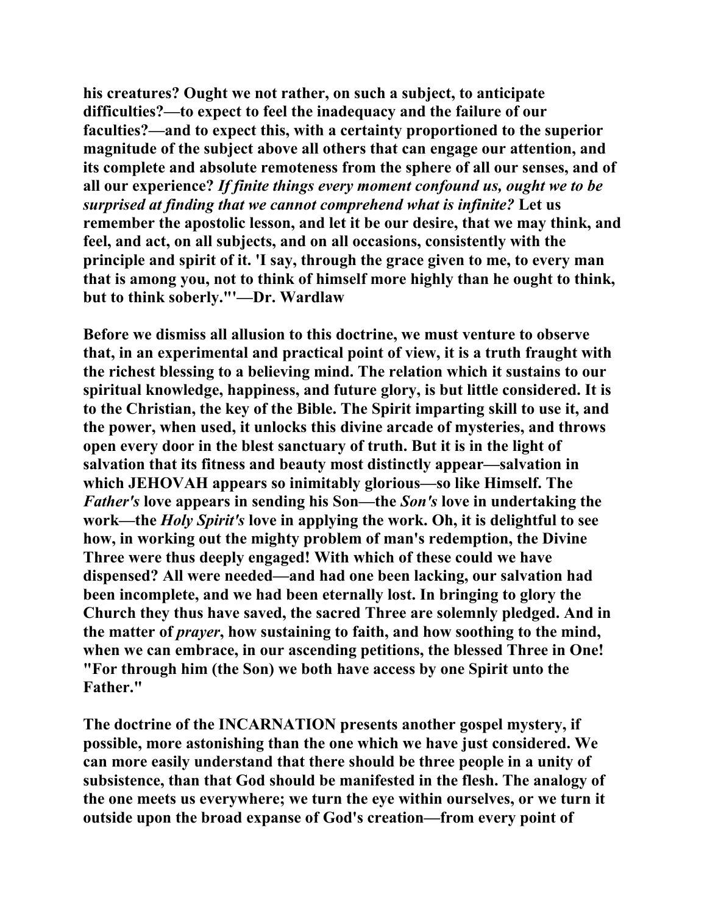**his creatures? Ought we not rather, on such a subject, to anticipate difficulties?—to expect to feel the inadequacy and the failure of our faculties?—and to expect this, with a certainty proportioned to the superior magnitude of the subject above all others that can engage our attention, and its complete and absolute remoteness from the sphere of all our senses, and of all our experience? *If finite things every moment confound us, ought we to be surprised at finding that we cannot comprehend what is infinite?* Let us remember the apostolic lesson, and let it be our desire, that we may think, and feel, and act, on all subjects, and on all occasions, consistently with the principle and spirit of it. 'I say, through the grace given to me, to every man that is among you, not to think of himself more highly than he ought to think, but to think soberly."'—Dr. Wardlaw**

**Before we dismiss all allusion to this doctrine, we must venture to observe that, in an experimental and practical point of view, it is a truth fraught with the richest blessing to a believing mind. The relation which it sustains to our spiritual knowledge, happiness, and future glory, is but little considered. It is to the Christian, the key of the Bible. The Spirit imparting skill to use it, and the power, when used, it unlocks this divine arcade of mysteries, and throws open every door in the blest sanctuary of truth. But it is in the light of salvation that its fitness and beauty most distinctly appear—salvation in which JEHOVAH appears so inimitably glorious—so like Himself. The *Father's* love appears in sending his Son—the *Son's* love in undertaking the work—the *Holy Spirit's* love in applying the work. Oh, it is delightful to see how, in working out the mighty problem of man's redemption, the Divine Three were thus deeply engaged! With which of these could we have dispensed? All were needed—and had one been lacking, our salvation had been incomplete, and we had been eternally lost. In bringing to glory the Church they thus have saved, the sacred Three are solemnly pledged. And in the matter of *prayer*, how sustaining to faith, and how soothing to the mind, when we can embrace, in our ascending petitions, the blessed Three in One! "For through him (the Son) we both have access by one Spirit unto the Father."**

**The doctrine of the INCARNATION presents another gospel mystery, if possible, more astonishing than the one which we have just considered. We can more easily understand that there should be three people in a unity of subsistence, than that God should be manifested in the flesh. The analogy of the one meets us everywhere; we turn the eye within ourselves, or we turn it outside upon the broad expanse of God's creation—from every point of**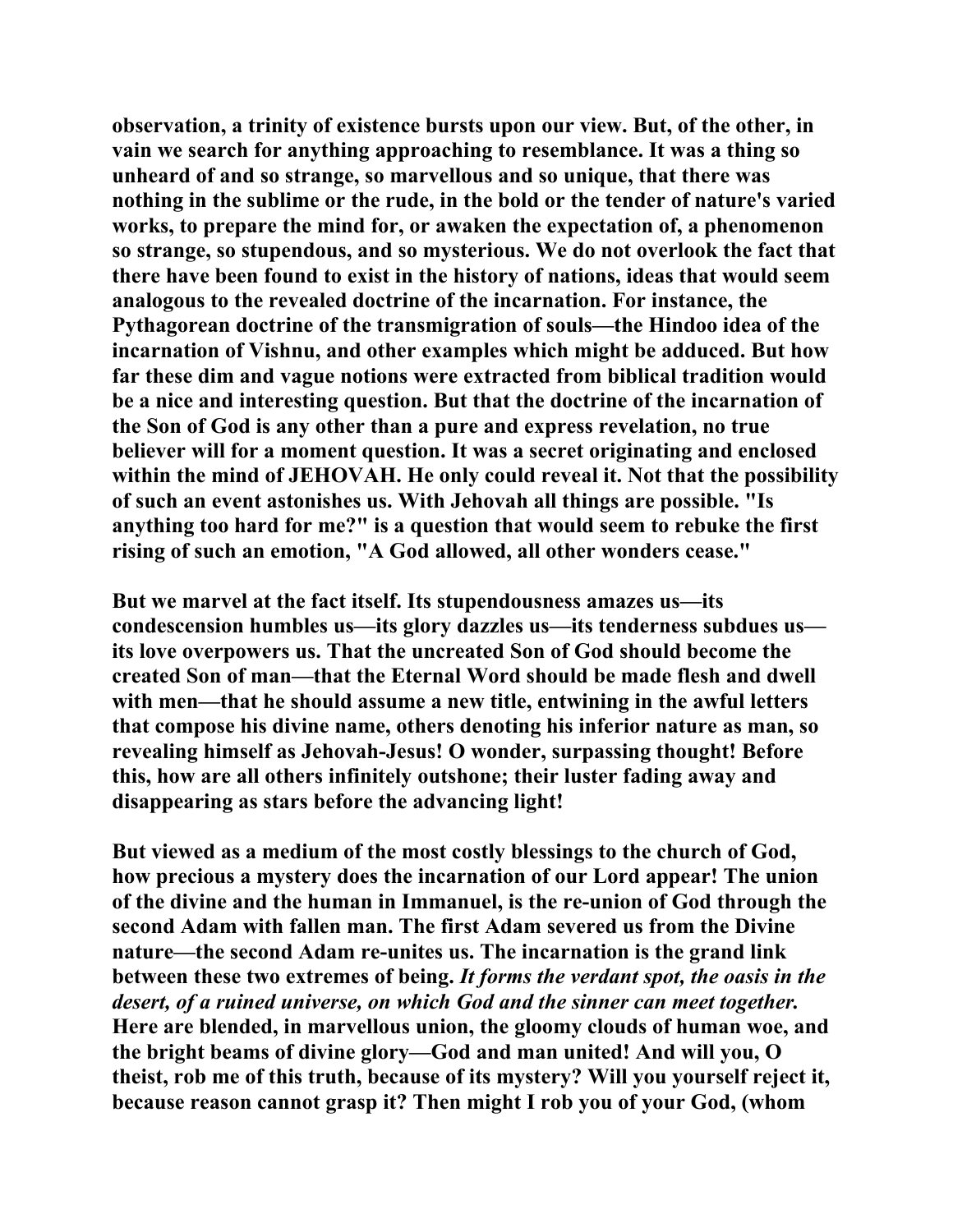observation, a trinity of existence bursts upon our view. But, of the other, in vain we search for anything approaching to resemblance. It was a thing so unheard of and so strange, so marvellous and so unique, that there was nothing in the sublime or the rude, in the bold or the tender of nature's varied works, to prepare the mind for, or awaken the expectation of, a phenomenon so strange, so stupendous, and so mysterious. We do not overlook the fact that there have been found to exist in the history of nations, ideas that would seem analogous to the revealed doctrine of the incarnation. For instance, the Pythagorean doctrine of the transmigration of souls—the Hindoo idea of the incarnation of Vishnu, and other examples which might be adduced. But how far these dim and vague notions were extracted from biblical tradition would be a nice and interesting question. But that the doctrine of the incarnation of the Son of God is any other than a pure and express revelation, no true believer will for a moment question. It was a secret originating and enclosed within the mind of JEHOVAH. He only could reveal it. Not that the possibility of such an event astonishes us. With Jehovah all things are possible. "Is anything too hard for me?" is a question that would seem to rebuke the first rising of such an emotion, "A God allowed, all other wonders cease."

But we marvel at the fact itself. Its stupendousness amazes us—its condescension humbles us—its glory dazzles us—its tenderness subdues us—its love overpowers us. That the uncreated Son of God should become the created Son of man—that the Eternal Word should be made flesh and dwell with men—that he should assume a new title, entwining in the awful letters that compose his divine name, others denoting his inferior nature as man, so revealing himself as Jehovah-Jesus! O wonder, surpassing thought! Before this, how are all others infinitely outshone; their luster fading away and disappearing as stars before the advancing light!

But viewed as a medium of the most costly blessings to the church of God, how precious a mystery does the incarnation of our Lord appear! The union of the divine and the human in Immanuel, is the re-union of God through the second Adam with fallen man. The first Adam severed us from the Divine nature—the second Adam re-unites us. The incarnation is the grand link between these two extremes of being. *It forms the verdant spot, the oasis in the desert, of a ruined universe, on which God and the sinner can meet together.* Here are blended, in marvellous union, the gloomy clouds of human woe, and the bright beams of divine glory—God and man united! And will you, O theist, rob me of this truth, because of its mystery? Will you yourself reject it, because reason cannot grasp it? Then might I rob you of your God, (whom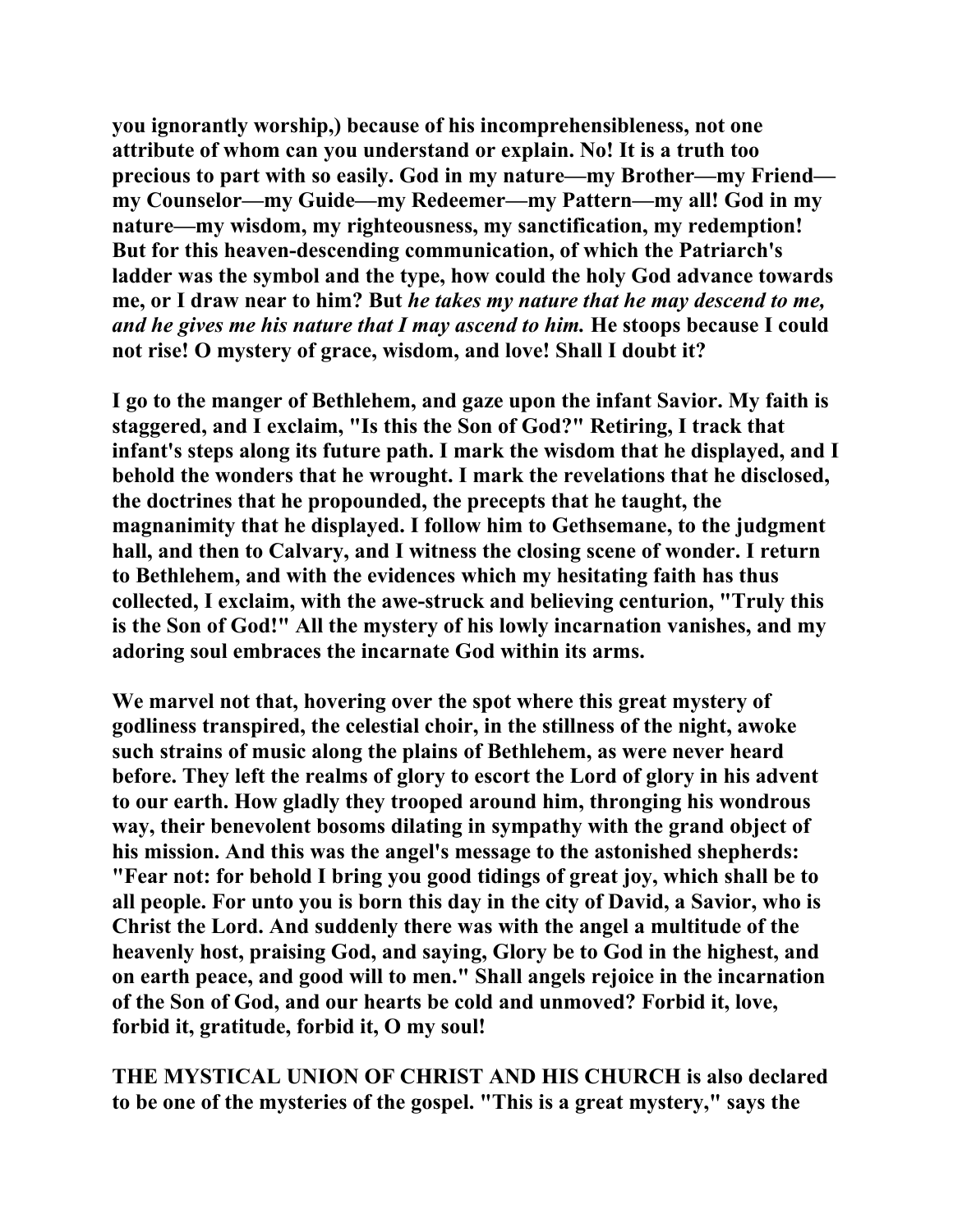you ignorantly worship,) because of his incomprehensibleness, not one attribute of whom can you understand or explain. No! It is a truth too precious to part with so easily. God in my nature—my Brother—my Friend—my Counselor—my Guide—my Redeemer—my Pattern—my all! God in my nature—my wisdom, my righteousness, my sanctification, my redemption! But for this heaven-descending communication, of which the Patriarch's ladder was the symbol and the type, how could the holy God advance towards me, or I draw near to him? But *he takes my nature that he may descend to me, and he gives me his nature that I may ascend to him.* He stoops because I could not rise! O mystery of grace, wisdom, and love! Shall I doubt it?

I go to the manger of Bethlehem, and gaze upon the infant Savior. My faith is staggered, and I exclaim, "Is this the Son of God?" Retiring, I track that infant's steps along its future path. I mark the wisdom that he displayed, and I behold the wonders that he wrought. I mark the revelations that he disclosed, the doctrines that he propounded, the precepts that he taught, the magnanimity that he displayed. I follow him to Gethsemane, to the judgment hall, and then to Calvary, and I witness the closing scene of wonder. I return to Bethlehem, and with the evidences which my hesitating faith has thus collected, I exclaim, with the awe-struck and believing centurion, "Truly this is the Son of God!" All the mystery of his lowly incarnation vanishes, and my adoring soul embraces the incarnate God within its arms.

We marvel not that, hovering over the spot where this great mystery of godliness transpired, the celestial choir, in the stillness of the night, awoke such strains of music along the plains of Bethlehem, as were never heard before. They left the realms of glory to escort the Lord of glory in his advent to our earth. How gladly they trooped around him, thronging his wondrous way, their benevolent bosoms dilating in sympathy with the grand object of his mission. And this was the angel's message to the astonished shepherds: "Fear not: for behold I bring you good tidings of great joy, which shall be to all people. For unto you is born this day in the city of David, a Savior, who is Christ the Lord. And suddenly there was with the angel a multitude of the heavenly host, praising God, and saying, Glory be to God in the highest, and on earth peace, and good will to men." Shall angels rejoice in the incarnation of the Son of God, and our hearts be cold and unmoved? Forbid it, love, forbid it, gratitude, forbid it, O my soul!

THE MYSTICAL UNION OF CHRIST AND HIS CHURCH is also declared to be one of the mysteries of the gospel. "This is a great mystery," says the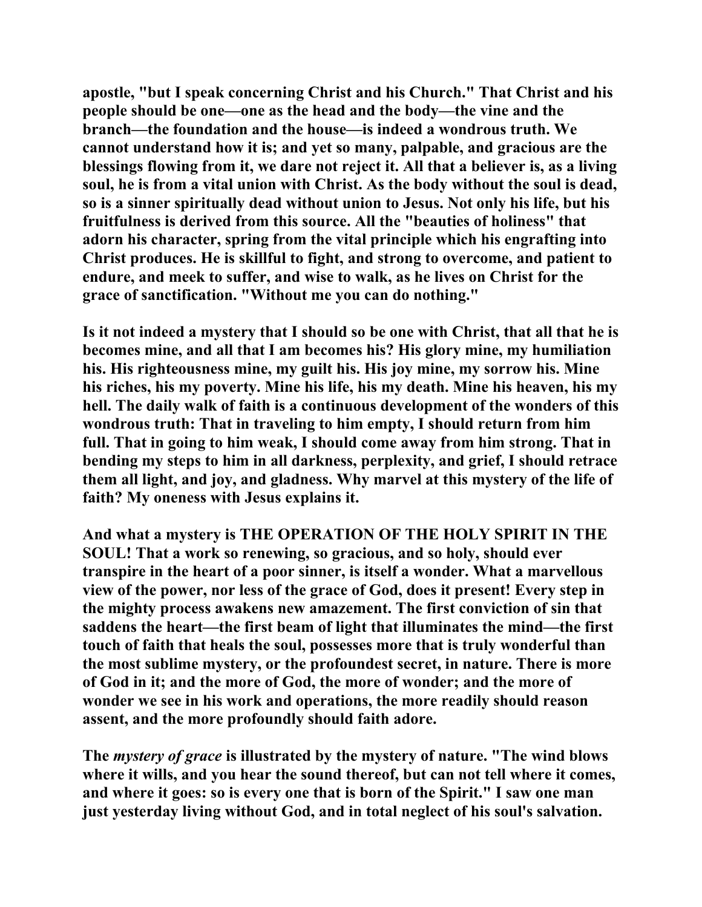apostle, "but I speak concerning Christ and his Church." That Christ and his people should be one—one as the head and the body—the vine and the branch—the foundation and the house—is indeed a wondrous truth. We cannot understand how it is; and yet so many, palpable, and gracious are the blessings flowing from it, we dare not reject it. All that a believer is, as a living soul, he is from a vital union with Christ. As the body without the soul is dead, so is a sinner spiritually dead without union to Jesus. Not only his life, but his fruitfulness is derived from this source. All the "beauties of holiness" that adorn his character, spring from the vital principle which his engrafting into Christ produces. He is skillful to fight, and strong to overcome, and patient to endure, and meek to suffer, and wise to walk, as he lives on Christ for the grace of sanctification. "Without me you can do nothing."

Is it not indeed a mystery that I should so be one with Christ, that all that he is becomes mine, and all that I am becomes his? His glory mine, my humiliation his. His righteousness mine, my guilt his. His joy mine, my sorrow his. Mine his riches, his my poverty. Mine his life, his my death. Mine his heaven, his my hell. The daily walk of faith is a continuous development of the wonders of this wondrous truth: That in traveling to him empty, I should return from him full. That in going to him weak, I should come away from him strong. That in bending my steps to him in all darkness, perplexity, and grief, I should retrace them all light, and joy, and gladness. Why marvel at this mystery of the life of faith? My oneness with Jesus explains it.

And what a mystery is THE OPERATION OF THE HOLY SPIRIT IN THE SOUL! That a work so renewing, so gracious, and so holy, should ever transpire in the heart of a poor sinner, is itself a wonder. What a marvellous view of the power, nor less of the grace of God, does it present! Every step in the mighty process awakens new amazement. The first conviction of sin that saddens the heart—the first beam of light that illuminates the mind—the first touch of faith that heals the soul, possesses more that is truly wonderful than the most sublime mystery, or the profoundest secret, in nature. There is more of God in it; and the more of God, the more of wonder; and the more of wonder we see in his work and operations, the more readily should reason assent, and the more profoundly should faith adore.

The *mystery of grace* is illustrated by the mystery of nature. "The wind blows where it wills, and you hear the sound thereof, but can not tell where it comes, and where it goes: so is every one that is born of the Spirit." I saw one man just yesterday living without God, and in total neglect of his soul's salvation.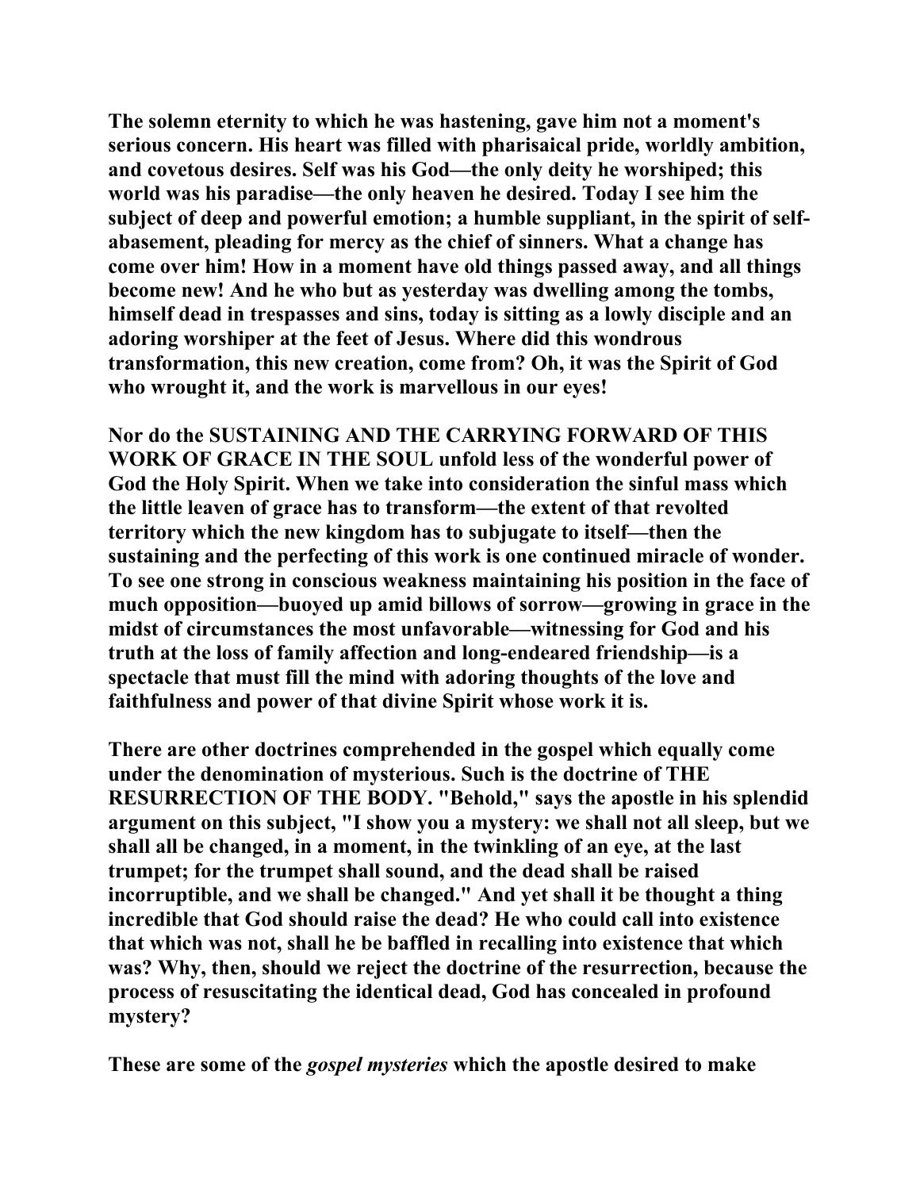The solemn eternity to which he was hastening, gave him not a moment's serious concern. His heart was filled with pharisaical pride, worldly ambition, and covetous desires. Self was his God—the only deity he worshiped; this world was his paradise—the only heaven he desired. Today I see him the subject of deep and powerful emotion; a humble suppliant, in the spirit of self-abasement, pleading for mercy as the chief of sinners. What a change has come over him! How in a moment have old things passed away, and all things become new! And he who but as yesterday was dwelling among the tombs, himself dead in trespasses and sins, today is sitting as a lowly disciple and an adoring worshiper at the feet of Jesus. Where did this wondrous transformation, this new creation, come from? Oh, it was the Spirit of God who wrought it, and the work is marvellous in our eyes!

Nor do the SUSTAINING AND THE CARRYING FORWARD OF THIS WORK OF GRACE IN THE SOUL unfold less of the wonderful power of God the Holy Spirit. When we take into consideration the sinful mass which the little leaven of grace has to transform—the extent of that revolted territory which the new kingdom has to subjugate to itself—then the sustaining and the perfecting of this work is one continued miracle of wonder. To see one strong in conscious weakness maintaining his position in the face of much opposition—buoyed up amid billows of sorrow—growing in grace in the midst of circumstances the most unfavorable—witnessing for God and his truth at the loss of family affection and long-endeared friendship—is a spectacle that must fill the mind with adoring thoughts of the love and faithfulness and power of that divine Spirit whose work it is.

There are other doctrines comprehended in the gospel which equally come under the denomination of mysterious. Such is the doctrine of THE RESURRECTION OF THE BODY. "Behold," says the apostle in his splendid argument on this subject, "I show you a mystery: we shall not all sleep, but we shall all be changed, in a moment, in the twinkling of an eye, at the last trumpet; for the trumpet shall sound, and the dead shall be raised incorruptible, and we shall be changed." And yet shall it be thought a thing incredible that God should raise the dead? He who could call into existence that which was not, shall he be baffled in recalling into existence that which was? Why, then, should we reject the doctrine of the resurrection, because the process of resuscitating the identical dead, God has concealed in profound mystery?

These are some of the *gospel mysteries* which the apostle desired to make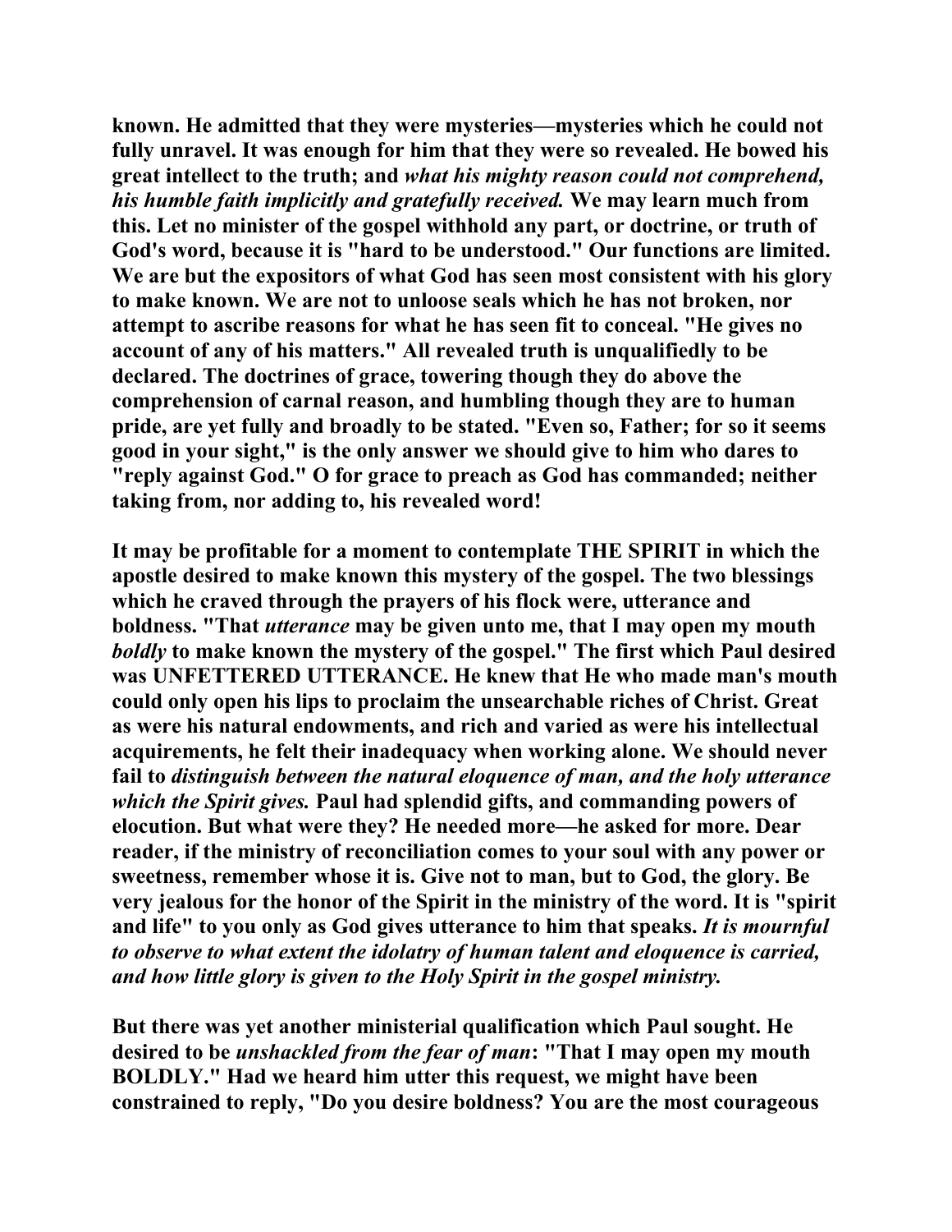known. He admitted that they were mysteries—mysteries which he could not fully unravel. It was enough for him that they were so revealed. He bowed his great intellect to the truth; and *what his mighty reason could not comprehend, his humble faith implicitly and gratefully received.* We may learn much from this. Let no minister of the gospel withhold any part, or doctrine, or truth of God's word, because it is "hard to be understood." Our functions are limited. We are but the expositors of what God has seen most consistent with his glory to make known. We are not to unloose seals which he has not broken, nor attempt to ascribe reasons for what he has seen fit to conceal. "He gives no account of any of his matters." All revealed truth is unqualifiedly to be declared. The doctrines of grace, towering though they do above the comprehension of carnal reason, and humbling though they are to human pride, are yet fully and broadly to be stated. "Even so, Father; for so it seems good in your sight," is the only answer we should give to him who dares to "reply against God." O for grace to preach as God has commanded; neither taking from, nor adding to, his revealed word!

It may be profitable for a moment to contemplate THE SPIRIT in which the apostle desired to make known this mystery of the gospel. The two blessings which he craved through the prayers of his flock were, utterance and boldness. "That *utterance* may be given unto me, that I may open my mouth *boldly* to make known the mystery of the gospel." The first which Paul desired was UNFETTERED UTTERANCE. He knew that He who made man's mouth could only open his lips to proclaim the unsearchable riches of Christ. Great as were his natural endowments, and rich and varied as were his intellectual acquirements, he felt their inadequacy when working alone. We should never fail to *distinguish between the natural eloquence of man, and the holy utterance which the Spirit gives.* Paul had splendid gifts, and commanding powers of elocution. But what were they? He needed more—he asked for more. Dear reader, if the ministry of reconciliation comes to your soul with any power or sweetness, remember whose it is. Give not to man, but to God, the glory. Be very jealous for the honor of the Spirit in the ministry of the word. It is "spirit and life" to you only as God gives utterance to him that speaks. *It is mournful to observe to what extent the idolatry of human talent and eloquence is carried, and how little glory is given to the Holy Spirit in the gospel ministry.*

But there was yet another ministerial qualification which Paul sought. He desired to be *unshackled from the fear of man*: "That I may open my mouth BOLDLY." Had we heard him utter this request, we might have been constrained to reply, "Do you desire boldness? You are the most courageous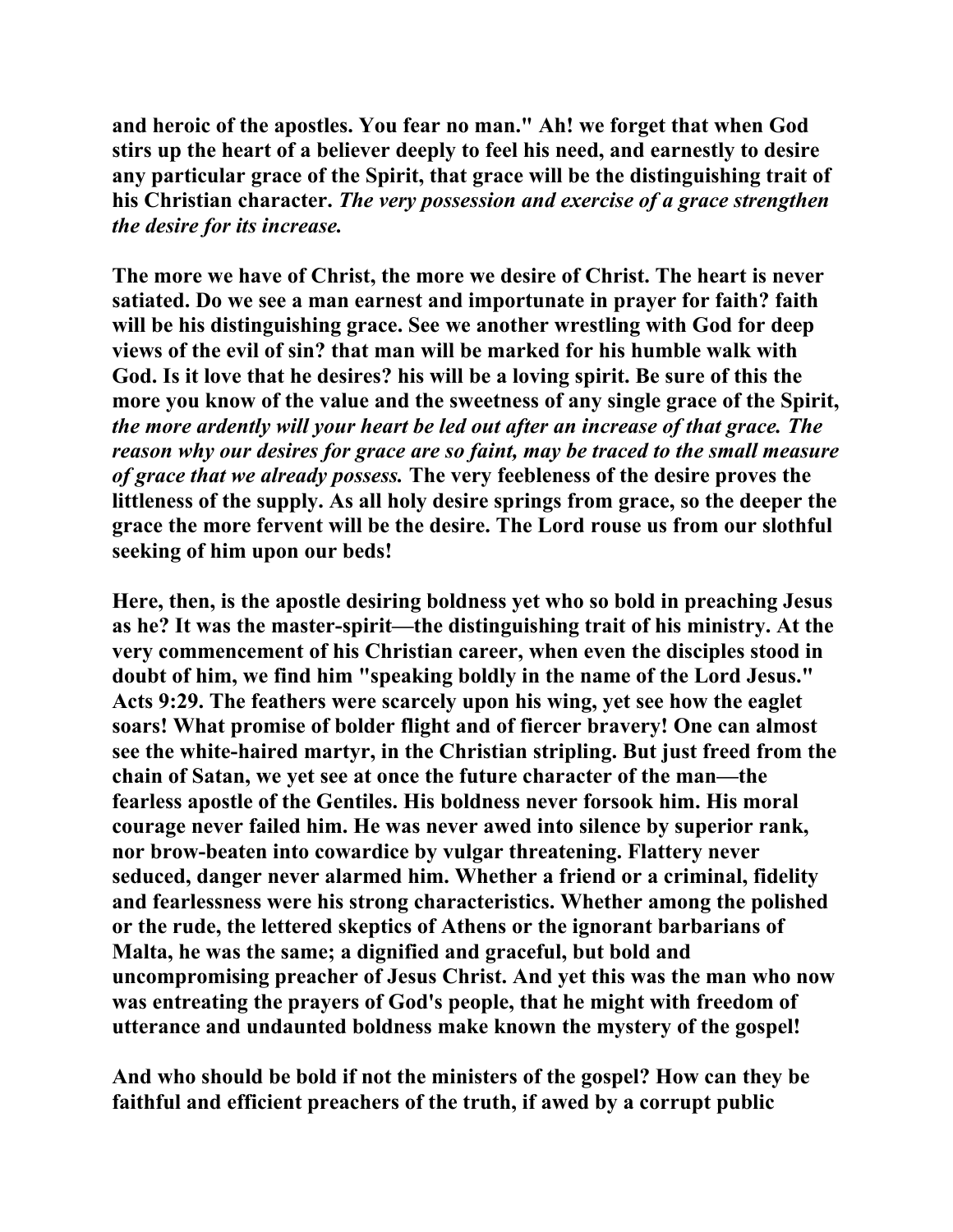and heroic of the apostles. You fear no man." Ah! we forget that when God stirs up the heart of a believer deeply to feel his need, and earnestly to desire any particular grace of the Spirit, that grace will be the distinguishing trait of his Christian character. *The very possession and exercise of a grace strengthen the desire for its increase.*

The more we have of Christ, the more we desire of Christ. The heart is never satiated. Do we see a man earnest and importunate in prayer for faith? faith will be his distinguishing grace. See we another wrestling with God for deep views of the evil of sin? that man will be marked for his humble walk with God. Is it love that he desires? his will be a loving spirit. Be sure of this the more you know of the value and the sweetness of any single grace of the Spirit, *the more ardently will your heart be led out after an increase of that grace. The reason why our desires for grace are so faint, may be traced to the small measure of grace that we already possess.* The very feebleness of the desire proves the littleness of the supply. As all holy desire springs from grace, so the deeper the grace the more fervent will be the desire. The Lord rouse us from our slothful seeking of him upon our beds!

Here, then, is the apostle desiring boldness yet who so bold in preaching Jesus as he? It was the master-spirit—the distinguishing trait of his ministry. At the very commencement of his Christian career, when even the disciples stood in doubt of him, we find him "speaking boldly in the name of the Lord Jesus." Acts 9:29. The feathers were scarcely upon his wing, yet see how the eaglet soars! What promise of bolder flight and of fiercer bravery! One can almost see the white-haired martyr, in the Christian stripling. But just freed from the chain of Satan, we yet see at once the future character of the man—the fearless apostle of the Gentiles. His boldness never forsook him. His moral courage never failed him. He was never awed into silence by superior rank, nor brow-beaten into cowardice by vulgar threatening. Flattery never seduced, danger never alarmed him. Whether a friend or a criminal, fidelity and fearlessness were his strong characteristics. Whether among the polished or the rude, the lettered skeptics of Athens or the ignorant barbarians of Malta, he was the same; a dignified and graceful, but bold and uncompromising preacher of Jesus Christ. And yet this was the man who now was entreating the prayers of God's people, that he might with freedom of utterance and undaunted boldness make known the mystery of the gospel!

And who should be bold if not the ministers of the gospel? How can they be faithful and efficient preachers of the truth, if awed by a corrupt public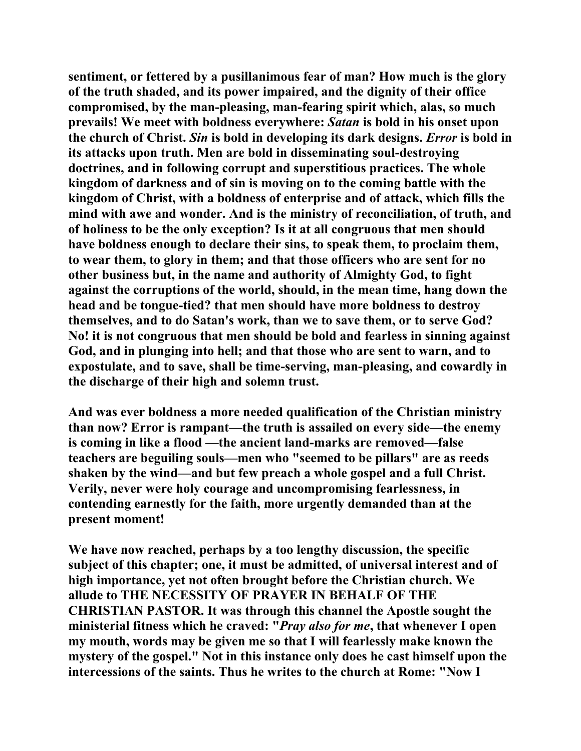sentiment, or fettered by a pusillanimous fear of man? How much is the glory of the truth shaded, and its power impaired, and the dignity of their office compromised, by the man-pleasing, man-fearing spirit which, alas, so much prevails! We meet with boldness everywhere: ***Satan*** is bold in his onset upon the church of Christ. ***Sin*** is bold in developing its dark designs. ***Error*** is bold in its attacks upon truth. Men are bold in disseminating soul-destroying doctrines, and in following corrupt and superstitious practices. The whole kingdom of darkness and of sin is moving on to the coming battle with the kingdom of Christ, with a boldness of enterprise and of attack, which fills the mind with awe and wonder. And is the ministry of reconciliation, of truth, and of holiness to be the only exception? Is it at all congruous that men should have boldness enough to declare their sins, to speak them, to proclaim them, to wear them, to glory in them; and that those officers who are sent for no other business but, in the name and authority of Almighty God, to fight against the corruptions of the world, should, in the mean time, hang down the head and be tongue-tied? that men should have more boldness to destroy themselves, and to do Satan's work, than we to save them, or to serve God? No! it is not congruous that men should be bold and fearless in sinning against God, and in plunging into hell; and that those who are sent to warn, and to expostulate, and to save, shall be time-serving, man-pleasing, and cowardly in the discharge of their high and solemn trust.

And was ever boldness a more needed qualification of the Christian ministry than now? Error is rampant—the truth is assailed on every side—the enemy is coming in like a flood —the ancient land-marks are removed—false teachers are beguiling souls—men who "seemed to be pillars" are as reeds shaken by the wind—and but few preach a whole gospel and a full Christ. Verily, never were holy courage and uncompromising fearlessness, in contending earnestly for the faith, more urgently demanded than at the present moment!

We have now reached, perhaps by a too lengthy discussion, the specific subject of this chapter; one, it must be admitted, of universal interest and of high importance, yet not often brought before the Christian church. We allude to THE NECESSITY OF PRAYER IN BEHALF OF THE CHRISTIAN PASTOR. It was through this channel the Apostle sought the ministerial fitness which he craved: "***Pray also for me***, that whenever I open my mouth, words may be given me so that I will fearlessly make known the mystery of the gospel." Not in this instance only does he cast himself upon the intercessions of the saints. Thus he writes to the church at Rome: "Now I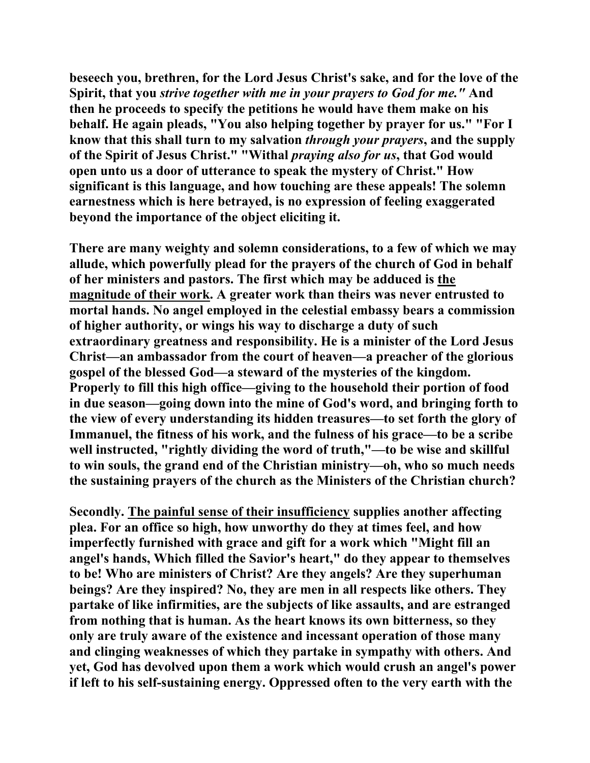**beseech you, brethren, for the Lord Jesus Christ's sake, and for the love of the Spirit, that you *strive together with me in your prayers to God for me."* And then he proceeds to specify the petitions he would have them make on his behalf. He again pleads, "You also helping together by prayer for us." "For I know that this shall turn to my salvation *through your prayers*, and the supply of the Spirit of Jesus Christ." "Withal *praying also for us*, that God would open unto us a door of utterance to speak the mystery of Christ." How significant is this language, and how touching are these appeals! The solemn earnestness which is here betrayed, is no expression of feeling exaggerated beyond the importance of the object eliciting it.**

**There are many weighty and solemn considerations, to a few of which we may allude, which powerfully plead for the prayers of the church of God in behalf of her ministers and pastors. The first which may be adduced is <u>the magnitude of their work</u>. A greater work than theirs was never entrusted to mortal hands. No angel employed in the celestial embassy bears a commission of higher authority, or wings his way to discharge a duty of such extraordinary greatness and responsibility. He is a minister of the Lord Jesus Christ—an ambassador from the court of heaven—a preacher of the glorious gospel of the blessed God—a steward of the mysteries of the kingdom. Properly to fill this high office—giving to the household their portion of food in due season—going down into the mine of God's word, and bringing forth to the view of every understanding its hidden treasures—to set forth the glory of Immanuel, the fitness of his work, and the fulness of his grace—to be a scribe well instructed, "rightly dividing the word of truth,"—to be wise and skillful to win souls, the grand end of the Christian ministry—oh, who so much needs the sustaining prayers of the church as the Ministers of the Christian church?**

**Secondly. <u>The painful sense of their insufficiency</u> supplies another affecting plea. For an office so high, how unworthy do they at times feel, and how imperfectly furnished with grace and gift for a work which "Might fill an angel's hands, Which filled the Savior's heart," do they appear to themselves to be! Who are ministers of Christ? Are they angels? Are they superhuman beings? Are they inspired? No, they are men in all respects like others. They partake of like infirmities, are the subjects of like assaults, and are estranged from nothing that is human. As the heart knows its own bitterness, so they only are truly aware of the existence and incessant operation of those many and clinging weaknesses of which they partake in sympathy with others. And yet, God has devolved upon them a work which would crush an angel's power if left to his self-sustaining energy. Oppressed often to the very earth with the**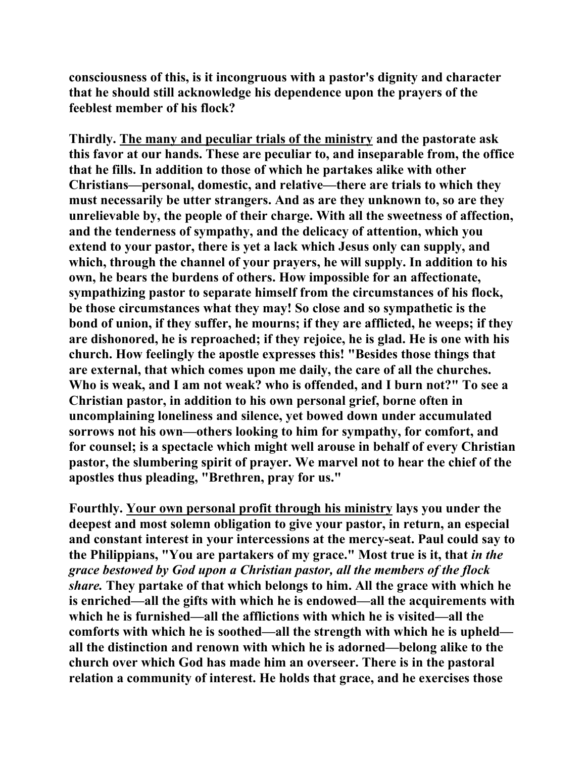**consciousness of this, is it incongruous with a pastor's dignity and character that he should still acknowledge his dependence upon the prayers of the feeblest member of his flock?**

**Thirdly. <u>The many and peculiar trials of the ministry</u> and the pastorate ask this favor at our hands. These are peculiar to, and inseparable from, the office that he fills. In addition to those of which he partakes alike with other Christians—personal, domestic, and relative—there are trials to which they must necessarily be utter strangers. And as are they unknown to, so are they unrelievable by, the people of their charge. With all the sweetness of affection, and the tenderness of sympathy, and the delicacy of attention, which you extend to your pastor, there is yet a lack which Jesus only can supply, and which, through the channel of your prayers, he will supply. In addition to his own, he bears the burdens of others. How impossible for an affectionate, sympathizing pastor to separate himself from the circumstances of his flock, be those circumstances what they may! So close and so sympathetic is the bond of union, if they suffer, he mourns; if they are afflicted, he weeps; if they are dishonored, he is reproached; if they rejoice, he is glad. He is one with his church. How feelingly the apostle expresses this! "Besides those things that are external, that which comes upon me daily, the care of all the churches. Who is weak, and I am not weak? who is offended, and I burn not?" To see a Christian pastor, in addition to his own personal grief, borne often in uncomplaining loneliness and silence, yet bowed down under accumulated sorrows not his own—others looking to him for sympathy, for comfort, and for counsel; is a spectacle which might well arouse in behalf of every Christian pastor, the slumbering spirit of prayer. We marvel not to hear the chief of the apostles thus pleading, "Brethren, pray for us."**

**Fourthly. <u>Your own personal profit through his ministry</u> lays you under the deepest and most solemn obligation to give your pastor, in return, an especial and constant interest in your intercessions at the mercy-seat. Paul could say to the Philippians, "You are partakers of my grace." Most true is it, that *in the grace bestowed by God upon a Christian pastor, all the members of the flock share.* They partake of that which belongs to him. All the grace with which he is enriched—all the gifts with which he is endowed—all the acquirements with which he is furnished—all the afflictions with which he is visited—all the comforts with which he is soothed—all the strength with which he is upheld—all the distinction and renown with which he is adorned—belong alike to the church over which God has made him an overseer. There is in the pastoral relation a community of interest. He holds that grace, and he exercises those**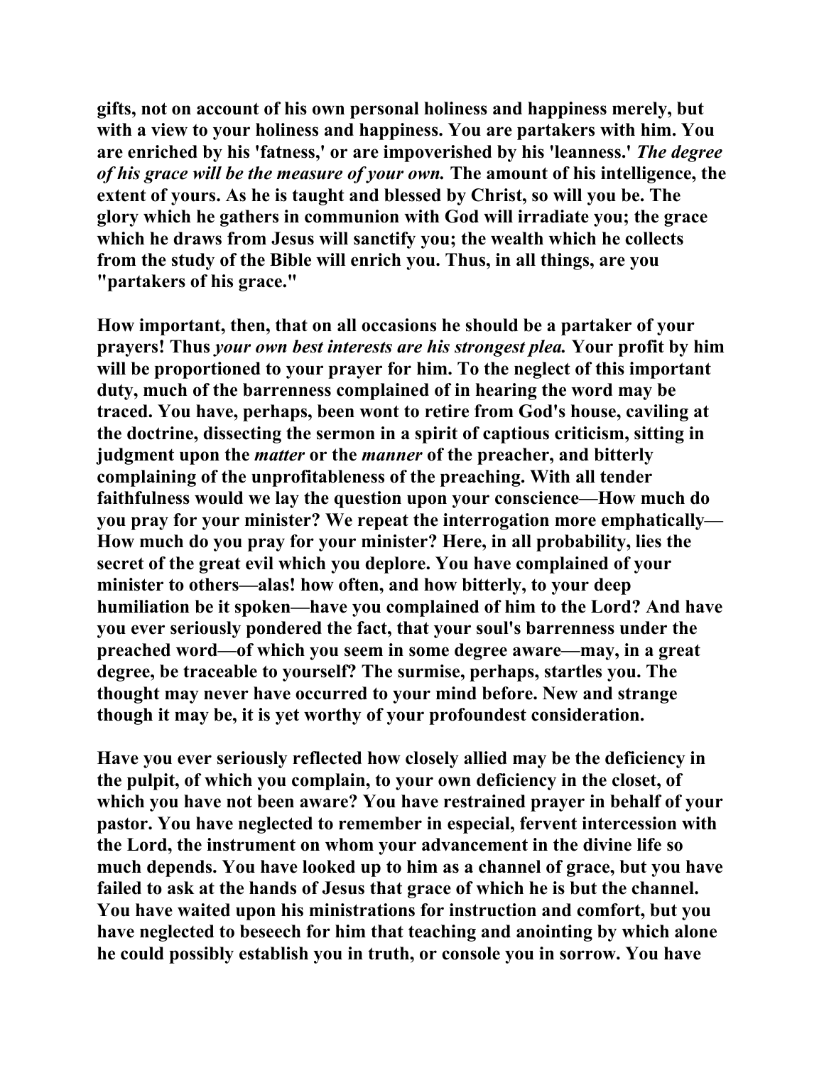**gifts, not on account of his own personal holiness and happiness merely, but with a view to your holiness and happiness. You are partakers with him. You are enriched by his 'fatness,' or are impoverished by his 'leanness.'** ***The degree of his grace will be the measure of your own.*** **The amount of his intelligence, the extent of yours. As he is taught and blessed by Christ, so will you be. The glory which he gathers in communion with God will irradiate you; the grace which he draws from Jesus will sanctify you; the wealth which he collects from the study of the Bible will enrich you. Thus, in all things, are you "partakers of his grace."**

**How important, then, that on all occasions he should be a partaker of your prayers! Thus** ***your own best interests are his strongest plea.*** **Your profit by him will be proportioned to your prayer for him. To the neglect of this important duty, much of the barrenness complained of in hearing the word may be traced. You have, perhaps, been wont to retire from God's house, caviling at the doctrine, dissecting the sermon in a spirit of captious criticism, sitting in judgment upon the** ***matter*** **or the** ***manner*** **of the preacher, and bitterly complaining of the unprofitableness of the preaching. With all tender faithfulness would we lay the question upon your conscience—How much do you pray for your minister? We repeat the interrogation more emphatically—How much do you pray for your minister? Here, in all probability, lies the secret of the great evil which you deplore. You have complained of your minister to others—alas! how often, and how bitterly, to your deep humiliation be it spoken—have you complained of him to the Lord? And have you ever seriously pondered the fact, that your soul's barrenness under the preached word—of which you seem in some degree aware—may, in a great degree, be traceable to yourself? The surmise, perhaps, startles you. The thought may never have occurred to your mind before. New and strange though it may be, it is yet worthy of your profoundest consideration.**

**Have you ever seriously reflected how closely allied may be the deficiency in the pulpit, of which you complain, to your own deficiency in the closet, of which you have not been aware? You have restrained prayer in behalf of your pastor. You have neglected to remember in especial, fervent intercession with the Lord, the instrument on whom your advancement in the divine life so much depends. You have looked up to him as a channel of grace, but you have failed to ask at the hands of Jesus that grace of which he is but the channel. You have waited upon his ministrations for instruction and comfort, but you have neglected to beseech for him that teaching and anointing by which alone he could possibly establish you in truth, or console you in sorrow. You have**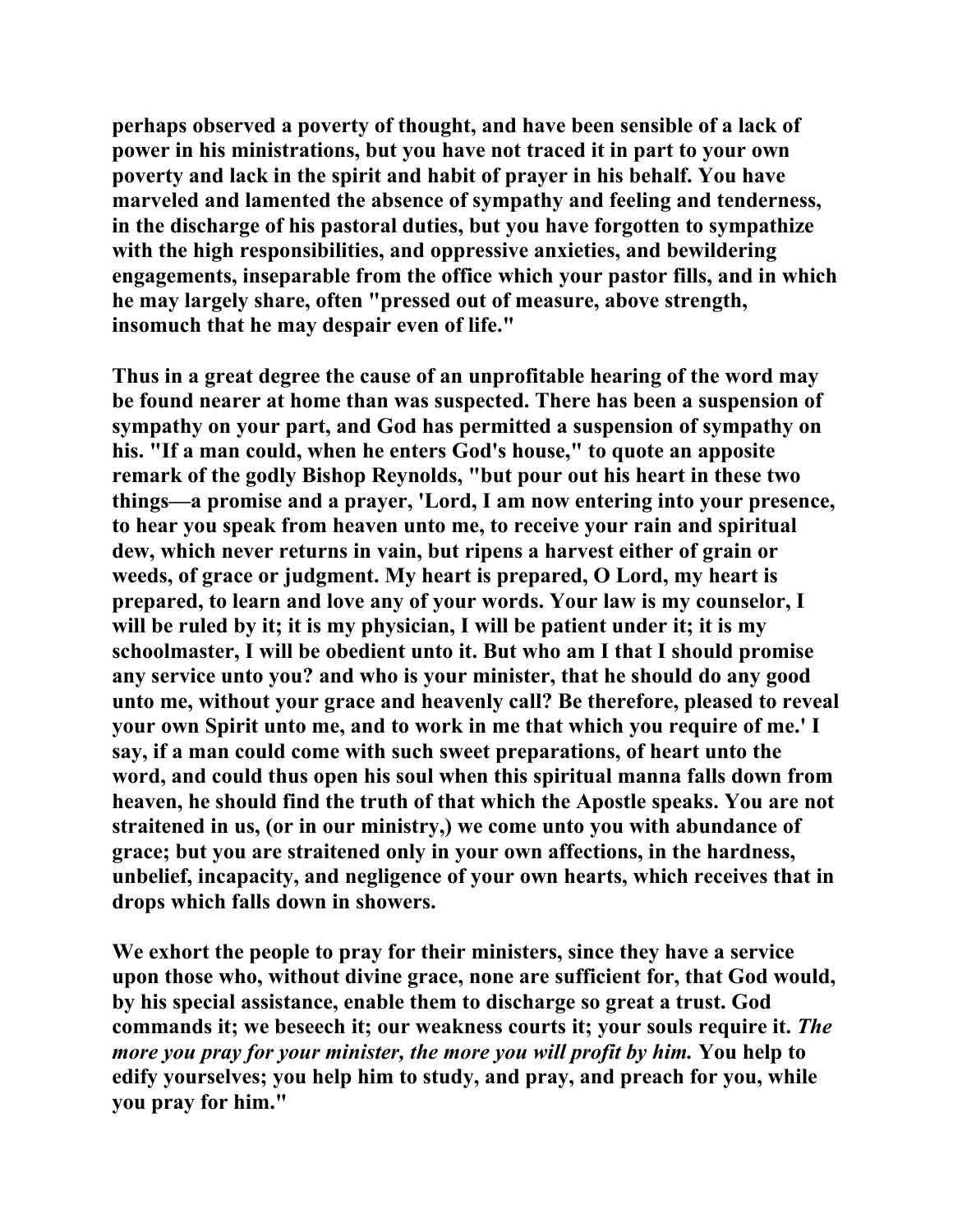perhaps observed a poverty of thought, and have been sensible of a lack of power in his ministrations, but you have not traced it in part to your own poverty and lack in the spirit and habit of prayer in his behalf. You have marveled and lamented the absence of sympathy and feeling and tenderness, in the discharge of his pastoral duties, but you have forgotten to sympathize with the high responsibilities, and oppressive anxieties, and bewildering engagements, inseparable from the office which your pastor fills, and in which he may largely share, often "pressed out of measure, above strength, insomuch that he may despair even of life."

Thus in a great degree the cause of an unprofitable hearing of the word may be found nearer at home than was suspected. There has been a suspension of sympathy on your part, and God has permitted a suspension of sympathy on his. "If a man could, when he enters God's house," to quote an apposite remark of the godly Bishop Reynolds, "but pour out his heart in these two things—a promise and a prayer, 'Lord, I am now entering into your presence, to hear you speak from heaven unto me, to receive your rain and spiritual dew, which never returns in vain, but ripens a harvest either of grain or weeds, of grace or judgment. My heart is prepared, O Lord, my heart is prepared, to learn and love any of your words. Your law is my counselor, I will be ruled by it; it is my physician, I will be patient under it; it is my schoolmaster, I will be obedient unto it. But who am I that I should promise any service unto you? and who is your minister, that he should do any good unto me, without your grace and heavenly call? Be therefore, pleased to reveal your own Spirit unto me, and to work in me that which you require of me.' I say, if a man could come with such sweet preparations, of heart unto the word, and could thus open his soul when this spiritual manna falls down from heaven, he should find the truth of that which the Apostle speaks. You are not straitened in us, (or in our ministry,) we come unto you with abundance of grace; but you are straitened only in your own affections, in the hardness, unbelief, incapacity, and negligence of your own hearts, which receives that in drops which falls down in showers.

We exhort the people to pray for their ministers, since they have a service upon those who, without divine grace, none are sufficient for, that God would, by his special assistance, enable them to discharge so great a trust. God commands it; we beseech it; our weakness courts it; your souls require it. *The more you pray for your minister, the more you will profit by him.* You help to edify yourselves; you help him to study, and pray, and preach for you, while you pray for him."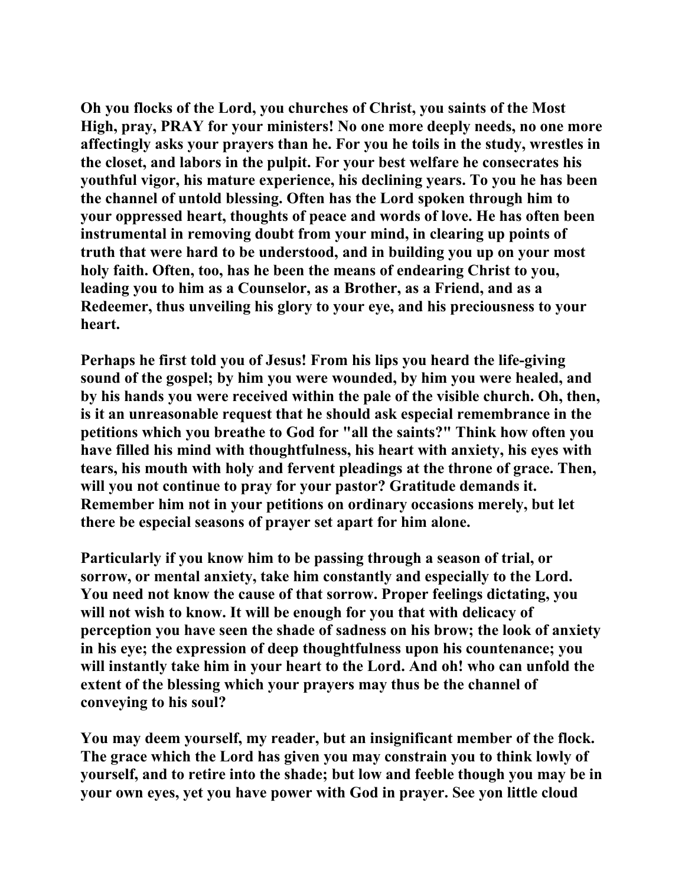Oh you flocks of the Lord, you churches of Christ, you saints of the Most High, pray, PRAY for your ministers! No one more deeply needs, no one more affectingly asks your prayers than he. For you he toils in the study, wrestles in the closet, and labors in the pulpit. For your best welfare he consecrates his youthful vigor, his mature experience, his declining years. To you he has been the channel of untold blessing. Often has the Lord spoken through him to your oppressed heart, thoughts of peace and words of love. He has often been instrumental in removing doubt from your mind, in clearing up points of truth that were hard to be understood, and in building you up on your most holy faith. Often, too, has he been the means of endearing Christ to you, leading you to him as a Counselor, as a Brother, as a Friend, and as a Redeemer, thus unveiling his glory to your eye, and his preciousness to your heart.

Perhaps he first told you of Jesus! From his lips you heard the life-giving sound of the gospel; by him you were wounded, by him you were healed, and by his hands you were received within the pale of the visible church. Oh, then, is it an unreasonable request that he should ask especial remembrance in the petitions which you breathe to God for "all the saints?" Think how often you have filled his mind with thoughtfulness, his heart with anxiety, his eyes with tears, his mouth with holy and fervent pleadings at the throne of grace. Then, will you not continue to pray for your pastor? Gratitude demands it. Remember him not in your petitions on ordinary occasions merely, but let there be especial seasons of prayer set apart for him alone.

Particularly if you know him to be passing through a season of trial, or sorrow, or mental anxiety, take him constantly and especially to the Lord. You need not know the cause of that sorrow. Proper feelings dictating, you will not wish to know. It will be enough for you that with delicacy of perception you have seen the shade of sadness on his brow; the look of anxiety in his eye; the expression of deep thoughtfulness upon his countenance; you will instantly take him in your heart to the Lord. And oh! who can unfold the extent of the blessing which your prayers may thus be the channel of conveying to his soul?

You may deem yourself, my reader, but an insignificant member of the flock. The grace which the Lord has given you may constrain you to think lowly of yourself, and to retire into the shade; but low and feeble though you may be in your own eyes, yet you have power with God in prayer. See yon little cloud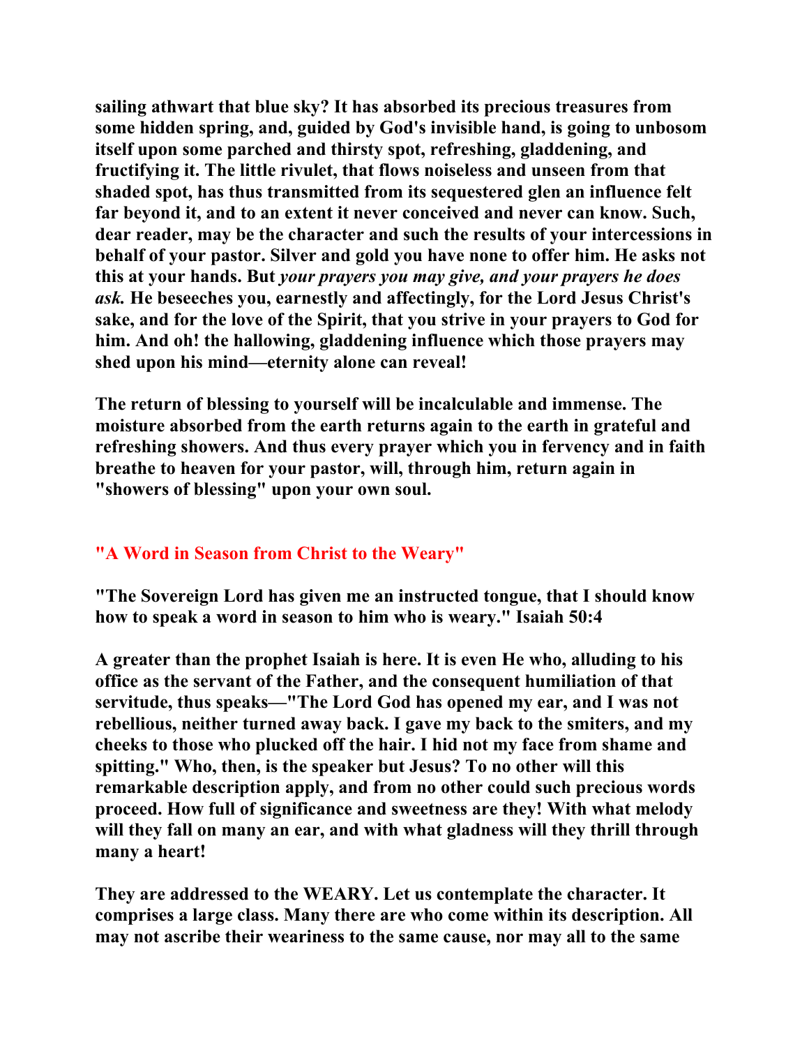sailing athwart that blue sky? It has absorbed its precious treasures from some hidden spring, and, guided by God's invisible hand, is going to unbosom itself upon some parched and thirsty spot, refreshing, gladdening, and fructifying it. The little rivulet, that flows noiseless and unseen from that shaded spot, has thus transmitted from its sequestered glen an influence felt far beyond it, and to an extent it never conceived and never can know. Such, dear reader, may be the character and such the results of your intercessions in behalf of your pastor. Silver and gold you have none to offer him. He asks not this at your hands. But *your prayers you may give, and your prayers he does ask.* He beseeches you, earnestly and affectingly, for the Lord Jesus Christ's sake, and for the love of the Spirit, that you strive in your prayers to God for him. And oh! the hallowing, gladdening influence which those prayers may shed upon his mind—eternity alone can reveal!

The return of blessing to yourself will be incalculable and immense. The moisture absorbed from the earth returns again to the earth in grateful and refreshing showers. And thus every prayer which you in fervency and in faith breathe to heaven for your pastor, will, through him, return again in "showers of blessing" upon your own soul.

## "A Word in Season from Christ to the Weary"

"The Sovereign Lord has given me an instructed tongue, that I should know how to speak a word in season to him who is weary." Isaiah 50:4

A greater than the prophet Isaiah is here. It is even He who, alluding to his office as the servant of the Father, and the consequent humiliation of that servitude, thus speaks—"The Lord God has opened my ear, and I was not rebellious, neither turned away back. I gave my back to the smiters, and my cheeks to those who plucked off the hair. I hid not my face from shame and spitting." Who, then, is the speaker but Jesus? To no other will this remarkable description apply, and from no other could such precious words proceed. How full of significance and sweetness are they! With what melody will they fall on many an ear, and with what gladness will they thrill through many a heart!

They are addressed to the WEARY. Let us contemplate the character. It comprises a large class. Many there are who come within its description. All may not ascribe their weariness to the same cause, nor may all to the same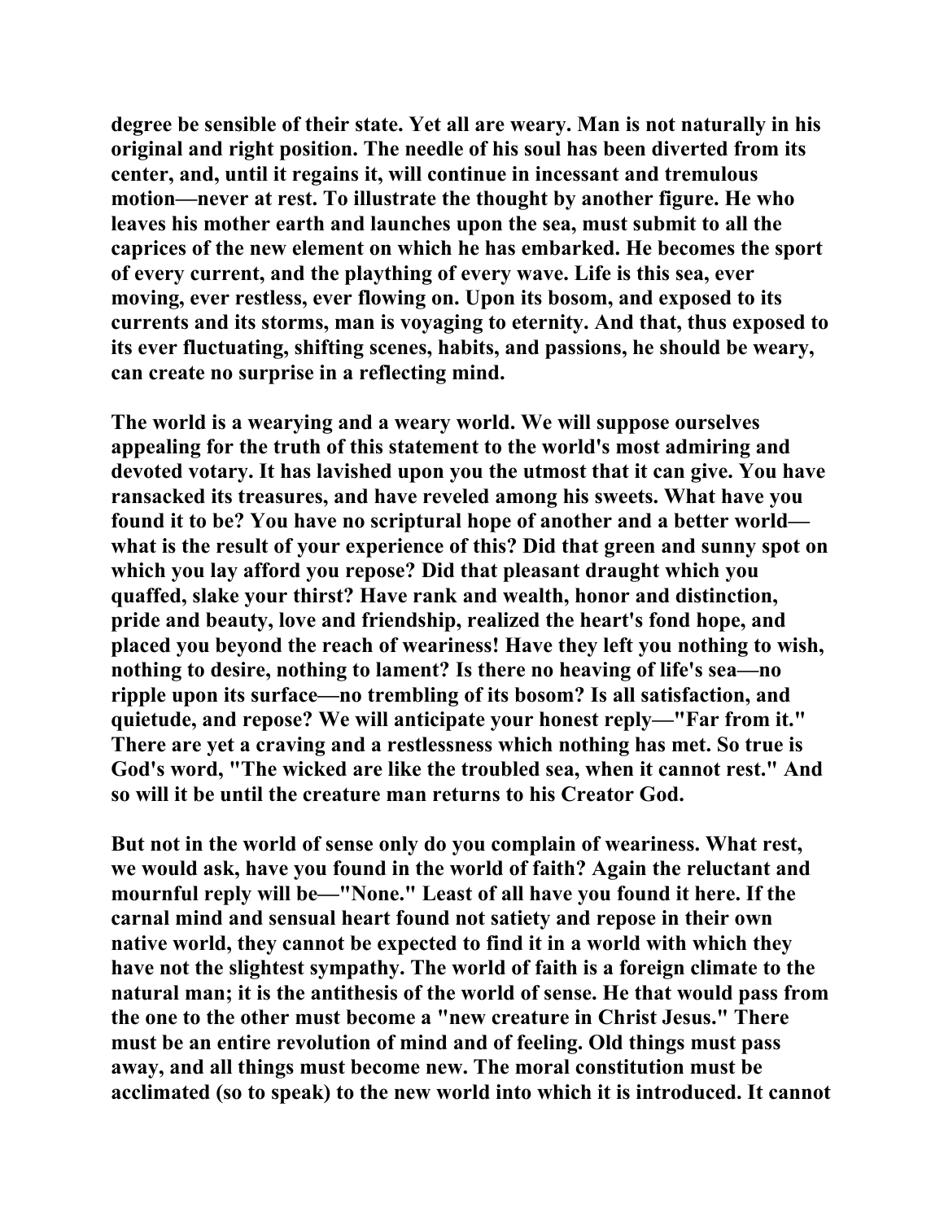degree be sensible of their state. Yet all are weary. Man is not naturally in his original and right position. The needle of his soul has been diverted from its center, and, until it regains it, will continue in incessant and tremulous motion—never at rest. To illustrate the thought by another figure. He who leaves his mother earth and launches upon the sea, must submit to all the caprices of the new element on which he has embarked. He becomes the sport of every current, and the plaything of every wave. Life is this sea, ever moving, ever restless, ever flowing on. Upon its bosom, and exposed to its currents and its storms, man is voyaging to eternity. And that, thus exposed to its ever fluctuating, shifting scenes, habits, and passions, he should be weary, can create no surprise in a reflecting mind.

The world is a wearying and a weary world. We will suppose ourselves appealing for the truth of this statement to the world's most admiring and devoted votary. It has lavished upon you the utmost that it can give. You have ransacked its treasures, and have reveled among his sweets. What have you found it to be? You have no scriptural hope of another and a better world—what is the result of your experience of this? Did that green and sunny spot on which you lay afford you repose? Did that pleasant draught which you quaffed, slake your thirst? Have rank and wealth, honor and distinction, pride and beauty, love and friendship, realized the heart's fond hope, and placed you beyond the reach of weariness! Have they left you nothing to wish, nothing to desire, nothing to lament? Is there no heaving of life's sea—no ripple upon its surface—no trembling of its bosom? Is all satisfaction, and quietude, and repose? We will anticipate your honest reply—"Far from it." There are yet a craving and a restlessness which nothing has met. So true is God's word, "The wicked are like the troubled sea, when it cannot rest." And so will it be until the creature man returns to his Creator God.

But not in the world of sense only do you complain of weariness. What rest, we would ask, have you found in the world of faith? Again the reluctant and mournful reply will be—"None." Least of all have you found it here. If the carnal mind and sensual heart found not satiety and repose in their own native world, they cannot be expected to find it in a world with which they have not the slightest sympathy. The world of faith is a foreign climate to the natural man; it is the antithesis of the world of sense. He that would pass from the one to the other must become a "new creature in Christ Jesus." There must be an entire revolution of mind and of feeling. Old things must pass away, and all things must become new. The moral constitution must be acclimated (so to speak) to the new world into which it is introduced. It cannot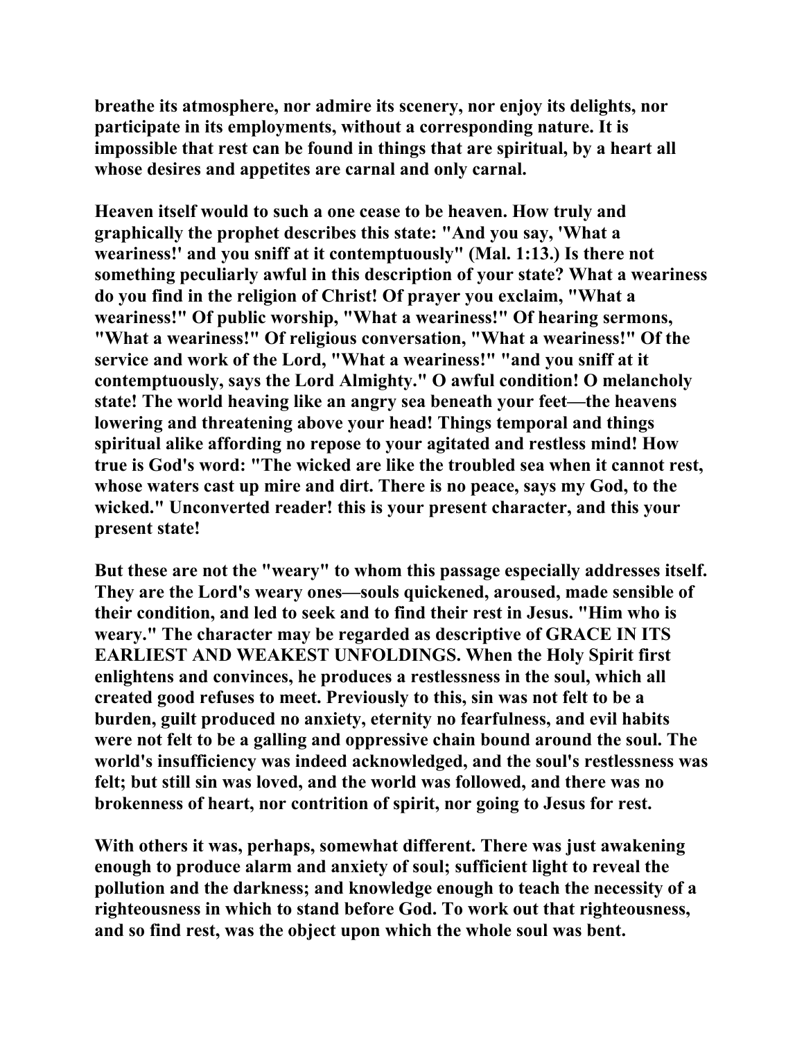breathe its atmosphere, nor admire its scenery, nor enjoy its delights, nor participate in its employments, without a corresponding nature. It is impossible that rest can be found in things that are spiritual, by a heart all whose desires and appetites are carnal and only carnal.

Heaven itself would to such a one cease to be heaven. How truly and graphically the prophet describes this state: "And you say, 'What a weariness!' and you sniff at it contemptuously" (Mal. 1:13.) Is there not something peculiarly awful in this description of your state? What a weariness do you find in the religion of Christ! Of prayer you exclaim, "What a weariness!" Of public worship, "What a weariness!" Of hearing sermons, "What a weariness!" Of religious conversation, "What a weariness!" Of the service and work of the Lord, "What a weariness!" "and you sniff at it contemptuously, says the Lord Almighty." O awful condition! O melancholy state! The world heaving like an angry sea beneath your feet—the heavens lowering and threatening above your head! Things temporal and things spiritual alike affording no repose to your agitated and restless mind! How true is God's word: "The wicked are like the troubled sea when it cannot rest, whose waters cast up mire and dirt. There is no peace, says my God, to the wicked." Unconverted reader! this is your present character, and this your present state!

But these are not the "weary" to whom this passage especially addresses itself. They are the Lord's weary ones—souls quickened, aroused, made sensible of their condition, and led to seek and to find their rest in Jesus. "Him who is weary." The character may be regarded as descriptive of GRACE IN ITS EARLIEST AND WEAKEST UNFOLDINGS. When the Holy Spirit first enlightens and convinces, he produces a restlessness in the soul, which all created good refuses to meet. Previously to this, sin was not felt to be a burden, guilt produced no anxiety, eternity no fearfulness, and evil habits were not felt to be a galling and oppressive chain bound around the soul. The world's insufficiency was indeed acknowledged, and the soul's restlessness was felt; but still sin was loved, and the world was followed, and there was no brokenness of heart, nor contrition of spirit, nor going to Jesus for rest.

With others it was, perhaps, somewhat different. There was just awakening enough to produce alarm and anxiety of soul; sufficient light to reveal the pollution and the darkness; and knowledge enough to teach the necessity of a righteousness in which to stand before God. To work out that righteousness, and so find rest, was the object upon which the whole soul was bent.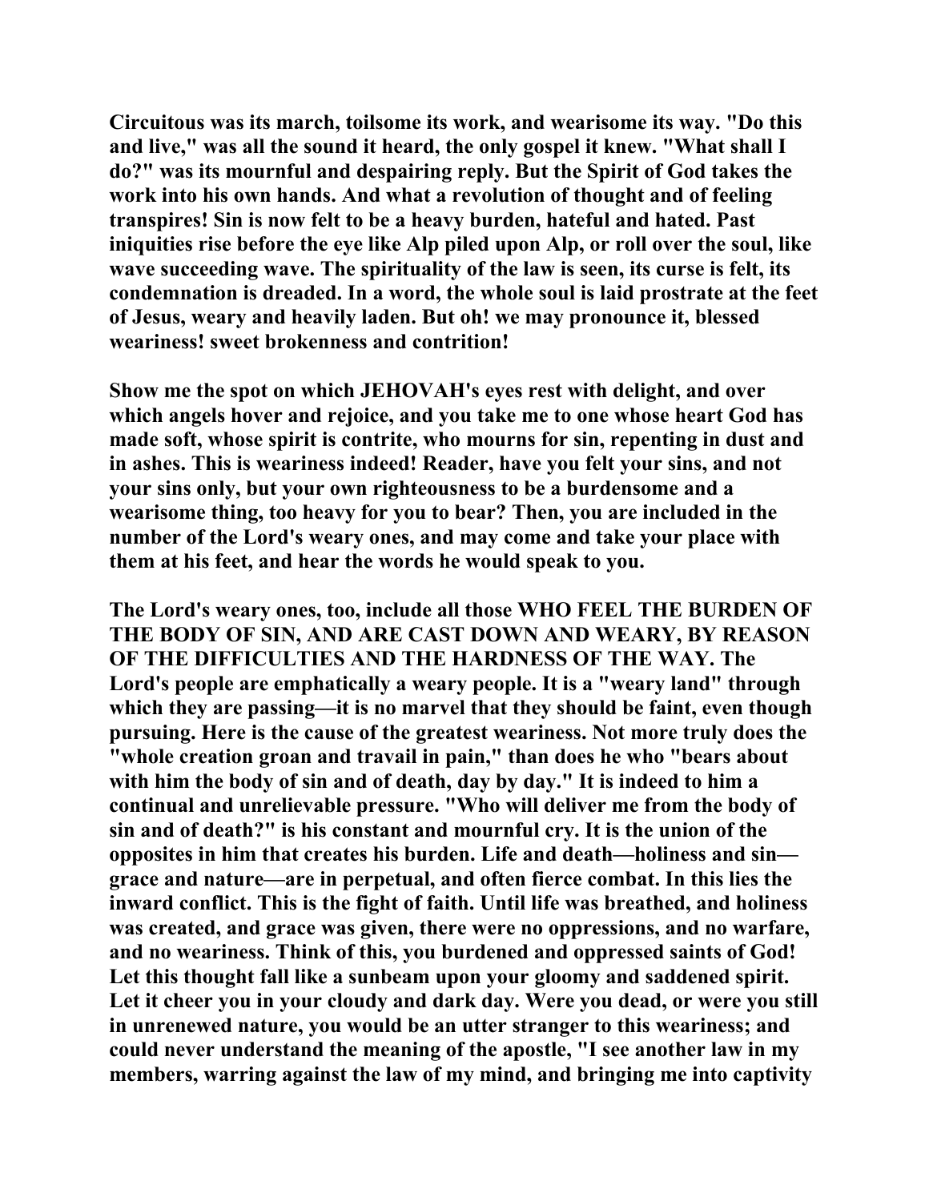Circuitous was its march, toilsome its work, and wearisome its way. "Do this and live," was all the sound it heard, the only gospel it knew. "What shall I do?" was its mournful and despairing reply. But the Spirit of God takes the work into his own hands. And what a revolution of thought and of feeling transpires! Sin is now felt to be a heavy burden, hateful and hated. Past iniquities rise before the eye like Alp piled upon Alp, or roll over the soul, like wave succeeding wave. The spirituality of the law is seen, its curse is felt, its condemnation is dreaded. In a word, the whole soul is laid prostrate at the feet of Jesus, weary and heavily laden. But oh! we may pronounce it, blessed weariness! sweet brokenness and contrition!

Show me the spot on which JEHOVAH's eyes rest with delight, and over which angels hover and rejoice, and you take me to one whose heart God has made soft, whose spirit is contrite, who mourns for sin, repenting in dust and in ashes. This is weariness indeed! Reader, have you felt your sins, and not your sins only, but your own righteousness to be a burdensome and a wearisome thing, too heavy for you to bear? Then, you are included in the number of the Lord's weary ones, and may come and take your place with them at his feet, and hear the words he would speak to you.

The Lord's weary ones, too, include all those WHO FEEL THE BURDEN OF THE BODY OF SIN, AND ARE CAST DOWN AND WEARY, BY REASON OF THE DIFFICULTIES AND THE HARDNESS OF THE WAY. The Lord's people are emphatically a weary people. It is a "weary land" through which they are passing—it is no marvel that they should be faint, even though pursuing. Here is the cause of the greatest weariness. Not more truly does the "whole creation groan and travail in pain," than does he who "bears about with him the body of sin and of death, day by day." It is indeed to him a continual and unrelievable pressure. "Who will deliver me from the body of sin and of death?" is his constant and mournful cry. It is the union of the opposites in him that creates his burden. Life and death—holiness and sin—grace and nature—are in perpetual, and often fierce combat. In this lies the inward conflict. This is the fight of faith. Until life was breathed, and holiness was created, and grace was given, there were no oppressions, and no warfare, and no weariness. Think of this, you burdened and oppressed saints of God! Let this thought fall like a sunbeam upon your gloomy and saddened spirit. Let it cheer you in your cloudy and dark day. Were you dead, or were you still in unrenewed nature, you would be an utter stranger to this weariness; and could never understand the meaning of the apostle, "I see another law in my members, warring against the law of my mind, and bringing me into captivity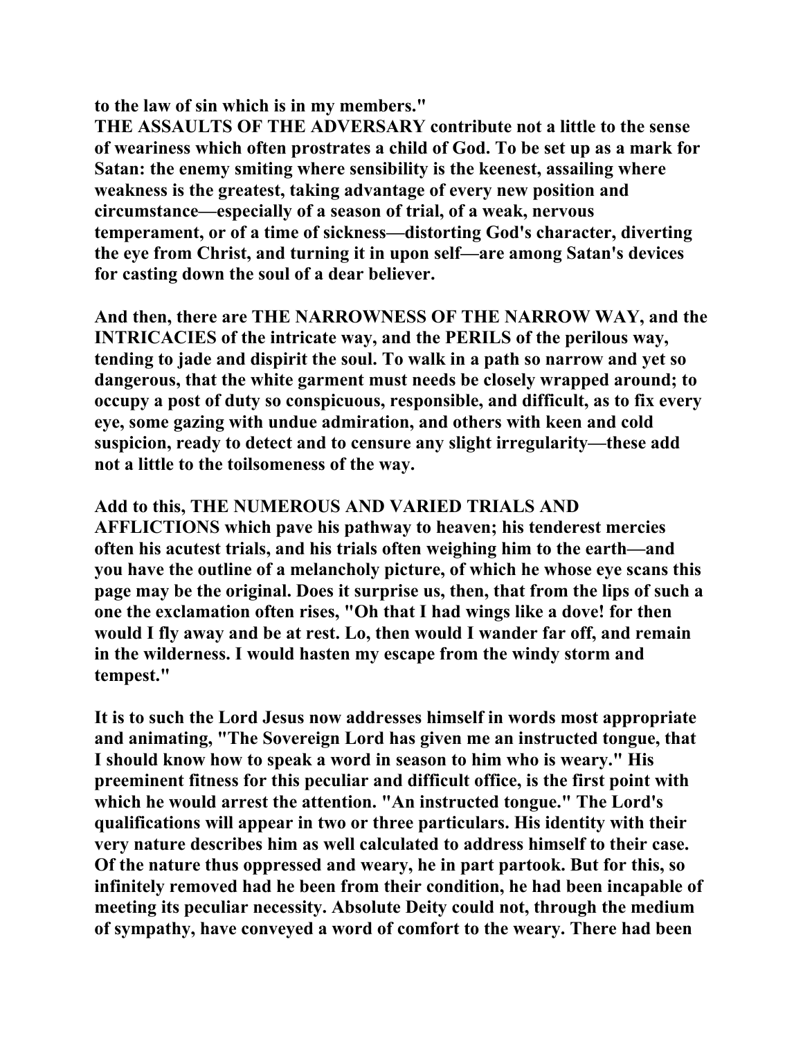**to the law of sin which is in my members."**
**THE ASSAULTS OF THE ADVERSARY contribute not a little to the sense of weariness which often prostrates a child of God. To be set up as a mark for Satan: the enemy smiting where sensibility is the keenest, assailing where weakness is the greatest, taking advantage of every new position and circumstance—especially of a season of trial, of a weak, nervous temperament, or of a time of sickness—distorting God's character, diverting the eye from Christ, and turning it in upon self—are among Satan's devices for casting down the soul of a dear believer.**

**And then, there are THE NARROWNESS OF THE NARROW WAY, and the INTRICACIES of the intricate way, and the PERILS of the perilous way, tending to jade and dispirit the soul. To walk in a path so narrow and yet so dangerous, that the white garment must needs be closely wrapped around; to occupy a post of duty so conspicuous, responsible, and difficult, as to fix every eye, some gazing with undue admiration, and others with keen and cold suspicion, ready to detect and to censure any slight irregularity—these add not a little to the toilsomeness of the way.**

**Add to this, THE NUMEROUS AND VARIED TRIALS AND AFFLICTIONS which pave his pathway to heaven; his tenderest mercies often his acutest trials, and his trials often weighing him to the earth—and you have the outline of a melancholy picture, of which he whose eye scans this page may be the original. Does it surprise us, then, that from the lips of such a one the exclamation often rises, "Oh that I had wings like a dove! for then would I fly away and be at rest. Lo, then would I wander far off, and remain in the wilderness. I would hasten my escape from the windy storm and tempest."**

**It is to such the Lord Jesus now addresses himself in words most appropriate and animating, "The Sovereign Lord has given me an instructed tongue, that I should know how to speak a word in season to him who is weary." His preeminent fitness for this peculiar and difficult office, is the first point with which he would arrest the attention. "An instructed tongue." The Lord's qualifications will appear in two or three particulars. His identity with their very nature describes him as well calculated to address himself to their case. Of the nature thus oppressed and weary, he in part partook. But for this, so infinitely removed had he been from their condition, he had been incapable of meeting its peculiar necessity. Absolute Deity could not, through the medium of sympathy, have conveyed a word of comfort to the weary. There had been**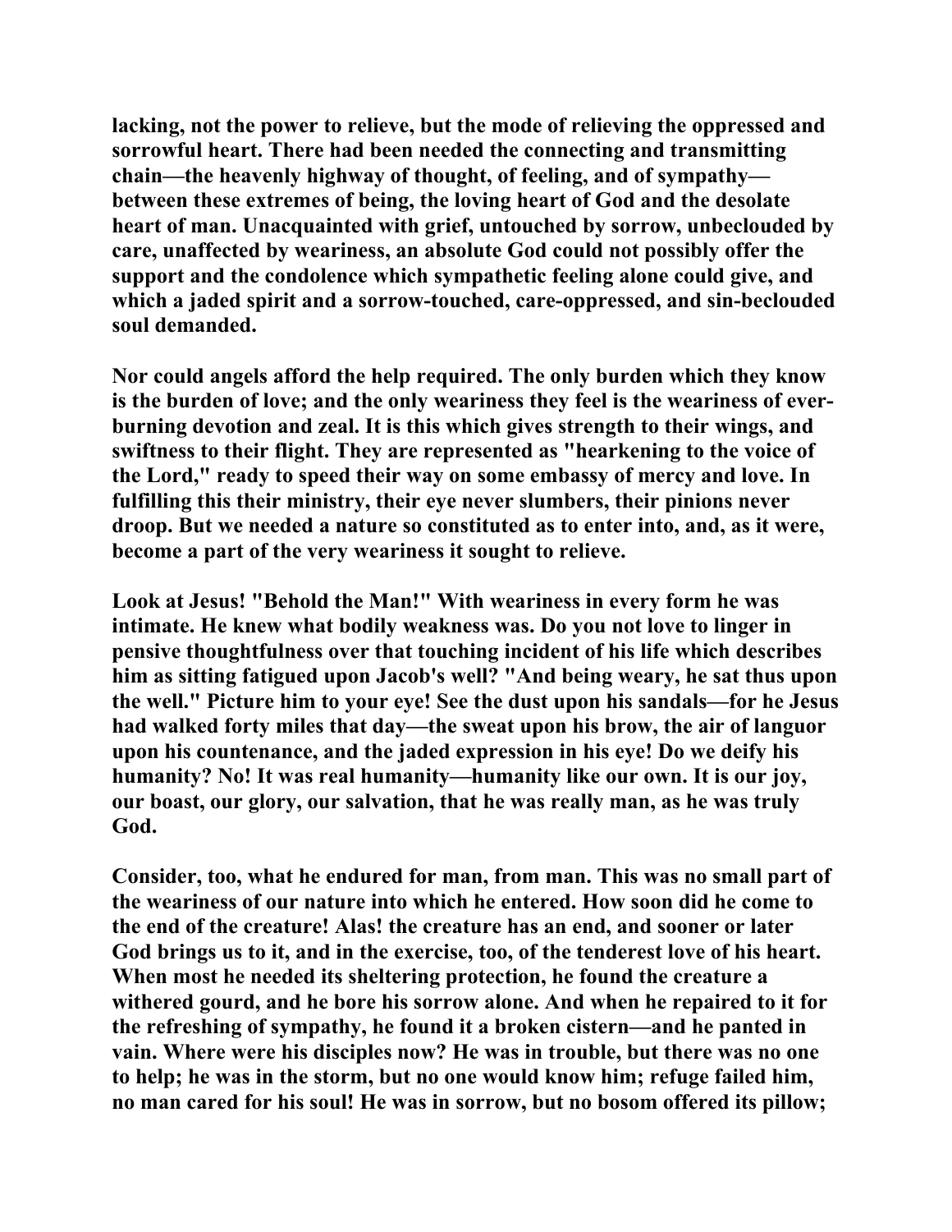lacking, not the power to relieve, but the mode of relieving the oppressed and sorrowful heart. There had been needed the connecting and transmitting chain—the heavenly highway of thought, of feeling, and of sympathy—between these extremes of being, the loving heart of God and the desolate heart of man. Unacquainted with grief, untouched by sorrow, unbeclouded by care, unaffected by weariness, an absolute God could not possibly offer the support and the condolence which sympathetic feeling alone could give, and which a jaded spirit and a sorrow-touched, care-oppressed, and sin-beclouded soul demanded.

Nor could angels afford the help required. The only burden which they know is the burden of love; and the only weariness they feel is the weariness of ever-burning devotion and zeal. It is this which gives strength to their wings, and swiftness to their flight. They are represented as "hearkening to the voice of the Lord," ready to speed their way on some embassy of mercy and love. In fulfilling this their ministry, their eye never slumbers, their pinions never droop. But we needed a nature so constituted as to enter into, and, as it were, become a part of the very weariness it sought to relieve.

Look at Jesus! "Behold the Man!" With weariness in every form he was intimate. He knew what bodily weakness was. Do you not love to linger in pensive thoughtfulness over that touching incident of his life which describes him as sitting fatigued upon Jacob's well? "And being weary, he sat thus upon the well." Picture him to your eye! See the dust upon his sandals—for he Jesus had walked forty miles that day—the sweat upon his brow, the air of languor upon his countenance, and the jaded expression in his eye! Do we deify his humanity? No! It was real humanity—humanity like our own. It is our joy, our boast, our glory, our salvation, that he was really man, as he was truly God.

Consider, too, what he endured for man, from man. This was no small part of the weariness of our nature into which he entered. How soon did he come to the end of the creature! Alas! the creature has an end, and sooner or later God brings us to it, and in the exercise, too, of the tenderest love of his heart. When most he needed its sheltering protection, he found the creature a withered gourd, and he bore his sorrow alone. And when he repaired to it for the refreshing of sympathy, he found it a broken cistern—and he panted in vain. Where were his disciples now? He was in trouble, but there was no one to help; he was in the storm, but no one would know him; refuge failed him, no man cared for his soul! He was in sorrow, but no bosom offered its pillow;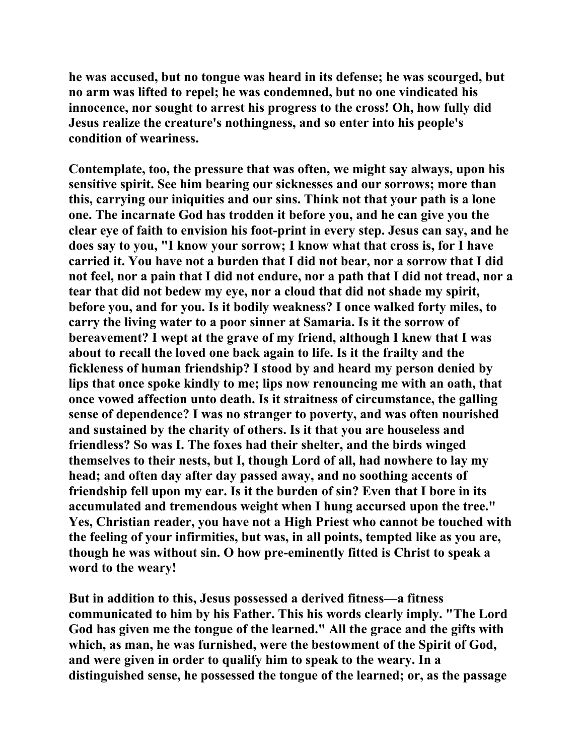he was accused, but no tongue was heard in its defense; he was scourged, but no arm was lifted to repel; he was condemned, but no one vindicated his innocence, nor sought to arrest his progress to the cross! Oh, how fully did Jesus realize the creature's nothingness, and so enter into his people's condition of weariness.

Contemplate, too, the pressure that was often, we might say always, upon his sensitive spirit. See him bearing our sicknesses and our sorrows; more than this, carrying our iniquities and our sins. Think not that your path is a lone one. The incarnate God has trodden it before you, and he can give you the clear eye of faith to envision his foot-print in every step. Jesus can say, and he does say to you, "I know your sorrow; I know what that cross is, for I have carried it. You have not a burden that I did not bear, nor a sorrow that I did not feel, nor a pain that I did not endure, nor a path that I did not tread, nor a tear that did not bedew my eye, nor a cloud that did not shade my spirit, before you, and for you. Is it bodily weakness? I once walked forty miles, to carry the living water to a poor sinner at Samaria. Is it the sorrow of bereavement? I wept at the grave of my friend, although I knew that I was about to recall the loved one back again to life. Is it the frailty and the fickleness of human friendship? I stood by and heard my person denied by lips that once spoke kindly to me; lips now renouncing me with an oath, that once vowed affection unto death. Is it straitness of circumstance, the galling sense of dependence? I was no stranger to poverty, and was often nourished and sustained by the charity of others. Is it that you are houseless and friendless? So was I. The foxes had their shelter, and the birds winged themselves to their nests, but I, though Lord of all, had nowhere to lay my head; and often day after day passed away, and no soothing accents of friendship fell upon my ear. Is it the burden of sin? Even that I bore in its accumulated and tremendous weight when I hung accursed upon the tree." Yes, Christian reader, you have not a High Priest who cannot be touched with the feeling of your infirmities, but was, in all points, tempted like as you are, though he was without sin. O how pre-eminently fitted is Christ to speak a word to the weary!

But in addition to this, Jesus possessed a derived fitness—a fitness communicated to him by his Father. This his words clearly imply. "The Lord God has given me the tongue of the learned." All the grace and the gifts with which, as man, he was furnished, were the bestowment of the Spirit of God, and were given in order to qualify him to speak to the weary. In a distinguished sense, he possessed the tongue of the learned; or, as the passage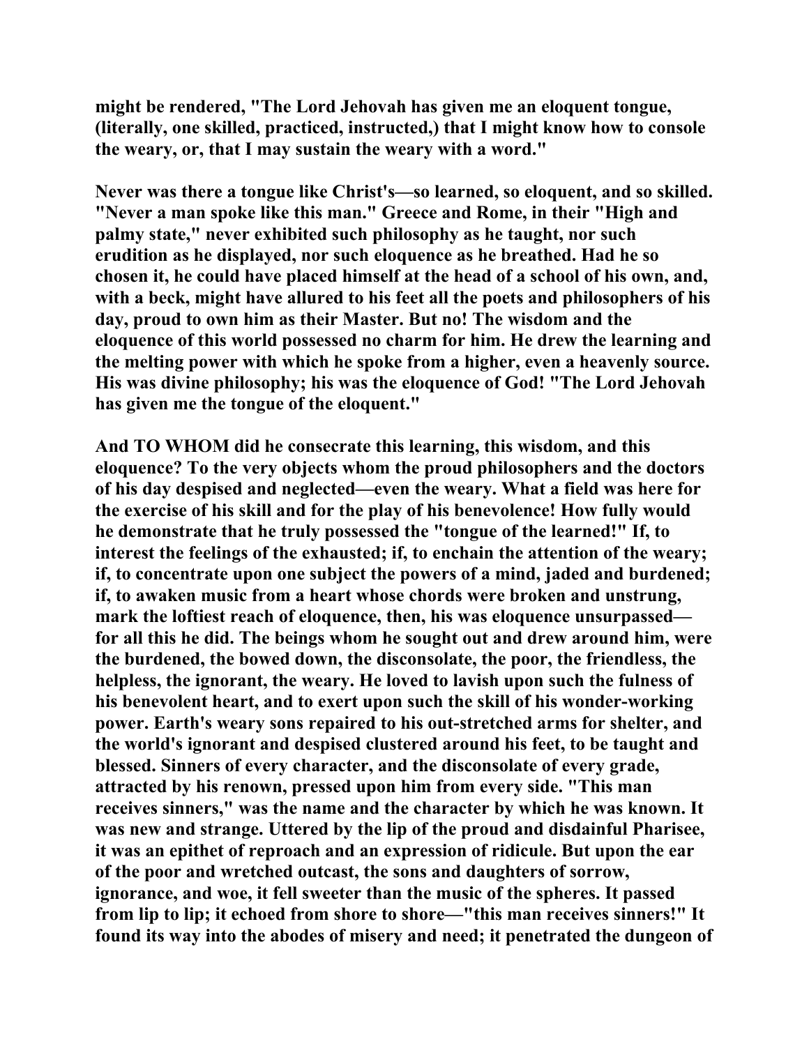might be rendered, "The Lord Jehovah has given me an eloquent tongue, (literally, one skilled, practiced, instructed,) that I might know how to console the weary, or, that I may sustain the weary with a word."

Never was there a tongue like Christ's—so learned, so eloquent, and so skilled. "Never a man spoke like this man." Greece and Rome, in their "High and palmy state," never exhibited such philosophy as he taught, nor such erudition as he displayed, nor such eloquence as he breathed. Had he so chosen it, he could have placed himself at the head of a school of his own, and, with a beck, might have allured to his feet all the poets and philosophers of his day, proud to own him as their Master. But no! The wisdom and the eloquence of this world possessed no charm for him. He drew the learning and the melting power with which he spoke from a higher, even a heavenly source. His was divine philosophy; his was the eloquence of God! "The Lord Jehovah has given me the tongue of the eloquent."

And TO WHOM did he consecrate this learning, this wisdom, and this eloquence? To the very objects whom the proud philosophers and the doctors of his day despised and neglected—even the weary. What a field was here for the exercise of his skill and for the play of his benevolence! How fully would he demonstrate that he truly possessed the "tongue of the learned!" If, to interest the feelings of the exhausted; if, to enchain the attention of the weary; if, to concentrate upon one subject the powers of a mind, jaded and burdened; if, to awaken music from a heart whose chords were broken and unstrung, mark the loftiest reach of eloquence, then, his was eloquence unsurpassed—for all this he did. The beings whom he sought out and drew around him, were the burdened, the bowed down, the disconsolate, the poor, the friendless, the helpless, the ignorant, the weary. He loved to lavish upon such the fulness of his benevolent heart, and to exert upon such the skill of his wonder-working power. Earth's weary sons repaired to his out-stretched arms for shelter, and the world's ignorant and despised clustered around his feet, to be taught and blessed. Sinners of every character, and the disconsolate of every grade, attracted by his renown, pressed upon him from every side. "This man receives sinners," was the name and the character by which he was known. It was new and strange. Uttered by the lip of the proud and disdainful Pharisee, it was an epithet of reproach and an expression of ridicule. But upon the ear of the poor and wretched outcast, the sons and daughters of sorrow, ignorance, and woe, it fell sweeter than the music of the spheres. It passed from lip to lip; it echoed from shore to shore—"this man receives sinners!" It found its way into the abodes of misery and need; it penetrated the dungeon of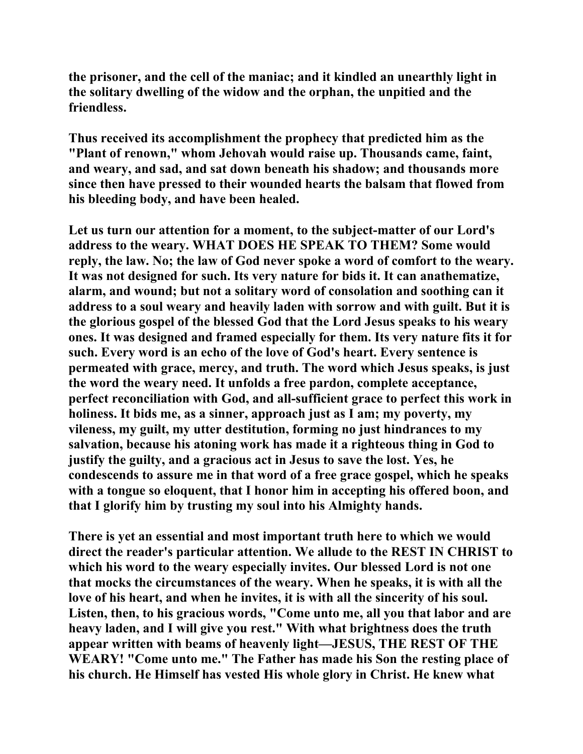the prisoner, and the cell of the maniac; and it kindled an unearthly light in the solitary dwelling of the widow and the orphan, the unpitied and the friendless.

Thus received its accomplishment the prophecy that predicted him as the "Plant of renown," whom Jehovah would raise up. Thousands came, faint, and weary, and sad, and sat down beneath his shadow; and thousands more since then have pressed to their wounded hearts the balsam that flowed from his bleeding body, and have been healed.

Let us turn our attention for a moment, to the subject-matter of our Lord's address to the weary. WHAT DOES HE SPEAK TO THEM? Some would reply, the law. No; the law of God never spoke a word of comfort to the weary. It was not designed for such. Its very nature for bids it. It can anathematize, alarm, and wound; but not a solitary word of consolation and soothing can it address to a soul weary and heavily laden with sorrow and with guilt. But it is the glorious gospel of the blessed God that the Lord Jesus speaks to his weary ones. It was designed and framed especially for them. Its very nature fits it for such. Every word is an echo of the love of God's heart. Every sentence is permeated with grace, mercy, and truth. The word which Jesus speaks, is just the word the weary need. It unfolds a free pardon, complete acceptance, perfect reconciliation with God, and all-sufficient grace to perfect this work in holiness. It bids me, as a sinner, approach just as I am; my poverty, my vileness, my guilt, my utter destitution, forming no just hindrances to my salvation, because his atoning work has made it a righteous thing in God to justify the guilty, and a gracious act in Jesus to save the lost. Yes, he condescends to assure me in that word of a free grace gospel, which he speaks with a tongue so eloquent, that I honor him in accepting his offered boon, and that I glorify him by trusting my soul into his Almighty hands.

There is yet an essential and most important truth here to which we would direct the reader's particular attention. We allude to the REST IN CHRIST to which his word to the weary especially invites. Our blessed Lord is not one that mocks the circumstances of the weary. When he speaks, it is with all the love of his heart, and when he invites, it is with all the sincerity of his soul. Listen, then, to his gracious words, "Come unto me, all you that labor and are heavy laden, and I will give you rest." With what brightness does the truth appear written with beams of heavenly light—JESUS, THE REST OF THE WEARY! "Come unto me." The Father has made his Son the resting place of his church. He Himself has vested His whole glory in Christ. He knew what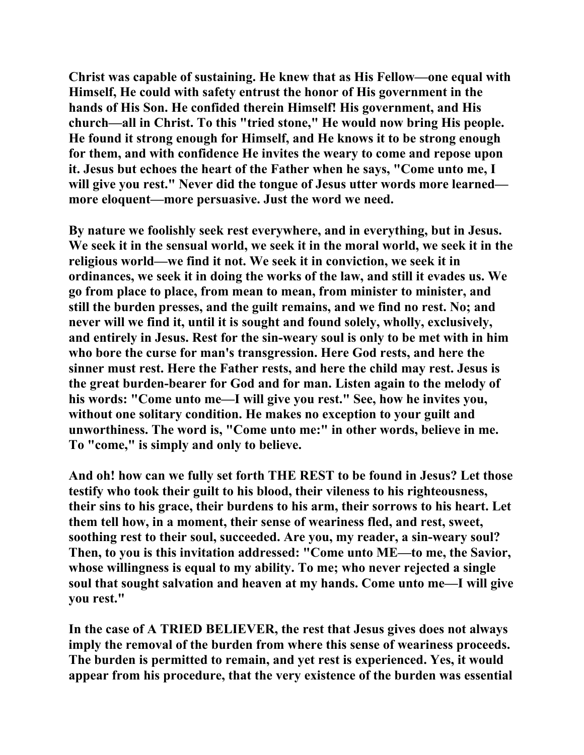**Christ was capable of sustaining. He knew that as His Fellow—one equal with Himself, He could with safety entrust the honor of His government in the hands of His Son. He confided therein Himself! His government, and His church—all in Christ. To this "tried stone," He would now bring His people. He found it strong enough for Himself, and He knows it to be strong enough for them, and with confidence He invites the weary to come and repose upon it. Jesus but echoes the heart of the Father when he says, "Come unto me, I will give you rest." Never did the tongue of Jesus utter words more learned—more eloquent—more persuasive. Just the word we need.**

**By nature we foolishly seek rest everywhere, and in everything, but in Jesus. We seek it in the sensual world, we seek it in the moral world, we seek it in the religious world—we find it not. We seek it in conviction, we seek it in ordinances, we seek it in doing the works of the law, and still it evades us. We go from place to place, from mean to mean, from minister to minister, and still the burden presses, and the guilt remains, and we find no rest. No; and never will we find it, until it is sought and found solely, wholly, exclusively, and entirely in Jesus. Rest for the sin-weary soul is only to be met with in him who bore the curse for man's transgression. Here God rests, and here the sinner must rest. Here the Father rests, and here the child may rest. Jesus is the great burden-bearer for God and for man. Listen again to the melody of his words: "Come unto me—I will give you rest." See, how he invites you, without one solitary condition. He makes no exception to your guilt and unworthiness. The word is, "Come unto me:" in other words, believe in me. To "come," is simply and only to believe.**

**And oh! how can we fully set forth THE REST to be found in Jesus? Let those testify who took their guilt to his blood, their vileness to his righteousness, their sins to his grace, their burdens to his arm, their sorrows to his heart. Let them tell how, in a moment, their sense of weariness fled, and rest, sweet, soothing rest to their soul, succeeded. Are you, my reader, a sin-weary soul? Then, to you is this invitation addressed: "Come unto ME—to me, the Savior, whose willingness is equal to my ability. To me; who never rejected a single soul that sought salvation and heaven at my hands. Come unto me—I will give you rest."**

**In the case of A TRIED BELIEVER, the rest that Jesus gives does not always imply the removal of the burden from where this sense of weariness proceeds. The burden is permitted to remain, and yet rest is experienced. Yes, it would appear from his procedure, that the very existence of the burden was essential**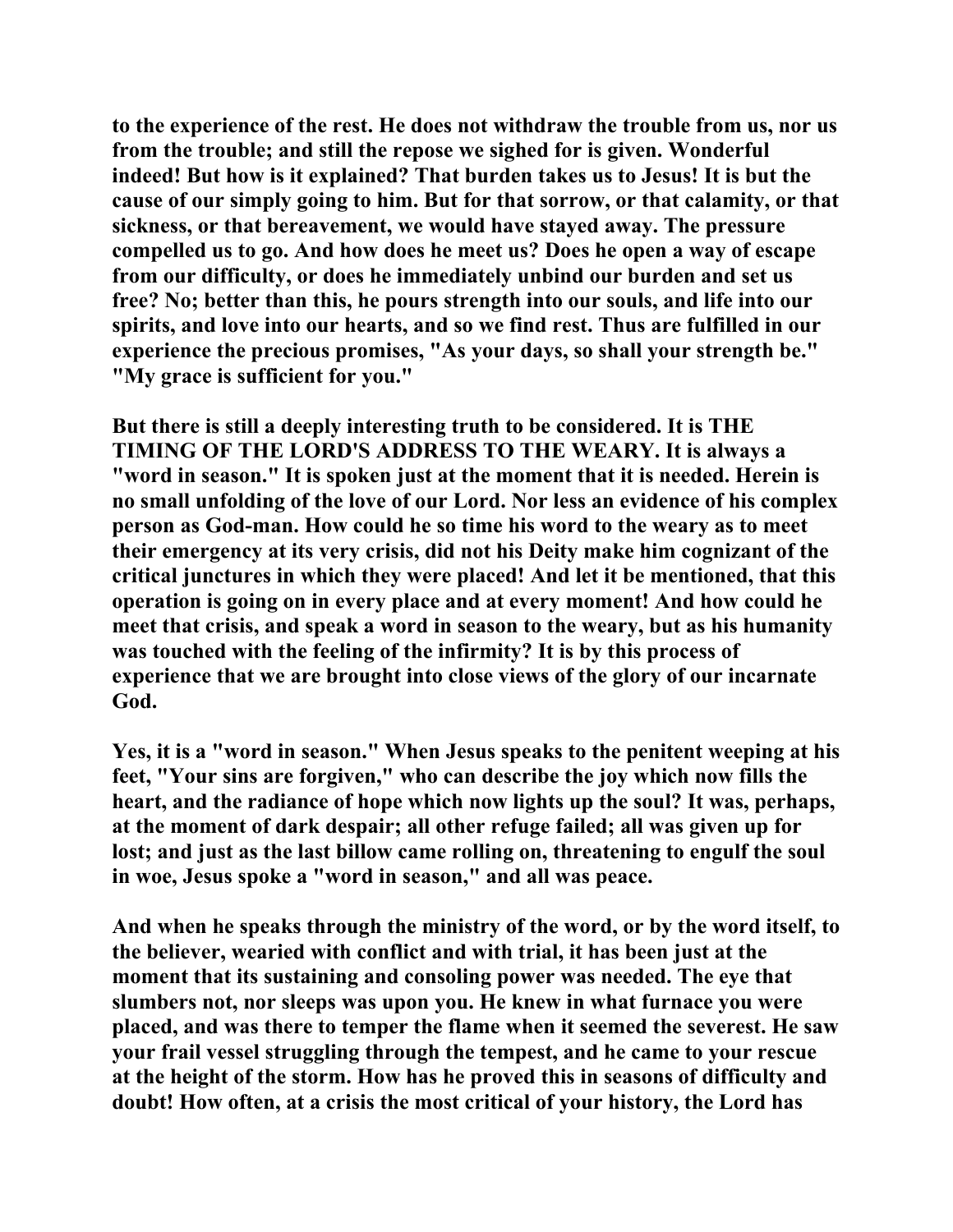to the experience of the rest. He does not withdraw the trouble from us, nor us from the trouble; and still the repose we sighed for is given. Wonderful indeed! But how is it explained? That burden takes us to Jesus! It is but the cause of our simply going to him. But for that sorrow, or that calamity, or that sickness, or that bereavement, we would have stayed away. The pressure compelled us to go. And how does he meet us? Does he open a way of escape from our difficulty, or does he immediately unbind our burden and set us free? No; better than this, he pours strength into our souls, and life into our spirits, and love into our hearts, and so we find rest. Thus are fulfilled in our experience the precious promises, "As your days, so shall your strength be." "My grace is sufficient for you."

But there is still a deeply interesting truth to be considered. It is THE TIMING OF THE LORD'S ADDRESS TO THE WEARY. It is always a "word in season." It is spoken just at the moment that it is needed. Herein is no small unfolding of the love of our Lord. Nor less an evidence of his complex person as God-man. How could he so time his word to the weary as to meet their emergency at its very crisis, did not his Deity make him cognizant of the critical junctures in which they were placed! And let it be mentioned, that this operation is going on in every place and at every moment! And how could he meet that crisis, and speak a word in season to the weary, but as his humanity was touched with the feeling of the infirmity? It is by this process of experience that we are brought into close views of the glory of our incarnate God.

Yes, it is a "word in season." When Jesus speaks to the penitent weeping at his feet, "Your sins are forgiven," who can describe the joy which now fills the heart, and the radiance of hope which now lights up the soul? It was, perhaps, at the moment of dark despair; all other refuge failed; all was given up for lost; and just as the last billow came rolling on, threatening to engulf the soul in woe, Jesus spoke a "word in season," and all was peace.

And when he speaks through the ministry of the word, or by the word itself, to the believer, wearied with conflict and with trial, it has been just at the moment that its sustaining and consoling power was needed. The eye that slumbers not, nor sleeps was upon you. He knew in what furnace you were placed, and was there to temper the flame when it seemed the severest. He saw your frail vessel struggling through the tempest, and he came to your rescue at the height of the storm. How has he proved this in seasons of difficulty and doubt! How often, at a crisis the most critical of your history, the Lord has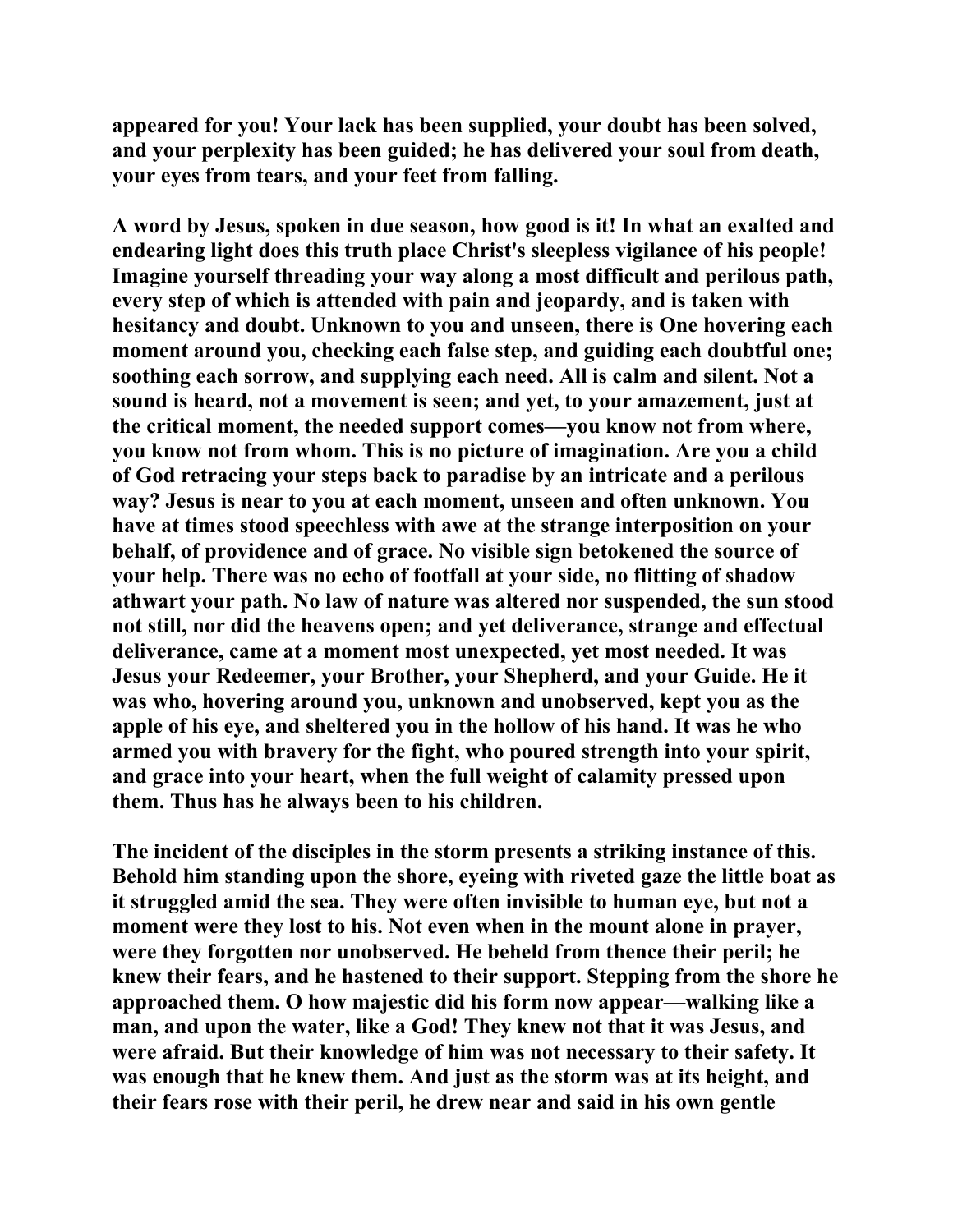appeared for you! Your lack has been supplied, your doubt has been solved, and your perplexity has been guided; he has delivered your soul from death, your eyes from tears, and your feet from falling.

A word by Jesus, spoken in due season, how good is it! In what an exalted and endearing light does this truth place Christ's sleepless vigilance of his people! Imagine yourself threading your way along a most difficult and perilous path, every step of which is attended with pain and jeopardy, and is taken with hesitancy and doubt. Unknown to you and unseen, there is One hovering each moment around you, checking each false step, and guiding each doubtful one; soothing each sorrow, and supplying each need. All is calm and silent. Not a sound is heard, not a movement is seen; and yet, to your amazement, just at the critical moment, the needed support comes—you know not from where, you know not from whom. This is no picture of imagination. Are you a child of God retracing your steps back to paradise by an intricate and a perilous way? Jesus is near to you at each moment, unseen and often unknown. You have at times stood speechless with awe at the strange interposition on your behalf, of providence and of grace. No visible sign betokened the source of your help. There was no echo of footfall at your side, no flitting of shadow athwart your path. No law of nature was altered nor suspended, the sun stood not still, nor did the heavens open; and yet deliverance, strange and effectual deliverance, came at a moment most unexpected, yet most needed. It was Jesus your Redeemer, your Brother, your Shepherd, and your Guide. He it was who, hovering around you, unknown and unobserved, kept you as the apple of his eye, and sheltered you in the hollow of his hand. It was he who armed you with bravery for the fight, who poured strength into your spirit, and grace into your heart, when the full weight of calamity pressed upon them. Thus has he always been to his children.

The incident of the disciples in the storm presents a striking instance of this. Behold him standing upon the shore, eyeing with riveted gaze the little boat as it struggled amid the sea. They were often invisible to human eye, but not a moment were they lost to his. Not even when in the mount alone in prayer, were they forgotten nor unobserved. He beheld from thence their peril; he knew their fears, and he hastened to their support. Stepping from the shore he approached them. O how majestic did his form now appear—walking like a man, and upon the water, like a God! They knew not that it was Jesus, and were afraid. But their knowledge of him was not necessary to their safety. It was enough that he knew them. And just as the storm was at its height, and their fears rose with their peril, he drew near and said in his own gentle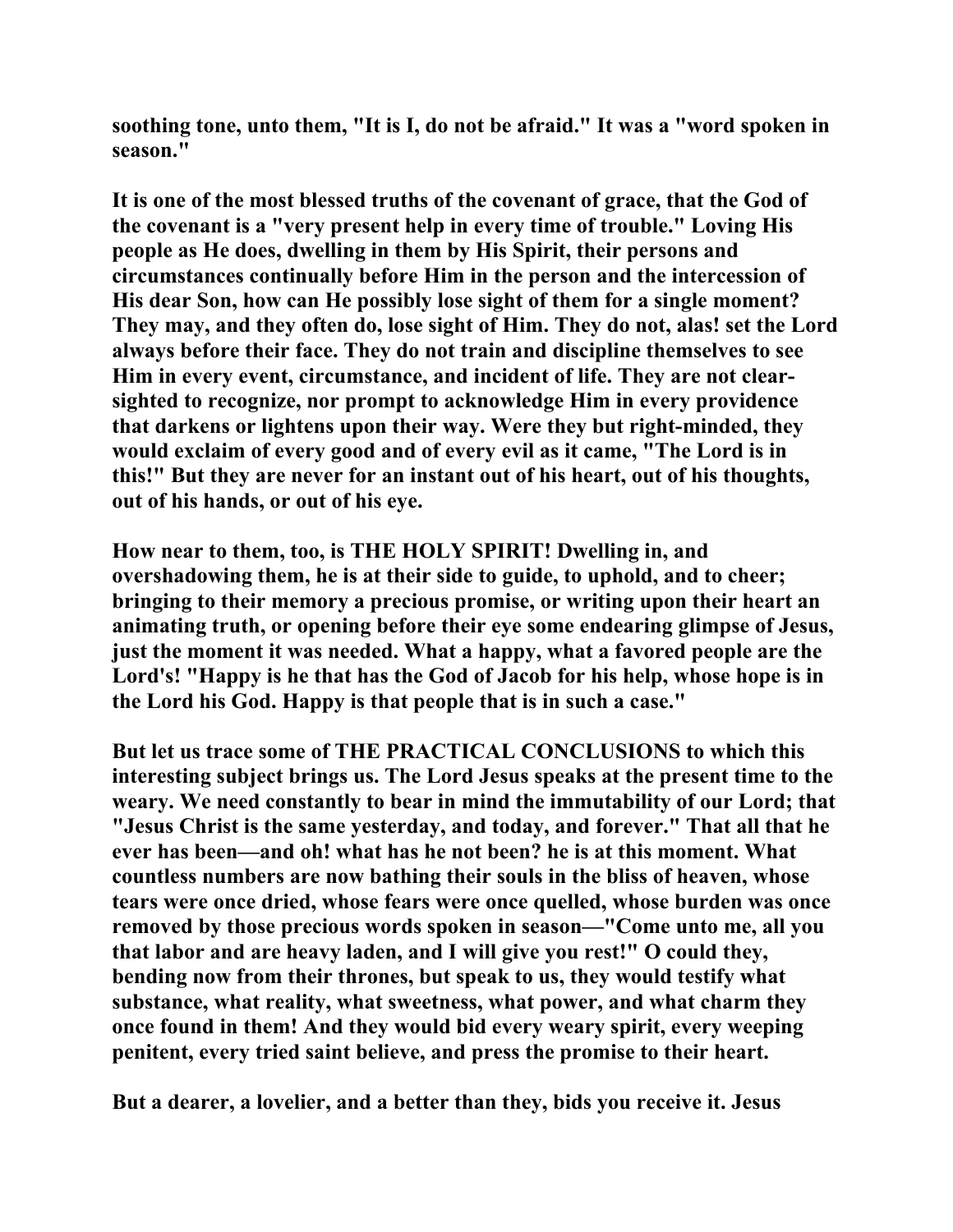**soothing tone, unto them, "It is I, do not be afraid." It was a "word spoken in season."**

**It is one of the most blessed truths of the covenant of grace, that the God of the covenant is a "very present help in every time of trouble." Loving His people as He does, dwelling in them by His Spirit, their persons and circumstances continually before Him in the person and the intercession of His dear Son, how can He possibly lose sight of them for a single moment? They may, and they often do, lose sight of Him. They do not, alas! set the Lord always before their face. They do not train and discipline themselves to see Him in every event, circumstance, and incident of life. They are not clear-sighted to recognize, nor prompt to acknowledge Him in every providence that darkens or lightens upon their way. Were they but right-minded, they would exclaim of every good and of every evil as it came, "The Lord is in this!" But they are never for an instant out of his heart, out of his thoughts, out of his hands, or out of his eye.**

**How near to them, too, is THE HOLY SPIRIT! Dwelling in, and overshadowing them, he is at their side to guide, to uphold, and to cheer; bringing to their memory a precious promise, or writing upon their heart an animating truth, or opening before their eye some endearing glimpse of Jesus, just the moment it was needed. What a happy, what a favored people are the Lord's! "Happy is he that has the God of Jacob for his help, whose hope is in the Lord his God. Happy is that people that is in such a case."**

**But let us trace some of THE PRACTICAL CONCLUSIONS to which this interesting subject brings us. The Lord Jesus speaks at the present time to the weary. We need constantly to bear in mind the immutability of our Lord; that "Jesus Christ is the same yesterday, and today, and forever." That all that he ever has been—and oh! what has he not been? he is at this moment. What countless numbers are now bathing their souls in the bliss of heaven, whose tears were once dried, whose fears were once quelled, whose burden was once removed by those precious words spoken in season—"Come unto me, all you that labor and are heavy laden, and I will give you rest!" O could they, bending now from their thrones, but speak to us, they would testify what substance, what reality, what sweetness, what power, and what charm they once found in them! And they would bid every weary spirit, every weeping penitent, every tried saint believe, and press the promise to their heart.**

**But a dearer, a lovelier, and a better than they, bids you receive it. Jesus**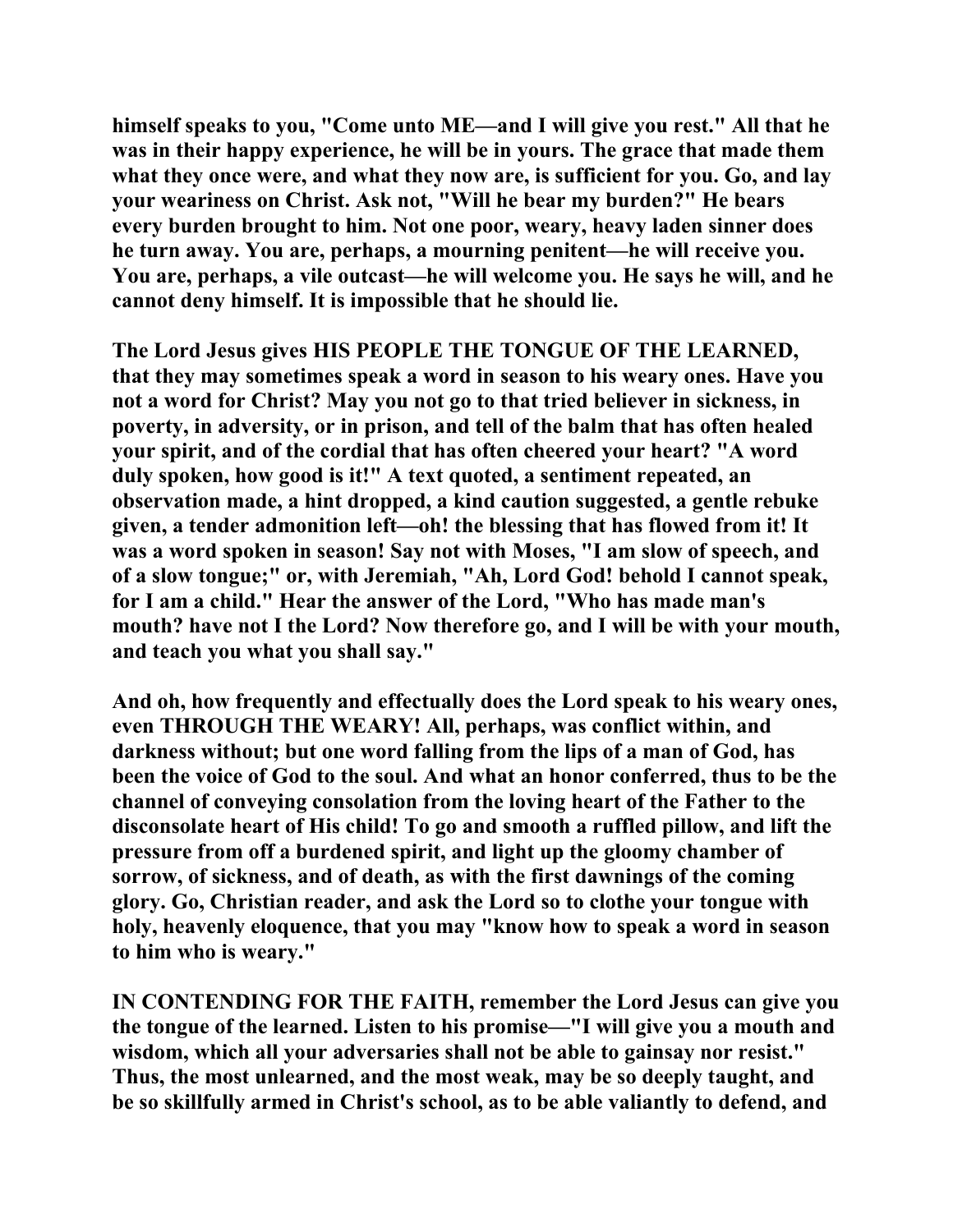**himself speaks to you, "Come unto ME—and I will give you rest." All that he was in their happy experience, he will be in yours. The grace that made them what they once were, and what they now are, is sufficient for you. Go, and lay your weariness on Christ. Ask not, "Will he bear my burden?" He bears every burden brought to him. Not one poor, weary, heavy laden sinner does he turn away. You are, perhaps, a mourning penitent—he will receive you. You are, perhaps, a vile outcast—he will welcome you. He says he will, and he cannot deny himself. It is impossible that he should lie.**

**The Lord Jesus gives HIS PEOPLE THE TONGUE OF THE LEARNED, that they may sometimes speak a word in season to his weary ones. Have you not a word for Christ? May you not go to that tried believer in sickness, in poverty, in adversity, or in prison, and tell of the balm that has often healed your spirit, and of the cordial that has often cheered your heart? "A word duly spoken, how good is it!" A text quoted, a sentiment repeated, an observation made, a hint dropped, a kind caution suggested, a gentle rebuke given, a tender admonition left—oh! the blessing that has flowed from it! It was a word spoken in season! Say not with Moses, "I am slow of speech, and of a slow tongue;" or, with Jeremiah, "Ah, Lord God! behold I cannot speak, for I am a child." Hear the answer of the Lord, "Who has made man's mouth? have not I the Lord? Now therefore go, and I will be with your mouth, and teach you what you shall say."**

**And oh, how frequently and effectually does the Lord speak to his weary ones, even THROUGH THE WEARY! All, perhaps, was conflict within, and darkness without; but one word falling from the lips of a man of God, has been the voice of God to the soul. And what an honor conferred, thus to be the channel of conveying consolation from the loving heart of the Father to the disconsolate heart of His child! To go and smooth a ruffled pillow, and lift the pressure from off a burdened spirit, and light up the gloomy chamber of sorrow, of sickness, and of death, as with the first dawnings of the coming glory. Go, Christian reader, and ask the Lord so to clothe your tongue with holy, heavenly eloquence, that you may "know how to speak a word in season to him who is weary."**

**IN CONTENDING FOR THE FAITH, remember the Lord Jesus can give you the tongue of the learned. Listen to his promise—"I will give you a mouth and wisdom, which all your adversaries shall not be able to gainsay nor resist." Thus, the most unlearned, and the most weak, may be so deeply taught, and be so skillfully armed in Christ's school, as to be able valiantly to defend, and**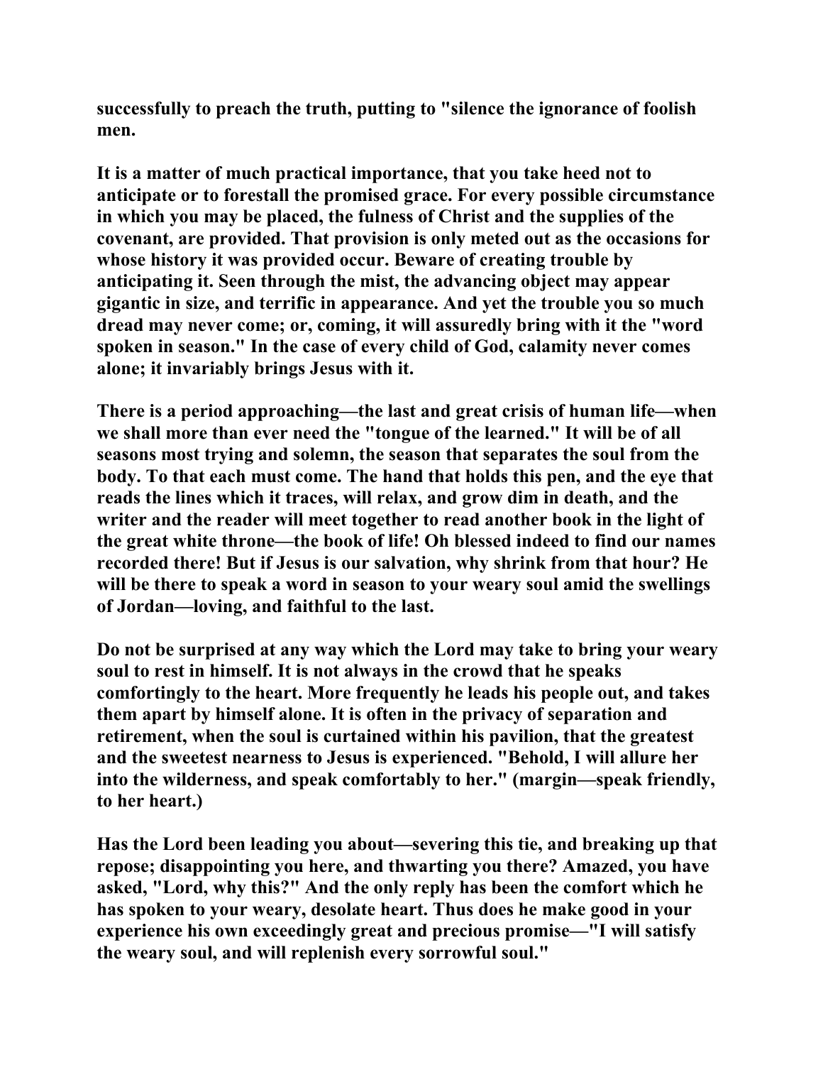**successfully to preach the truth, putting to "silence the ignorance of foolish men.**

**It is a matter of much practical importance, that you take heed not to anticipate or to forestall the promised grace. For every possible circumstance in which you may be placed, the fulness of Christ and the supplies of the covenant, are provided. That provision is only meted out as the occasions for whose history it was provided occur. Beware of creating trouble by anticipating it. Seen through the mist, the advancing object may appear gigantic in size, and terrific in appearance. And yet the trouble you so much dread may never come; or, coming, it will assuredly bring with it the "word spoken in season." In the case of every child of God, calamity never comes alone; it invariably brings Jesus with it.**

**There is a period approaching—the last and great crisis of human life—when we shall more than ever need the "tongue of the learned." It will be of all seasons most trying and solemn, the season that separates the soul from the body. To that each must come. The hand that holds this pen, and the eye that reads the lines which it traces, will relax, and grow dim in death, and the writer and the reader will meet together to read another book in the light of the great white throne—the book of life! Oh blessed indeed to find our names recorded there! But if Jesus is our salvation, why shrink from that hour? He will be there to speak a word in season to your weary soul amid the swellings of Jordan—loving, and faithful to the last.**

**Do not be surprised at any way which the Lord may take to bring your weary soul to rest in himself. It is not always in the crowd that he speaks comfortingly to the heart. More frequently he leads his people out, and takes them apart by himself alone. It is often in the privacy of separation and retirement, when the soul is curtained within his pavilion, that the greatest and the sweetest nearness to Jesus is experienced. "Behold, I will allure her into the wilderness, and speak comfortably to her." (margin—speak friendly, to her heart.)**

**Has the Lord been leading you about—severing this tie, and breaking up that repose; disappointing you here, and thwarting you there? Amazed, you have asked, "Lord, why this?" And the only reply has been the comfort which he has spoken to your weary, desolate heart. Thus does he make good in your experience his own exceedingly great and precious promise—"I will satisfy the weary soul, and will replenish every sorrowful soul."**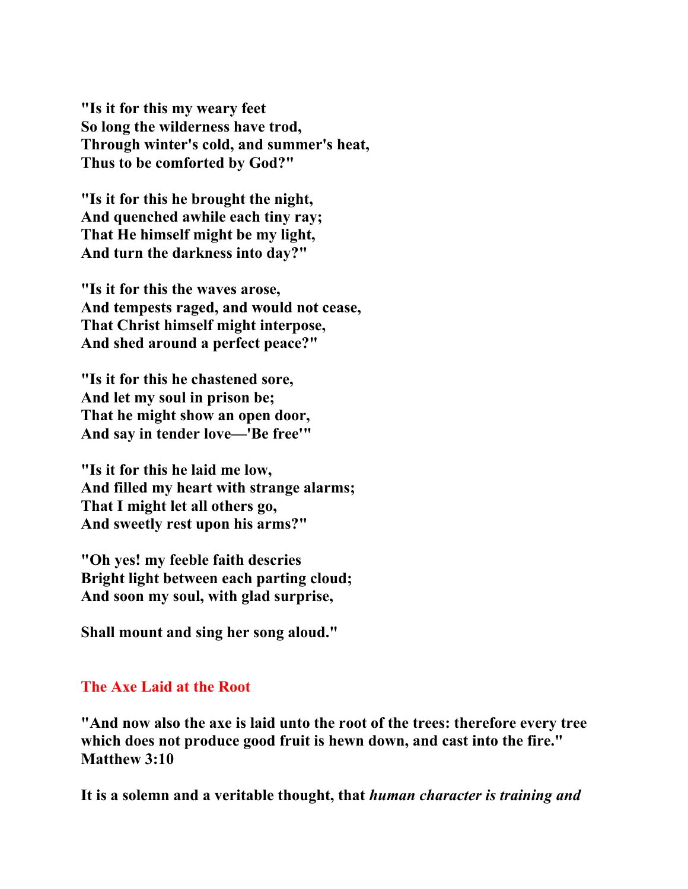**"Is it for this my weary feet**
**So long the wilderness have trod,**
**Through winter's cold, and summer's heat,**
**Thus to be comforted by God?"**

**"Is it for this he brought the night,**
**And quenched awhile each tiny ray;**
**That He himself might be my light,**
**And turn the darkness into day?"**

**"Is it for this the waves arose,**
**And tempests raged, and would not cease,**
**That Christ himself might interpose,**
**And shed around a perfect peace?"**

**"Is it for this he chastened sore,**
**And let my soul in prison be;**
**That he might show an open door,**
**And say in tender love—'Be free'"**

**"Is it for this he laid me low,**
**And filled my heart with strange alarms;**
**That I might let all others go,**
**And sweetly rest upon his arms?"**

**"Oh yes! my feeble faith descries**
**Bright light between each parting cloud;**
**And soon my soul, with glad surprise,**

**Shall mount and sing her song aloud."**

## The Axe Laid at the Root

**"And now also the axe is laid unto the root of the trees: therefore every tree which does not produce good fruit is hewn down, and cast into the fire." Matthew 3:10**

**It is a solemn and a veritable thought, that *human character is training and***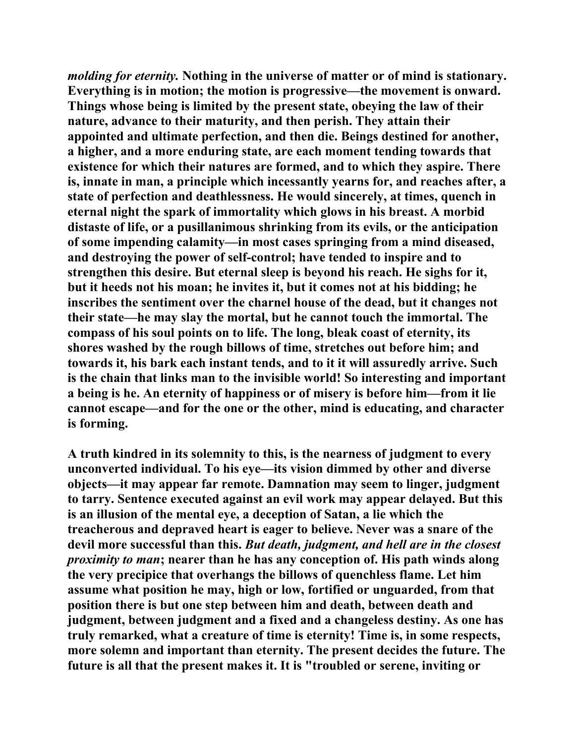*molding for eternity.* Nothing in the universe of matter or of mind is stationary. Everything is in motion; the motion is progressive—the movement is onward. Things whose being is limited by the present state, obeying the law of their nature, advance to their maturity, and then perish. They attain their appointed and ultimate perfection, and then die. Beings destined for another, a higher, and a more enduring state, are each moment tending towards that existence for which their natures are formed, and to which they aspire. There is, innate in man, a principle which incessantly yearns for, and reaches after, a state of perfection and deathlessness. He would sincerely, at times, quench in eternal night the spark of immortality which glows in his breast. A morbid distaste of life, or a pusillanimous shrinking from its evils, or the anticipation of some impending calamity—in most cases springing from a mind diseased, and destroying the power of self-control; have tended to inspire and to strengthen this desire. But eternal sleep is beyond his reach. He sighs for it, but it heeds not his moan; he invites it, but it comes not at his bidding; he inscribes the sentiment over the charnel house of the dead, but it changes not their state—he may slay the mortal, but he cannot touch the immortal. The compass of his soul points on to life. The long, bleak coast of eternity, its shores washed by the rough billows of time, stretches out before him; and towards it, his bark each instant tends, and to it it will assuredly arrive. Such is the chain that links man to the invisible world! So interesting and important a being is he. An eternity of happiness or of misery is before him—from it lie cannot escape—and for the one or the other, mind is educating, and character is forming.

A truth kindred in its solemnity to this, is the nearness of judgment to every unconverted individual. To his eye—its vision dimmed by other and diverse objects—it may appear far remote. Damnation may seem to linger, judgment to tarry. Sentence executed against an evil work may appear delayed. But this is an illusion of the mental eye, a deception of Satan, a lie which the treacherous and depraved heart is eager to believe. Never was a snare of the devil more successful than this. *But death, judgment, and hell are in the closest proximity to man*; nearer than he has any conception of. His path winds along the very precipice that overhangs the billows of quenchless flame. Let him assume what position he may, high or low, fortified or unguarded, from that position there is but one step between him and death, between death and judgment, between judgment and a fixed and a changeless destiny. As one has truly remarked, what a creature of time is eternity! Time is, in some respects, more solemn and important than eternity. The present decides the future. The future is all that the present makes it. It is "troubled or serene, inviting or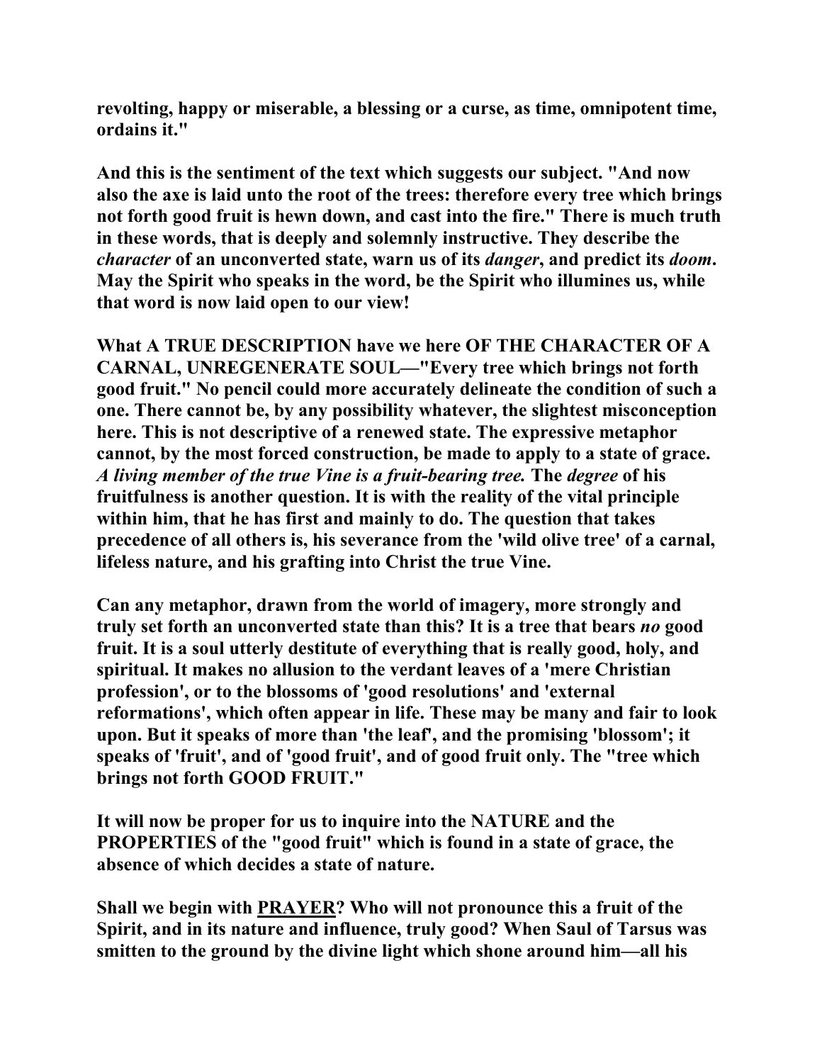revolting, happy or miserable, a blessing or a curse, as time, omnipotent time, ordains it."

And this is the sentiment of the text which suggests our subject. "And now also the axe is laid unto the root of the trees: therefore every tree which brings not forth good fruit is hewn down, and cast into the fire." There is much truth in these words, that is deeply and solemnly instructive. They describe the *character* of an unconverted state, warn us of its *danger*, and predict its *doom*. May the Spirit who speaks in the word, be the Spirit who illumines us, while that word is now laid open to our view!

What A TRUE DESCRIPTION have we here OF THE CHARACTER OF A CARNAL, UNREGENERATE SOUL—"Every tree which brings not forth good fruit." No pencil could more accurately delineate the condition of such a one. There cannot be, by any possibility whatever, the slightest misconception here. This is not descriptive of a renewed state. The expressive metaphor cannot, by the most forced construction, be made to apply to a state of grace. *A living member of the true Vine is a fruit-bearing tree.* The *degree* of his fruitfulness is another question. It is with the reality of the vital principle within him, that he has first and mainly to do. The question that takes precedence of all others is, his severance from the 'wild olive tree' of a carnal, lifeless nature, and his grafting into Christ the true Vine.

Can any metaphor, drawn from the world of imagery, more strongly and truly set forth an unconverted state than this? It is a tree that bears *no* good fruit. It is a soul utterly destitute of everything that is really good, holy, and spiritual. It makes no allusion to the verdant leaves of a 'mere Christian profession', or to the blossoms of 'good resolutions' and 'external reformations', which often appear in life. These may be many and fair to look upon. But it speaks of more than 'the leaf', and the promising 'blossom'; it speaks of 'fruit', and of 'good fruit', and of good fruit only. The "tree which brings not forth GOOD FRUIT."

It will now be proper for us to inquire into the NATURE and the PROPERTIES of the "good fruit" which is found in a state of grace, the absence of which decides a state of nature.

Shall we begin with <u>PRAYER</u>? Who will not pronounce this a fruit of the Spirit, and in its nature and influence, truly good? When Saul of Tarsus was smitten to the ground by the divine light which shone around him—all his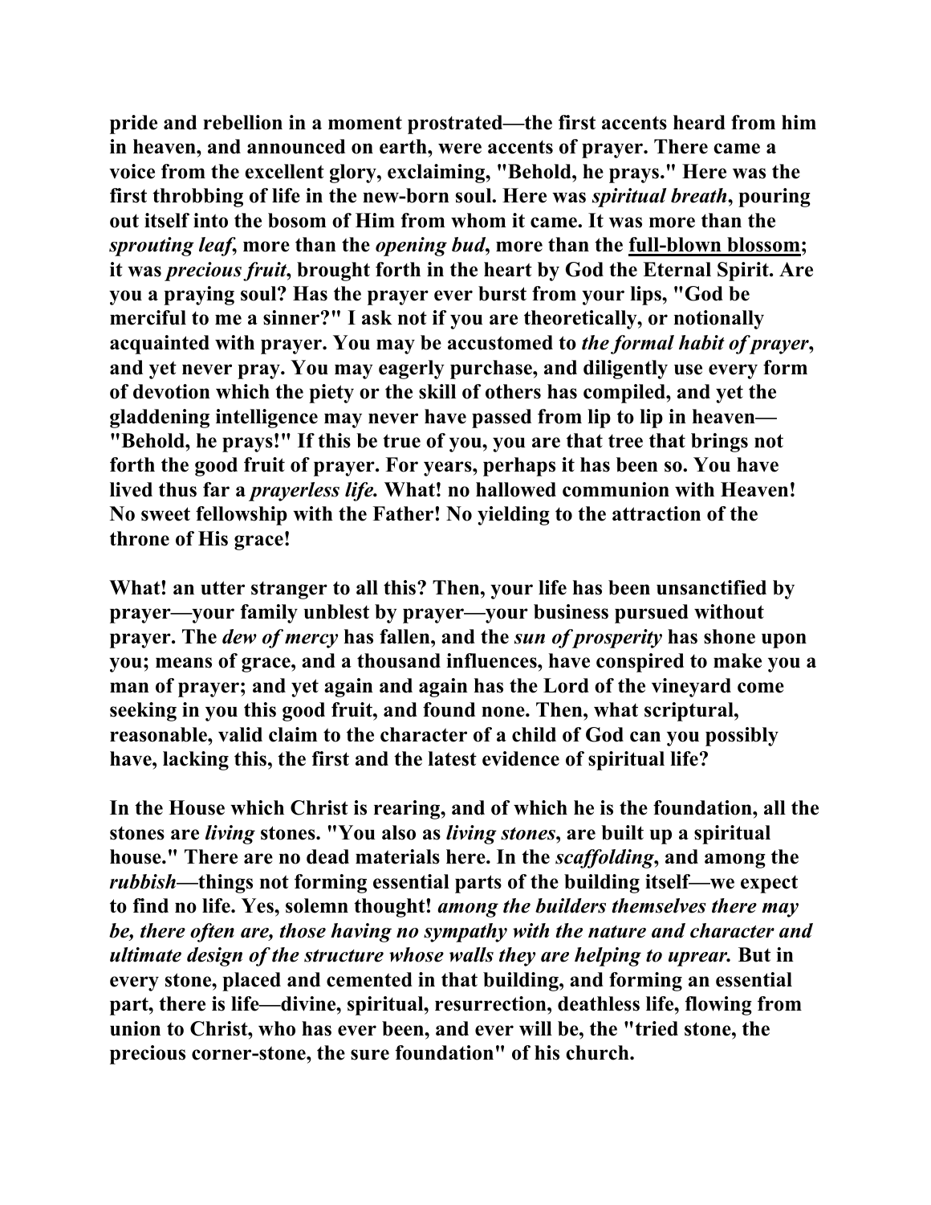**pride and rebellion in a moment prostrated—the first accents heard from him in heaven, and announced on earth, were accents of prayer. There came a voice from the excellent glory, exclaiming, "Behold, he prays." Here was the first throbbing of life in the new-born soul. Here was *spiritual breath*, pouring out itself into the bosom of Him from whom it came. It was more than the *sprouting leaf*, more than the *opening bud*, more than the <u>full-blown blossom</u>; it was *precious fruit*, brought forth in the heart by God the Eternal Spirit. Are you a praying soul? Has the prayer ever burst from your lips, "God be merciful to me a sinner?" I ask not if you are theoretically, or notionally acquainted with prayer. You may be accustomed to *the formal habit of prayer*, and yet never pray. You may eagerly purchase, and diligently use every form of devotion which the piety or the skill of others has compiled, and yet the gladdening intelligence may never have passed from lip to lip in heaven—"Behold, he prays!" If this be true of you, you are that tree that brings not forth the good fruit of prayer. For years, perhaps it has been so. You have lived thus far a *prayerless life.* What! no hallowed communion with Heaven! No sweet fellowship with the Father! No yielding to the attraction of the throne of His grace!**

**What! an utter stranger to all this? Then, your life has been unsanctified by prayer—your family unblest by prayer—your business pursued without prayer. The *dew of mercy* has fallen, and the *sun of prosperity* has shone upon you; means of grace, and a thousand influences, have conspired to make you a man of prayer; and yet again and again has the Lord of the vineyard come seeking in you this good fruit, and found none. Then, what scriptural, reasonable, valid claim to the character of a child of God can you possibly have, lacking this, the first and the latest evidence of spiritual life?**

**In the House which Christ is rearing, and of which he is the foundation, all the stones are *living* stones. "You also as *living stones*, are built up a spiritual house." There are no dead materials here. In the *scaffolding*, and among the *rubbish*—things not forming essential parts of the building itself—we expect to find no life. Yes, solemn thought! *among the builders themselves there may be, there often are, those having no sympathy with the nature and character and ultimate design of the structure whose walls they are helping to uprear.* But in every stone, placed and cemented in that building, and forming an essential part, there is life—divine, spiritual, resurrection, deathless life, flowing from union to Christ, who has ever been, and ever will be, the "tried stone, the precious corner-stone, the sure foundation" of his church.**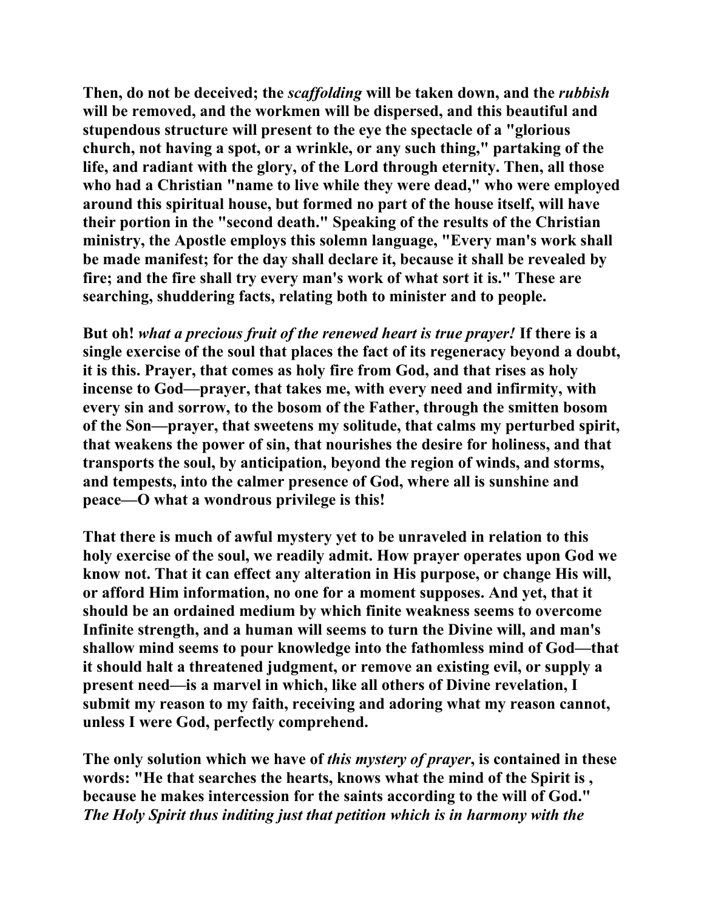Then, do not be deceived; the *scaffolding* will be taken down, and the *rubbish* will be removed, and the workmen will be dispersed, and this beautiful and stupendous structure will present to the eye the spectacle of a "glorious church, not having a spot, or a wrinkle, or any such thing," partaking of the life, and radiant with the glory, of the Lord through eternity. Then, all those who had a Christian "name to live while they were dead," who were employed around this spiritual house, but formed no part of the house itself, will have their portion in the "second death." Speaking of the results of the Christian ministry, the Apostle employs this solemn language, "Every man's work shall be made manifest; for the day shall declare it, because it shall be revealed by fire; and the fire shall try every man's work of what sort it is." These are searching, shuddering facts, relating both to minister and to people.

But oh! *what a precious fruit of the renewed heart is true prayer!* If there is a single exercise of the soul that places the fact of its regeneracy beyond a doubt, it is this. Prayer, that comes as holy fire from God, and that rises as holy incense to God—prayer, that takes me, with every need and infirmity, with every sin and sorrow, to the bosom of the Father, through the smitten bosom of the Son—prayer, that sweetens my solitude, that calms my perturbed spirit, that weakens the power of sin, that nourishes the desire for holiness, and that transports the soul, by anticipation, beyond the region of winds, and storms, and tempests, into the calmer presence of God, where all is sunshine and peace—O what a wondrous privilege is this!

That there is much of awful mystery yet to be unraveled in relation to this holy exercise of the soul, we readily admit. How prayer operates upon God we know not. That it can effect any alteration in His purpose, or change His will, or afford Him information, no one for a moment supposes. And yet, that it should be an ordained medium by which finite weakness seems to overcome Infinite strength, and a human will seems to turn the Divine will, and man's shallow mind seems to pour knowledge into the fathomless mind of God—that it should halt a threatened judgment, or remove an existing evil, or supply a present need—is a marvel in which, like all others of Divine revelation, I submit my reason to my faith, receiving and adoring what my reason cannot, unless I were God, perfectly comprehend.

The only solution which we have of *this mystery of prayer*, is contained in these words: "He that searches the hearts, knows what the mind of the Spirit is , because he makes intercession for the saints according to the will of God." *The Holy Spirit thus inditing just that petition which is in harmony with the*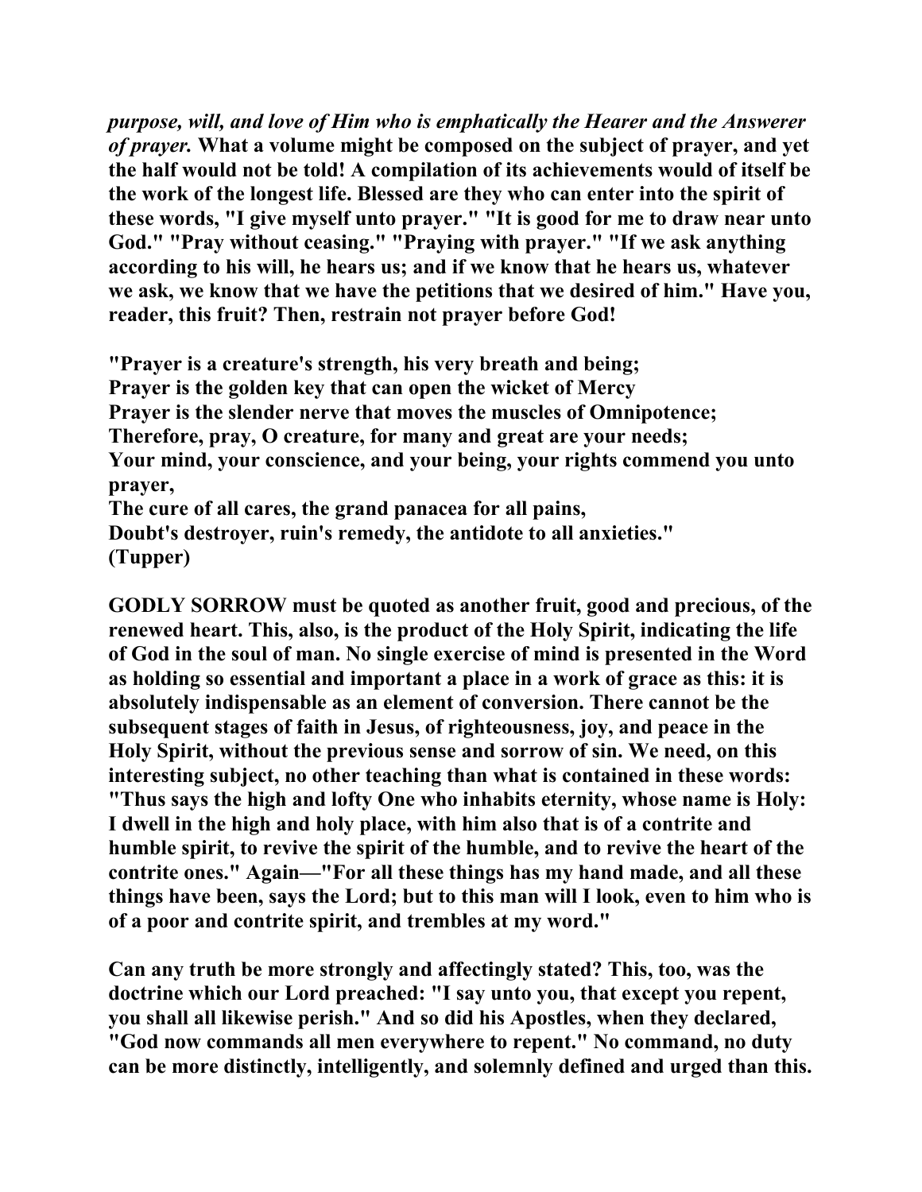***purpose, will, and love of Him who is emphatically the Hearer and the Answerer of prayer.*** **What a volume might be composed on the subject of prayer, and yet the half would not be told! A compilation of its achievements would of itself be the work of the longest life. Blessed are they who can enter into the spirit of these words, "I give myself unto prayer." "It is good for me to draw near unto God." "Pray without ceasing." "Praying with prayer." "If we ask anything according to his will, he hears us; and if we know that he hears us, whatever we ask, we know that we have the petitions that we desired of him." Have you, reader, this fruit? Then, restrain not prayer before God!**

**"Prayer is a creature's strength, his very breath and being;**
**Prayer is the golden key that can open the wicket of Mercy**
**Prayer is the slender nerve that moves the muscles of Omnipotence;**
**Therefore, pray, O creature, for many and great are your needs;**
**Your mind, your conscience, and your being, your rights commend you unto prayer,**
**The cure of all cares, the grand panacea for all pains,**
**Doubt's destroyer, ruin's remedy, the antidote to all anxieties."**
**(Tupper)**

**GODLY SORROW must be quoted as another fruit, good and precious, of the renewed heart. This, also, is the product of the Holy Spirit, indicating the life of God in the soul of man. No single exercise of mind is presented in the Word as holding so essential and important a place in a work of grace as this: it is absolutely indispensable as an element of conversion. There cannot be the subsequent stages of faith in Jesus, of righteousness, joy, and peace in the Holy Spirit, without the previous sense and sorrow of sin. We need, on this interesting subject, no other teaching than what is contained in these words: "Thus says the high and lofty One who inhabits eternity, whose name is Holy: I dwell in the high and holy place, with him also that is of a contrite and humble spirit, to revive the spirit of the humble, and to revive the heart of the contrite ones." Again—"For all these things has my hand made, and all these things have been, says the Lord; but to this man will I look, even to him who is of a poor and contrite spirit, and trembles at my word."**

**Can any truth be more strongly and affectingly stated? This, too, was the doctrine which our Lord preached: "I say unto you, that except you repent, you shall all likewise perish." And so did his Apostles, when they declared, "God now commands all men everywhere to repent." No command, no duty can be more distinctly, intelligently, and solemnly defined and urged than this.**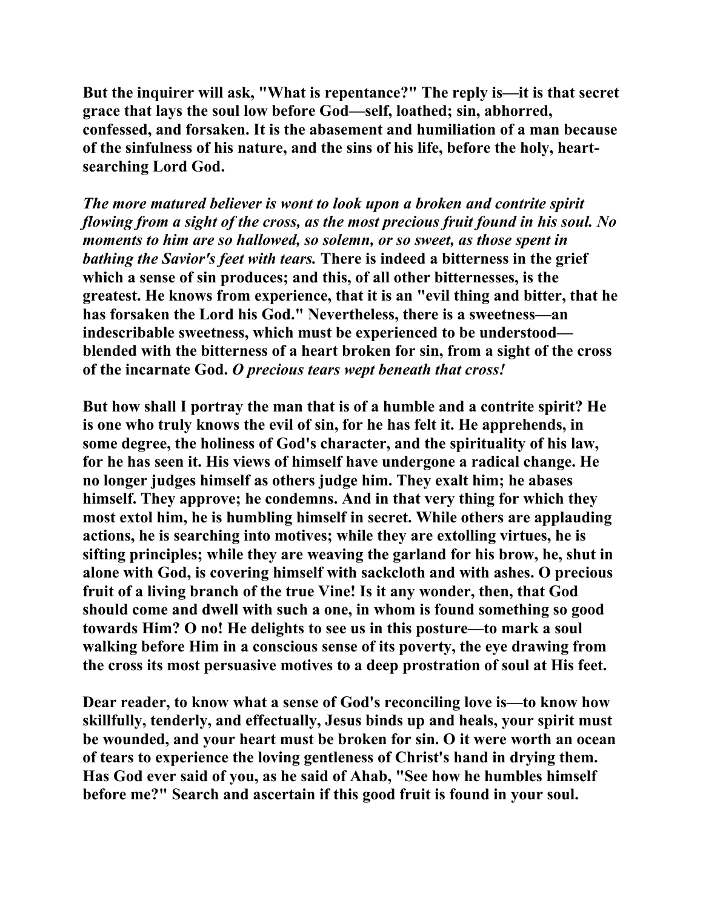**But the inquirer will ask, "What is repentance?" The reply is—it is that secret grace that lays the soul low before God—self, loathed; sin, abhorred, confessed, and forsaken. It is the abasement and humiliation of a man because of the sinfulness of his nature, and the sins of his life, before the holy, heart-searching Lord God.**

***The more matured believer is wont to look upon a broken and contrite spirit flowing from a sight of the cross, as the most precious fruit found in his soul. No moments to him are so hallowed, so solemn, or so sweet, as those spent in bathing the Savior's feet with tears.*** **There is indeed a bitterness in the grief which a sense of sin produces; and this, of all other bitternesses, is the greatest. He knows from experience, that it is an "evil thing and bitter, that he has forsaken the Lord his God." Nevertheless, there is a sweetness—an indescribable sweetness, which must be experienced to be understood—blended with the bitterness of a heart broken for sin, from a sight of the cross of the incarnate God.** ***O precious tears wept beneath that cross!***

**But how shall I portray the man that is of a humble and a contrite spirit? He is one who truly knows the evil of sin, for he has felt it. He apprehends, in some degree, the holiness of God's character, and the spirituality of his law, for he has seen it. His views of himself have undergone a radical change. He no longer judges himself as others judge him. They exalt him; he abases himself. They approve; he condemns. And in that very thing for which they most extol him, he is humbling himself in secret. While others are applauding actions, he is searching into motives; while they are extolling virtues, he is sifting principles; while they are weaving the garland for his brow, he, shut in alone with God, is covering himself with sackcloth and with ashes. O precious fruit of a living branch of the true Vine! Is it any wonder, then, that God should come and dwell with such a one, in whom is found something so good towards Him? O no! He delights to see us in this posture—to mark a soul walking before Him in a conscious sense of its poverty, the eye drawing from the cross its most persuasive motives to a deep prostration of soul at His feet.**

**Dear reader, to know what a sense of God's reconciling love is—to know how skillfully, tenderly, and effectually, Jesus binds up and heals, your spirit must be wounded, and your heart must be broken for sin. O it were worth an ocean of tears to experience the loving gentleness of Christ's hand in drying them. Has God ever said of you, as he said of Ahab, "See how he humbles himself before me?" Search and ascertain if this good fruit is found in your soul.**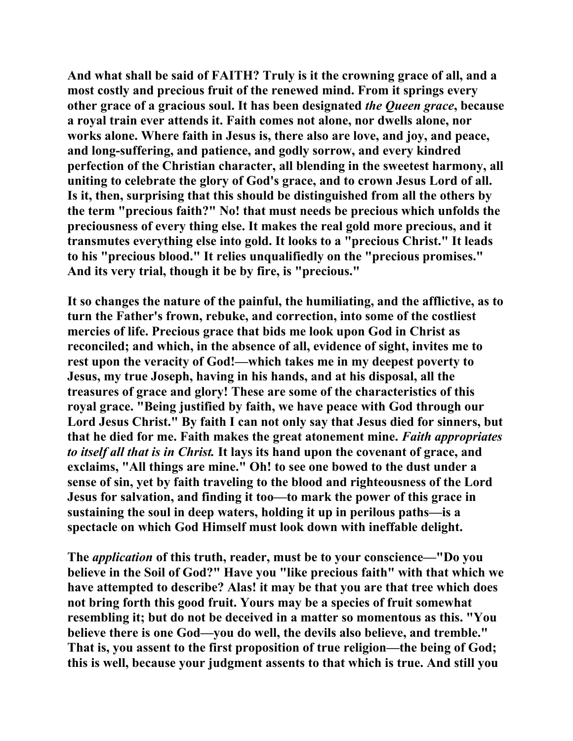**And what shall be said of FAITH? Truly is it the crowning grace of all, and a most costly and precious fruit of the renewed mind. From it springs every other grace of a gracious soul. It has been designated *the Queen grace*, because a royal train ever attends it. Faith comes not alone, nor dwells alone, nor works alone. Where faith in Jesus is, there also are love, and joy, and peace, and long-suffering, and patience, and godly sorrow, and every kindred perfection of the Christian character, all blending in the sweetest harmony, all uniting to celebrate the glory of God's grace, and to crown Jesus Lord of all. Is it, then, surprising that this should be distinguished from all the others by the term "precious faith?" No! that must needs be precious which unfolds the preciousness of every thing else. It makes the real gold more precious, and it transmutes everything else into gold. It looks to a "precious Christ." It leads to his "precious blood." It relies unqualifiedly on the "precious promises." And its very trial, though it be by fire, is "precious."**

**It so changes the nature of the painful, the humiliating, and the afflictive, as to turn the Father's frown, rebuke, and correction, into some of the costliest mercies of life. Precious grace that bids me look upon God in Christ as reconciled; and which, in the absence of all, evidence of sight, invites me to rest upon the veracity of God!—which takes me in my deepest poverty to Jesus, my true Joseph, having in his hands, and at his disposal, all the treasures of grace and glory! These are some of the characteristics of this royal grace. "Being justified by faith, we have peace with God through our Lord Jesus Christ." By faith I can not only say that Jesus died for sinners, but that he died for me. Faith makes the great atonement mine. *Faith appropriates to itself all that is in Christ.* It lays its hand upon the covenant of grace, and exclaims, "All things are mine." Oh! to see one bowed to the dust under a sense of sin, yet by faith traveling to the blood and righteousness of the Lord Jesus for salvation, and finding it too—to mark the power of this grace in sustaining the soul in deep waters, holding it up in perilous paths—is a spectacle on which God Himself must look down with ineffable delight.**

**The *application* of this truth, reader, must be to your conscience—"Do you believe in the Soil of God?" Have you "like precious faith" with that which we have attempted to describe? Alas! it may be that you are that tree which does not bring forth this good fruit. Yours may be a species of fruit somewhat resembling it; but do not be deceived in a matter so momentous as this. "You believe there is one God—you do well, the devils also believe, and tremble." That is, you assent to the first proposition of true religion—the being of God; this is well, because your judgment assents to that which is true. And still you**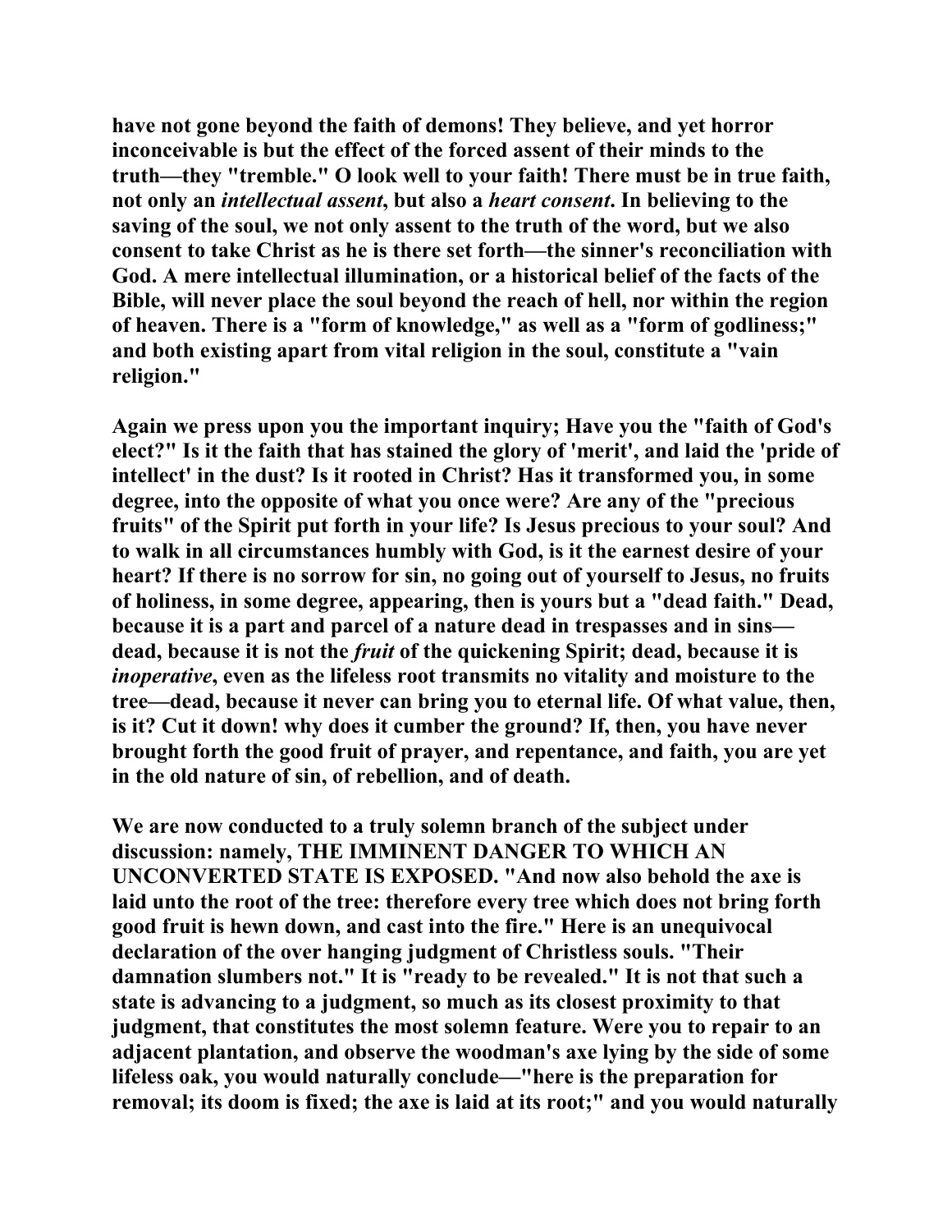**have not gone beyond the faith of demons! They believe, and yet horror inconceivable is but the effect of the forced assent of their minds to the truth—they "tremble." O look well to your faith! There must be in true faith, not only an *intellectual assent*, but also a *heart consent*. In believing to the saving of the soul, we not only assent to the truth of the word, but we also consent to take Christ as he is there set forth—the sinner's reconciliation with God. A mere intellectual illumination, or a historical belief of the facts of the Bible, will never place the soul beyond the reach of hell, nor within the region of heaven. There is a "form of knowledge," as well as a "form of godliness;" and both existing apart from vital religion in the soul, constitute a "vain religion."**

**Again we press upon you the important inquiry; Have you the "faith of God's elect?" Is it the faith that has stained the glory of 'merit', and laid the 'pride of intellect' in the dust? Is it rooted in Christ? Has it transformed you, in some degree, into the opposite of what you once were? Are any of the "precious fruits" of the Spirit put forth in your life? Is Jesus precious to your soul? And to walk in all circumstances humbly with God, is it the earnest desire of your heart? If there is no sorrow for sin, no going out of yourself to Jesus, no fruits of holiness, in some degree, appearing, then is yours but a "dead faith." Dead, because it is a part and parcel of a nature dead in trespasses and in sins—dead, because it is not the *fruit* of the quickening Spirit; dead, because it is *inoperative*, even as the lifeless root transmits no vitality and moisture to the tree—dead, because it never can bring you to eternal life. Of what value, then, is it? Cut it down! why does it cumber the ground? If, then, you have never brought forth the good fruit of prayer, and repentance, and faith, you are yet in the old nature of sin, of rebellion, and of death.**

**We are now conducted to a truly solemn branch of the subject under discussion: namely, THE IMMINENT DANGER TO WHICH AN UNCONVERTED STATE IS EXPOSED. "And now also behold the axe is laid unto the root of the tree: therefore every tree which does not bring forth good fruit is hewn down, and cast into the fire." Here is an unequivocal declaration of the over hanging judgment of Christless souls. "Their damnation slumbers not." It is "ready to be revealed." It is not that such a state is advancing to a judgment, so much as its closest proximity to that judgment, that constitutes the most solemn feature. Were you to repair to an adjacent plantation, and observe the woodman's axe lying by the side of some lifeless oak, you would naturally conclude—"here is the preparation for removal; its doom is fixed; the axe is laid at its root;" and you would naturally**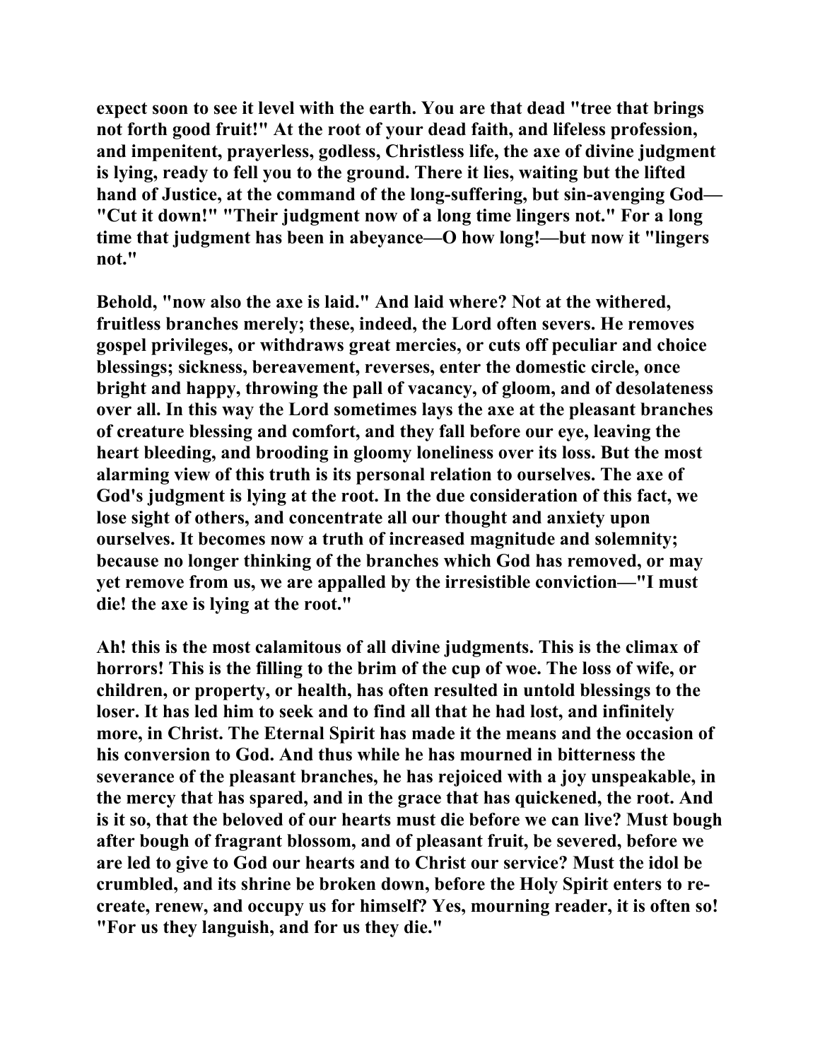expect soon to see it level with the earth. You are that dead "tree that brings not forth good fruit!" At the root of your dead faith, and lifeless profession, and impenitent, prayerless, godless, Christless life, the axe of divine judgment is lying, ready to fell you to the ground. There it lies, waiting but the lifted hand of Justice, at the command of the long-suffering, but sin-avenging God—"Cut it down!" "Their judgment now of a long time lingers not." For a long time that judgment has been in abeyance—O how long!—but now it "lingers not."

Behold, "now also the axe is laid." And laid where? Not at the withered, fruitless branches merely; these, indeed, the Lord often severs. He removes gospel privileges, or withdraws great mercies, or cuts off peculiar and choice blessings; sickness, bereavement, reverses, enter the domestic circle, once bright and happy, throwing the pall of vacancy, of gloom, and of desolateness over all. In this way the Lord sometimes lays the axe at the pleasant branches of creature blessing and comfort, and they fall before our eye, leaving the heart bleeding, and brooding in gloomy loneliness over its loss. But the most alarming view of this truth is its personal relation to ourselves. The axe of God's judgment is lying at the root. In the due consideration of this fact, we lose sight of others, and concentrate all our thought and anxiety upon ourselves. It becomes now a truth of increased magnitude and solemnity; because no longer thinking of the branches which God has removed, or may yet remove from us, we are appalled by the irresistible conviction—"I must die! the axe is lying at the root."

Ah! this is the most calamitous of all divine judgments. This is the climax of horrors! This is the filling to the brim of the cup of woe. The loss of wife, or children, or property, or health, has often resulted in untold blessings to the loser. It has led him to seek and to find all that he had lost, and infinitely more, in Christ. The Eternal Spirit has made it the means and the occasion of his conversion to God. And thus while he has mourned in bitterness the severance of the pleasant branches, he has rejoiced with a joy unspeakable, in the mercy that has spared, and in the grace that has quickened, the root. And is it so, that the beloved of our hearts must die before we can live? Must bough after bough of fragrant blossom, and of pleasant fruit, be severed, before we are led to give to God our hearts and to Christ our service? Must the idol be crumbled, and its shrine be broken down, before the Holy Spirit enters to re-create, renew, and occupy us for himself? Yes, mourning reader, it is often so! "For us they languish, and for us they die."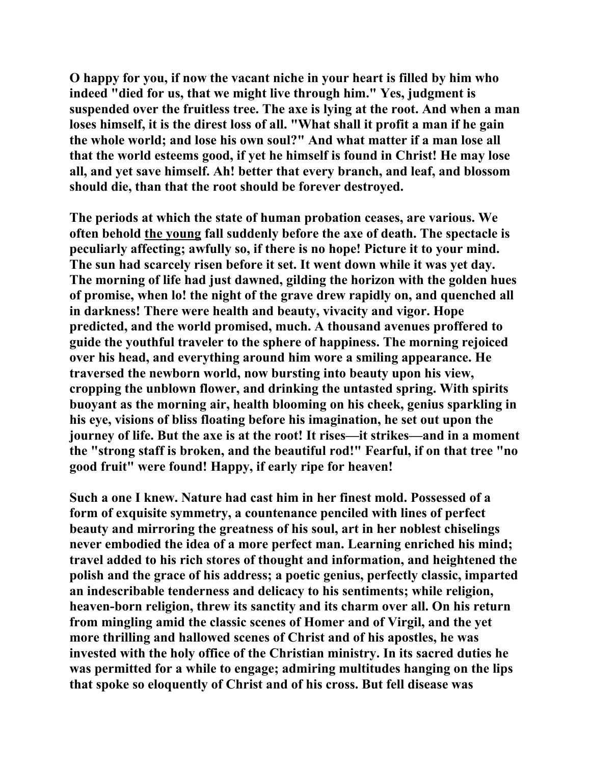**O happy for you, if now the vacant niche in your heart is filled by him who indeed "died for us, that we might live through him." Yes, judgment is suspended over the fruitless tree. The axe is lying at the root. And when a man loses himself, it is the direst loss of all. "What shall it profit a man if he gain the whole world; and lose his own soul?" And what matter if a man lose all that the world esteems good, if yet he himself is found in Christ! He may lose all, and yet save himself. Ah! better that every branch, and leaf, and blossom should die, than that the root should be forever destroyed.**

**The periods at which the state of human probation ceases, are various. We often behold <u>the young</u> fall suddenly before the axe of death. The spectacle is peculiarly affecting; awfully so, if there is no hope! Picture it to your mind. The sun had scarcely risen before it set. It went down while it was yet day. The morning of life had just dawned, gilding the horizon with the golden hues of promise, when lo! the night of the grave drew rapidly on, and quenched all in darkness! There were health and beauty, vivacity and vigor. Hope predicted, and the world promised, much. A thousand avenues proffered to guide the youthful traveler to the sphere of happiness. The morning rejoiced over his head, and everything around him wore a smiling appearance. He traversed the newborn world, now bursting into beauty upon his view, cropping the unblown flower, and drinking the untasted spring. With spirits buoyant as the morning air, health blooming on his cheek, genius sparkling in his eye, visions of bliss floating before his imagination, he set out upon the journey of life. But the axe is at the root! It rises—it strikes—and in a moment the "strong staff is broken, and the beautiful rod!" Fearful, if on that tree "no good fruit" were found! Happy, if early ripe for heaven!**

**Such a one I knew. Nature had cast him in her finest mold. Possessed of a form of exquisite symmetry, a countenance penciled with lines of perfect beauty and mirroring the greatness of his soul, art in her noblest chiselings never embodied the idea of a more perfect man. Learning enriched his mind; travel added to his rich stores of thought and information, and heightened the polish and the grace of his address; a poetic genius, perfectly classic, imparted an indescribable tenderness and delicacy to his sentiments; while religion, heaven-born religion, threw its sanctity and its charm over all. On his return from mingling amid the classic scenes of Homer and of Virgil, and the yet more thrilling and hallowed scenes of Christ and of his apostles, he was invested with the holy office of the Christian ministry. In its sacred duties he was permitted for a while to engage; admiring multitudes hanging on the lips that spoke so eloquently of Christ and of his cross. But fell disease was**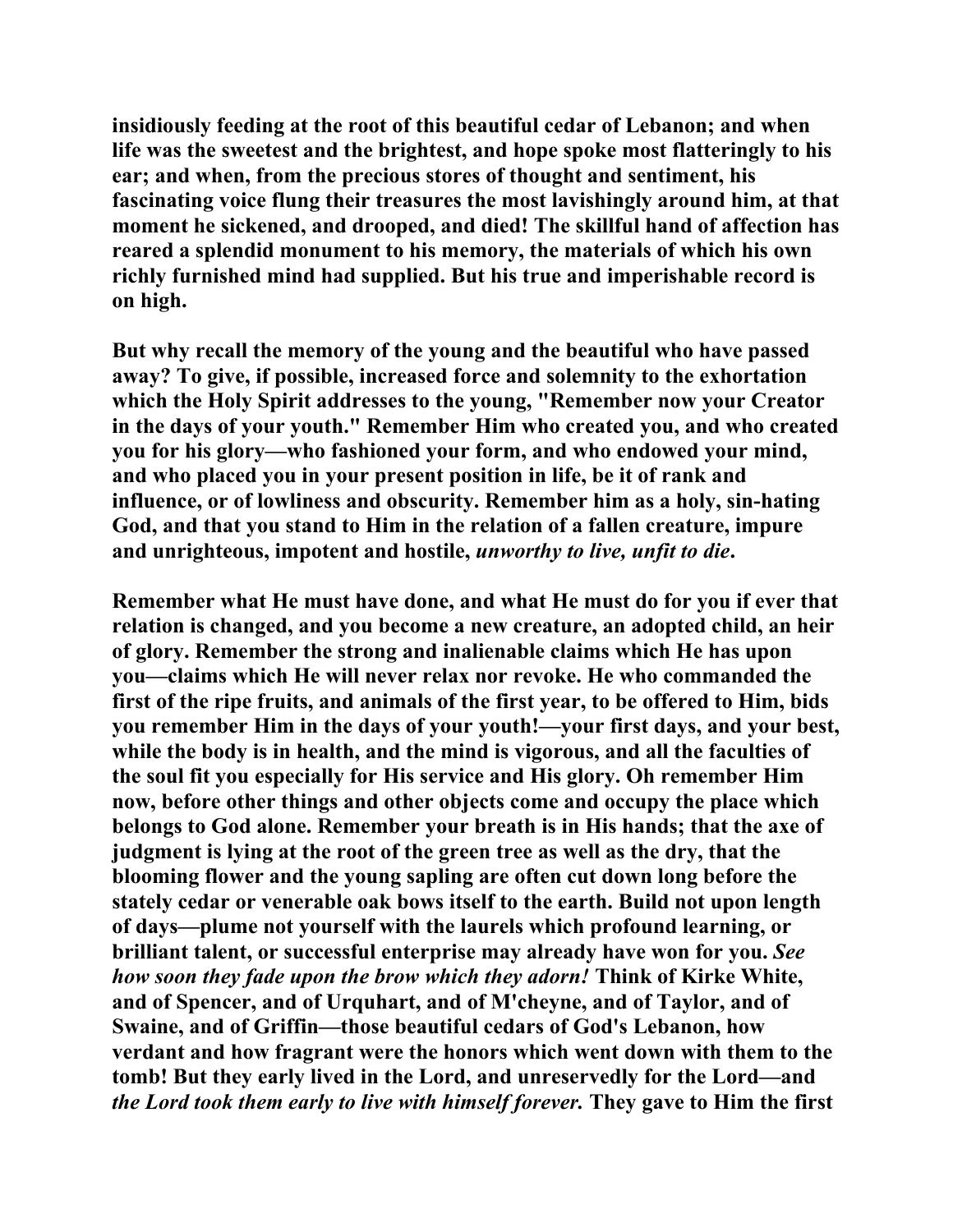**insidiously feeding at the root of this beautiful cedar of Lebanon; and when life was the sweetest and the brightest, and hope spoke most flatteringly to his ear; and when, from the precious stores of thought and sentiment, his fascinating voice flung their treasures the most lavishingly around him, at that moment he sickened, and drooped, and died! The skillful hand of affection has reared a splendid monument to his memory, the materials of which his own richly furnished mind had supplied. But his true and imperishable record is on high.**

**But why recall the memory of the young and the beautiful who have passed away? To give, if possible, increased force and solemnity to the exhortation which the Holy Spirit addresses to the young, "Remember now your Creator in the days of your youth." Remember Him who created you, and who created you for his glory—who fashioned your form, and who endowed your mind, and who placed you in your present position in life, be it of rank and influence, or of lowliness and obscurity. Remember him as a holy, sin-hating God, and that you stand to Him in the relation of a fallen creature, impure and unrighteous, impotent and hostile, *unworthy to live, unfit to die*.**

**Remember what He must have done, and what He must do for you if ever that relation is changed, and you become a new creature, an adopted child, an heir of glory. Remember the strong and inalienable claims which He has upon you—claims which He will never relax nor revoke. He who commanded the first of the ripe fruits, and animals of the first year, to be offered to Him, bids you remember Him in the days of your youth!—your first days, and your best, while the body is in health, and the mind is vigorous, and all the faculties of the soul fit you especially for His service and His glory. Oh remember Him now, before other things and other objects come and occupy the place which belongs to God alone. Remember your breath is in His hands; that the axe of judgment is lying at the root of the green tree as well as the dry, that the blooming flower and the young sapling are often cut down long before the stately cedar or venerable oak bows itself to the earth. Build not upon length of days—plume not yourself with the laurels which profound learning, or brilliant talent, or successful enterprise may already have won for you. *See how soon they fade upon the brow which they adorn!* Think of Kirke White, and of Spencer, and of Urquhart, and of M'cheyne, and of Taylor, and of Swaine, and of Griffin—those beautiful cedars of God's Lebanon, how verdant and how fragrant were the honors which went down with them to the tomb! But they early lived in the Lord, and unreservedly for the Lord—and *the Lord took them early to live with himself forever.* They gave to Him the first**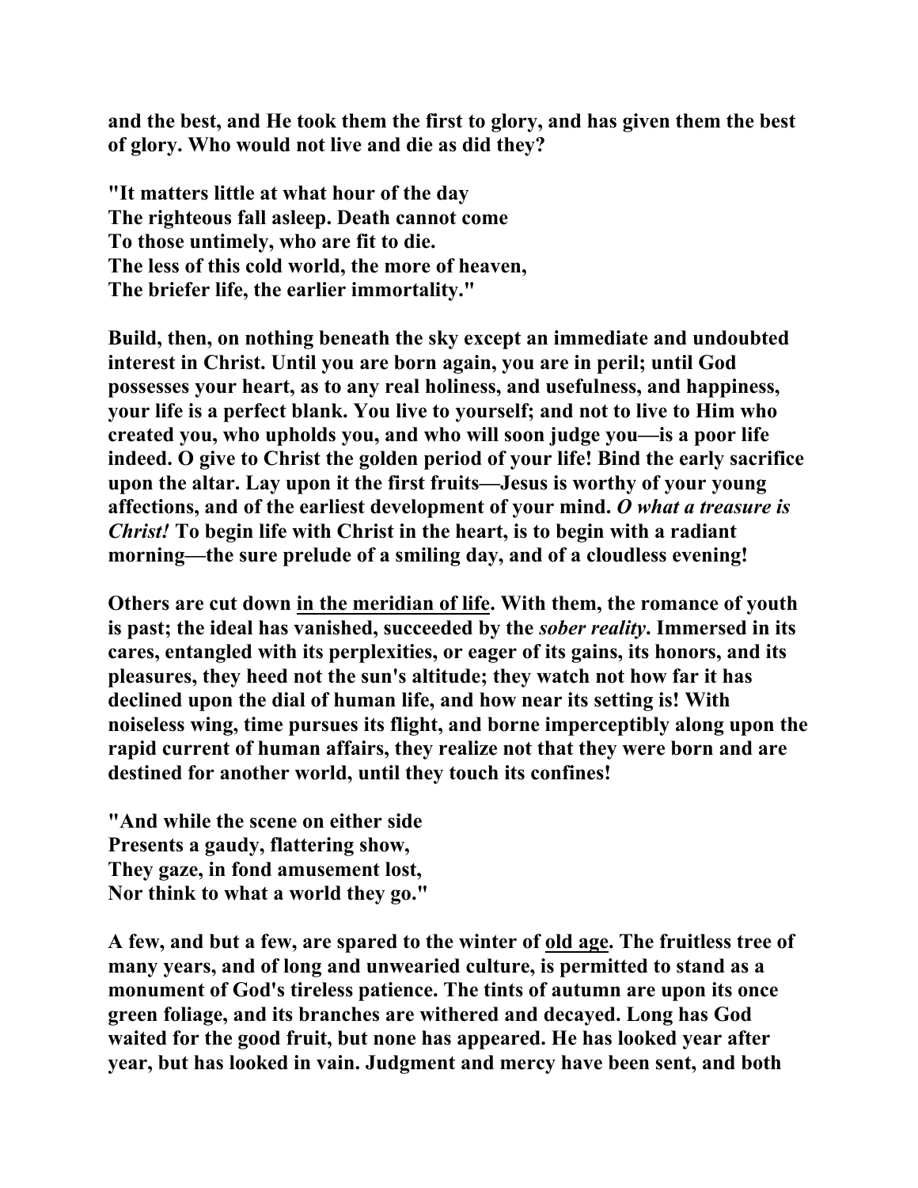and the best, and He took them the first to glory, and has given them the best of glory. Who would not live and die as did they?

"It matters little at what hour of the day
The righteous fall asleep. Death cannot come
To those untimely, who are fit to die.
The less of this cold world, the more of heaven,
The briefer life, the earlier immortality."

Build, then, on nothing beneath the sky except an immediate and undoubted interest in Christ. Until you are born again, you are in peril; until God possesses your heart, as to any real holiness, and usefulness, and happiness, your life is a perfect blank. You live to yourself; and not to live to Him who created you, who upholds you, and who will soon judge you—is a poor life indeed. O give to Christ the golden period of your life! Bind the early sacrifice upon the altar. Lay upon it the first fruits—Jesus is worthy of your young affections, and of the earliest development of your mind. *O what a treasure is Christ!* To begin life with Christ in the heart, is to begin with a radiant morning—the sure prelude of a smiling day, and of a cloudless evening!

Others are cut down <u>in the meridian of life</u>. With them, the romance of youth is past; the ideal has vanished, succeeded by the *sober reality*. Immersed in its cares, entangled with its perplexities, or eager of its gains, its honors, and its pleasures, they heed not the sun's altitude; they watch not how far it has declined upon the dial of human life, and how near its setting is! With noiseless wing, time pursues its flight, and borne imperceptibly along upon the rapid current of human affairs, they realize not that they were born and are destined for another world, until they touch its confines!

"And while the scene on either side
Presents a gaudy, flattering show,
They gaze, in fond amusement lost,
Nor think to what a world they go."

A few, and but a few, are spared to the winter of <u>old age</u>. The fruitless tree of many years, and of long and unwearied culture, is permitted to stand as a monument of God's tireless patience. The tints of autumn are upon its once green foliage, and its branches are withered and decayed. Long has God waited for the good fruit, but none has appeared. He has looked year after year, but has looked in vain. Judgment and mercy have been sent, and both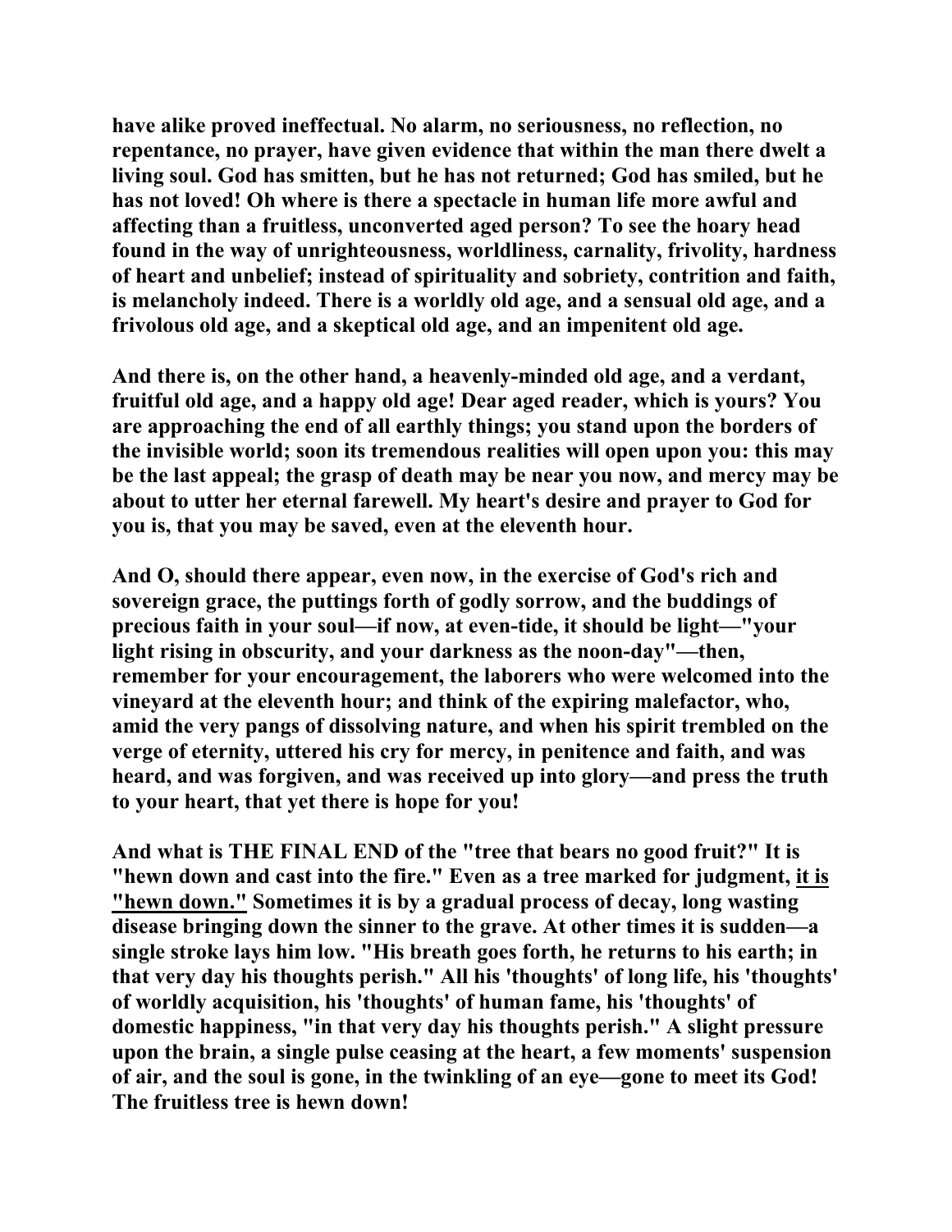**have alike proved ineffectual. No alarm, no seriousness, no reflection, no repentance, no prayer, have given evidence that within the man there dwelt a living soul. God has smitten, but he has not returned; God has smiled, but he has not loved! Oh where is there a spectacle in human life more awful and affecting than a fruitless, unconverted aged person? To see the hoary head found in the way of unrighteousness, worldliness, carnality, frivolity, hardness of heart and unbelief; instead of spirituality and sobriety, contrition and faith, is melancholy indeed. There is a worldly old age, and a sensual old age, and a frivolous old age, and a skeptical old age, and an impenitent old age.**

**And there is, on the other hand, a heavenly-minded old age, and a verdant, fruitful old age, and a happy old age! Dear aged reader, which is yours? You are approaching the end of all earthly things; you stand upon the borders of the invisible world; soon its tremendous realities will open upon you: this may be the last appeal; the grasp of death may be near you now, and mercy may be about to utter her eternal farewell. My heart's desire and prayer to God for you is, that you may be saved, even at the eleventh hour.**

**And O, should there appear, even now, in the exercise of God's rich and sovereign grace, the puttings forth of godly sorrow, and the buddings of precious faith in your soul—if now, at even-tide, it should be light—"your light rising in obscurity, and your darkness as the noon-day"—then, remember for your encouragement, the laborers who were welcomed into the vineyard at the eleventh hour; and think of the expiring malefactor, who, amid the very pangs of dissolving nature, and when his spirit trembled on the verge of eternity, uttered his cry for mercy, in penitence and faith, and was heard, and was forgiven, and was received up into glory—and press the truth to your heart, that yet there is hope for you!**

**And what is THE FINAL END of the "tree that bears no good fruit?" It is "hewn down and cast into the fire." Even as a tree marked for judgment, <u>it is "hewn down."</u> Sometimes it is by a gradual process of decay, long wasting disease bringing down the sinner to the grave. At other times it is sudden—a single stroke lays him low. "His breath goes forth, he returns to his earth; in that very day his thoughts perish." All his 'thoughts' of long life, his 'thoughts' of worldly acquisition, his 'thoughts' of human fame, his 'thoughts' of domestic happiness, "in that very day his thoughts perish." A slight pressure upon the brain, a single pulse ceasing at the heart, a few moments' suspension of air, and the soul is gone, in the twinkling of an eye—gone to meet its God! The fruitless tree is hewn down!**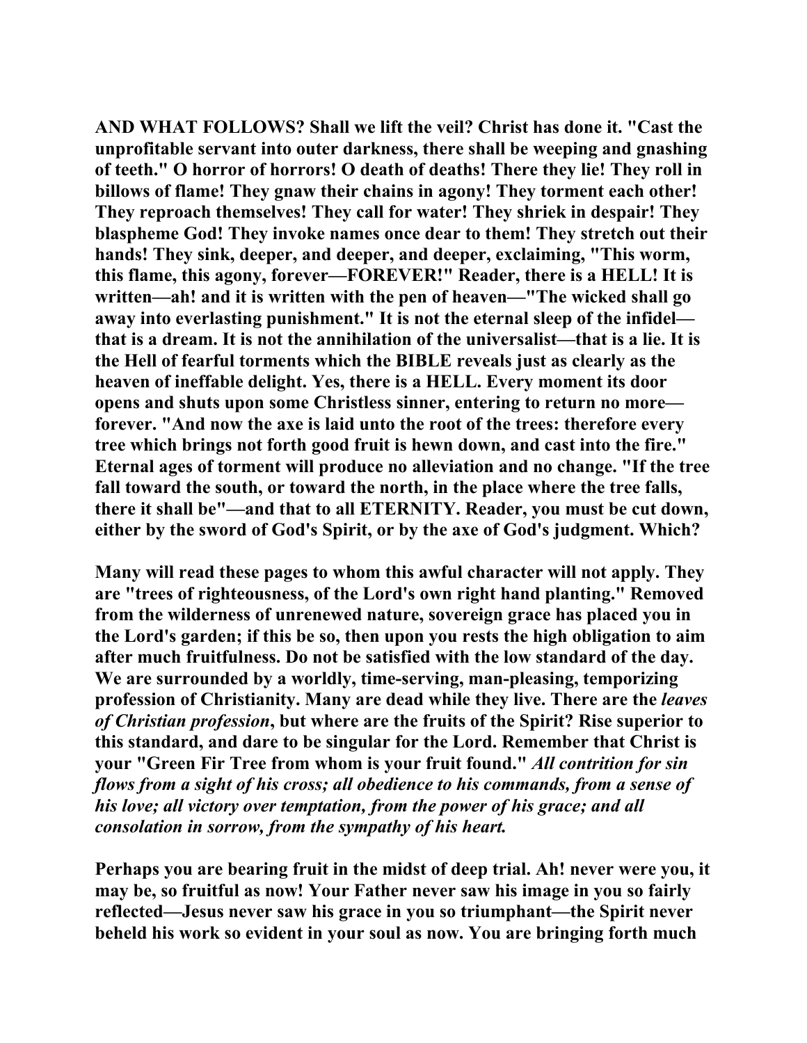**AND WHAT FOLLOWS? Shall we lift the veil? Christ has done it. "Cast the unprofitable servant into outer darkness, there shall be weeping and gnashing of teeth." O horror of horrors! O death of deaths! There they lie! They roll in billows of flame! They gnaw their chains in agony! They torment each other! They reproach themselves! They call for water! They shriek in despair! They blaspheme God! They invoke names once dear to them! They stretch out their hands! They sink, deeper, and deeper, and deeper, exclaiming, "This worm, this flame, this agony, forever—FOREVER!" Reader, there is a HELL! It is written—ah! and it is written with the pen of heaven—"The wicked shall go away into everlasting punishment." It is not the eternal sleep of the infidel—that is a dream. It is not the annihilation of the universalist—that is a lie. It is the Hell of fearful torments which the BIBLE reveals just as clearly as the heaven of ineffable delight. Yes, there is a HELL. Every moment its door opens and shuts upon some Christless sinner, entering to return no more—forever. "And now the axe is laid unto the root of the trees: therefore every tree which brings not forth good fruit is hewn down, and cast into the fire." Eternal ages of torment will produce no alleviation and no change. "If the tree fall toward the south, or toward the north, in the place where the tree falls, there it shall be"—and that to all ETERNITY. Reader, you must be cut down, either by the sword of God's Spirit, or by the axe of God's judgment. Which?**

**Many will read these pages to whom this awful character will not apply. They are "trees of righteousness, of the Lord's own right hand planting." Removed from the wilderness of unrenewed nature, sovereign grace has placed you in the Lord's garden; if this be so, then upon you rests the high obligation to aim after much fruitfulness. Do not be satisfied with the low standard of the day. We are surrounded by a worldly, time-serving, man-pleasing, temporizing profession of Christianity. Many are dead while they live. There are the *leaves of Christian profession*, but where are the fruits of the Spirit? Rise superior to this standard, and dare to be singular for the Lord. Remember that Christ is your "Green Fir Tree from whom is your fruit found." *All contrition for sin flows from a sight of his cross; all obedience to his commands, from a sense of his love; all victory over temptation, from the power of his grace; and all consolation in sorrow, from the sympathy of his heart.***

**Perhaps you are bearing fruit in the midst of deep trial. Ah! never were you, it may be, so fruitful as now! Your Father never saw his image in you so fairly reflected—Jesus never saw his grace in you so triumphant—the Spirit never beheld his work so evident in your soul as now. You are bringing forth much**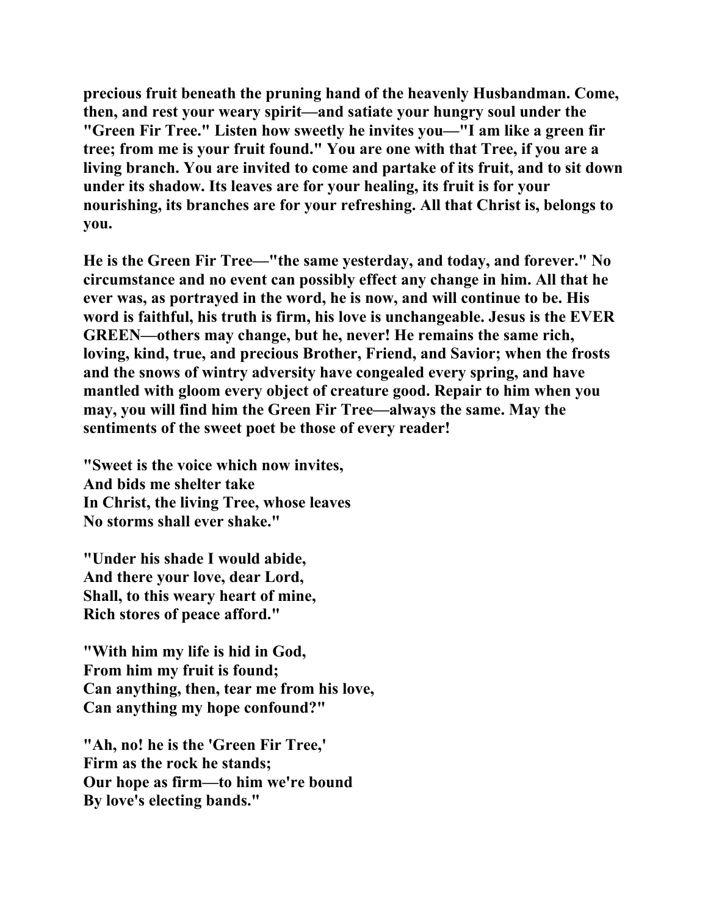precious fruit beneath the pruning hand of the heavenly Husbandman. Come, then, and rest your weary spirit—and satiate your hungry soul under the "Green Fir Tree." Listen how sweetly he invites you—"I am like a green fir tree; from me is your fruit found." You are one with that Tree, if you are a living branch. You are invited to come and partake of its fruit, and to sit down under its shadow. Its leaves are for your healing, its fruit is for your nourishing, its branches are for your refreshing. All that Christ is, belongs to you.

He is the Green Fir Tree—"the same yesterday, and today, and forever." No circumstance and no event can possibly effect any change in him. All that he ever was, as portrayed in the word, he is now, and will continue to be. His word is faithful, his truth is firm, his love is unchangeable. Jesus is the EVER GREEN—others may change, but he, never! He remains the same rich, loving, kind, true, and precious Brother, Friend, and Savior; when the frosts and the snows of wintry adversity have congealed every spring, and have mantled with gloom every object of creature good. Repair to him when you may, you will find him the Green Fir Tree—always the same. May the sentiments of the sweet poet be those of every reader!

"Sweet is the voice which now invites,  
And bids me shelter take  
In Christ, the living Tree, whose leaves  
No storms shall ever shake."

"Under his shade I would abide,  
And there your love, dear Lord,  
Shall, to this weary heart of mine,  
Rich stores of peace afford."

"With him my life is hid in God,  
From him my fruit is found;  
Can anything, then, tear me from his love,  
Can anything my hope confound?"

"Ah, no! he is the 'Green Fir Tree,'  
Firm as the rock he stands;  
Our hope as firm—to him we're bound  
By love's electing bands."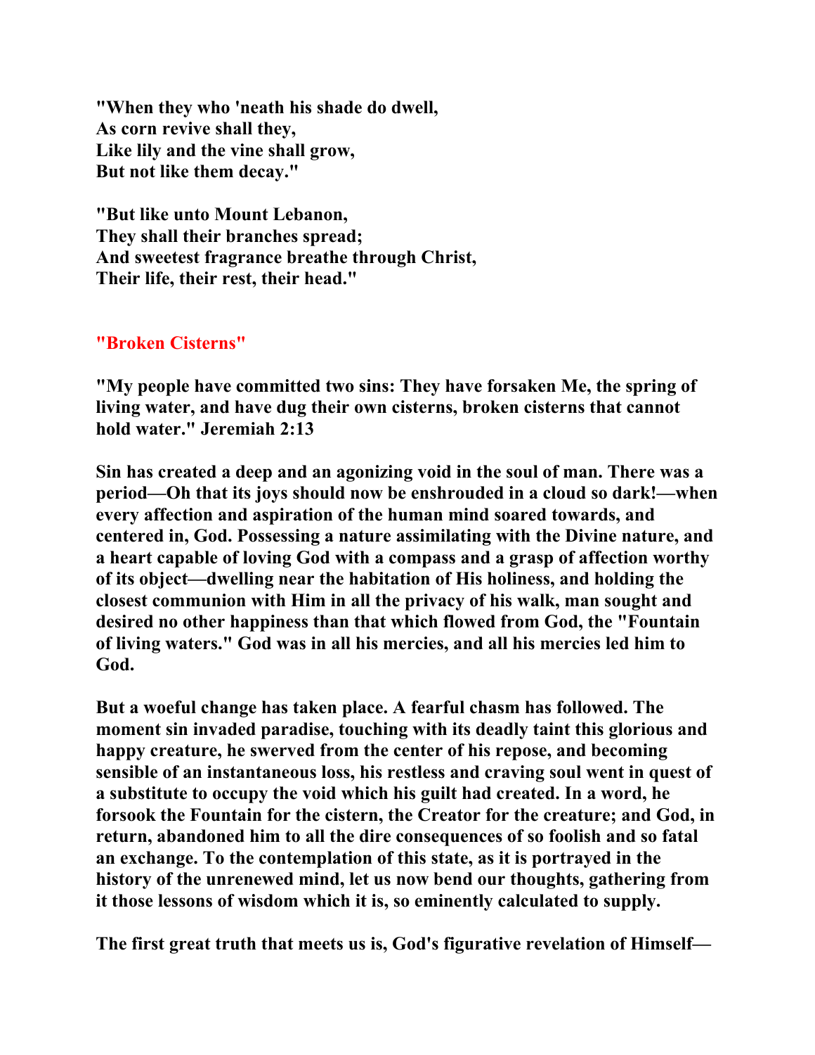**"When they who 'neath his shade do dwell,**
**As corn revive shall they,**
**Like lily and the vine shall grow,**
**But not like them decay."**

**"But like unto Mount Lebanon,**
**They shall their branches spread;**
**And sweetest fragrance breathe through Christ,**
**Their life, their rest, their head."**

## "Broken Cisterns"

**"My people have committed two sins: They have forsaken Me, the spring of living water, and have dug their own cisterns, broken cisterns that cannot hold water." Jeremiah 2:13**

**Sin has created a deep and an agonizing void in the soul of man. There was a period—Oh that its joys should now be enshrouded in a cloud so dark!—when every affection and aspiration of the human mind soared towards, and centered in, God. Possessing a nature assimilating with the Divine nature, and a heart capable of loving God with a compass and a grasp of affection worthy of its object—dwelling near the habitation of His holiness, and holding the closest communion with Him in all the privacy of his walk, man sought and desired no other happiness than that which flowed from God, the "Fountain of living waters." God was in all his mercies, and all his mercies led him to God.**

**But a woeful change has taken place. A fearful chasm has followed. The moment sin invaded paradise, touching with its deadly taint this glorious and happy creature, he swerved from the center of his repose, and becoming sensible of an instantaneous loss, his restless and craving soul went in quest of a substitute to occupy the void which his guilt had created. In a word, he forsook the Fountain for the cistern, the Creator for the creature; and God, in return, abandoned him to all the dire consequences of so foolish and so fatal an exchange. To the contemplation of this state, as it is portrayed in the history of the unrenewed mind, let us now bend our thoughts, gathering from it those lessons of wisdom which it is, so eminently calculated to supply.**

**The first great truth that meets us is, God's figurative revelation of Himself—**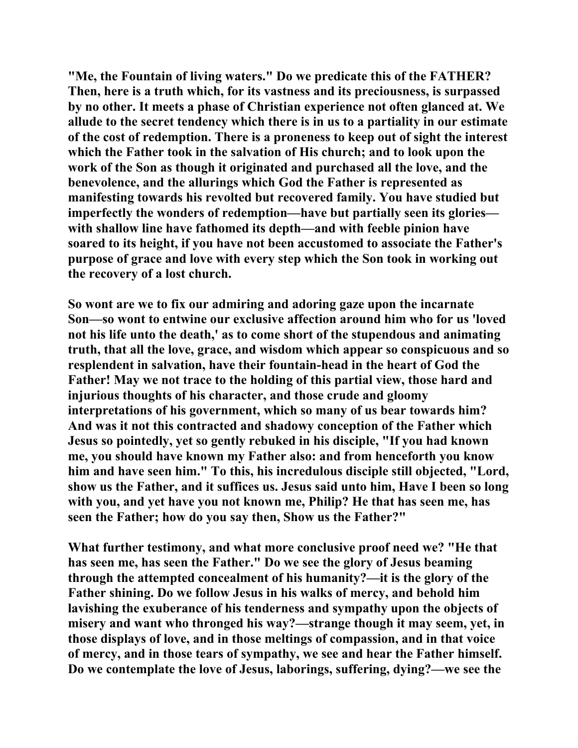"Me, the Fountain of living waters." Do we predicate this of the FATHER? Then, here is a truth which, for its vastness and its preciousness, is surpassed by no other. It meets a phase of Christian experience not often glanced at. We allude to the secret tendency which there is in us to a partiality in our estimate of the cost of redemption. There is a proneness to keep out of sight the interest which the Father took in the salvation of His church; and to look upon the work of the Son as though it originated and purchased all the love, and the benevolence, and the allurings which God the Father is represented as manifesting towards his revolted but recovered family. You have studied but imperfectly the wonders of redemption—have but partially seen its glories—with shallow line have fathomed its depth—and with feeble pinion have soared to its height, if you have not been accustomed to associate the Father's purpose of grace and love with every step which the Son took in working out the recovery of a lost church.

So wont are we to fix our admiring and adoring gaze upon the incarnate Son—so wont to entwine our exclusive affection around him who for us 'loved not his life unto the death,' as to come short of the stupendous and animating truth, that all the love, grace, and wisdom which appear so conspicuous and so resplendent in salvation, have their fountain-head in the heart of God the Father! May we not trace to the holding of this partial view, those hard and injurious thoughts of his character, and those crude and gloomy interpretations of his government, which so many of us bear towards him? And was it not this contracted and shadowy conception of the Father which Jesus so pointedly, yet so gently rebuked in his disciple, "If you had known me, you should have known my Father also: and from henceforth you know him and have seen him." To this, his incredulous disciple still objected, "Lord, show us the Father, and it suffices us. Jesus said unto him, Have I been so long with you, and yet have you not known me, Philip? He that has seen me, has seen the Father; how do you say then, Show us the Father?"

What further testimony, and what more conclusive proof need we? "He that has seen me, has seen the Father." Do we see the glory of Jesus beaming through the attempted concealment of his humanity?—it is the glory of the Father shining. Do we follow Jesus in his walks of mercy, and behold him lavishing the exuberance of his tenderness and sympathy upon the objects of misery and want who thronged his way?—strange though it may seem, yet, in those displays of love, and in those meltings of compassion, and in that voice of mercy, and in those tears of sympathy, we see and hear the Father himself. Do we contemplate the love of Jesus, laborings, suffering, dying?—we see the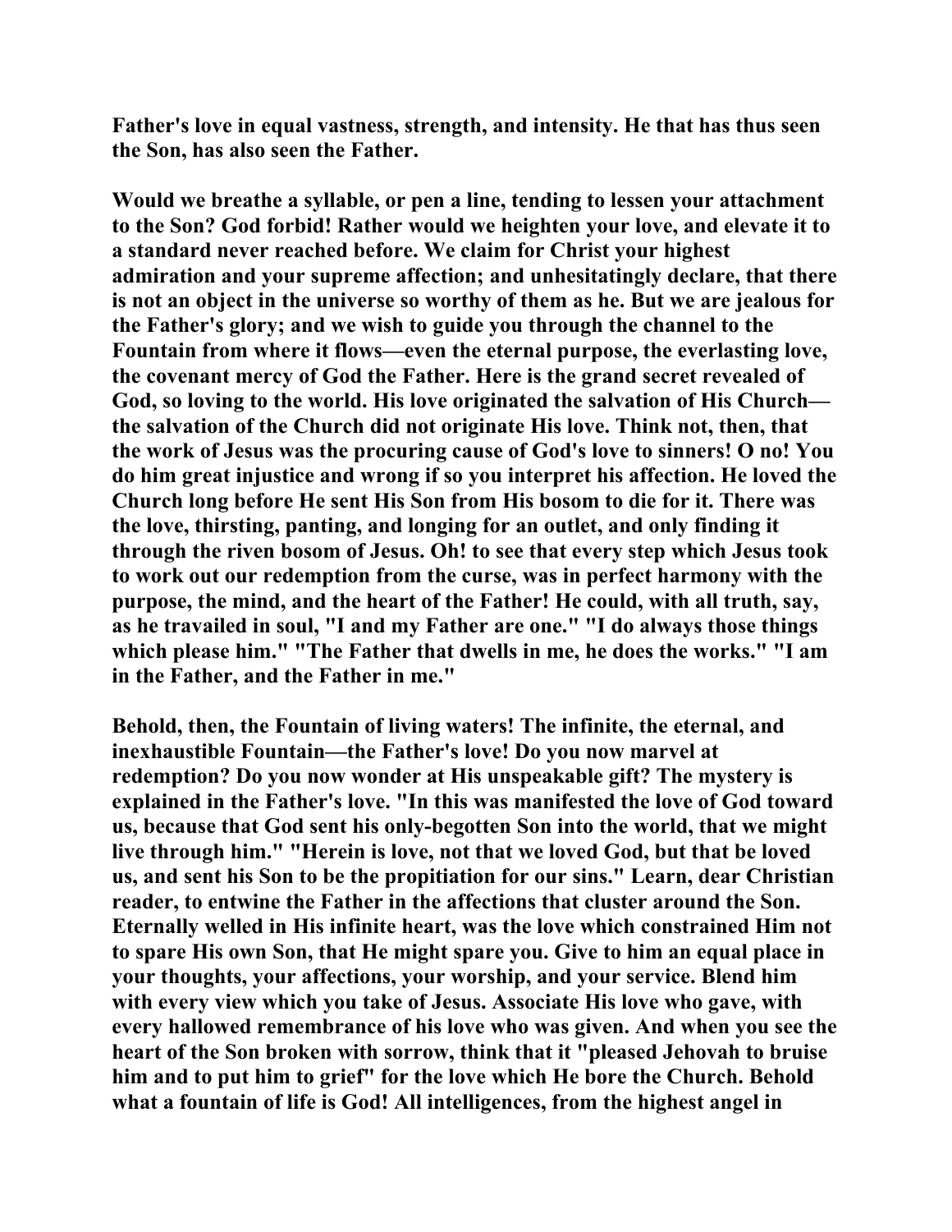Father's love in equal vastness, strength, and intensity. He that has thus seen the Son, has also seen the Father.

Would we breathe a syllable, or pen a line, tending to lessen your attachment to the Son? God forbid! Rather would we heighten your love, and elevate it to a standard never reached before. We claim for Christ your highest admiration and your supreme affection; and unhesitatingly declare, that there is not an object in the universe so worthy of them as he. But we are jealous for the Father's glory; and we wish to guide you through the channel to the Fountain from where it flows—even the eternal purpose, the everlasting love, the covenant mercy of God the Father. Here is the grand secret revealed of God, so loving to the world. His love originated the salvation of His Church—the salvation of the Church did not originate His love. Think not, then, that the work of Jesus was the procuring cause of God's love to sinners! O no! You do him great injustice and wrong if so you interpret his affection. He loved the Church long before He sent His Son from His bosom to die for it. There was the love, thirsting, panting, and longing for an outlet, and only finding it through the riven bosom of Jesus. Oh! to see that every step which Jesus took to work out our redemption from the curse, was in perfect harmony with the purpose, the mind, and the heart of the Father! He could, with all truth, say, as he travailed in soul, "I and my Father are one." "I do always those things which please him." "The Father that dwells in me, he does the works." "I am in the Father, and the Father in me."

Behold, then, the Fountain of living waters! The infinite, the eternal, and inexhaustible Fountain—the Father's love! Do you now marvel at redemption? Do you now wonder at His unspeakable gift? The mystery is explained in the Father's love. "In this was manifested the love of God toward us, because that God sent his only-begotten Son into the world, that we might live through him." "Herein is love, not that we loved God, but that be loved us, and sent his Son to be the propitiation for our sins." Learn, dear Christian reader, to entwine the Father in the affections that cluster around the Son. Eternally welled in His infinite heart, was the love which constrained Him not to spare His own Son, that He might spare you. Give to him an equal place in your thoughts, your affections, your worship, and your service. Blend him with every view which you take of Jesus. Associate His love who gave, with every hallowed remembrance of his love who was given. And when you see the heart of the Son broken with sorrow, think that it "pleased Jehovah to bruise him and to put him to grief" for the love which He bore the Church. Behold what a fountain of life is God! All intelligences, from the highest angel in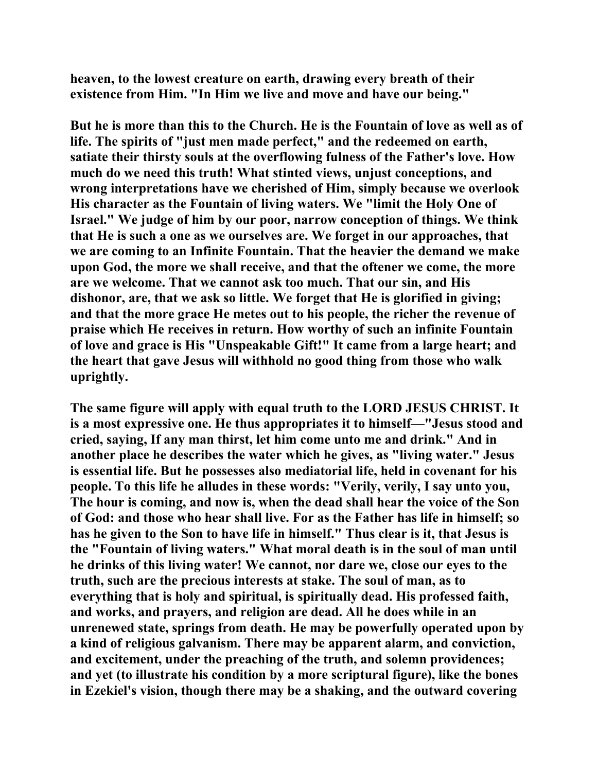heaven, to the lowest creature on earth, drawing every breath of their existence from Him. "In Him we live and move and have our being."

But he is more than this to the Church. He is the Fountain of love as well as of life. The spirits of "just men made perfect," and the redeemed on earth, satiate their thirsty souls at the overflowing fulness of the Father's love. How much do we need this truth! What stinted views, unjust conceptions, and wrong interpretations have we cherished of Him, simply because we overlook His character as the Fountain of living waters. We "limit the Holy One of Israel." We judge of him by our poor, narrow conception of things. We think that He is such a one as we ourselves are. We forget in our approaches, that we are coming to an Infinite Fountain. That the heavier the demand we make upon God, the more we shall receive, and that the oftener we come, the more are we welcome. That we cannot ask too much. That our sin, and His dishonor, are, that we ask so little. We forget that He is glorified in giving; and that the more grace He metes out to his people, the richer the revenue of praise which He receives in return. How worthy of such an infinite Fountain of love and grace is His "Unspeakable Gift!" It came from a large heart; and the heart that gave Jesus will withhold no good thing from those who walk uprightly.

The same figure will apply with equal truth to the LORD JESUS CHRIST. It is a most expressive one. He thus appropriates it to himself—"Jesus stood and cried, saying, If any man thirst, let him come unto me and drink." And in another place he describes the water which he gives, as "living water." Jesus is essential life. But he possesses also mediatorial life, held in covenant for his people. To this life he alludes in these words: "Verily, verily, I say unto you, The hour is coming, and now is, when the dead shall hear the voice of the Son of God: and those who hear shall live. For as the Father has life in himself; so has he given to the Son to have life in himself." Thus clear is it, that Jesus is the "Fountain of living waters." What moral death is in the soul of man until he drinks of this living water! We cannot, nor dare we, close our eyes to the truth, such are the precious interests at stake. The soul of man, as to everything that is holy and spiritual, is spiritually dead. His professed faith, and works, and prayers, and religion are dead. All he does while in an unrenewed state, springs from death. He may be powerfully operated upon by a kind of religious galvanism. There may be apparent alarm, and conviction, and excitement, under the preaching of the truth, and solemn providences; and yet (to illustrate his condition by a more scriptural figure), like the bones in Ezekiel's vision, though there may be a shaking, and the outward covering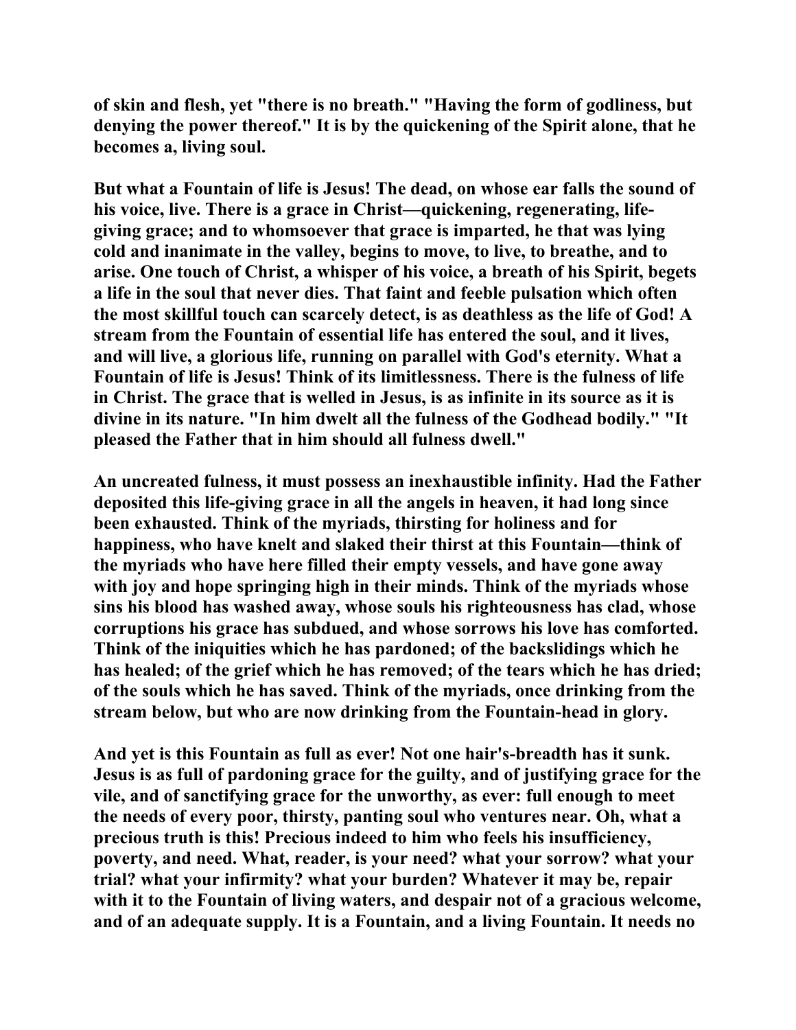of skin and flesh, yet "there is no breath." "Having the form of godliness, but denying the power thereof." It is by the quickening of the Spirit alone, that he becomes a, living soul.

But what a Fountain of life is Jesus! The dead, on whose ear falls the sound of his voice, live. There is a grace in Christ—quickening, regenerating, life-giving grace; and to whomsoever that grace is imparted, he that was lying cold and inanimate in the valley, begins to move, to live, to breathe, and to arise. One touch of Christ, a whisper of his voice, a breath of his Spirit, begets a life in the soul that never dies. That faint and feeble pulsation which often the most skillful touch can scarcely detect, is as deathless as the life of God! A stream from the Fountain of essential life has entered the soul, and it lives, and will live, a glorious life, running on parallel with God's eternity. What a Fountain of life is Jesus! Think of its limitlessness. There is the fulness of life in Christ. The grace that is welled in Jesus, is as infinite in its source as it is divine in its nature. "In him dwelt all the fulness of the Godhead bodily." "It pleased the Father that in him should all fulness dwell."

An uncreated fulness, it must possess an inexhaustible infinity. Had the Father deposited this life-giving grace in all the angels in heaven, it had long since been exhausted. Think of the myriads, thirsting for holiness and for happiness, who have knelt and slaked their thirst at this Fountain—think of the myriads who have here filled their empty vessels, and have gone away with joy and hope springing high in their minds. Think of the myriads whose sins his blood has washed away, whose souls his righteousness has clad, whose corruptions his grace has subdued, and whose sorrows his love has comforted. Think of the iniquities which he has pardoned; of the backslidings which he has healed; of the grief which he has removed; of the tears which he has dried; of the souls which he has saved. Think of the myriads, once drinking from the stream below, but who are now drinking from the Fountain-head in glory.

And yet is this Fountain as full as ever! Not one hair's-breadth has it sunk. Jesus is as full of pardoning grace for the guilty, and of justifying grace for the vile, and of sanctifying grace for the unworthy, as ever: full enough to meet the needs of every poor, thirsty, panting soul who ventures near. Oh, what a precious truth is this! Precious indeed to him who feels his insufficiency, poverty, and need. What, reader, is your need? what your sorrow? what your trial? what your infirmity? what your burden? Whatever it may be, repair with it to the Fountain of living waters, and despair not of a gracious welcome, and of an adequate supply. It is a Fountain, and a living Fountain. It needs no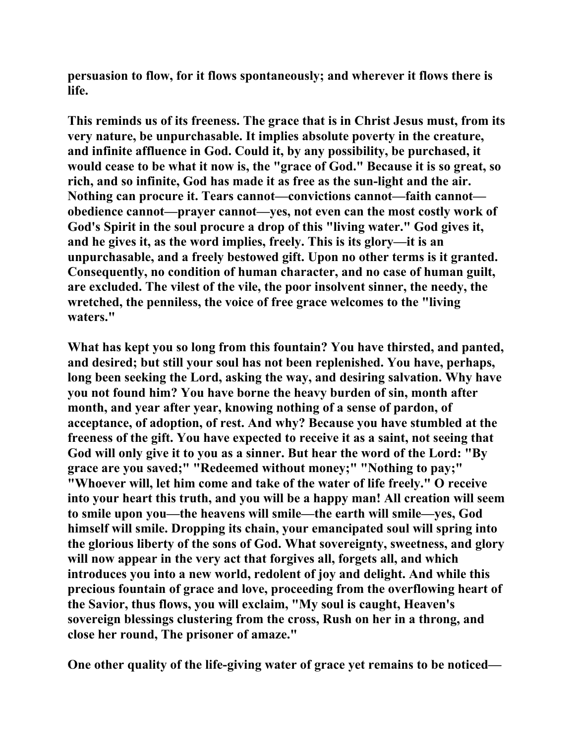persuasion to flow, for it flows spontaneously; and wherever it flows there is life.

This reminds us of its freeness. The grace that is in Christ Jesus must, from its very nature, be unpurchasable. It implies absolute poverty in the creature, and infinite affluence in God. Could it, by any possibility, be purchased, it would cease to be what it now is, the "grace of God." Because it is so great, so rich, and so infinite, God has made it as free as the sun-light and the air. Nothing can procure it. Tears cannot—convictions cannot—faith cannot—obedience cannot—prayer cannot—yes, not even can the most costly work of God's Spirit in the soul procure a drop of this "living water." God gives it, and he gives it, as the word implies, freely. This is its glory—it is an unpurchasable, and a freely bestowed gift. Upon no other terms is it granted. Consequently, no condition of human character, and no case of human guilt, are excluded. The vilest of the vile, the poor insolvent sinner, the needy, the wretched, the penniless, the voice of free grace welcomes to the "living waters."

What has kept you so long from this fountain? You have thirsted, and panted, and desired; but still your soul has not been replenished. You have, perhaps, long been seeking the Lord, asking the way, and desiring salvation. Why have you not found him? You have borne the heavy burden of sin, month after month, and year after year, knowing nothing of a sense of pardon, of acceptance, of adoption, of rest. And why? Because you have stumbled at the freeness of the gift. You have expected to receive it as a saint, not seeing that God will only give it to you as a sinner. But hear the word of the Lord: "By grace are you saved;" "Redeemed without money;" "Nothing to pay;" "Whoever will, let him come and take of the water of life freely." O receive into your heart this truth, and you will be a happy man! All creation will seem to smile upon you—the heavens will smile—the earth will smile—yes, God himself will smile. Dropping its chain, your emancipated soul will spring into the glorious liberty of the sons of God. What sovereignty, sweetness, and glory will now appear in the very act that forgives all, forgets all, and which introduces you into a new world, redolent of joy and delight. And while this precious fountain of grace and love, proceeding from the overflowing heart of the Savior, thus flows, you will exclaim, "My soul is caught, Heaven's sovereign blessings clustering from the cross, Rush on her in a throng, and close her round, The prisoner of amaze."

One other quality of the life-giving water of grace yet remains to be noticed—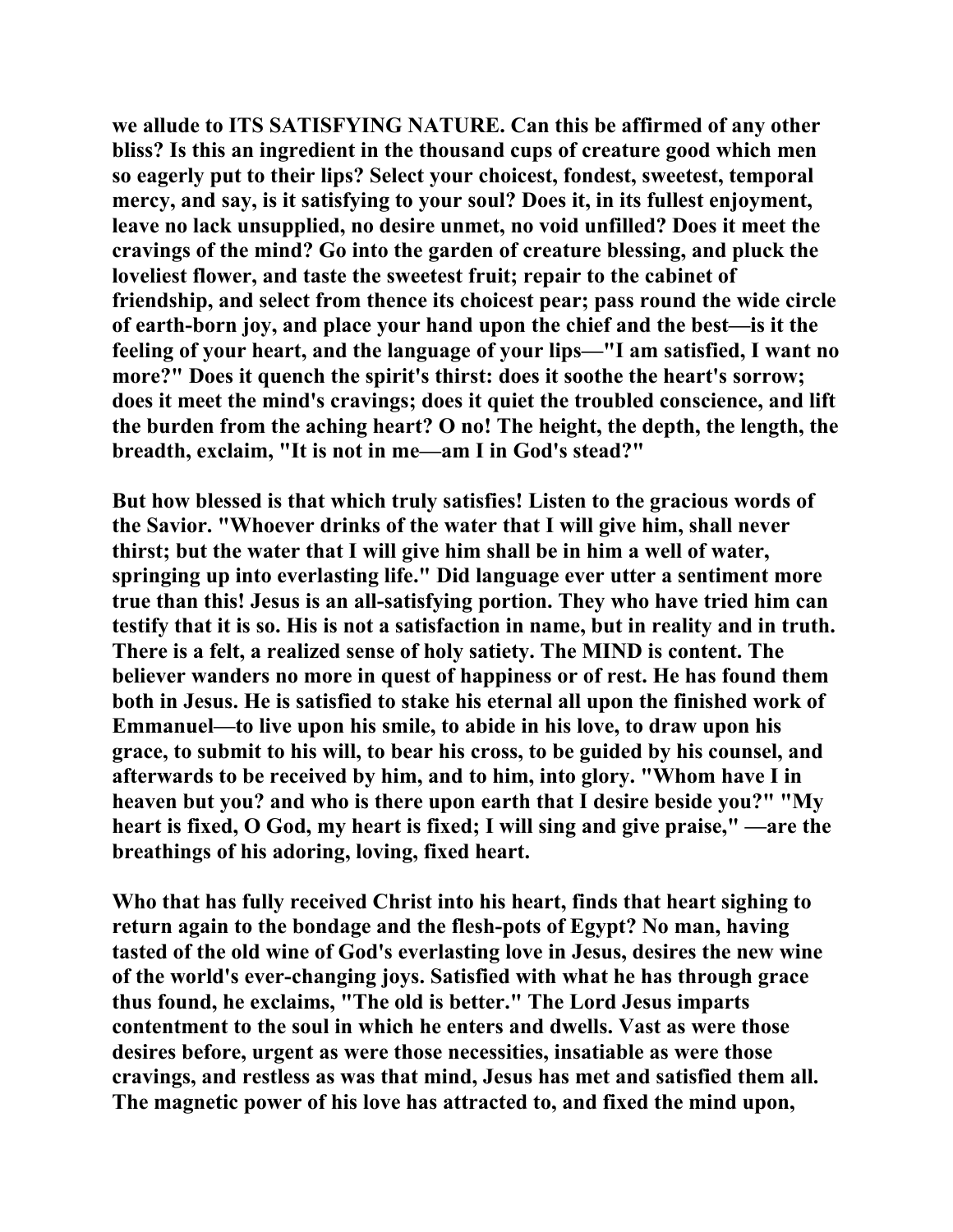**we allude to ITS SATISFYING NATURE. Can this be affirmed of any other bliss? Is this an ingredient in the thousand cups of creature good which men so eagerly put to their lips? Select your choicest, fondest, sweetest, temporal mercy, and say, is it satisfying to your soul? Does it, in its fullest enjoyment, leave no lack unsupplied, no desire unmet, no void unfilled? Does it meet the cravings of the mind? Go into the garden of creature blessing, and pluck the loveliest flower, and taste the sweetest fruit; repair to the cabinet of friendship, and select from thence its choicest pear; pass round the wide circle of earth-born joy, and place your hand upon the chief and the best—is it the feeling of your heart, and the language of your lips—"I am satisfied, I want no more?" Does it quench the spirit's thirst: does it soothe the heart's sorrow; does it meet the mind's cravings; does it quiet the troubled conscience, and lift the burden from the aching heart? O no! The height, the depth, the length, the breadth, exclaim, "It is not in me—am I in God's stead?"**

**But how blessed is that which truly satisfies! Listen to the gracious words of the Savior. "Whoever drinks of the water that I will give him, shall never thirst; but the water that I will give him shall be in him a well of water, springing up into everlasting life." Did language ever utter a sentiment more true than this! Jesus is an all-satisfying portion. They who have tried him can testify that it is so. His is not a satisfaction in name, but in reality and in truth. There is a felt, a realized sense of holy satiety. The MIND is content. The believer wanders no more in quest of happiness or of rest. He has found them both in Jesus. He is satisfied to stake his eternal all upon the finished work of Emmanuel—to live upon his smile, to abide in his love, to draw upon his grace, to submit to his will, to bear his cross, to be guided by his counsel, and afterwards to be received by him, and to him, into glory. "Whom have I in heaven but you? and who is there upon earth that I desire beside you?" "My heart is fixed, O God, my heart is fixed; I will sing and give praise," —are the breathings of his adoring, loving, fixed heart.**

**Who that has fully received Christ into his heart, finds that heart sighing to return again to the bondage and the flesh-pots of Egypt? No man, having tasted of the old wine of God's everlasting love in Jesus, desires the new wine of the world's ever-changing joys. Satisfied with what he has through grace thus found, he exclaims, "The old is better." The Lord Jesus imparts contentment to the soul in which he enters and dwells. Vast as were those desires before, urgent as were those necessities, insatiable as were those cravings, and restless as was that mind, Jesus has met and satisfied them all. The magnetic power of his love has attracted to, and fixed the mind upon,**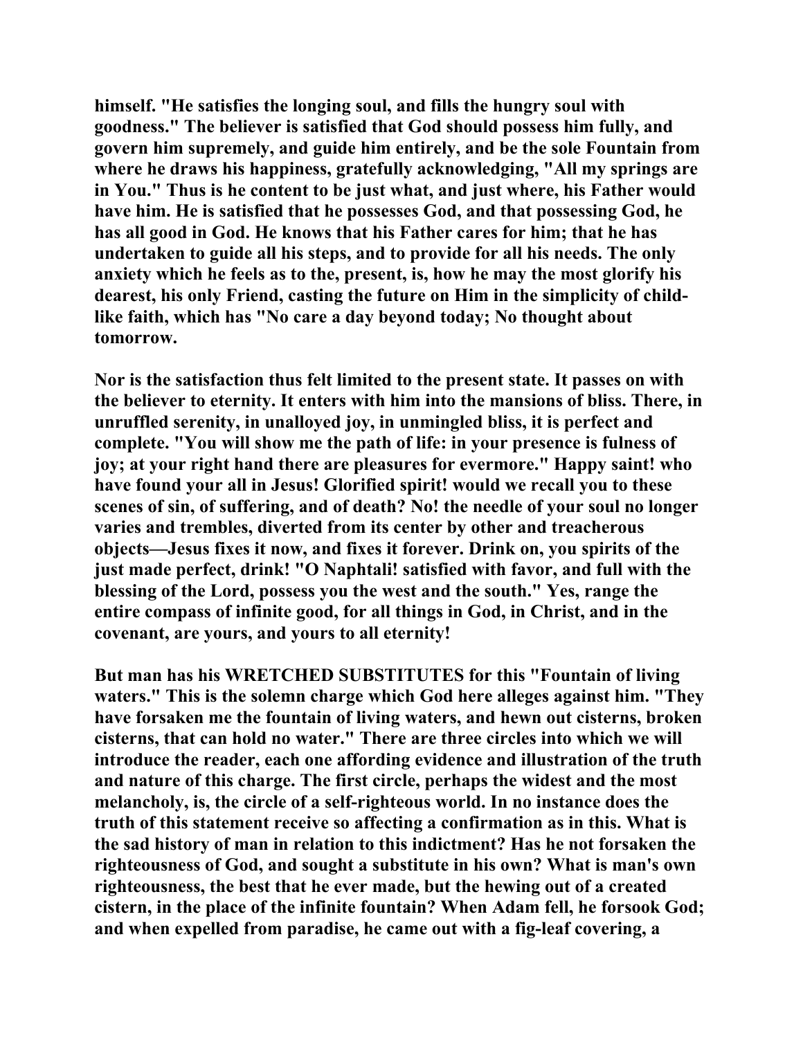**himself. "He satisfies the longing soul, and fills the hungry soul with goodness." The believer is satisfied that God should possess him fully, and govern him supremely, and guide him entirely, and be the sole Fountain from where he draws his happiness, gratefully acknowledging, "All my springs are in You." Thus is he content to be just what, and just where, his Father would have him. He is satisfied that he possesses God, and that possessing God, he has all good in God. He knows that his Father cares for him; that he has undertaken to guide all his steps, and to provide for all his needs. The only anxiety which he feels as to the, present, is, how he may the most glorify his dearest, his only Friend, casting the future on Him in the simplicity of child-like faith, which has "No care a day beyond today; No thought about tomorrow.**

**Nor is the satisfaction thus felt limited to the present state. It passes on with the believer to eternity. It enters with him into the mansions of bliss. There, in unruffled serenity, in unalloyed joy, in unmingled bliss, it is perfect and complete. "You will show me the path of life: in your presence is fulness of joy; at your right hand there are pleasures for evermore." Happy saint! who have found your all in Jesus! Glorified spirit! would we recall you to these scenes of sin, of suffering, and of death? No! the needle of your soul no longer varies and trembles, diverted from its center by other and treacherous objects—Jesus fixes it now, and fixes it forever. Drink on, you spirits of the just made perfect, drink! "O Naphtali! satisfied with favor, and full with the blessing of the Lord, possess you the west and the south." Yes, range the entire compass of infinite good, for all things in God, in Christ, and in the covenant, are yours, and yours to all eternity!**

**But man has his WRETCHED SUBSTITUTES for this "Fountain of living waters." This is the solemn charge which God here alleges against him. "They have forsaken me the fountain of living waters, and hewn out cisterns, broken cisterns, that can hold no water." There are three circles into which we will introduce the reader, each one affording evidence and illustration of the truth and nature of this charge. The first circle, perhaps the widest and the most melancholy, is, the circle of a self-righteous world. In no instance does the truth of this statement receive so affecting a confirmation as in this. What is the sad history of man in relation to this indictment? Has he not forsaken the righteousness of God, and sought a substitute in his own? What is man's own righteousness, the best that he ever made, but the hewing out of a created cistern, in the place of the infinite fountain? When Adam fell, he forsook God; and when expelled from paradise, he came out with a fig-leaf covering, a**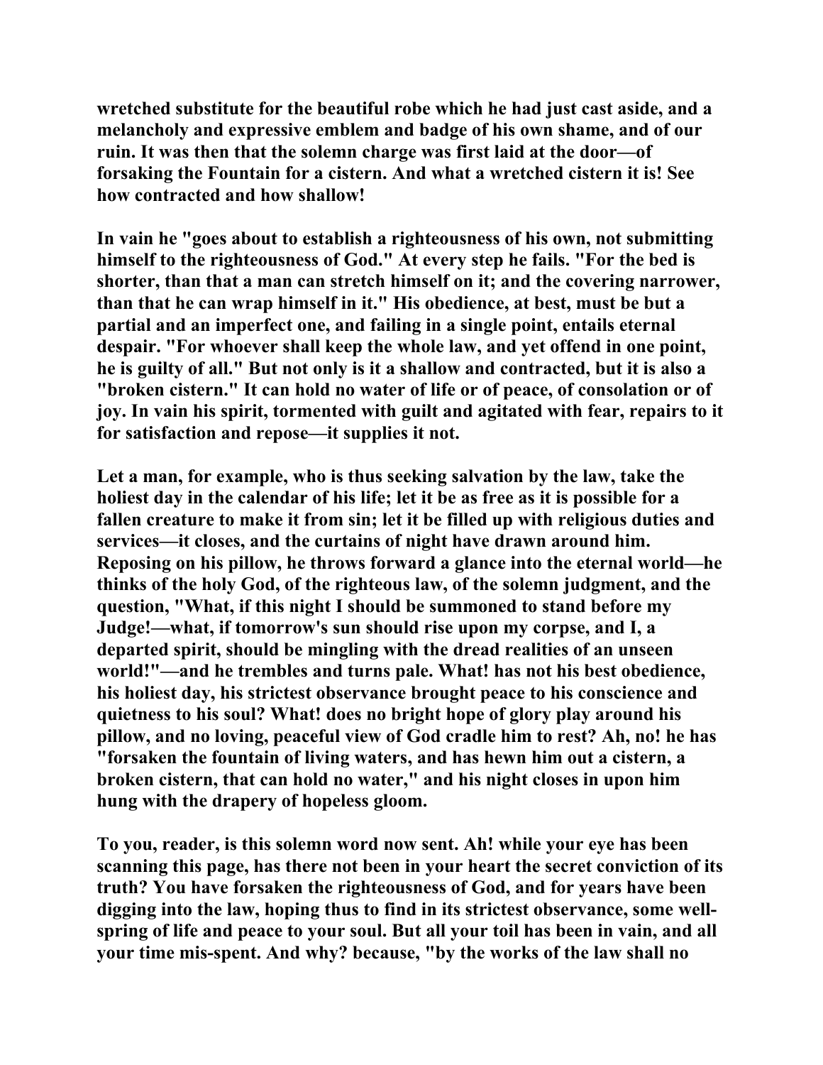wretched substitute for the beautiful robe which he had just cast aside, and a melancholy and expressive emblem and badge of his own shame, and of our ruin. It was then that the solemn charge was first laid at the door—of forsaking the Fountain for a cistern. And what a wretched cistern it is! See how contracted and how shallow!

In vain he "goes about to establish a righteousness of his own, not submitting himself to the righteousness of God." At every step he fails. "For the bed is shorter, than that a man can stretch himself on it; and the covering narrower, than that he can wrap himself in it." His obedience, at best, must be but a partial and an imperfect one, and failing in a single point, entails eternal despair. "For whoever shall keep the whole law, and yet offend in one point, he is guilty of all." But not only is it a shallow and contracted, but it is also a "broken cistern." It can hold no water of life or of peace, of consolation or of joy. In vain his spirit, tormented with guilt and agitated with fear, repairs to it for satisfaction and repose—it supplies it not.

Let a man, for example, who is thus seeking salvation by the law, take the holiest day in the calendar of his life; let it be as free as it is possible for a fallen creature to make it from sin; let it be filled up with religious duties and services—it closes, and the curtains of night have drawn around him. Reposing on his pillow, he throws forward a glance into the eternal world—he thinks of the holy God, of the righteous law, of the solemn judgment, and the question, "What, if this night I should be summoned to stand before my Judge!—what, if tomorrow's sun should rise upon my corpse, and I, a departed spirit, should be mingling with the dread realities of an unseen world!"—and he trembles and turns pale. What! has not his best obedience, his holiest day, his strictest observance brought peace to his conscience and quietness to his soul? What! does no bright hope of glory play around his pillow, and no loving, peaceful view of God cradle him to rest? Ah, no! he has "forsaken the fountain of living waters, and has hewn him out a cistern, a broken cistern, that can hold no water," and his night closes in upon him hung with the drapery of hopeless gloom.

To you, reader, is this solemn word now sent. Ah! while your eye has been scanning this page, has there not been in your heart the secret conviction of its truth? You have forsaken the righteousness of God, and for years have been digging into the law, hoping thus to find in its strictest observance, some well-spring of life and peace to your soul. But all your toil has been in vain, and all your time mis-spent. And why? because, "by the works of the law shall no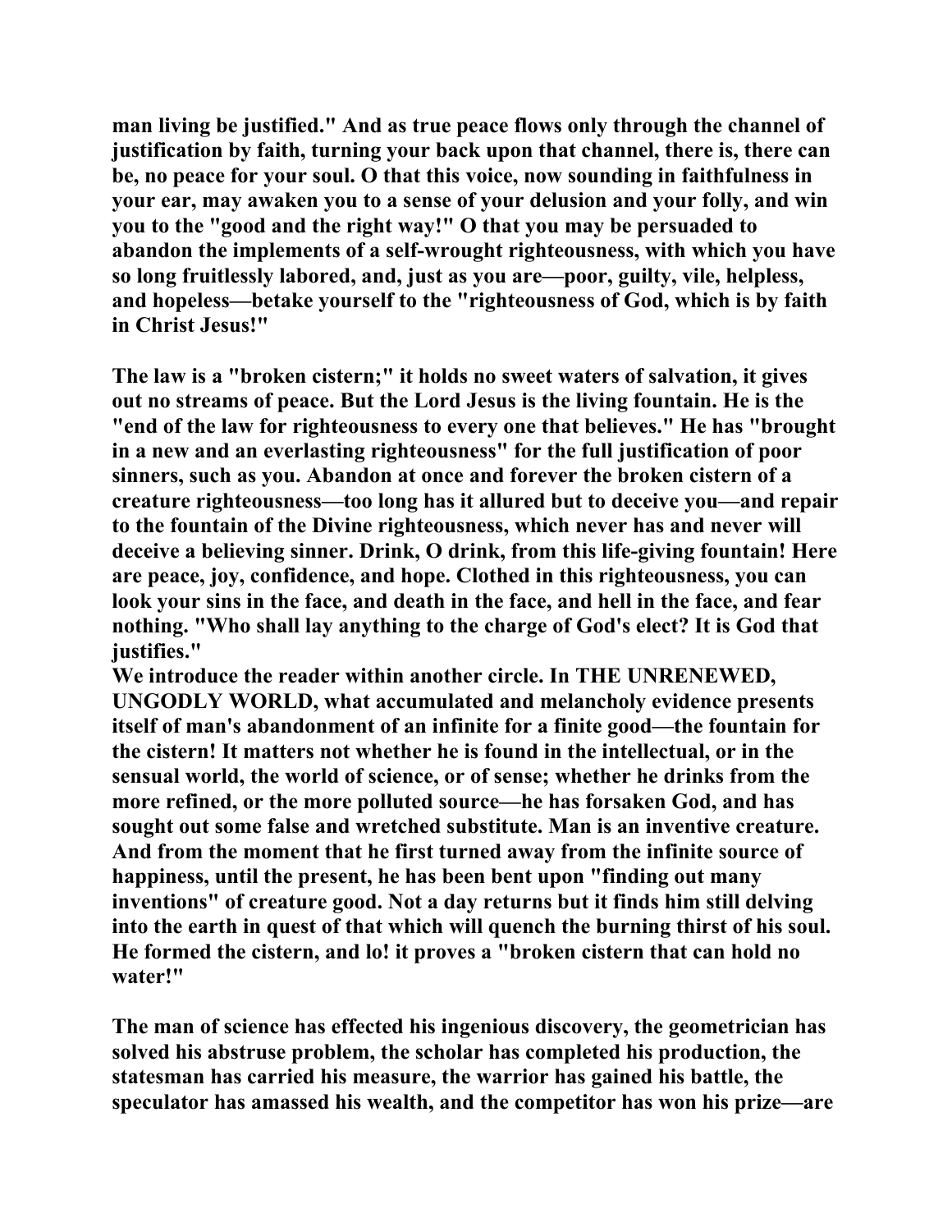**man living be justified." And as true peace flows only through the channel of justification by faith, turning your back upon that channel, there is, there can be, no peace for your soul. O that this voice, now sounding in faithfulness in your ear, may awaken you to a sense of your delusion and your folly, and win you to the "good and the right way!" O that you may be persuaded to abandon the implements of a self-wrought righteousness, with which you have so long fruitlessly labored, and, just as you are—poor, guilty, vile, helpless, and hopeless—betake yourself to the "righteousness of God, which is by faith in Christ Jesus!"**

**The law is a "broken cistern;" it holds no sweet waters of salvation, it gives out no streams of peace. But the Lord Jesus is the living fountain. He is the "end of the law for righteousness to every one that believes." He has "brought in a new and an everlasting righteousness" for the full justification of poor sinners, such as you. Abandon at once and forever the broken cistern of a creature righteousness—too long has it allured but to deceive you—and repair to the fountain of the Divine righteousness, which never has and never will deceive a believing sinner. Drink, O drink, from this life-giving fountain! Here are peace, joy, confidence, and hope. Clothed in this righteousness, you can look your sins in the face, and death in the face, and hell in the face, and fear nothing. "Who shall lay anything to the charge of God's elect? It is God that justifies."**

**We introduce the reader within another circle. In THE UNRENEWED, UNGODLY WORLD, what accumulated and melancholy evidence presents itself of man's abandonment of an infinite for a finite good—the fountain for the cistern! It matters not whether he is found in the intellectual, or in the sensual world, the world of science, or of sense; whether he drinks from the more refined, or the more polluted source—he has forsaken God, and has sought out some false and wretched substitute. Man is an inventive creature. And from the moment that he first turned away from the infinite source of happiness, until the present, he has been bent upon "finding out many inventions" of creature good. Not a day returns but it finds him still delving into the earth in quest of that which will quench the burning thirst of his soul. He formed the cistern, and lo! it proves a "broken cistern that can hold no water!"**

**The man of science has effected his ingenious discovery, the geometrician has solved his abstruse problem, the scholar has completed his production, the statesman has carried his measure, the warrior has gained his battle, the speculator has amassed his wealth, and the competitor has won his prize—are**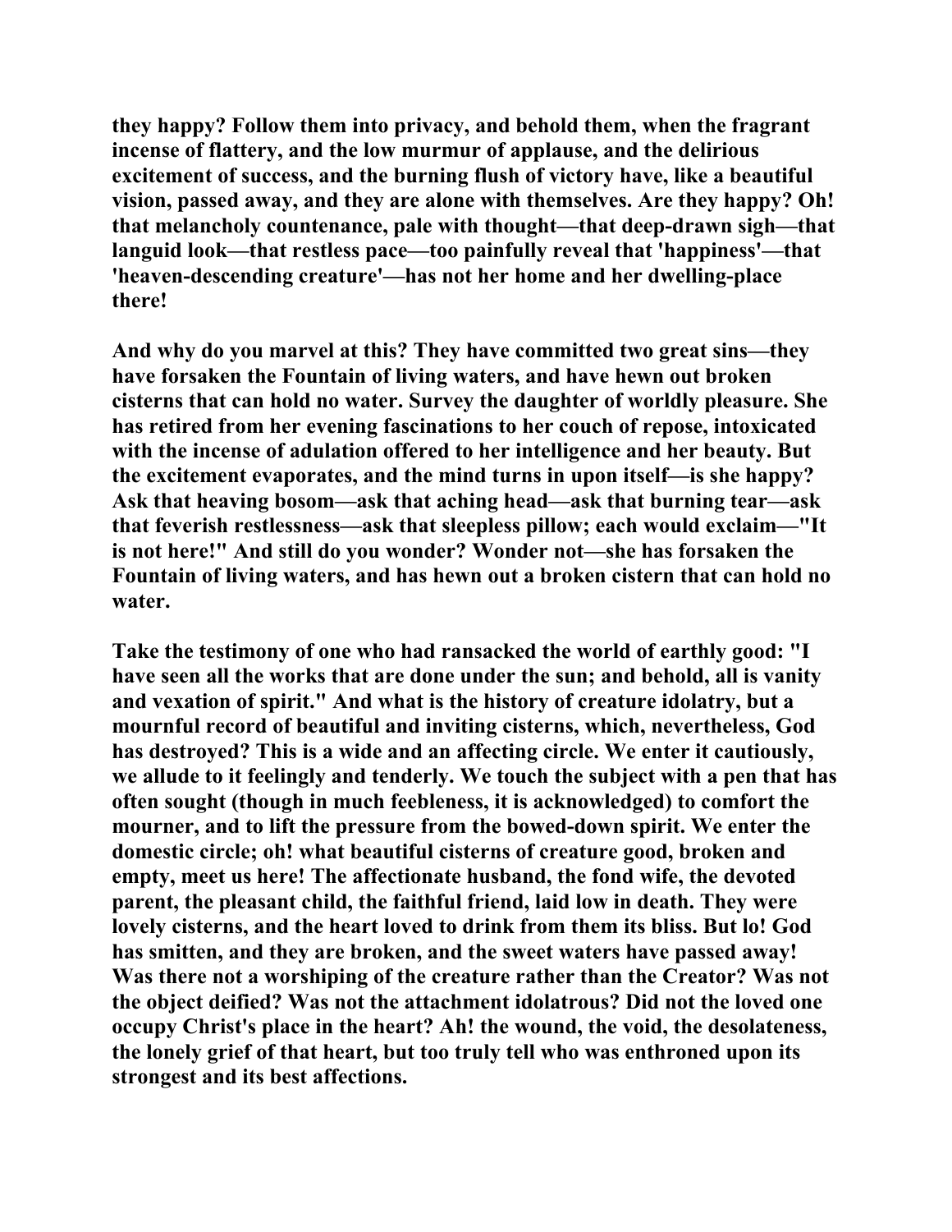they happy? Follow them into privacy, and behold them, when the fragrant incense of flattery, and the low murmur of applause, and the delirious excitement of success, and the burning flush of victory have, like a beautiful vision, passed away, and they are alone with themselves. Are they happy? Oh! that melancholy countenance, pale with thought—that deep-drawn sigh—that languid look—that restless pace—too painfully reveal that 'happiness'—that 'heaven-descending creature'—has not her home and her dwelling-place there!

And why do you marvel at this? They have committed two great sins—they have forsaken the Fountain of living waters, and have hewn out broken cisterns that can hold no water. Survey the daughter of worldly pleasure. She has retired from her evening fascinations to her couch of repose, intoxicated with the incense of adulation offered to her intelligence and her beauty. But the excitement evaporates, and the mind turns in upon itself—is she happy? Ask that heaving bosom—ask that aching head—ask that burning tear—ask that feverish restlessness—ask that sleepless pillow; each would exclaim—"It is not here!" And still do you wonder? Wonder not—she has forsaken the Fountain of living waters, and has hewn out a broken cistern that can hold no water.

Take the testimony of one who had ransacked the world of earthly good: "I have seen all the works that are done under the sun; and behold, all is vanity and vexation of spirit." And what is the history of creature idolatry, but a mournful record of beautiful and inviting cisterns, which, nevertheless, God has destroyed? This is a wide and an affecting circle. We enter it cautiously, we allude to it feelingly and tenderly. We touch the subject with a pen that has often sought (though in much feebleness, it is acknowledged) to comfort the mourner, and to lift the pressure from the bowed-down spirit. We enter the domestic circle; oh! what beautiful cisterns of creature good, broken and empty, meet us here! The affectionate husband, the fond wife, the devoted parent, the pleasant child, the faithful friend, laid low in death. They were lovely cisterns, and the heart loved to drink from them its bliss. But lo! God has smitten, and they are broken, and the sweet waters have passed away! Was there not a worshiping of the creature rather than the Creator? Was not the object deified? Was not the attachment idolatrous? Did not the loved one occupy Christ's place in the heart? Ah! the wound, the void, the desolateness, the lonely grief of that heart, but too truly tell who was enthroned upon its strongest and its best affections.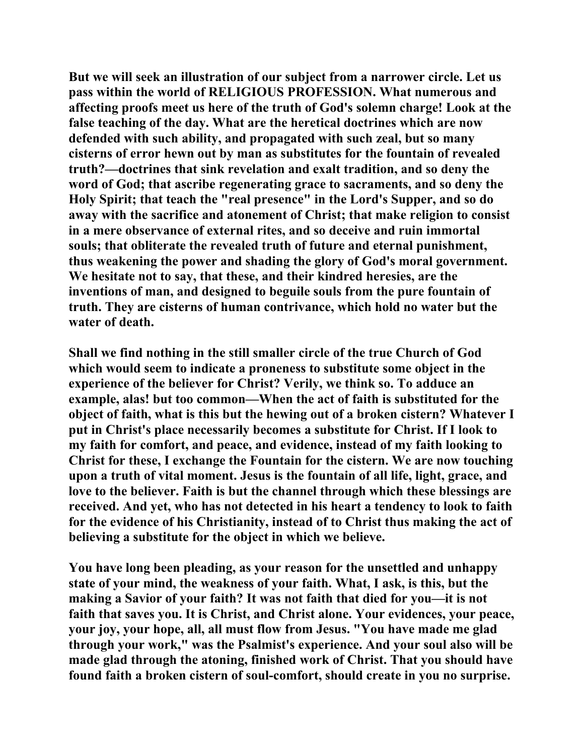But we will seek an illustration of our subject from a narrower circle. Let us pass within the world of RELIGIOUS PROFESSION. What numerous and affecting proofs meet us here of the truth of God's solemn charge! Look at the false teaching of the day. What are the heretical doctrines which are now defended with such ability, and propagated with such zeal, but so many cisterns of error hewn out by man as substitutes for the fountain of revealed truth?—doctrines that sink revelation and exalt tradition, and so deny the word of God; that ascribe regenerating grace to sacraments, and so deny the Holy Spirit; that teach the "real presence" in the Lord's Supper, and so do away with the sacrifice and atonement of Christ; that make religion to consist in a mere observance of external rites, and so deceive and ruin immortal souls; that obliterate the revealed truth of future and eternal punishment, thus weakening the power and shading the glory of God's moral government. We hesitate not to say, that these, and their kindred heresies, are the inventions of man, and designed to beguile souls from the pure fountain of truth. They are cisterns of human contrivance, which hold no water but the water of death.

Shall we find nothing in the still smaller circle of the true Church of God which would seem to indicate a proneness to substitute some object in the experience of the believer for Christ? Verily, we think so. To adduce an example, alas! but too common—When the act of faith is substituted for the object of faith, what is this but the hewing out of a broken cistern? Whatever I put in Christ's place necessarily becomes a substitute for Christ. If I look to my faith for comfort, and peace, and evidence, instead of my faith looking to Christ for these, I exchange the Fountain for the cistern. We are now touching upon a truth of vital moment. Jesus is the fountain of all life, light, grace, and love to the believer. Faith is but the channel through which these blessings are received. And yet, who has not detected in his heart a tendency to look to faith for the evidence of his Christianity, instead of to Christ thus making the act of believing a substitute for the object in which we believe.

You have long been pleading, as your reason for the unsettled and unhappy state of your mind, the weakness of your faith. What, I ask, is this, but the making a Savior of your faith? It was not faith that died for you—it is not faith that saves you. It is Christ, and Christ alone. Your evidences, your peace, your joy, your hope, all, all must flow from Jesus. "You have made me glad through your work," was the Psalmist's experience. And your soul also will be made glad through the atoning, finished work of Christ. That you should have found faith a broken cistern of soul-comfort, should create in you no surprise.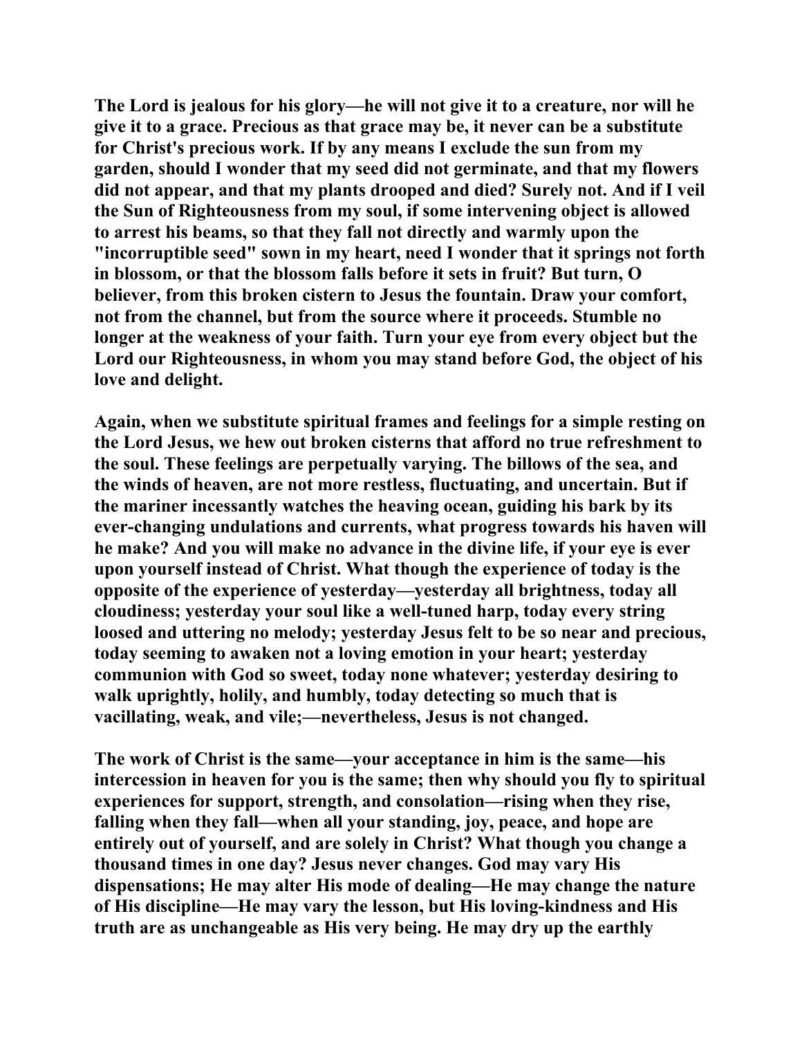The Lord is jealous for his glory—he will not give it to a creature, nor will he give it to a grace. Precious as that grace may be, it never can be a substitute for Christ's precious work. If by any means I exclude the sun from my garden, should I wonder that my seed did not germinate, and that my flowers did not appear, and that my plants drooped and died? Surely not. And if I veil the Sun of Righteousness from my soul, if some intervening object is allowed to arrest his beams, so that they fall not directly and warmly upon the "incorruptible seed" sown in my heart, need I wonder that it springs not forth in blossom, or that the blossom falls before it sets in fruit? But turn, O believer, from this broken cistern to Jesus the fountain. Draw your comfort, not from the channel, but from the source where it proceeds. Stumble no longer at the weakness of your faith. Turn your eye from every object but the Lord our Righteousness, in whom you may stand before God, the object of his love and delight.

Again, when we substitute spiritual frames and feelings for a simple resting on the Lord Jesus, we hew out broken cisterns that afford no true refreshment to the soul. These feelings are perpetually varying. The billows of the sea, and the winds of heaven, are not more restless, fluctuating, and uncertain. But if the mariner incessantly watches the heaving ocean, guiding his bark by its ever-changing undulations and currents, what progress towards his haven will he make? And you will make no advance in the divine life, if your eye is ever upon yourself instead of Christ. What though the experience of today is the opposite of the experience of yesterday—yesterday all brightness, today all cloudiness; yesterday your soul like a well-tuned harp, today every string loosed and uttering no melody; yesterday Jesus felt to be so near and precious, today seeming to awaken not a loving emotion in your heart; yesterday communion with God so sweet, today none whatever; yesterday desiring to walk uprightly, holily, and humbly, today detecting so much that is vacillating, weak, and vile;—nevertheless, Jesus is not changed.

The work of Christ is the same—your acceptance in him is the same—his intercession in heaven for you is the same; then why should you fly to spiritual experiences for support, strength, and consolation—rising when they rise, falling when they fall—when all your standing, joy, peace, and hope are entirely out of yourself, and are solely in Christ? What though you change a thousand times in one day? Jesus never changes. God may vary His dispensations; He may alter His mode of dealing—He may change the nature of His discipline—He may vary the lesson, but His loving-kindness and His truth are as unchangeable as His very being. He may dry up the earthly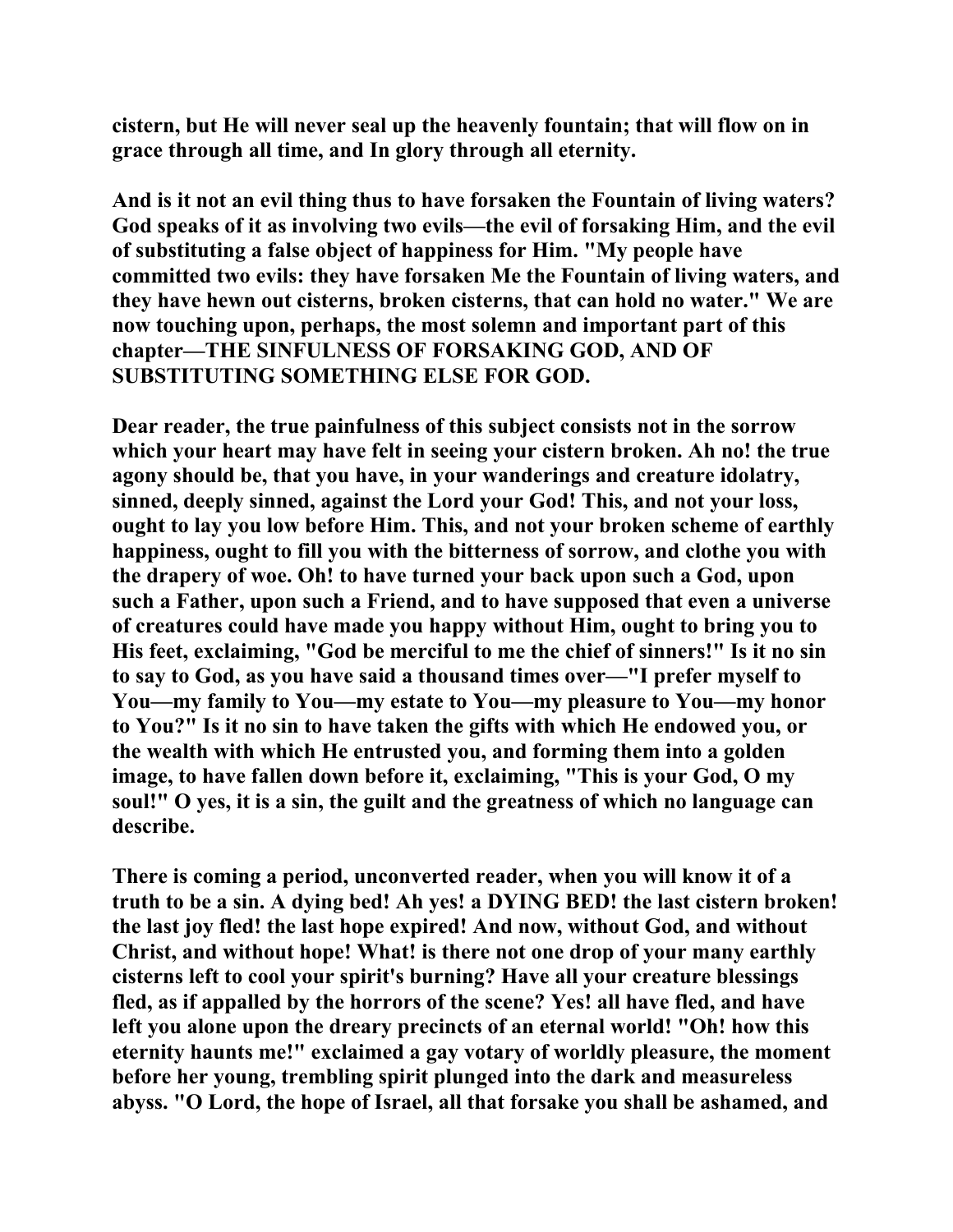**cistern, but He will never seal up the heavenly fountain; that will flow on in grace through all time, and In glory through all eternity.**

**And is it not an evil thing thus to have forsaken the Fountain of living waters? God speaks of it as involving two evils—the evil of forsaking Him, and the evil of substituting a false object of happiness for Him. "My people have committed two evils: they have forsaken Me the Fountain of living waters, and they have hewn out cisterns, broken cisterns, that can hold no water." We are now touching upon, perhaps, the most solemn and important part of this chapter—THE SINFULNESS OF FORSAKING GOD, AND OF SUBSTITUTING SOMETHING ELSE FOR GOD.**

**Dear reader, the true painfulness of this subject consists not in the sorrow which your heart may have felt in seeing your cistern broken. Ah no! the true agony should be, that you have, in your wanderings and creature idolatry, sinned, deeply sinned, against the Lord your God! This, and not your loss, ought to lay you low before Him. This, and not your broken scheme of earthly happiness, ought to fill you with the bitterness of sorrow, and clothe you with the drapery of woe. Oh! to have turned your back upon such a God, upon such a Father, upon such a Friend, and to have supposed that even a universe of creatures could have made you happy without Him, ought to bring you to His feet, exclaiming, "God be merciful to me the chief of sinners!" Is it no sin to say to God, as you have said a thousand times over—"I prefer myself to You—my family to You—my estate to You—my pleasure to You—my honor to You?" Is it no sin to have taken the gifts with which He endowed you, or the wealth with which He entrusted you, and forming them into a golden image, to have fallen down before it, exclaiming, "This is your God, O my soul!" O yes, it is a sin, the guilt and the greatness of which no language can describe.**

**There is coming a period, unconverted reader, when you will know it of a truth to be a sin. A dying bed! Ah yes! a DYING BED! the last cistern broken! the last joy fled! the last hope expired! And now, without God, and without Christ, and without hope! What! is there not one drop of your many earthly cisterns left to cool your spirit's burning? Have all your creature blessings fled, as if appalled by the horrors of the scene? Yes! all have fled, and have left you alone upon the dreary precincts of an eternal world! "Oh! how this eternity haunts me!" exclaimed a gay votary of worldly pleasure, the moment before her young, trembling spirit plunged into the dark and measureless abyss. "O Lord, the hope of Israel, all that forsake you shall be ashamed, and**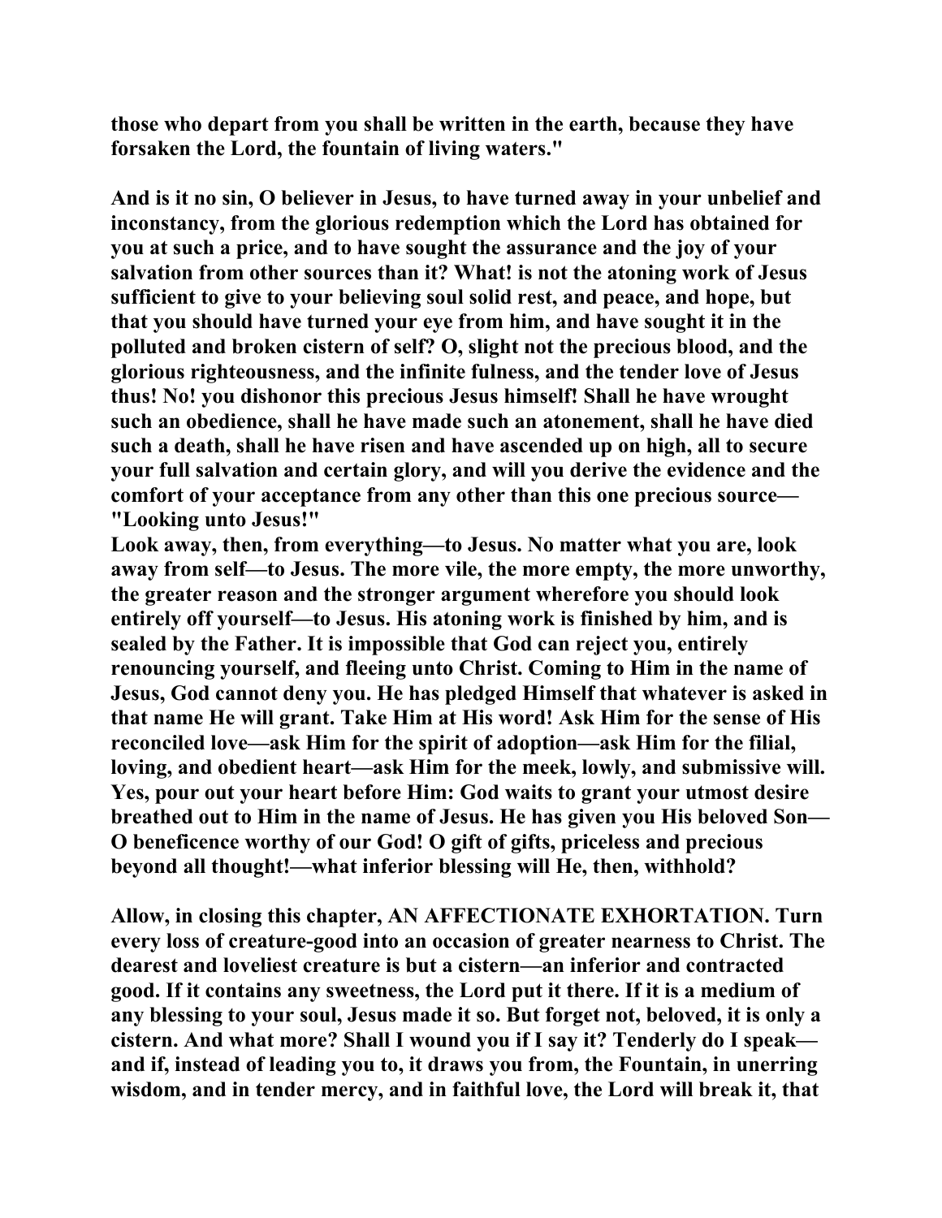**those who depart from you shall be written in the earth, because they have forsaken the Lord, the fountain of living waters."**

**And is it no sin, O believer in Jesus, to have turned away in your unbelief and inconstancy, from the glorious redemption which the Lord has obtained for you at such a price, and to have sought the assurance and the joy of your salvation from other sources than it? What! is not the atoning work of Jesus sufficient to give to your believing soul solid rest, and peace, and hope, but that you should have turned your eye from him, and have sought it in the polluted and broken cistern of self? O, slight not the precious blood, and the glorious righteousness, and the infinite fulness, and the tender love of Jesus thus! No! you dishonor this precious Jesus himself! Shall he have wrought such an obedience, shall he have made such an atonement, shall he have died such a death, shall he have risen and have ascended up on high, all to secure your full salvation and certain glory, and will you derive the evidence and the comfort of your acceptance from any other than this one precious source—"Looking unto Jesus!"**

**Look away, then, from everything—to Jesus. No matter what you are, look away from self—to Jesus. The more vile, the more empty, the more unworthy, the greater reason and the stronger argument wherefore you should look entirely off yourself—to Jesus. His atoning work is finished by him, and is sealed by the Father. It is impossible that God can reject you, entirely renouncing yourself, and fleeing unto Christ. Coming to Him in the name of Jesus, God cannot deny you. He has pledged Himself that whatever is asked in that name He will grant. Take Him at His word! Ask Him for the sense of His reconciled love—ask Him for the spirit of adoption—ask Him for the filial, loving, and obedient heart—ask Him for the meek, lowly, and submissive will. Yes, pour out your heart before Him: God waits to grant your utmost desire breathed out to Him in the name of Jesus. He has given you His beloved Son—O beneficence worthy of our God! O gift of gifts, priceless and precious beyond all thought!—what inferior blessing will He, then, withhold?**

**Allow, in closing this chapter, AN AFFECTIONATE EXHORTATION. Turn every loss of creature-good into an occasion of greater nearness to Christ. The dearest and loveliest creature is but a cistern—an inferior and contracted good. If it contains any sweetness, the Lord put it there. If it is a medium of any blessing to your soul, Jesus made it so. But forget not, beloved, it is only a cistern. And what more? Shall I wound you if I say it? Tenderly do I speak—and if, instead of leading you to, it draws you from, the Fountain, in unerring wisdom, and in tender mercy, and in faithful love, the Lord will break it, that**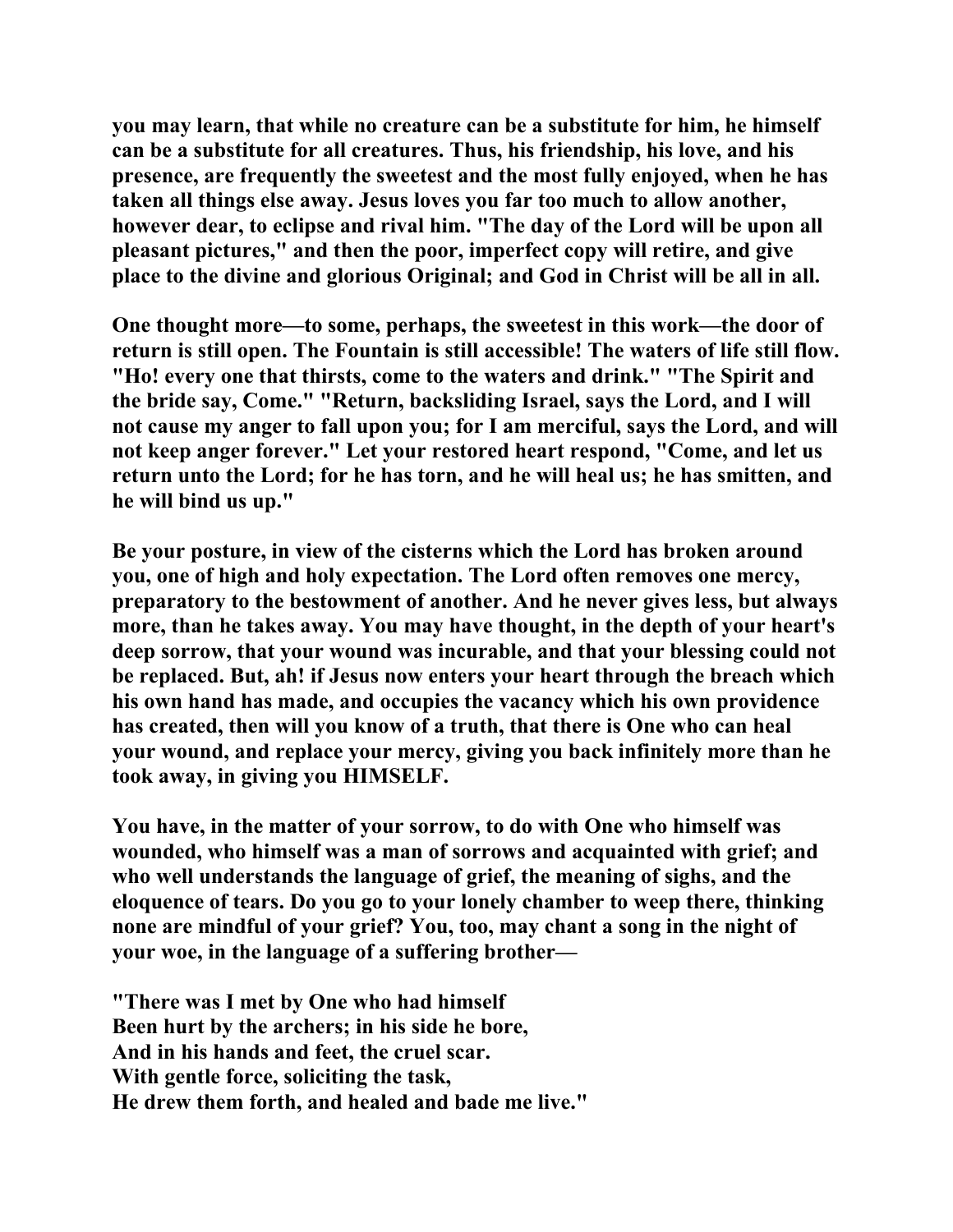you may learn, that while no creature can be a substitute for him, he himself can be a substitute for all creatures. Thus, his friendship, his love, and his presence, are frequently the sweetest and the most fully enjoyed, when he has taken all things else away. Jesus loves you far too much to allow another, however dear, to eclipse and rival him. "The day of the Lord will be upon all pleasant pictures," and then the poor, imperfect copy will retire, and give place to the divine and glorious Original; and God in Christ will be all in all.

One thought more—to some, perhaps, the sweetest in this work—the door of return is still open. The Fountain is still accessible! The waters of life still flow. "Ho! every one that thirsts, come to the waters and drink." "The Spirit and the bride say, Come." "Return, backsliding Israel, says the Lord, and I will not cause my anger to fall upon you; for I am merciful, says the Lord, and will not keep anger forever." Let your restored heart respond, "Come, and let us return unto the Lord; for he has torn, and he will heal us; he has smitten, and he will bind us up."

Be your posture, in view of the cisterns which the Lord has broken around you, one of high and holy expectation. The Lord often removes one mercy, preparatory to the bestowment of another. And he never gives less, but always more, than he takes away. You may have thought, in the depth of your heart's deep sorrow, that your wound was incurable, and that your blessing could not be replaced. But, ah! if Jesus now enters your heart through the breach which his own hand has made, and occupies the vacancy which his own providence has created, then will you know of a truth, that there is One who can heal your wound, and replace your mercy, giving you back infinitely more than he took away, in giving you HIMSELF.

You have, in the matter of your sorrow, to do with One who himself was wounded, who himself was a man of sorrows and acquainted with grief; and who well understands the language of grief, the meaning of sighs, and the eloquence of tears. Do you go to your lonely chamber to weep there, thinking none are mindful of your grief? You, too, may chant a song in the night of your woe, in the language of a suffering brother—

"There was I met by One who had himself  
Been hurt by the archers; in his side he bore,  
And in his hands and feet, the cruel scar.  
With gentle force, soliciting the task,  
He drew them forth, and healed and bade me live."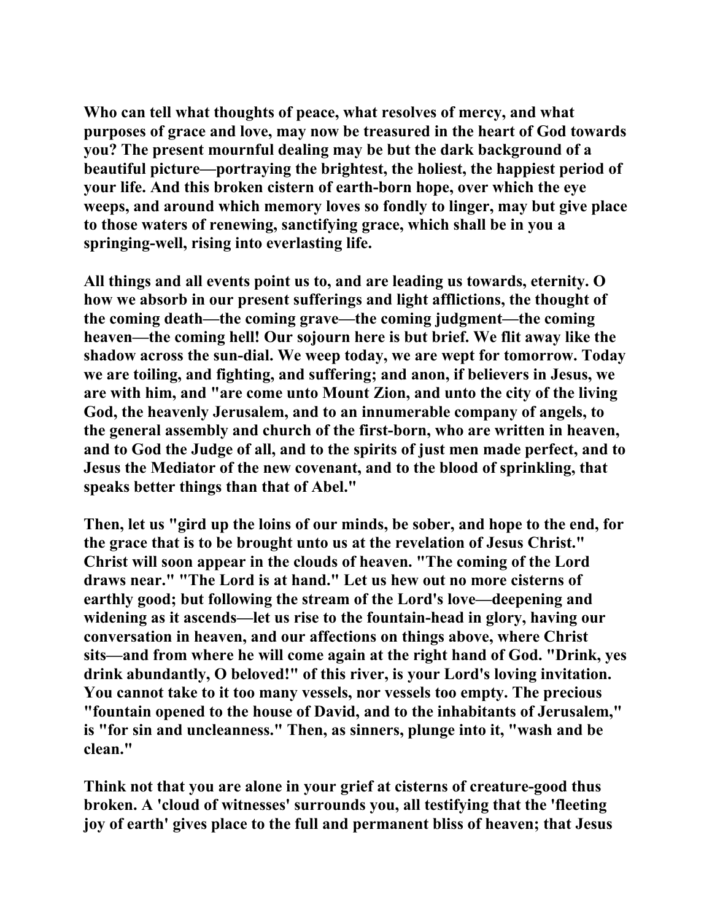Who can tell what thoughts of peace, what resolves of mercy, and what purposes of grace and love, may now be treasured in the heart of God towards you? The present mournful dealing may be but the dark background of a beautiful picture—portraying the brightest, the holiest, the happiest period of your life. And this broken cistern of earth-born hope, over which the eye weeps, and around which memory loves so fondly to linger, may but give place to those waters of renewing, sanctifying grace, which shall be in you a springing-well, rising into everlasting life.

All things and all events point us to, and are leading us towards, eternity. O how we absorb in our present sufferings and light afflictions, the thought of the coming death—the coming grave—the coming judgment—the coming heaven—the coming hell! Our sojourn here is but brief. We flit away like the shadow across the sun-dial. We weep today, we are wept for tomorrow. Today we are toiling, and fighting, and suffering; and anon, if believers in Jesus, we are with him, and "are come unto Mount Zion, and unto the city of the living God, the heavenly Jerusalem, and to an innumerable company of angels, to the general assembly and church of the first-born, who are written in heaven, and to God the Judge of all, and to the spirits of just men made perfect, and to Jesus the Mediator of the new covenant, and to the blood of sprinkling, that speaks better things than that of Abel."

Then, let us "gird up the loins of our minds, be sober, and hope to the end, for the grace that is to be brought unto us at the revelation of Jesus Christ." Christ will soon appear in the clouds of heaven. "The coming of the Lord draws near." "The Lord is at hand." Let us hew out no more cisterns of earthly good; but following the stream of the Lord's love—deepening and widening as it ascends—let us rise to the fountain-head in glory, having our conversation in heaven, and our affections on things above, where Christ sits—and from where he will come again at the right hand of God. "Drink, yes drink abundantly, O beloved!" of this river, is your Lord's loving invitation. You cannot take to it too many vessels, nor vessels too empty. The precious "fountain opened to the house of David, and to the inhabitants of Jerusalem," is "for sin and uncleanness." Then, as sinners, plunge into it, "wash and be clean."

Think not that you are alone in your grief at cisterns of creature-good thus broken. A 'cloud of witnesses' surrounds you, all testifying that the 'fleeting joy of earth' gives place to the full and permanent bliss of heaven; that Jesus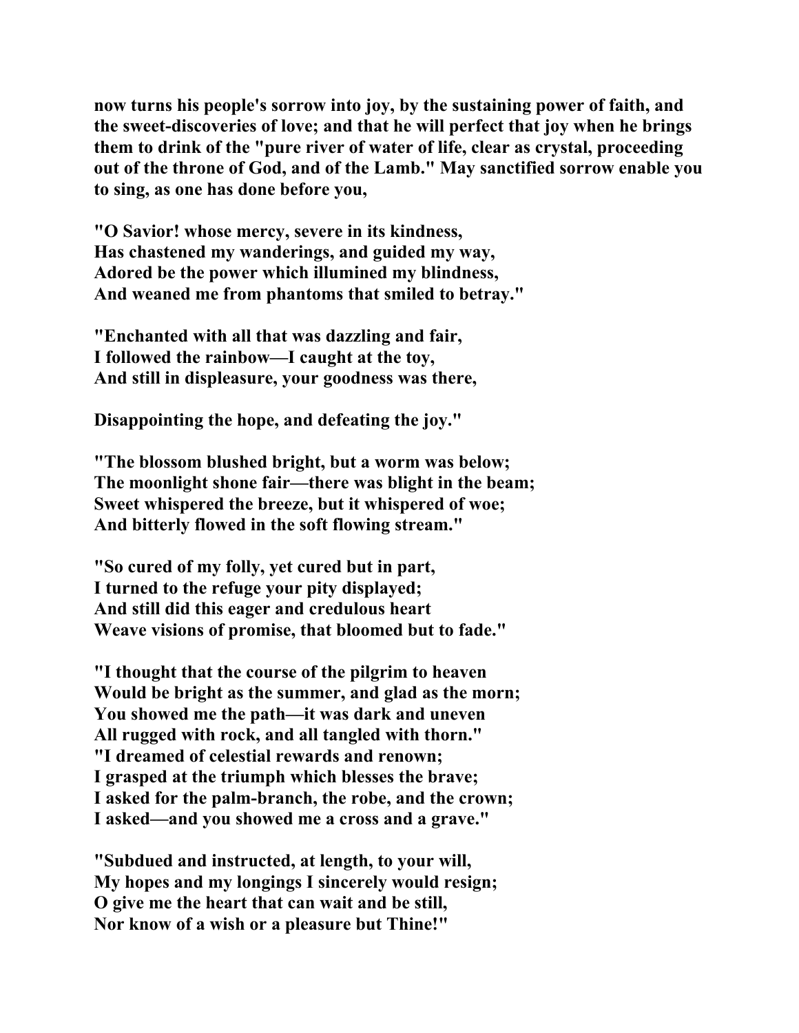**now turns his people's sorrow into joy, by the sustaining power of faith, and the sweet-discoveries of love; and that he will perfect that joy when he brings them to drink of the "pure river of water of life, clear as crystal, proceeding out of the throne of God, and of the Lamb." May sanctified sorrow enable you to sing, as one has done before you,**

**"O Savior! whose mercy, severe in its kindness,**
**Has chastened my wanderings, and guided my way,**
**Adored be the power which illumined my blindness,**
**And weaned me from phantoms that smiled to betray."**

**"Enchanted with all that was dazzling and fair,**
**I followed the rainbow—I caught at the toy,**
**And still in displeasure, your goodness was there,**

**Disappointing the hope, and defeating the joy."**

**"The blossom blushed bright, but a worm was below;**
**The moonlight shone fair—there was blight in the beam;**
**Sweet whispered the breeze, but it whispered of woe;**
**And bitterly flowed in the soft flowing stream."**

**"So cured of my folly, yet cured but in part,**
**I turned to the refuge your pity displayed;**
**And still did this eager and credulous heart**
**Weave visions of promise, that bloomed but to fade."**

**"I thought that the course of the pilgrim to heaven**
**Would be bright as the summer, and glad as the morn;**
**You showed me the path—it was dark and uneven**
**All rugged with rock, and all tangled with thorn."**
**"I dreamed of celestial rewards and renown;**
**I grasped at the triumph which blesses the brave;**
**I asked for the palm-branch, the robe, and the crown;**
**I asked—and you showed me a cross and a grave."**

**"Subdued and instructed, at length, to your will,**
**My hopes and my longings I sincerely would resign;**
**O give me the heart that can wait and be still,**
**Nor know of a wish or a pleasure but Thine!"**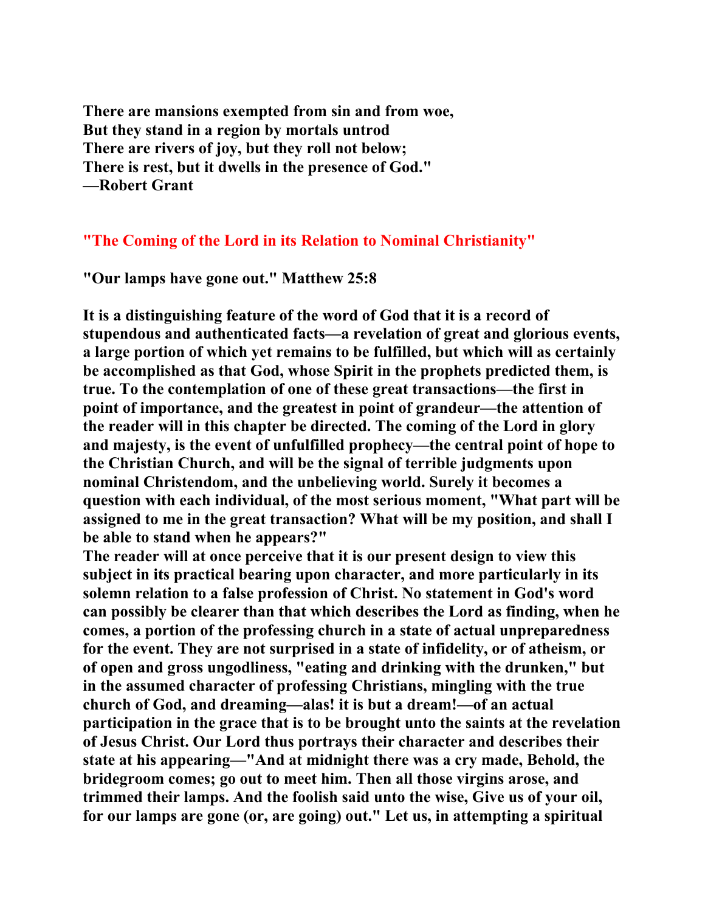**There are mansions exempted from sin and from woe,**
**But they stand in a region by mortals untrod**
**There are rivers of joy, but they roll not below;**
**There is rest, but it dwells in the presence of God."**
**—Robert Grant**

## "The Coming of the Lord in its Relation to Nominal Christianity"

**"Our lamps have gone out." Matthew 25:8**

**It is a distinguishing feature of the word of God that it is a record of stupendous and authenticated facts—a revelation of great and glorious events, a large portion of which yet remains to be fulfilled, but which will as certainly be accomplished as that God, whose Spirit in the prophets predicted them, is true. To the contemplation of one of these great transactions—the first in point of importance, and the greatest in point of grandeur—the attention of the reader will in this chapter be directed. The coming of the Lord in glory and majesty, is the event of unfulfilled prophecy—the central point of hope to the Christian Church, and will be the signal of terrible judgments upon nominal Christendom, and the unbelieving world. Surely it becomes a question with each individual, of the most serious moment, "What part will be assigned to me in the great transaction? What will be my position, and shall I be able to stand when he appears?"**

**The reader will at once perceive that it is our present design to view this subject in its practical bearing upon character, and more particularly in its solemn relation to a false profession of Christ. No statement in God's word can possibly be clearer than that which describes the Lord as finding, when he comes, a portion of the professing church in a state of actual unpreparedness for the event. They are not surprised in a state of infidelity, or of atheism, or of open and gross ungodliness, "eating and drinking with the drunken," but in the assumed character of professing Christians, mingling with the true church of God, and dreaming—alas! it is but a dream!—of an actual participation in the grace that is to be brought unto the saints at the revelation of Jesus Christ. Our Lord thus portrays their character and describes their state at his appearing—"And at midnight there was a cry made, Behold, the bridegroom comes; go out to meet him. Then all those virgins arose, and trimmed their lamps. And the foolish said unto the wise, Give us of your oil, for our lamps are gone (or, are going) out." Let us, in attempting a spiritual**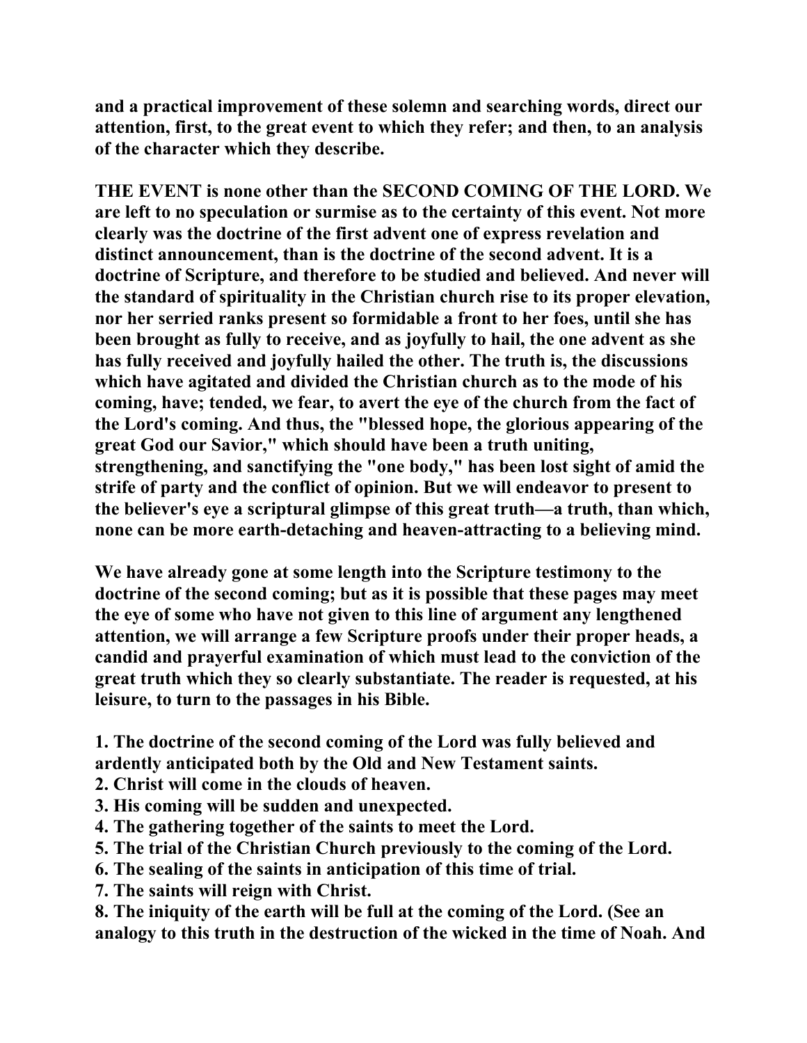and a practical improvement of these solemn and searching words, direct our attention, first, to the great event to which they refer; and then, to an analysis of the character which they describe.

THE EVENT is none other than the SECOND COMING OF THE LORD. We are left to no speculation or surmise as to the certainty of this event. Not more clearly was the doctrine of the first advent one of express revelation and distinct announcement, than is the doctrine of the second advent. It is a doctrine of Scripture, and therefore to be studied and believed. And never will the standard of spirituality in the Christian church rise to its proper elevation, nor her serried ranks present so formidable a front to her foes, until she has been brought as fully to receive, and as joyfully to hail, the one advent as she has fully received and joyfully hailed the other. The truth is, the discussions which have agitated and divided the Christian church as to the mode of his coming, have; tended, we fear, to avert the eye of the church from the fact of the Lord's coming. And thus, the "blessed hope, the glorious appearing of the great God our Savior," which should have been a truth uniting, strengthening, and sanctifying the "one body," has been lost sight of amid the strife of party and the conflict of opinion. But we will endeavor to present to the believer's eye a scriptural glimpse of this great truth—a truth, than which, none can be more earth-detaching and heaven-attracting to a believing mind.

We have already gone at some length into the Scripture testimony to the doctrine of the second coming; but as it is possible that these pages may meet the eye of some who have not given to this line of argument any lengthened attention, we will arrange a few Scripture proofs under their proper heads, a candid and prayerful examination of which must lead to the conviction of the great truth which they so clearly substantiate. The reader is requested, at his leisure, to turn to the passages in his Bible.

1. The doctrine of the second coming of the Lord was fully believed and ardently anticipated both by the Old and New Testament saints.
2. Christ will come in the clouds of heaven.
3. His coming will be sudden and unexpected.
4. The gathering together of the saints to meet the Lord.
5. The trial of the Christian Church previously to the coming of the Lord.
6. The sealing of the saints in anticipation of this time of trial.
7. The saints will reign with Christ.
8. The iniquity of the earth will be full at the coming of the Lord. (See an analogy to this truth in the destruction of the wicked in the time of Noah. And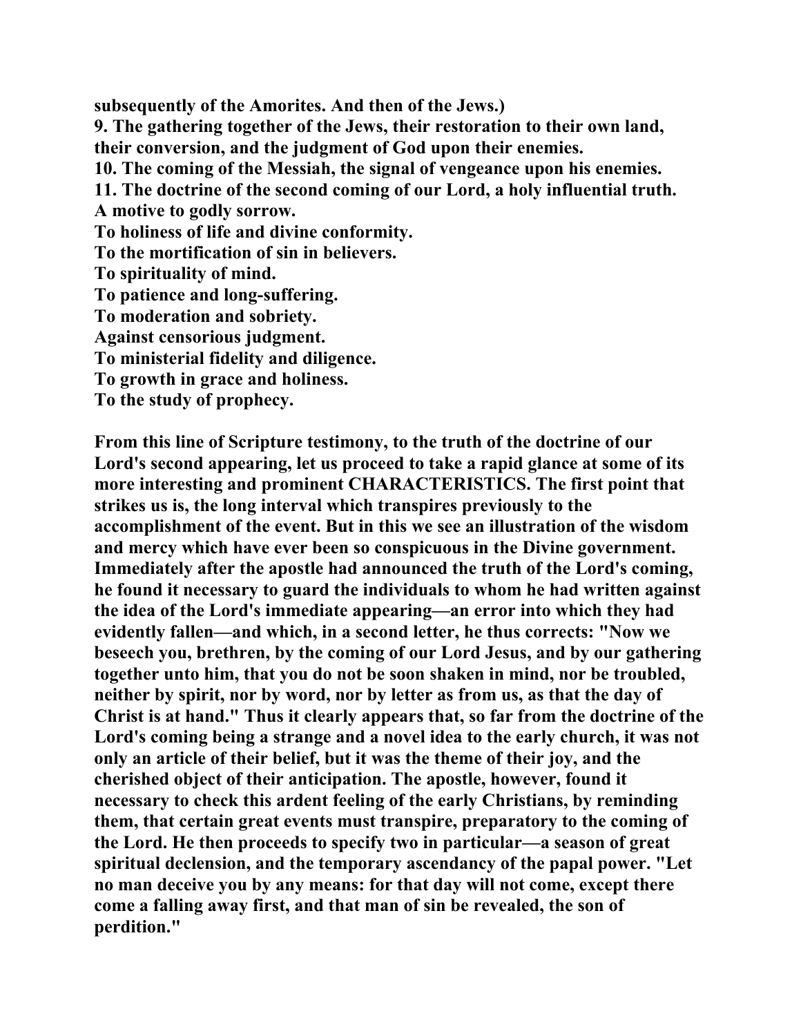**subsequently of the Amorites. And then of the Jews.)**

**9. The gathering together of the Jews, their restoration to their own land, their conversion, and the judgment of God upon their enemies.**

**10. The coming of the Messiah, the signal of vengeance upon his enemies.**

**11. The doctrine of the second coming of our Lord, a holy influential truth.**

**A motive to godly sorrow.**

**To holiness of life and divine conformity.**

**To the mortification of sin in believers.**

**To spirituality of mind.**

**To patience and long-suffering.**

**To moderation and sobriety.**

**Against censorious judgment.**

**To ministerial fidelity and diligence.**

**To growth in grace and holiness.**

**To the study of prophecy.**

**From this line of Scripture testimony, to the truth of the doctrine of our Lord's second appearing, let us proceed to take a rapid glance at some of its more interesting and prominent CHARACTERISTICS. The first point that strikes us is, the long interval which transpires previously to the accomplishment of the event. But in this we see an illustration of the wisdom and mercy which have ever been so conspicuous in the Divine government. Immediately after the apostle had announced the truth of the Lord's coming, he found it necessary to guard the individuals to whom he had written against the idea of the Lord's immediate appearing—an error into which they had evidently fallen—and which, in a second letter, he thus corrects: "Now we beseech you, brethren, by the coming of our Lord Jesus, and by our gathering together unto him, that you do not be soon shaken in mind, nor be troubled, neither by spirit, nor by word, nor by letter as from us, as that the day of Christ is at hand." Thus it clearly appears that, so far from the doctrine of the Lord's coming being a strange and a novel idea to the early church, it was not only an article of their belief, but it was the theme of their joy, and the cherished object of their anticipation. The apostle, however, found it necessary to check this ardent feeling of the early Christians, by reminding them, that certain great events must transpire, preparatory to the coming of the Lord. He then proceeds to specify two in particular—a season of great spiritual declension, and the temporary ascendancy of the papal power. "Let no man deceive you by any means: for that day will not come, except there come a falling away first, and that man of sin be revealed, the son of perdition."**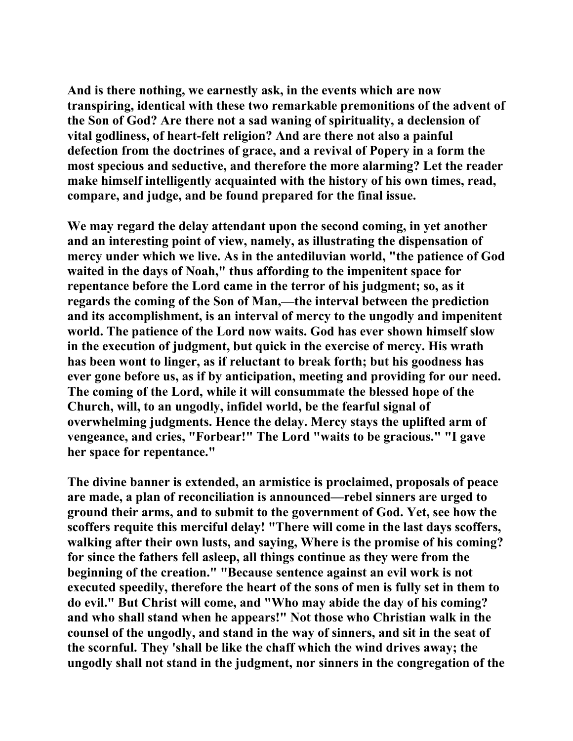And is there nothing, we earnestly ask, in the events which are now transpiring, identical with these two remarkable premonitions of the advent of the Son of God? Are there not a sad waning of spirituality, a declension of vital godliness, of heart-felt religion? And are there not also a painful defection from the doctrines of grace, and a revival of Popery in a form the most specious and seductive, and therefore the more alarming? Let the reader make himself intelligently acquainted with the history of his own times, read, compare, and judge, and be found prepared for the final issue.

We may regard the delay attendant upon the second coming, in yet another and an interesting point of view, namely, as illustrating the dispensation of mercy under which we live. As in the antediluvian world, "the patience of God waited in the days of Noah," thus affording to the impenitent space for repentance before the Lord came in the terror of his judgment; so, as it regards the coming of the Son of Man,—the interval between the prediction and its accomplishment, is an interval of mercy to the ungodly and impenitent world. The patience of the Lord now waits. God has ever shown himself slow in the execution of judgment, but quick in the exercise of mercy. His wrath has been wont to linger, as if reluctant to break forth; but his goodness has ever gone before us, as if by anticipation, meeting and providing for our need. The coming of the Lord, while it will consummate the blessed hope of the Church, will, to an ungodly, infidel world, be the fearful signal of overwhelming judgments. Hence the delay. Mercy stays the uplifted arm of vengeance, and cries, "Forbear!" The Lord "waits to be gracious." "I gave her space for repentance."

The divine banner is extended, an armistice is proclaimed, proposals of peace are made, a plan of reconciliation is announced—rebel sinners are urged to ground their arms, and to submit to the government of God. Yet, see how the scoffers requite this merciful delay! "There will come in the last days scoffers, walking after their own lusts, and saying, Where is the promise of his coming? for since the fathers fell asleep, all things continue as they were from the beginning of the creation." "Because sentence against an evil work is not executed speedily, therefore the heart of the sons of men is fully set in them to do evil." But Christ will come, and "Who may abide the day of his coming? and who shall stand when he appears!" Not those who Christian walk in the counsel of the ungodly, and stand in the way of sinners, and sit in the seat of the scornful. They 'shall be like the chaff which the wind drives away; the ungodly shall not stand in the judgment, nor sinners in the congregation of the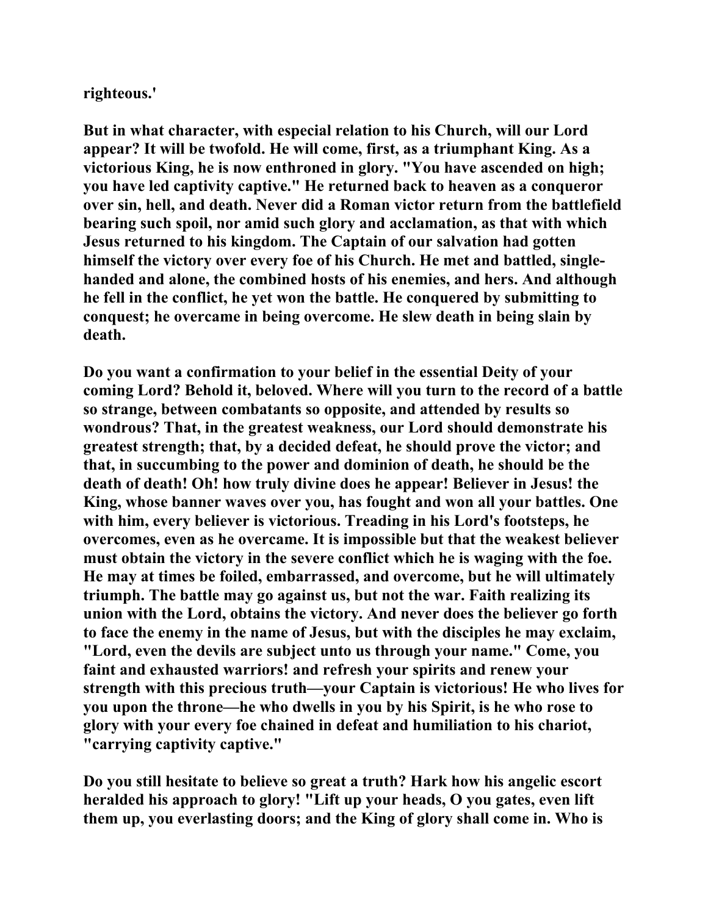**righteous.'**

**But in what character, with especial relation to his Church, will our Lord appear? It will be twofold. He will come, first, as a triumphant King. As a victorious King, he is now enthroned in glory. "You have ascended on high; you have led captivity captive." He returned back to heaven as a conqueror over sin, hell, and death. Never did a Roman victor return from the battlefield bearing such spoil, nor amid such glory and acclamation, as that with which Jesus returned to his kingdom. The Captain of our salvation had gotten himself the victory over every foe of his Church. He met and battled, single-handed and alone, the combined hosts of his enemies, and hers. And although he fell in the conflict, he yet won the battle. He conquered by submitting to conquest; he overcame in being overcome. He slew death in being slain by death.**

**Do you want a confirmation to your belief in the essential Deity of your coming Lord? Behold it, beloved. Where will you turn to the record of a battle so strange, between combatants so opposite, and attended by results so wondrous? That, in the greatest weakness, our Lord should demonstrate his greatest strength; that, by a decided defeat, he should prove the victor; and that, in succumbing to the power and dominion of death, he should be the death of death! Oh! how truly divine does he appear! Believer in Jesus! the King, whose banner waves over you, has fought and won all your battles. One with him, every believer is victorious. Treading in his Lord's footsteps, he overcomes, even as he overcame. It is impossible but that the weakest believer must obtain the victory in the severe conflict which he is waging with the foe. He may at times be foiled, embarrassed, and overcome, but he will ultimately triumph. The battle may go against us, but not the war. Faith realizing its union with the Lord, obtains the victory. And never does the believer go forth to face the enemy in the name of Jesus, but with the disciples he may exclaim, "Lord, even the devils are subject unto us through your name." Come, you faint and exhausted warriors! and refresh your spirits and renew your strength with this precious truth—your Captain is victorious! He who lives for you upon the throne—he who dwells in you by his Spirit, is he who rose to glory with your every foe chained in defeat and humiliation to his chariot, "carrying captivity captive."**

**Do you still hesitate to believe so great a truth? Hark how his angelic escort heralded his approach to glory! "Lift up your heads, O you gates, even lift them up, you everlasting doors; and the King of glory shall come in. Who is**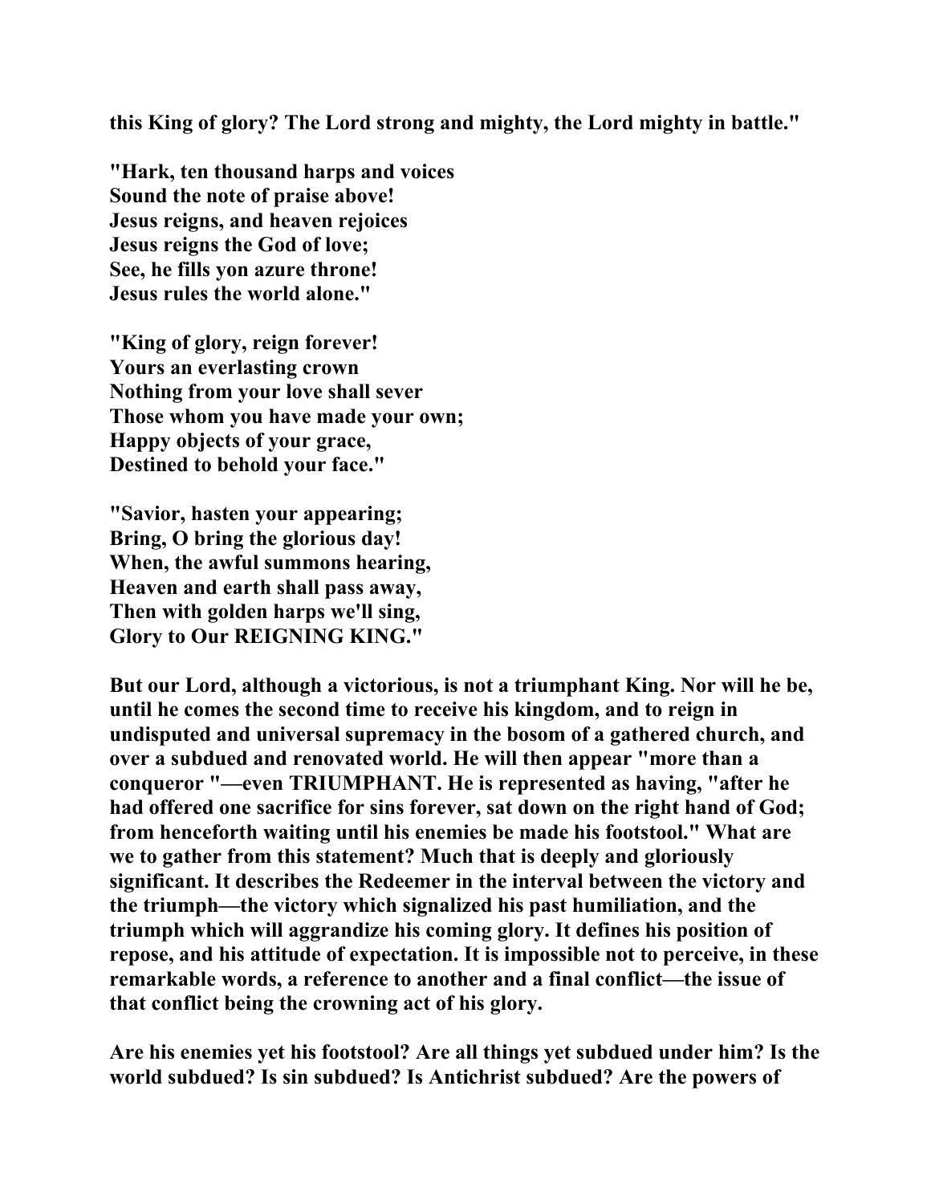**this King of glory? The Lord strong and mighty, the Lord mighty in battle."**

**"Hark, ten thousand harps and voices**
**Sound the note of praise above!**
**Jesus reigns, and heaven rejoices**
**Jesus reigns the God of love;**
**See, he fills yon azure throne!**
**Jesus rules the world alone."**

**"King of glory, reign forever!**
**Yours an everlasting crown**
**Nothing from your love shall sever**
**Those whom you have made your own;**
**Happy objects of your grace,**
**Destined to behold your face."**

**"Savior, hasten your appearing;**
**Bring, O bring the glorious day!**
**When, the awful summons hearing,**
**Heaven and earth shall pass away,**
**Then with golden harps we'll sing,**
**Glory to Our REIGNING KING."**

**But our Lord, although a victorious, is not a triumphant King. Nor will he be, until he comes the second time to receive his kingdom, and to reign in undisputed and universal supremacy in the bosom of a gathered church, and over a subdued and renovated world. He will then appear "more than a conqueror "—even TRIUMPHANT. He is represented as having, "after he had offered one sacrifice for sins forever, sat down on the right hand of God; from henceforth waiting until his enemies be made his footstool." What are we to gather from this statement? Much that is deeply and gloriously significant. It describes the Redeemer in the interval between the victory and the triumph—the victory which signalized his past humiliation, and the triumph which will aggrandize his coming glory. It defines his position of repose, and his attitude of expectation. It is impossible not to perceive, in these remarkable words, a reference to another and a final conflict—the issue of that conflict being the crowning act of his glory.**

**Are his enemies yet his footstool? Are all things yet subdued under him? Is the world subdued? Is sin subdued? Is Antichrist subdued? Are the powers of**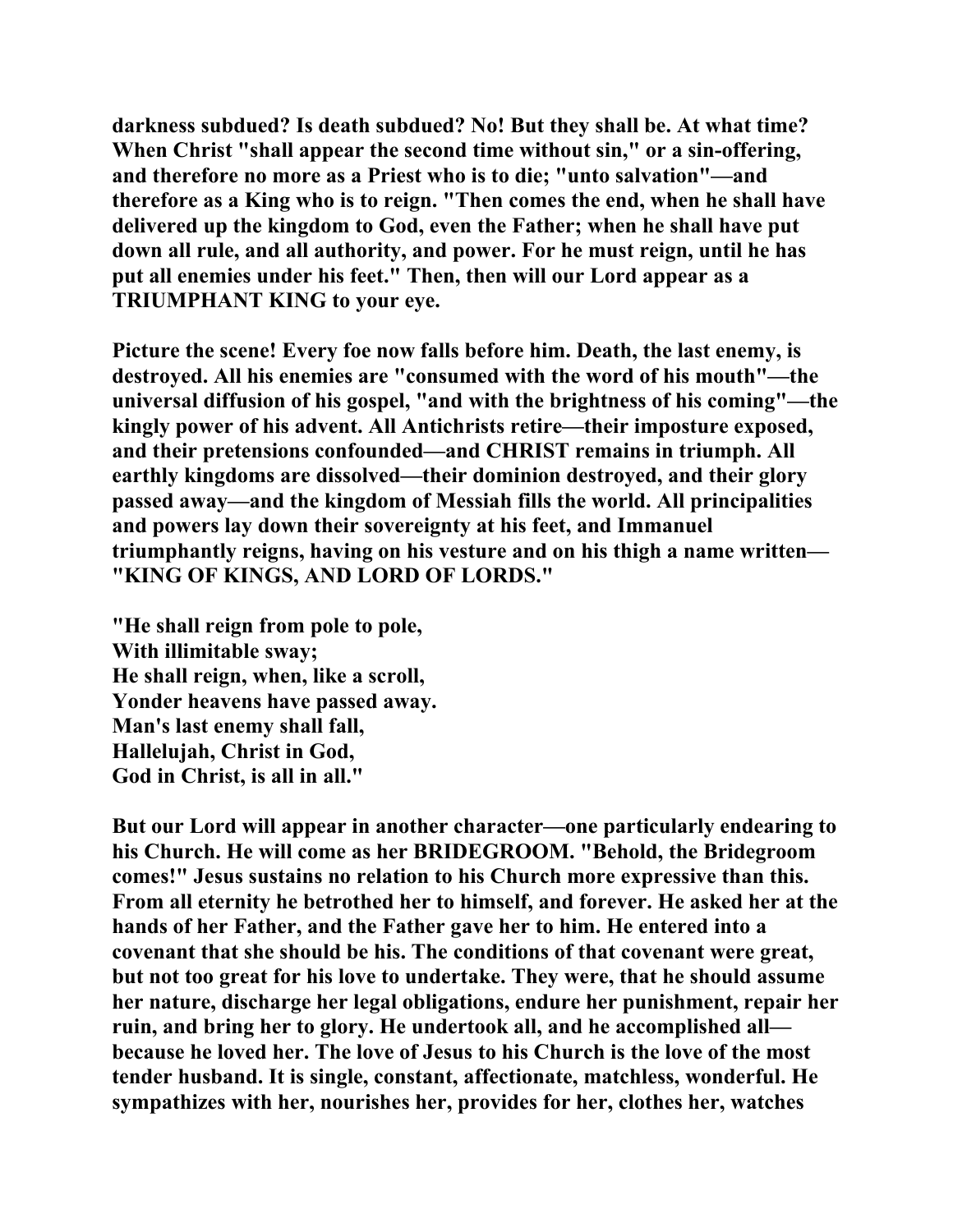**darkness subdued? Is death subdued? No! But they shall be. At what time? When Christ "shall appear the second time without sin," or a sin-offering, and therefore no more as a Priest who is to die; "unto salvation"—and therefore as a King who is to reign. "Then comes the end, when he shall have delivered up the kingdom to God, even the Father; when he shall have put down all rule, and all authority, and power. For he must reign, until he has put all enemies under his feet." Then, then will our Lord appear as a TRIUMPHANT KING to your eye.**

**Picture the scene! Every foe now falls before him. Death, the last enemy, is destroyed. All his enemies are "consumed with the word of his mouth"—the universal diffusion of his gospel, "and with the brightness of his coming"—the kingly power of his advent. All Antichrists retire—their imposture exposed, and their pretensions confounded—and CHRIST remains in triumph. All earthly kingdoms are dissolved—their dominion destroyed, and their glory passed away—and the kingdom of Messiah fills the world. All principalities and powers lay down their sovereignty at his feet, and Immanuel triumphantly reigns, having on his vesture and on his thigh a name written—"KING OF KINGS, AND LORD OF LORDS."**

**"He shall reign from pole to pole,**
**With illimitable sway;**
**He shall reign, when, like a scroll,**
**Yonder heavens have passed away.**
**Man's last enemy shall fall,**
**Hallelujah, Christ in God,**
**God in Christ, is all in all."**

**But our Lord will appear in another character—one particularly endearing to his Church. He will come as her BRIDEGROOM. "Behold, the Bridegroom comes!" Jesus sustains no relation to his Church more expressive than this. From all eternity he betrothed her to himself, and forever. He asked her at the hands of her Father, and the Father gave her to him. He entered into a covenant that she should be his. The conditions of that covenant were great, but not too great for his love to undertake. They were, that he should assume her nature, discharge her legal obligations, endure her punishment, repair her ruin, and bring her to glory. He undertook all, and he accomplished all—because he loved her. The love of Jesus to his Church is the love of the most tender husband. It is single, constant, affectionate, matchless, wonderful. He sympathizes with her, nourishes her, provides for her, clothes her, watches**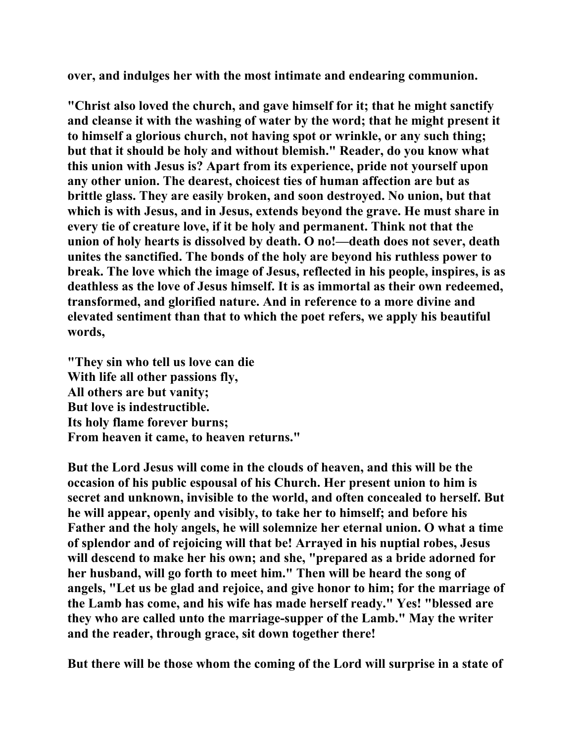over, and indulges her with the most intimate and endearing communion.

"Christ also loved the church, and gave himself for it; that he might sanctify and cleanse it with the washing of water by the word; that he might present it to himself a glorious church, not having spot or wrinkle, or any such thing; but that it should be holy and without blemish." Reader, do you know what this union with Jesus is? Apart from its experience, pride not yourself upon any other union. The dearest, choicest ties of human affection are but as brittle glass. They are easily broken, and soon destroyed. No union, but that which is with Jesus, and in Jesus, extends beyond the grave. He must share in every tie of creature love, if it be holy and permanent. Think not that the union of holy hearts is dissolved by death. O no!—death does not sever, death unites the sanctified. The bonds of the holy are beyond his ruthless power to break. The love which the image of Jesus, reflected in his people, inspires, is as deathless as the love of Jesus himself. It is as immortal as their own redeemed, transformed, and glorified nature. And in reference to a more divine and elevated sentiment than that to which the poet refers, we apply his beautiful words,

"They sin who tell us love can die  
With life all other passions fly,  
All others are but vanity;  
But love is indestructible.  
Its holy flame forever burns;  
From heaven it came, to heaven returns."

But the Lord Jesus will come in the clouds of heaven, and this will be the occasion of his public espousal of his Church. Her present union to him is secret and unknown, invisible to the world, and often concealed to herself. But he will appear, openly and visibly, to take her to himself; and before his Father and the holy angels, he will solemnize her eternal union. O what a time of splendor and of rejoicing will that be! Arrayed in his nuptial robes, Jesus will descend to make her his own; and she, "prepared as a bride adorned for her husband, will go forth to meet him." Then will be heard the song of angels, "Let us be glad and rejoice, and give honor to him; for the marriage of the Lamb has come, and his wife has made herself ready." Yes! "blessed are they who are called unto the marriage-supper of the Lamb." May the writer and the reader, through grace, sit down together there!

But there will be those whom the coming of the Lord will surprise in a state of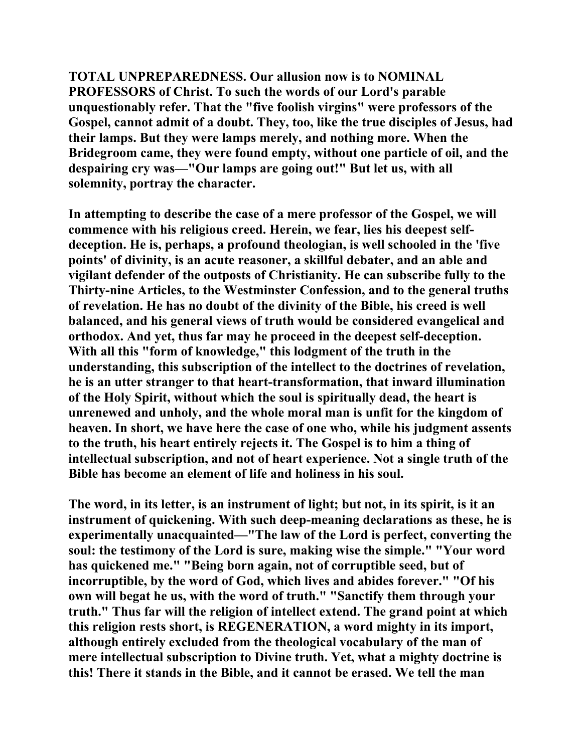**TOTAL UNPREPAREDNESS. Our allusion now is to NOMINAL PROFESSORS of Christ. To such the words of our Lord's parable unquestionably refer. That the "five foolish virgins" were professors of the Gospel, cannot admit of a doubt. They, too, like the true disciples of Jesus, had their lamps. But they were lamps merely, and nothing more. When the Bridegroom came, they were found empty, without one particle of oil, and the despairing cry was—"Our lamps are going out!" But let us, with all solemnity, portray the character.**

**In attempting to describe the case of a mere professor of the Gospel, we will commence with his religious creed. Herein, we fear, lies his deepest self-deception. He is, perhaps, a profound theologian, is well schooled in the 'five points' of divinity, is an acute reasoner, a skillful debater, and an able and vigilant defender of the outposts of Christianity. He can subscribe fully to the Thirty-nine Articles, to the Westminster Confession, and to the general truths of revelation. He has no doubt of the divinity of the Bible, his creed is well balanced, and his general views of truth would be considered evangelical and orthodox. And yet, thus far may he proceed in the deepest self-deception. With all this "form of knowledge," this lodgment of the truth in the understanding, this subscription of the intellect to the doctrines of revelation, he is an utter stranger to that heart-transformation, that inward illumination of the Holy Spirit, without which the soul is spiritually dead, the heart is unrenewed and unholy, and the whole moral man is unfit for the kingdom of heaven. In short, we have here the case of one who, while his judgment assents to the truth, his heart entirely rejects it. The Gospel is to him a thing of intellectual subscription, and not of heart experience. Not a single truth of the Bible has become an element of life and holiness in his soul.**

**The word, in its letter, is an instrument of light; but not, in its spirit, is it an instrument of quickening. With such deep-meaning declarations as these, he is experimentally unacquainted—"The law of the Lord is perfect, converting the soul: the testimony of the Lord is sure, making wise the simple." "Your word has quickened me." "Being born again, not of corruptible seed, but of incorruptible, by the word of God, which lives and abides forever." "Of his own will begat he us, with the word of truth." "Sanctify them through your truth." Thus far will the religion of intellect extend. The grand point at which this religion rests short, is REGENERATION, a word mighty in its import, although entirely excluded from the theological vocabulary of the man of mere intellectual subscription to Divine truth. Yet, what a mighty doctrine is this! There it stands in the Bible, and it cannot be erased. We tell the man**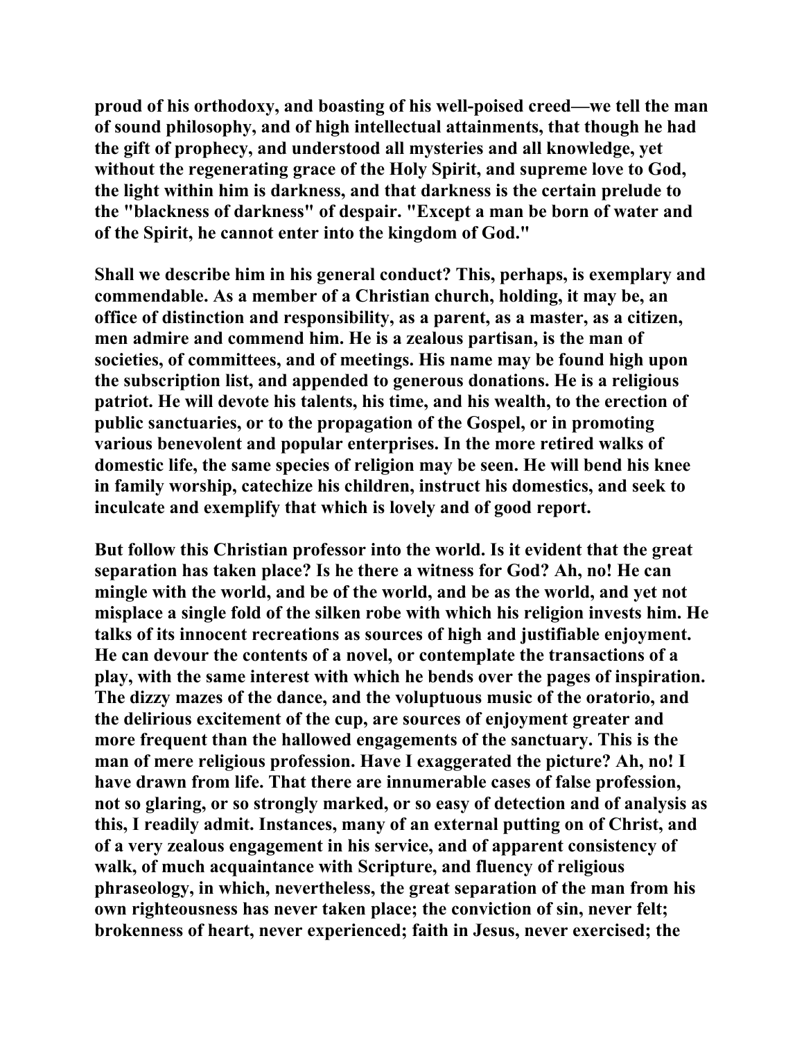proud of his orthodoxy, and boasting of his well-poised creed—we tell the man of sound philosophy, and of high intellectual attainments, that though he had the gift of prophecy, and understood all mysteries and all knowledge, yet without the regenerating grace of the Holy Spirit, and supreme love to God, the light within him is darkness, and that darkness is the certain prelude to the "blackness of darkness" of despair. "Except a man be born of water and of the Spirit, he cannot enter into the kingdom of God."

Shall we describe him in his general conduct? This, perhaps, is exemplary and commendable. As a member of a Christian church, holding, it may be, an office of distinction and responsibility, as a parent, as a master, as a citizen, men admire and commend him. He is a zealous partisan, is the man of societies, of committees, and of meetings. His name may be found high upon the subscription list, and appended to generous donations. He is a religious patriot. He will devote his talents, his time, and his wealth, to the erection of public sanctuaries, or to the propagation of the Gospel, or in promoting various benevolent and popular enterprises. In the more retired walks of domestic life, the same species of religion may be seen. He will bend his knee in family worship, catechize his children, instruct his domestics, and seek to inculcate and exemplify that which is lovely and of good report.

But follow this Christian professor into the world. Is it evident that the great separation has taken place? Is he there a witness for God? Ah, no! He can mingle with the world, and be of the world, and be as the world, and yet not misplace a single fold of the silken robe with which his religion invests him. He talks of its innocent recreations as sources of high and justifiable enjoyment. He can devour the contents of a novel, or contemplate the transactions of a play, with the same interest with which he bends over the pages of inspiration. The dizzy mazes of the dance, and the voluptuous music of the oratorio, and the delirious excitement of the cup, are sources of enjoyment greater and more frequent than the hallowed engagements of the sanctuary. This is the man of mere religious profession. Have I exaggerated the picture? Ah, no! I have drawn from life. That there are innumerable cases of false profession, not so glaring, or so strongly marked, or so easy of detection and of analysis as this, I readily admit. Instances, many of an external putting on of Christ, and of a very zealous engagement in his service, and of apparent consistency of walk, of much acquaintance with Scripture, and fluency of religious phraseology, in which, nevertheless, the great separation of the man from his own righteousness has never taken place; the conviction of sin, never felt; brokenness of heart, never experienced; faith in Jesus, never exercised; the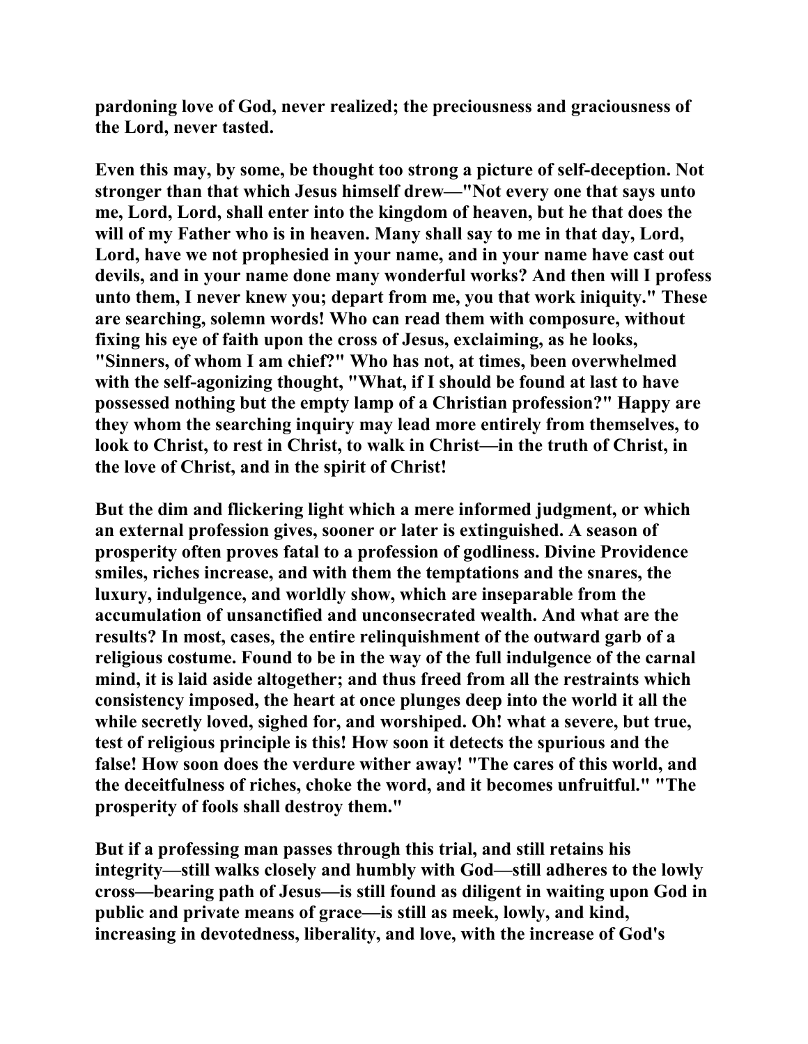pardoning love of God, never realized; the preciousness and graciousness of the Lord, never tasted.

Even this may, by some, be thought too strong a picture of self-deception. Not stronger than that which Jesus himself drew—"Not every one that says unto me, Lord, Lord, shall enter into the kingdom of heaven, but he that does the will of my Father who is in heaven. Many shall say to me in that day, Lord, Lord, have we not prophesied in your name, and in your name have cast out devils, and in your name done many wonderful works? And then will I profess unto them, I never knew you; depart from me, you that work iniquity." These are searching, solemn words! Who can read them with composure, without fixing his eye of faith upon the cross of Jesus, exclaiming, as he looks, "Sinners, of whom I am chief?" Who has not, at times, been overwhelmed with the self-agonizing thought, "What, if I should be found at last to have possessed nothing but the empty lamp of a Christian profession?" Happy are they whom the searching inquiry may lead more entirely from themselves, to look to Christ, to rest in Christ, to walk in Christ—in the truth of Christ, in the love of Christ, and in the spirit of Christ!

But the dim and flickering light which a mere informed judgment, or which an external profession gives, sooner or later is extinguished. A season of prosperity often proves fatal to a profession of godliness. Divine Providence smiles, riches increase, and with them the temptations and the snares, the luxury, indulgence, and worldly show, which are inseparable from the accumulation of unsanctified and unconsecrated wealth. And what are the results? In most, cases, the entire relinquishment of the outward garb of a religious costume. Found to be in the way of the full indulgence of the carnal mind, it is laid aside altogether; and thus freed from all the restraints which consistency imposed, the heart at once plunges deep into the world it all the while secretly loved, sighed for, and worshiped. Oh! what a severe, but true, test of religious principle is this! How soon it detects the spurious and the false! How soon does the verdure wither away! "The cares of this world, and the deceitfulness of riches, choke the word, and it becomes unfruitful." "The prosperity of fools shall destroy them."

But if a professing man passes through this trial, and still retains his integrity—still walks closely and humbly with God—still adheres to the lowly cross—bearing path of Jesus—is still found as diligent in waiting upon God in public and private means of grace—is still as meek, lowly, and kind, increasing in devotedness, liberality, and love, with the increase of God's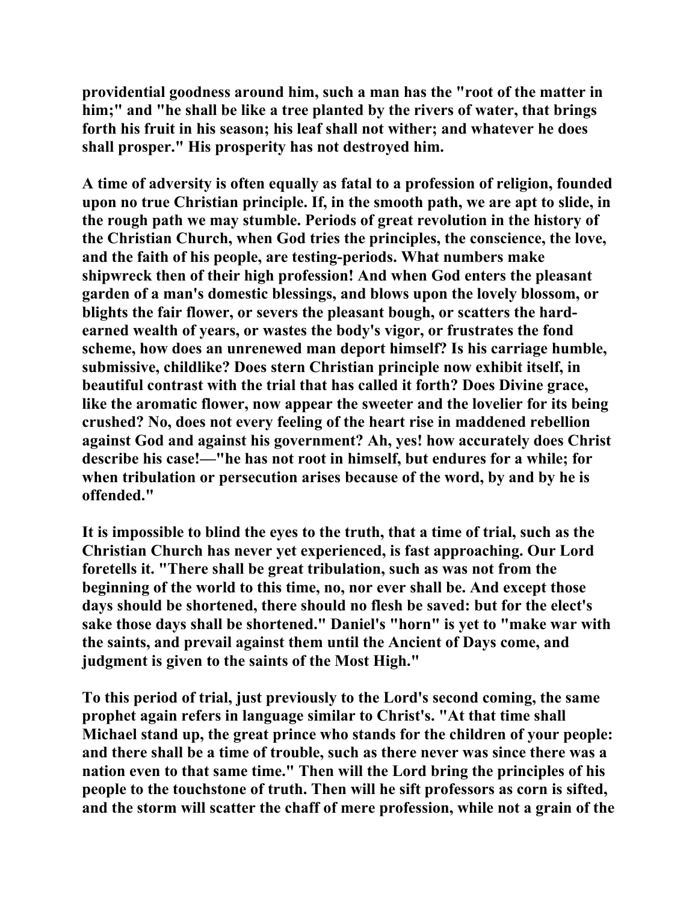providential goodness around him, such a man has the "root of the matter in him;" and "he shall be like a tree planted by the rivers of water, that brings forth his fruit in his season; his leaf shall not wither; and whatever he does shall prosper." His prosperity has not destroyed him.

A time of adversity is often equally as fatal to a profession of religion, founded upon no true Christian principle. If, in the smooth path, we are apt to slide, in the rough path we may stumble. Periods of great revolution in the history of the Christian Church, when God tries the principles, the conscience, the love, and the faith of his people, are testing-periods. What numbers make shipwreck then of their high profession! And when God enters the pleasant garden of a man's domestic blessings, and blows upon the lovely blossom, or blights the fair flower, or severs the pleasant bough, or scatters the hard-earned wealth of years, or wastes the body's vigor, or frustrates the fond scheme, how does an unrenewed man deport himself? Is his carriage humble, submissive, childlike? Does stern Christian principle now exhibit itself, in beautiful contrast with the trial that has called it forth? Does Divine grace, like the aromatic flower, now appear the sweeter and the lovelier for its being crushed? No, does not every feeling of the heart rise in maddened rebellion against God and against his government? Ah, yes! how accurately does Christ describe his case!—"he has not root in himself, but endures for a while; for when tribulation or persecution arises because of the word, by and by he is offended."

It is impossible to blind the eyes to the truth, that a time of trial, such as the Christian Church has never yet experienced, is fast approaching. Our Lord foretells it. "There shall be great tribulation, such as was not from the beginning of the world to this time, no, nor ever shall be. And except those days should be shortened, there should no flesh be saved: but for the elect's sake those days shall be shortened." Daniel's "horn" is yet to "make war with the saints, and prevail against them until the Ancient of Days come, and judgment is given to the saints of the Most High."

To this period of trial, just previously to the Lord's second coming, the same prophet again refers in language similar to Christ's. "At that time shall Michael stand up, the great prince who stands for the children of your people: and there shall be a time of trouble, such as there never was since there was a nation even to that same time." Then will the Lord bring the principles of his people to the touchstone of truth. Then will he sift professors as corn is sifted, and the storm will scatter the chaff of mere profession, while not a grain of the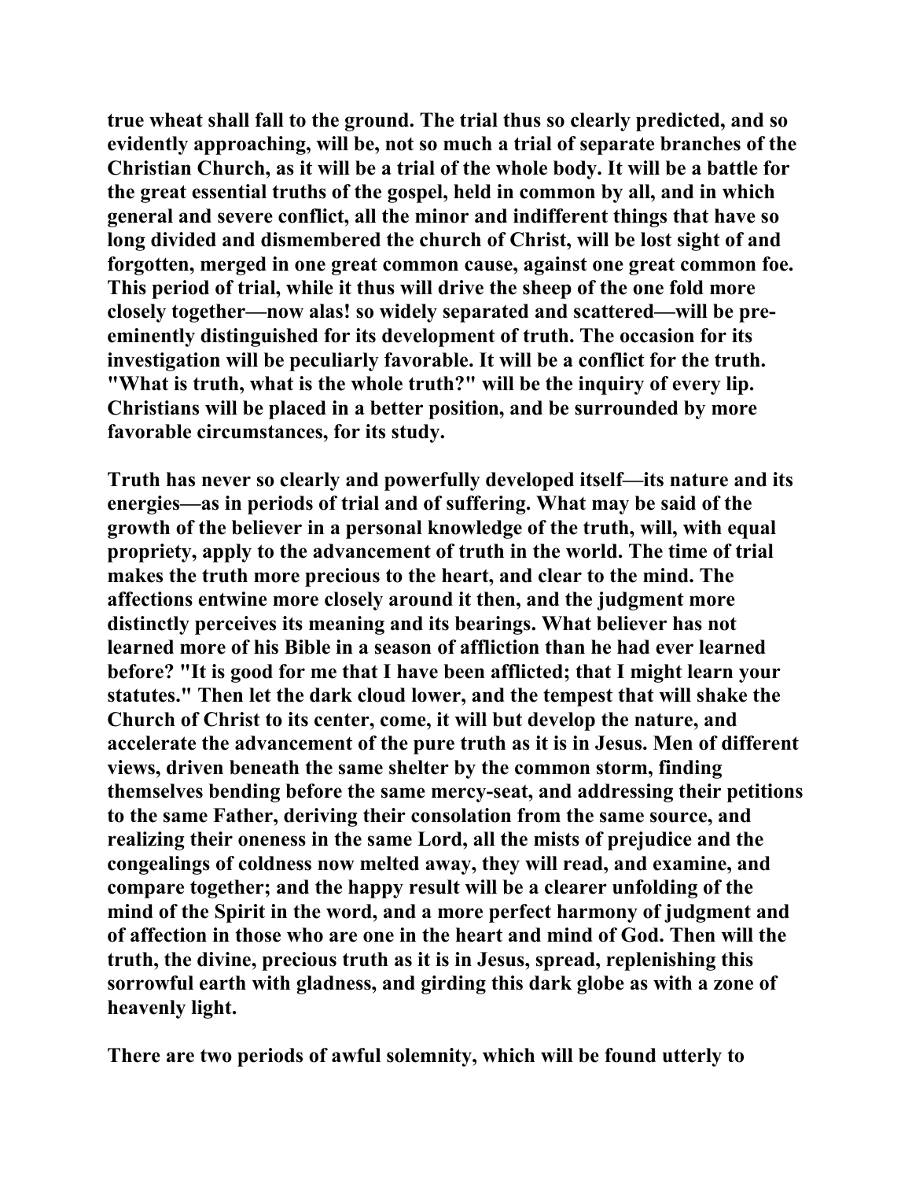true wheat shall fall to the ground. The trial thus so clearly predicted, and so evidently approaching, will be, not so much a trial of separate branches of the Christian Church, as it will be a trial of the whole body. It will be a battle for the great essential truths of the gospel, held in common by all, and in which general and severe conflict, all the minor and indifferent things that have so long divided and dismembered the church of Christ, will be lost sight of and forgotten, merged in one great common cause, against one great common foe. This period of trial, while it thus will drive the sheep of the one fold more closely together—now alas! so widely separated and scattered—will be pre-eminently distinguished for its development of truth. The occasion for its investigation will be peculiarly favorable. It will be a conflict for the truth. "What is truth, what is the whole truth?" will be the inquiry of every lip. Christians will be placed in a better position, and be surrounded by more favorable circumstances, for its study.

Truth has never so clearly and powerfully developed itself—its nature and its energies—as in periods of trial and of suffering. What may be said of the growth of the believer in a personal knowledge of the truth, will, with equal propriety, apply to the advancement of truth in the world. The time of trial makes the truth more precious to the heart, and clear to the mind. The affections entwine more closely around it then, and the judgment more distinctly perceives its meaning and its bearings. What believer has not learned more of his Bible in a season of affliction than he had ever learned before? "It is good for me that I have been afflicted; that I might learn your statutes." Then let the dark cloud lower, and the tempest that will shake the Church of Christ to its center, come, it will but develop the nature, and accelerate the advancement of the pure truth as it is in Jesus. Men of different views, driven beneath the same shelter by the common storm, finding themselves bending before the same mercy-seat, and addressing their petitions to the same Father, deriving their consolation from the same source, and realizing their oneness in the same Lord, all the mists of prejudice and the congealings of coldness now melted away, they will read, and examine, and compare together; and the happy result will be a clearer unfolding of the mind of the Spirit in the word, and a more perfect harmony of judgment and of affection in those who are one in the heart and mind of God. Then will the truth, the divine, precious truth as it is in Jesus, spread, replenishing this sorrowful earth with gladness, and girding this dark globe as with a zone of heavenly light.

There are two periods of awful solemnity, which will be found utterly to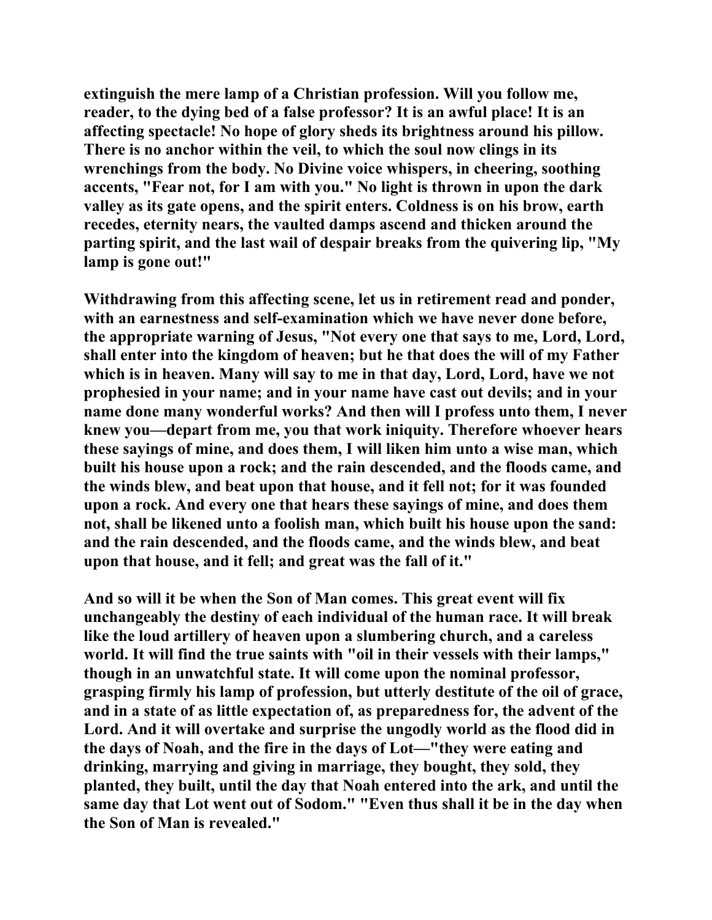extinguish the mere lamp of a Christian profession. Will you follow me, reader, to the dying bed of a false professor? It is an awful place! It is an affecting spectacle! No hope of glory sheds its brightness around his pillow. There is no anchor within the veil, to which the soul now clings in its wrenchings from the body. No Divine voice whispers, in cheering, soothing accents, "Fear not, for I am with you." No light is thrown in upon the dark valley as its gate opens, and the spirit enters. Coldness is on his brow, earth recedes, eternity nears, the vaulted damps ascend and thicken around the parting spirit, and the last wail of despair breaks from the quivering lip, "My lamp is gone out!"

Withdrawing from this affecting scene, let us in retirement read and ponder, with an earnestness and self-examination which we have never done before, the appropriate warning of Jesus, "Not every one that says to me, Lord, Lord, shall enter into the kingdom of heaven; but he that does the will of my Father which is in heaven. Many will say to me in that day, Lord, Lord, have we not prophesied in your name; and in your name have cast out devils; and in your name done many wonderful works? And then will I profess unto them, I never knew you—depart from me, you that work iniquity. Therefore whoever hears these sayings of mine, and does them, I will liken him unto a wise man, which built his house upon a rock; and the rain descended, and the floods came, and the winds blew, and beat upon that house, and it fell not; for it was founded upon a rock. And every one that hears these sayings of mine, and does them not, shall be likened unto a foolish man, which built his house upon the sand: and the rain descended, and the floods came, and the winds blew, and beat upon that house, and it fell; and great was the fall of it."

And so will it be when the Son of Man comes. This great event will fix unchangeably the destiny of each individual of the human race. It will break like the loud artillery of heaven upon a slumbering church, and a careless world. It will find the true saints with "oil in their vessels with their lamps," though in an unwatchful state. It will come upon the nominal professor, grasping firmly his lamp of profession, but utterly destitute of the oil of grace, and in a state of as little expectation of, as preparedness for, the advent of the Lord. And it will overtake and surprise the ungodly world as the flood did in the days of Noah, and the fire in the days of Lot—"they were eating and drinking, marrying and giving in marriage, they bought, they sold, they planted, they built, until the day that Noah entered into the ark, and until the same day that Lot went out of Sodom." "Even thus shall it be in the day when the Son of Man is revealed."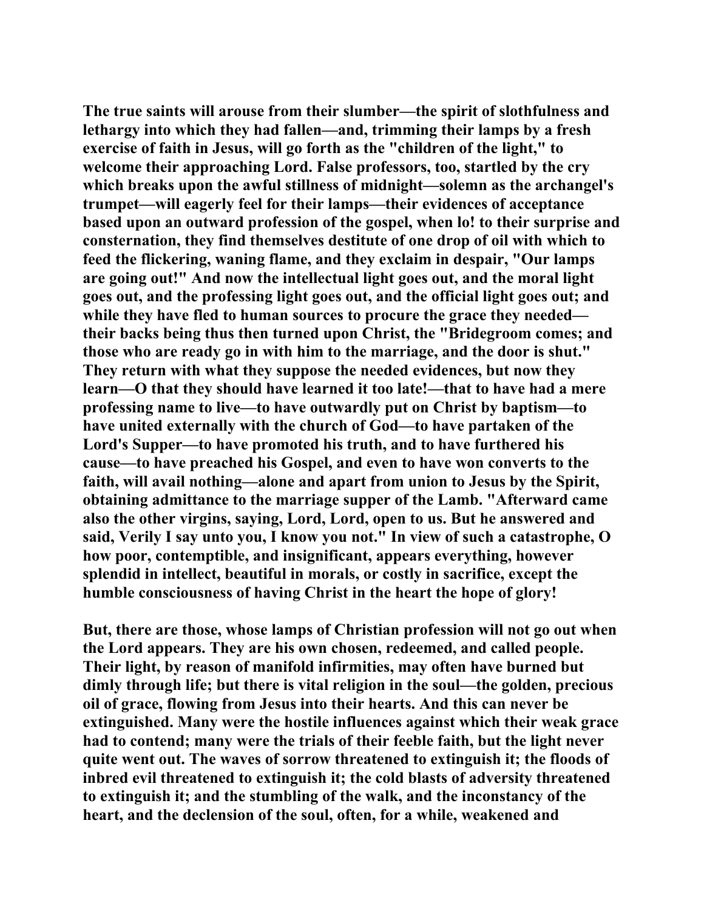The true saints will arouse from their slumber—the spirit of slothfulness and lethargy into which they had fallen—and, trimming their lamps by a fresh exercise of faith in Jesus, will go forth as the "children of the light," to welcome their approaching Lord. False professors, too, startled by the cry which breaks upon the awful stillness of midnight—solemn as the archangel's trumpet—will eagerly feel for their lamps—their evidences of acceptance based upon an outward profession of the gospel, when lo! to their surprise and consternation, they find themselves destitute of one drop of oil with which to feed the flickering, waning flame, and they exclaim in despair, "Our lamps are going out!" And now the intellectual light goes out, and the moral light goes out, and the professing light goes out, and the official light goes out; and while they have fled to human sources to procure the grace they needed—their backs being thus then turned upon Christ, the "Bridegroom comes; and those who are ready go in with him to the marriage, and the door is shut." They return with what they suppose the needed evidences, but now they learn—O that they should have learned it too late!—that to have had a mere professing name to live—to have outwardly put on Christ by baptism—to have united externally with the church of God—to have partaken of the Lord's Supper—to have promoted his truth, and to have furthered his cause—to have preached his Gospel, and even to have won converts to the faith, will avail nothing—alone and apart from union to Jesus by the Spirit, obtaining admittance to the marriage supper of the Lamb. "Afterward came also the other virgins, saying, Lord, Lord, open to us. But he answered and said, Verily I say unto you, I know you not." In view of such a catastrophe, O how poor, contemptible, and insignificant, appears everything, however splendid in intellect, beautiful in morals, or costly in sacrifice, except the humble consciousness of having Christ in the heart the hope of glory!

But, there are those, whose lamps of Christian profession will not go out when the Lord appears. They are his own chosen, redeemed, and called people. Their light, by reason of manifold infirmities, may often have burned but dimly through life; but there is vital religion in the soul—the golden, precious oil of grace, flowing from Jesus into their hearts. And this can never be extinguished. Many were the hostile influences against which their weak grace had to contend; many were the trials of their feeble faith, but the light never quite went out. The waves of sorrow threatened to extinguish it; the floods of inbred evil threatened to extinguish it; the cold blasts of adversity threatened to extinguish it; and the stumbling of the walk, and the inconstancy of the heart, and the declension of the soul, often, for a while, weakened and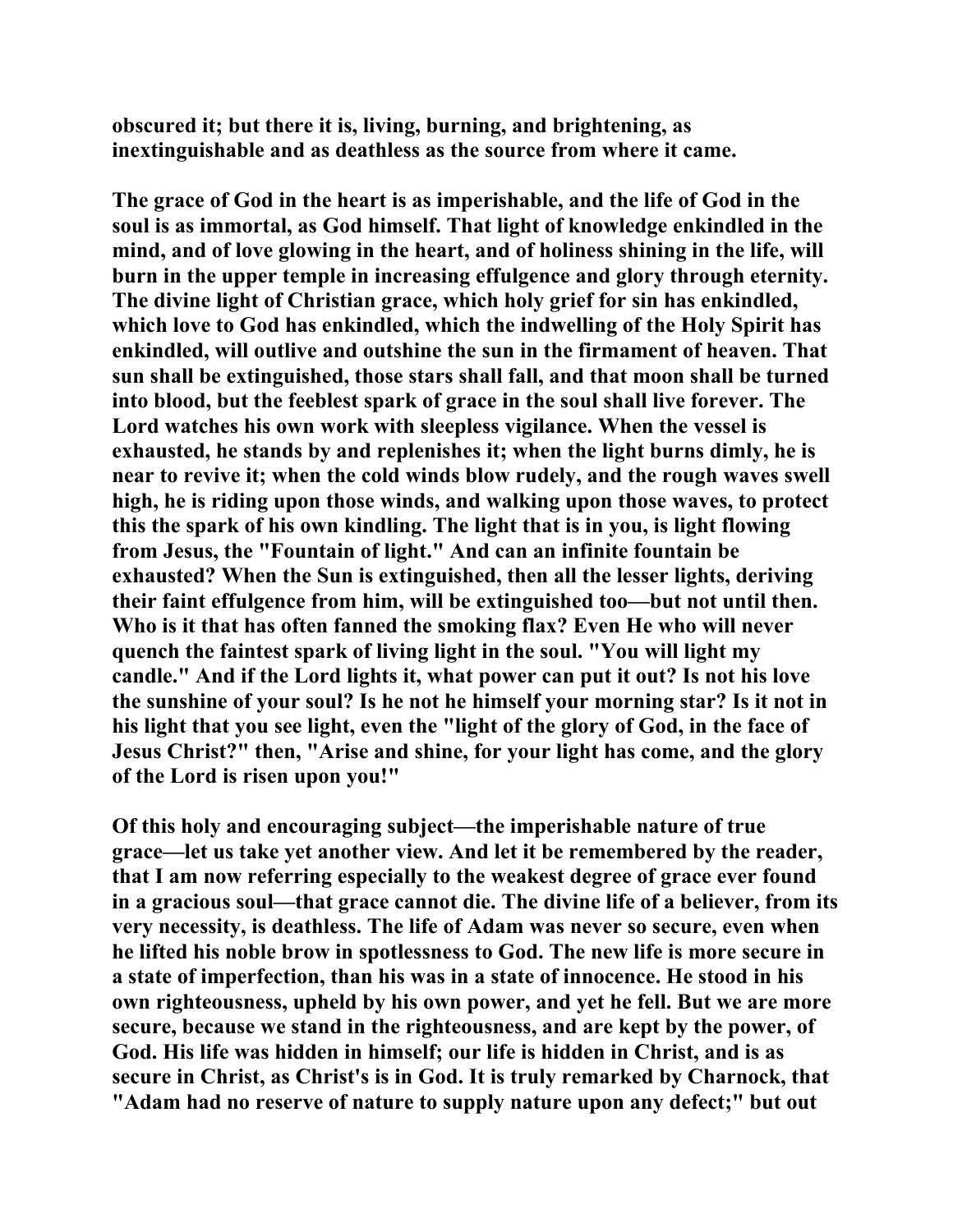**obscured it; but there it is, living, burning, and brightening, as inextinguishable and as deathless as the source from where it came.**

**The grace of God in the heart is as imperishable, and the life of God in the soul is as immortal, as God himself. That light of knowledge enkindled in the mind, and of love glowing in the heart, and of holiness shining in the life, will burn in the upper temple in increasing effulgence and glory through eternity. The divine light of Christian grace, which holy grief for sin has enkindled, which love to God has enkindled, which the indwelling of the Holy Spirit has enkindled, will outlive and outshine the sun in the firmament of heaven. That sun shall be extinguished, those stars shall fall, and that moon shall be turned into blood, but the feeblest spark of grace in the soul shall live forever. The Lord watches his own work with sleepless vigilance. When the vessel is exhausted, he stands by and replenishes it; when the light burns dimly, he is near to revive it; when the cold winds blow rudely, and the rough waves swell high, he is riding upon those winds, and walking upon those waves, to protect this the spark of his own kindling. The light that is in you, is light flowing from Jesus, the "Fountain of light." And can an infinite fountain be exhausted? When the Sun is extinguished, then all the lesser lights, deriving their faint effulgence from him, will be extinguished too—but not until then. Who is it that has often fanned the smoking flax? Even He who will never quench the faintest spark of living light in the soul. "You will light my candle." And if the Lord lights it, what power can put it out? Is not his love the sunshine of your soul? Is he not he himself your morning star? Is it not in his light that you see light, even the "light of the glory of God, in the face of Jesus Christ?" then, "Arise and shine, for your light has come, and the glory of the Lord is risen upon you!"**

**Of this holy and encouraging subject—the imperishable nature of true grace—let us take yet another view. And let it be remembered by the reader, that I am now referring especially to the weakest degree of grace ever found in a gracious soul—that grace cannot die. The divine life of a believer, from its very necessity, is deathless. The life of Adam was never so secure, even when he lifted his noble brow in spotlessness to God. The new life is more secure in a state of imperfection, than his was in a state of innocence. He stood in his own righteousness, upheld by his own power, and yet he fell. But we are more secure, because we stand in the righteousness, and are kept by the power, of God. His life was hidden in himself; our life is hidden in Christ, and is as secure in Christ, as Christ's is in God. It is truly remarked by Charnock, that "Adam had no reserve of nature to supply nature upon any defect;" but out**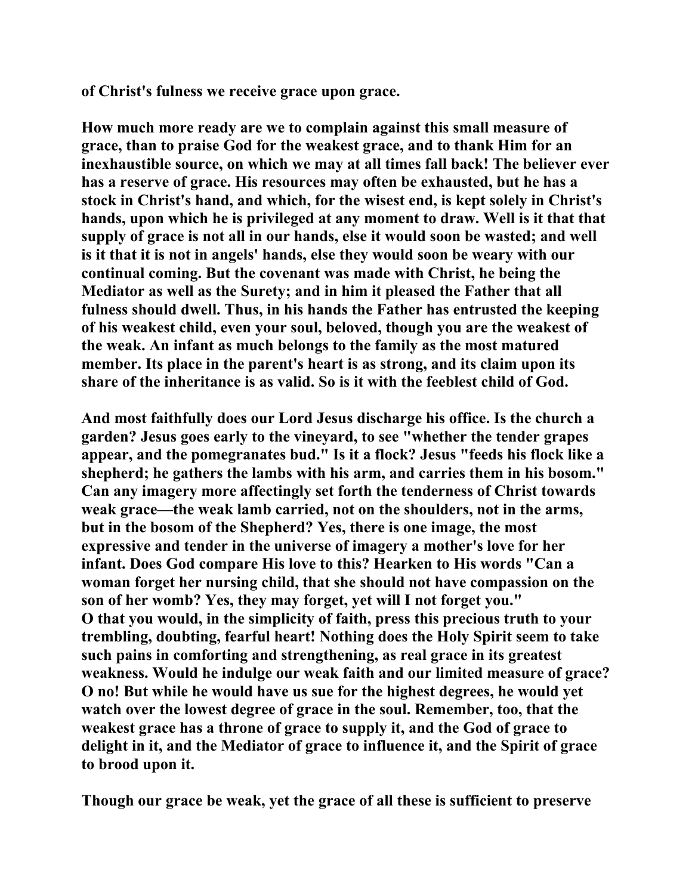of Christ's fulness we receive grace upon grace.

How much more ready are we to complain against this small measure of grace, than to praise God for the weakest grace, and to thank Him for an inexhaustible source, on which we may at all times fall back! The believer ever has a reserve of grace. His resources may often be exhausted, but he has a stock in Christ's hand, and which, for the wisest end, is kept solely in Christ's hands, upon which he is privileged at any moment to draw. Well is it that that supply of grace is not all in our hands, else it would soon be wasted; and well is it that it is not in angels' hands, else they would soon be weary with our continual coming. But the covenant was made with Christ, he being the Mediator as well as the Surety; and in him it pleased the Father that all fulness should dwell. Thus, in his hands the Father has entrusted the keeping of his weakest child, even your soul, beloved, though you are the weakest of the weak. An infant as much belongs to the family as the most matured member. Its place in the parent's heart is as strong, and its claim upon its share of the inheritance is as valid. So is it with the feeblest child of God.

And most faithfully does our Lord Jesus discharge his office. Is the church a garden? Jesus goes early to the vineyard, to see "whether the tender grapes appear, and the pomegranates bud." Is it a flock? Jesus "feeds his flock like a shepherd; he gathers the lambs with his arm, and carries them in his bosom." Can any imagery more affectingly set forth the tenderness of Christ towards weak grace—the weak lamb carried, not on the shoulders, not in the arms, but in the bosom of the Shepherd? Yes, there is one image, the most expressive and tender in the universe of imagery a mother's love for her infant. Does God compare His love to this? Hearken to His words "Can a woman forget her nursing child, that she should not have compassion on the son of her womb? Yes, they may forget, yet will I not forget you."
O that you would, in the simplicity of faith, press this precious truth to your trembling, doubting, fearful heart! Nothing does the Holy Spirit seem to take such pains in comforting and strengthening, as real grace in its greatest weakness. Would he indulge our weak faith and our limited measure of grace? O no! But while he would have us sue for the highest degrees, he would yet watch over the lowest degree of grace in the soul. Remember, too, that the weakest grace has a throne of grace to supply it, and the God of grace to delight in it, and the Mediator of grace to influence it, and the Spirit of grace to brood upon it.

Though our grace be weak, yet the grace of all these is sufficient to preserve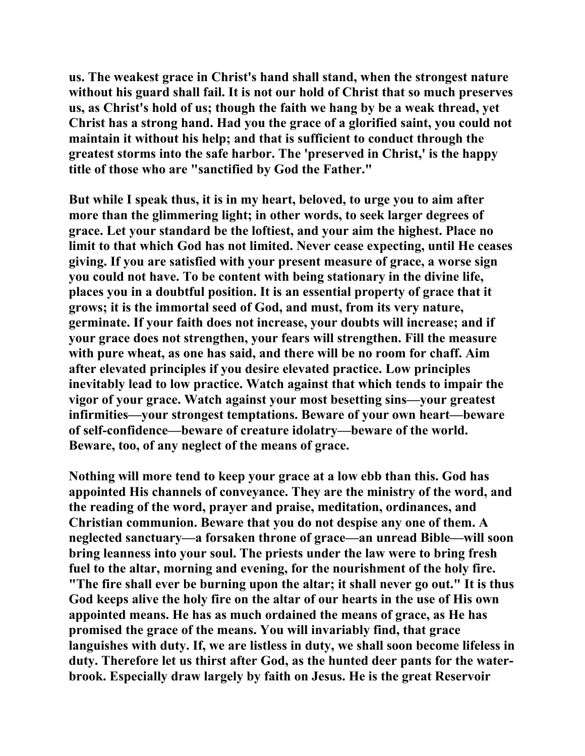us. The weakest grace in Christ's hand shall stand, when the strongest nature without his guard shall fail. It is not our hold of Christ that so much preserves us, as Christ's hold of us; though the faith we hang by be a weak thread, yet Christ has a strong hand. Had you the grace of a glorified saint, you could not maintain it without his help; and that is sufficient to conduct through the greatest storms into the safe harbor. The 'preserved in Christ,' is the happy title of those who are "sanctified by God the Father."

But while I speak thus, it is in my heart, beloved, to urge you to aim after more than the glimmering light; in other words, to seek larger degrees of grace. Let your standard be the loftiest, and your aim the highest. Place no limit to that which God has not limited. Never cease expecting, until He ceases giving. If you are satisfied with your present measure of grace, a worse sign you could not have. To be content with being stationary in the divine life, places you in a doubtful position. It is an essential property of grace that it grows; it is the immortal seed of God, and must, from its very nature, germinate. If your faith does not increase, your doubts will increase; and if your grace does not strengthen, your fears will strengthen. Fill the measure with pure wheat, as one has said, and there will be no room for chaff. Aim after elevated principles if you desire elevated practice. Low principles inevitably lead to low practice. Watch against that which tends to impair the vigor of your grace. Watch against your most besetting sins—your greatest infirmities—your strongest temptations. Beware of your own heart—beware of self-confidence—beware of creature idolatry—beware of the world. Beware, too, of any neglect of the means of grace.

Nothing will more tend to keep your grace at a low ebb than this. God has appointed His channels of conveyance. They are the ministry of the word, and the reading of the word, prayer and praise, meditation, ordinances, and Christian communion. Beware that you do not despise any one of them. A neglected sanctuary—a forsaken throne of grace—an unread Bible—will soon bring leanness into your soul. The priests under the law were to bring fresh fuel to the altar, morning and evening, for the nourishment of the holy fire. "The fire shall ever be burning upon the altar; it shall never go out." It is thus God keeps alive the holy fire on the altar of our hearts in the use of His own appointed means. He has as much ordained the means of grace, as He has promised the grace of the means. You will invariably find, that grace languishes with duty. If, we are listless in duty, we shall soon become lifeless in duty. Therefore let us thirst after God, as the hunted deer pants for the water-brook. Especially draw largely by faith on Jesus. He is the great Reservoir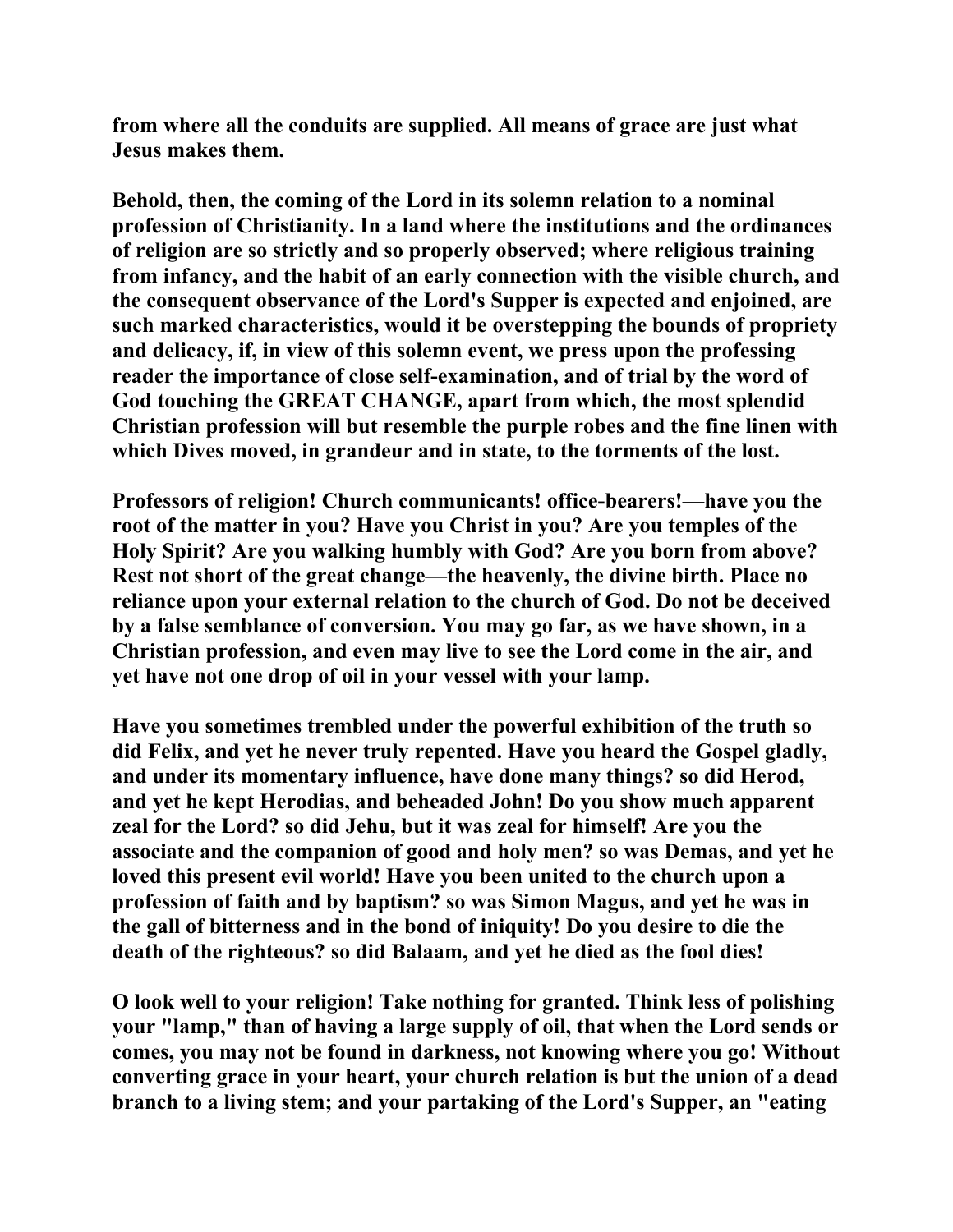from where all the conduits are supplied. All means of grace are just what Jesus makes them.

Behold, then, the coming of the Lord in its solemn relation to a nominal profession of Christianity. In a land where the institutions and the ordinances of religion are so strictly and so properly observed; where religious training from infancy, and the habit of an early connection with the visible church, and the consequent observance of the Lord's Supper is expected and enjoined, are such marked characteristics, would it be overstepping the bounds of propriety and delicacy, if, in view of this solemn event, we press upon the professing reader the importance of close self-examination, and of trial by the word of God touching the GREAT CHANGE, apart from which, the most splendid Christian profession will but resemble the purple robes and the fine linen with which Dives moved, in grandeur and in state, to the torments of the lost.

Professors of religion! Church communicants! office-bearers!—have you the root of the matter in you? Have you Christ in you? Are you temples of the Holy Spirit? Are you walking humbly with God? Are you born from above? Rest not short of the great change—the heavenly, the divine birth. Place no reliance upon your external relation to the church of God. Do not be deceived by a false semblance of conversion. You may go far, as we have shown, in a Christian profession, and even may live to see the Lord come in the air, and yet have not one drop of oil in your vessel with your lamp.

Have you sometimes trembled under the powerful exhibition of the truth so did Felix, and yet he never truly repented. Have you heard the Gospel gladly, and under its momentary influence, have done many things? so did Herod, and yet he kept Herodias, and beheaded John! Do you show much apparent zeal for the Lord? so did Jehu, but it was zeal for himself! Are you the associate and the companion of good and holy men? so was Demas, and yet he loved this present evil world! Have you been united to the church upon a profession of faith and by baptism? so was Simon Magus, and yet he was in the gall of bitterness and in the bond of iniquity! Do you desire to die the death of the righteous? so did Balaam, and yet he died as the fool dies!

O look well to your religion! Take nothing for granted. Think less of polishing your "lamp," than of having a large supply of oil, that when the Lord sends or comes, you may not be found in darkness, not knowing where you go! Without converting grace in your heart, your church relation is but the union of a dead branch to a living stem; and your partaking of the Lord's Supper, an "eating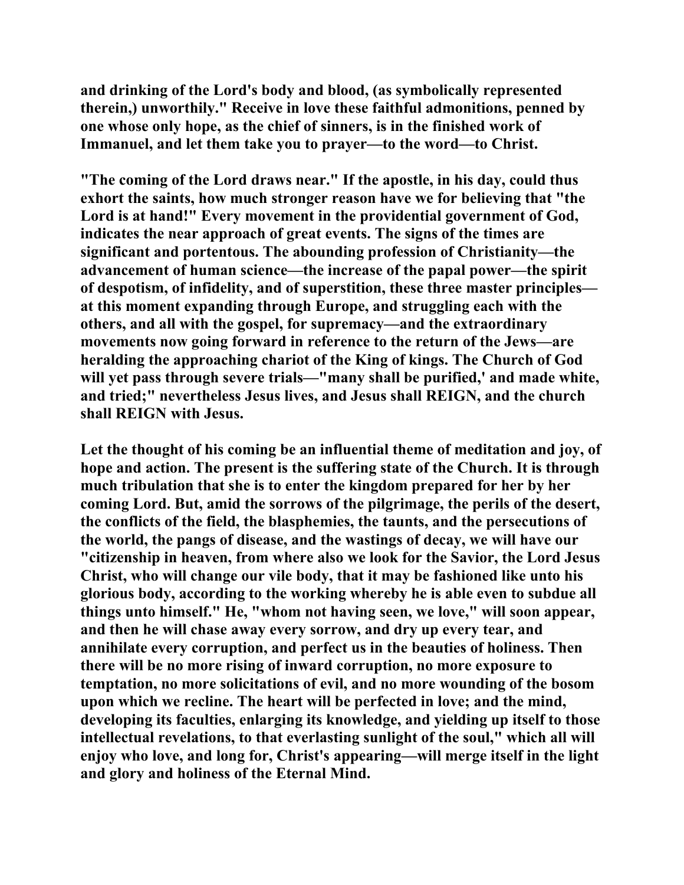**and drinking of the Lord's body and blood, (as symbolically represented therein,) unworthily." Receive in love these faithful admonitions, penned by one whose only hope, as the chief of sinners, is in the finished work of Immanuel, and let them take you to prayer—to the word—to Christ.**

**"The coming of the Lord draws near." If the apostle, in his day, could thus exhort the saints, how much stronger reason have we for believing that "the Lord is at hand!" Every movement in the providential government of God, indicates the near approach of great events. The signs of the times are significant and portentous. The abounding profession of Christianity—the advancement of human science—the increase of the papal power—the spirit of despotism, of infidelity, and of superstition, these three master principles—at this moment expanding through Europe, and struggling each with the others, and all with the gospel, for supremacy—and the extraordinary movements now going forward in reference to the return of the Jews—are heralding the approaching chariot of the King of kings. The Church of God will yet pass through severe trials—"many shall be purified,' and made white, and tried;" nevertheless Jesus lives, and Jesus shall REIGN, and the church shall REIGN with Jesus.**

**Let the thought of his coming be an influential theme of meditation and joy, of hope and action. The present is the suffering state of the Church. It is through much tribulation that she is to enter the kingdom prepared for her by her coming Lord. But, amid the sorrows of the pilgrimage, the perils of the desert, the conflicts of the field, the blasphemies, the taunts, and the persecutions of the world, the pangs of disease, and the wastings of decay, we will have our "citizenship in heaven, from where also we look for the Savior, the Lord Jesus Christ, who will change our vile body, that it may be fashioned like unto his glorious body, according to the working whereby he is able even to subdue all things unto himself." He, "whom not having seen, we love," will soon appear, and then he will chase away every sorrow, and dry up every tear, and annihilate every corruption, and perfect us in the beauties of holiness. Then there will be no more rising of inward corruption, no more exposure to temptation, no more solicitations of evil, and no more wounding of the bosom upon which we recline. The heart will be perfected in love; and the mind, developing its faculties, enlarging its knowledge, and yielding up itself to those intellectual revelations, to that everlasting sunlight of the soul," which all will enjoy who love, and long for, Christ's appearing—will merge itself in the light and glory and holiness of the Eternal Mind.**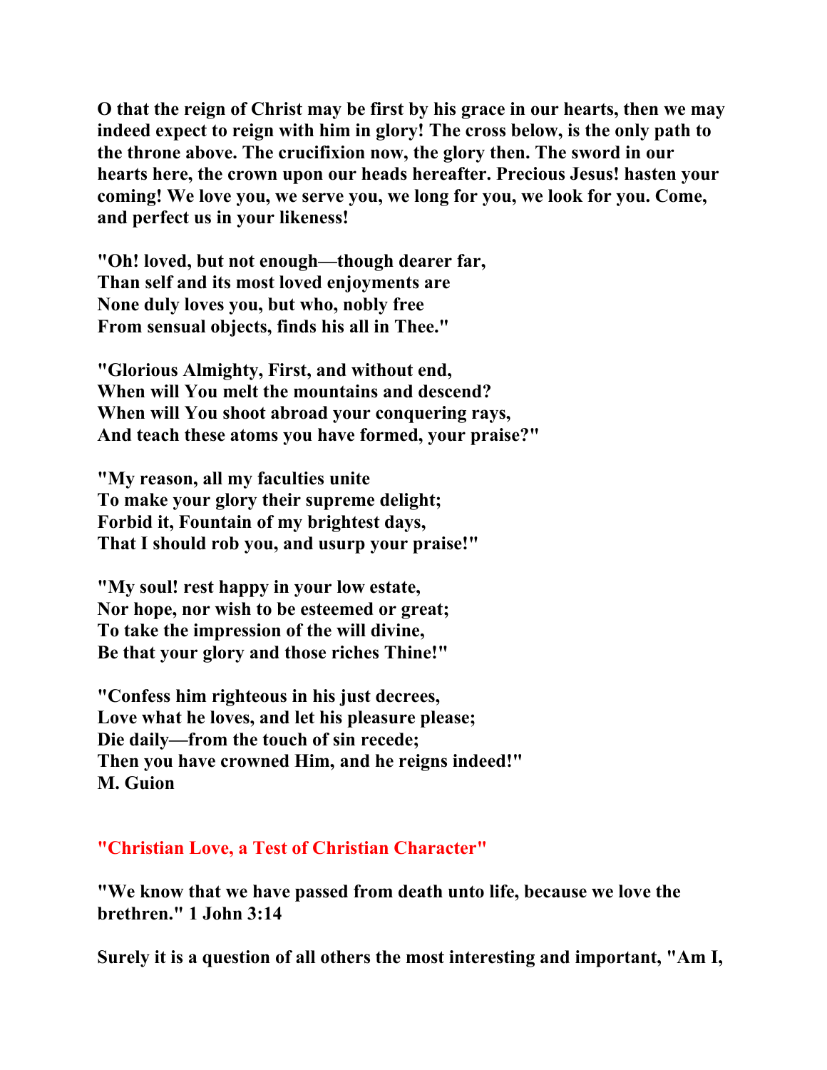**O that the reign of Christ may be first by his grace in our hearts, then we may indeed expect to reign with him in glory! The cross below, is the only path to the throne above. The crucifixion now, the glory then. The sword in our hearts here, the crown upon our heads hereafter. Precious Jesus! hasten your coming! We love you, we serve you, we long for you, we look for you. Come, and perfect us in your likeness!**

**"Oh! loved, but not enough—though dearer far,**
**Than self and its most loved enjoyments are**
**None duly loves you, but who, nobly free**
**From sensual objects, finds his all in Thee."**

**"Glorious Almighty, First, and without end,**
**When will You melt the mountains and descend?**
**When will You shoot abroad your conquering rays,**
**And teach these atoms you have formed, your praise?"**

**"My reason, all my faculties unite**
**To make your glory their supreme delight;**
**Forbid it, Fountain of my brightest days,**
**That I should rob you, and usurp your praise!"**

**"My soul! rest happy in your low estate,**
**Nor hope, nor wish to be esteemed or great;**
**To take the impression of the will divine,**
**Be that your glory and those riches Thine!"**

**"Confess him righteous in his just decrees,**
**Love what he loves, and let his pleasure please;**
**Die daily—from the touch of sin recede;**
**Then you have crowned Him, and he reigns indeed!"**
**M. Guion**

## "Christian Love, a Test of Christian Character"

**"We know that we have passed from death unto life, because we love the brethren." 1 John 3:14**

**Surely it is a question of all others the most interesting and important, "Am I,**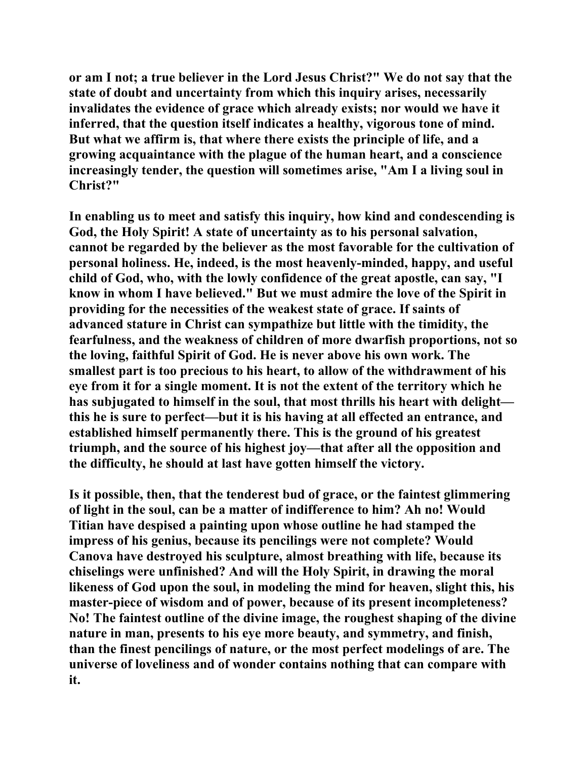or am I not; a true believer in the Lord Jesus Christ?" We do not say that the state of doubt and uncertainty from which this inquiry arises, necessarily invalidates the evidence of grace which already exists; nor would we have it inferred, that the question itself indicates a healthy, vigorous tone of mind. But what we affirm is, that where there exists the principle of life, and a growing acquaintance with the plague of the human heart, and a conscience increasingly tender, the question will sometimes arise, "Am I a living soul in Christ?"

In enabling us to meet and satisfy this inquiry, how kind and condescending is God, the Holy Spirit! A state of uncertainty as to his personal salvation, cannot be regarded by the believer as the most favorable for the cultivation of personal holiness. He, indeed, is the most heavenly-minded, happy, and useful child of God, who, with the lowly confidence of the great apostle, can say, "I know in whom I have believed." But we must admire the love of the Spirit in providing for the necessities of the weakest state of grace. If saints of advanced stature in Christ can sympathize but little with the timidity, the fearfulness, and the weakness of children of more dwarfish proportions, not so the loving, faithful Spirit of God. He is never above his own work. The smallest part is too precious to his heart, to allow of the withdrawment of his eye from it for a single moment. It is not the extent of the territory which he has subjugated to himself in the soul, that most thrills his heart with delight—this he is sure to perfect—but it is his having at all effected an entrance, and established himself permanently there. This is the ground of his greatest triumph, and the source of his highest joy—that after all the opposition and the difficulty, he should at last have gotten himself the victory.

Is it possible, then, that the tenderest bud of grace, or the faintest glimmering of light in the soul, can be a matter of indifference to him? Ah no! Would Titian have despised a painting upon whose outline he had stamped the impress of his genius, because its pencilings were not complete? Would Canova have destroyed his sculpture, almost breathing with life, because its chiselings were unfinished? And will the Holy Spirit, in drawing the moral likeness of God upon the soul, in modeling the mind for heaven, slight this, his master-piece of wisdom and of power, because of its present incompleteness? No! The faintest outline of the divine image, the roughest shaping of the divine nature in man, presents to his eye more beauty, and symmetry, and finish, than the finest pencilings of nature, or the most perfect modelings of are. The universe of loveliness and of wonder contains nothing that can compare with it.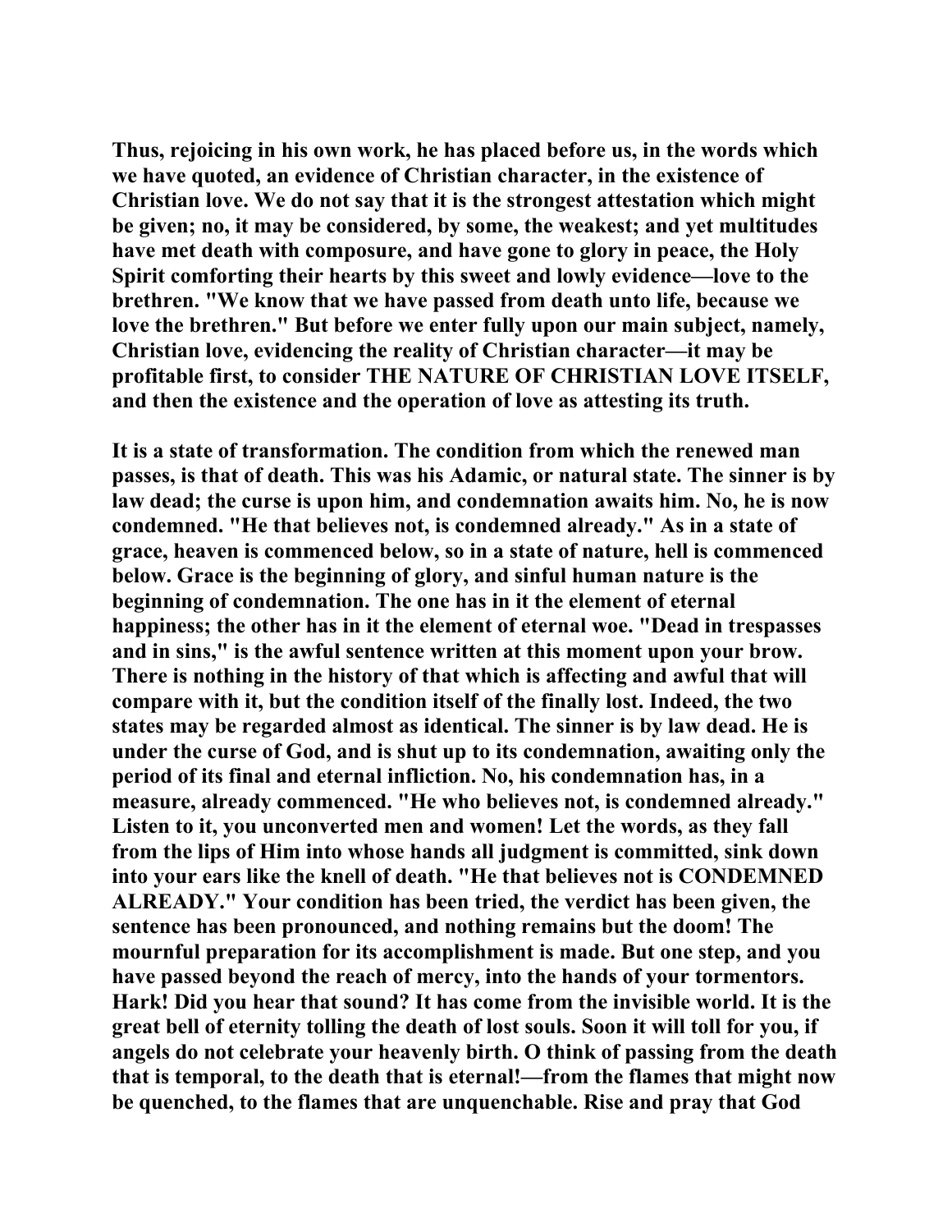**Thus, rejoicing in his own work, he has placed before us, in the words which we have quoted, an evidence of Christian character, in the existence of Christian love. We do not say that it is the strongest attestation which might be given; no, it may be considered, by some, the weakest; and yet multitudes have met death with composure, and have gone to glory in peace, the Holy Spirit comforting their hearts by this sweet and lowly evidence—love to the brethren. "We know that we have passed from death unto life, because we love the brethren." But before we enter fully upon our main subject, namely, Christian love, evidencing the reality of Christian character—it may be profitable first, to consider THE NATURE OF CHRISTIAN LOVE ITSELF, and then the existence and the operation of love as attesting its truth.**

**It is a state of transformation. The condition from which the renewed man passes, is that of death. This was his Adamic, or natural state. The sinner is by law dead; the curse is upon him, and condemnation awaits him. No, he is now condemned. "He that believes not, is condemned already." As in a state of grace, heaven is commenced below, so in a state of nature, hell is commenced below. Grace is the beginning of glory, and sinful human nature is the beginning of condemnation. The one has in it the element of eternal happiness; the other has in it the element of eternal woe. "Dead in trespasses and in sins," is the awful sentence written at this moment upon your brow. There is nothing in the history of that which is affecting and awful that will compare with it, but the condition itself of the finally lost. Indeed, the two states may be regarded almost as identical. The sinner is by law dead. He is under the curse of God, and is shut up to its condemnation, awaiting only the period of its final and eternal infliction. No, his condemnation has, in a measure, already commenced. "He who believes not, is condemned already." Listen to it, you unconverted men and women! Let the words, as they fall from the lips of Him into whose hands all judgment is committed, sink down into your ears like the knell of death. "He that believes not is CONDEMNED ALREADY." Your condition has been tried, the verdict has been given, the sentence has been pronounced, and nothing remains but the doom! The mournful preparation for its accomplishment is made. But one step, and you have passed beyond the reach of mercy, into the hands of your tormentors. Hark! Did you hear that sound? It has come from the invisible world. It is the great bell of eternity tolling the death of lost souls. Soon it will toll for you, if angels do not celebrate your heavenly birth. O think of passing from the death that is temporal, to the death that is eternal!—from the flames that might now be quenched, to the flames that are unquenchable. Rise and pray that God**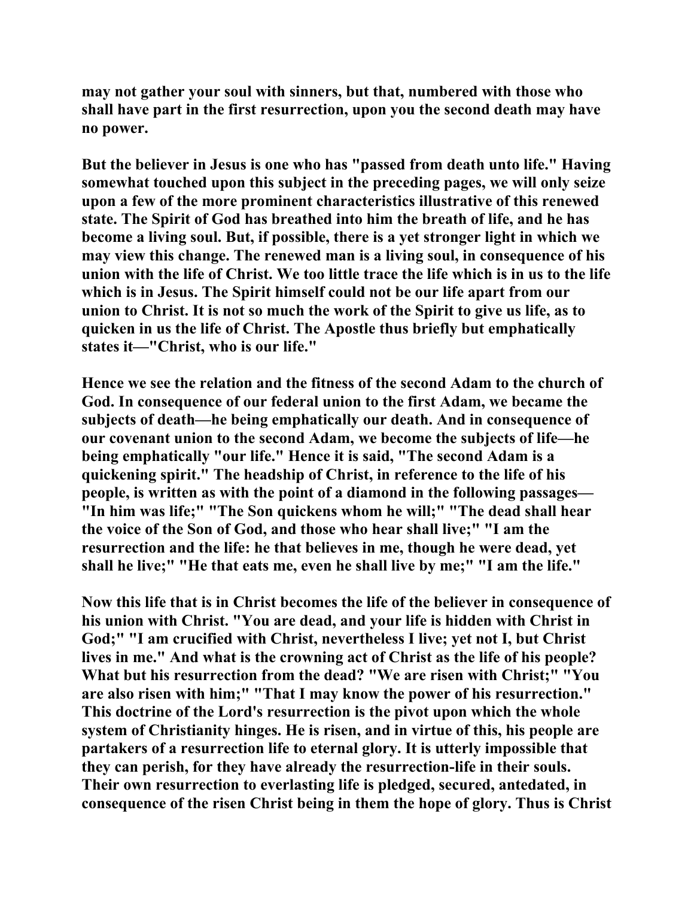may not gather your soul with sinners, but that, numbered with those who shall have part in the first resurrection, upon you the second death may have no power.

But the believer in Jesus is one who has "passed from death unto life." Having somewhat touched upon this subject in the preceding pages, we will only seize upon a few of the more prominent characteristics illustrative of this renewed state. The Spirit of God has breathed into him the breath of life, and he has become a living soul. But, if possible, there is a yet stronger light in which we may view this change. The renewed man is a living soul, in consequence of his union with the life of Christ. We too little trace the life which is in us to the life which is in Jesus. The Spirit himself could not be our life apart from our union to Christ. It is not so much the work of the Spirit to give us life, as to quicken in us the life of Christ. The Apostle thus briefly but emphatically states it—"Christ, who is our life."

Hence we see the relation and the fitness of the second Adam to the church of God. In consequence of our federal union to the first Adam, we became the subjects of death—he being emphatically our death. And in consequence of our covenant union to the second Adam, we become the subjects of life—he being emphatically "our life." Hence it is said, "The second Adam is a quickening spirit." The headship of Christ, in reference to the life of his people, is written as with the point of a diamond in the following passages—"In him was life;" "The Son quickens whom he will;" "The dead shall hear the voice of the Son of God, and those who hear shall live;" "I am the resurrection and the life: he that believes in me, though he were dead, yet shall he live;" "He that eats me, even he shall live by me;" "I am the life."

Now this life that is in Christ becomes the life of the believer in consequence of his union with Christ. "You are dead, and your life is hidden with Christ in God;" "I am crucified with Christ, nevertheless I live; yet not I, but Christ lives in me." And what is the crowning act of Christ as the life of his people? What but his resurrection from the dead? "We are risen with Christ;" "You are also risen with him;" "That I may know the power of his resurrection." This doctrine of the Lord's resurrection is the pivot upon which the whole system of Christianity hinges. He is risen, and in virtue of this, his people are partakers of a resurrection life to eternal glory. It is utterly impossible that they can perish, for they have already the resurrection-life in their souls. Their own resurrection to everlasting life is pledged, secured, antedated, in consequence of the risen Christ being in them the hope of glory. Thus is Christ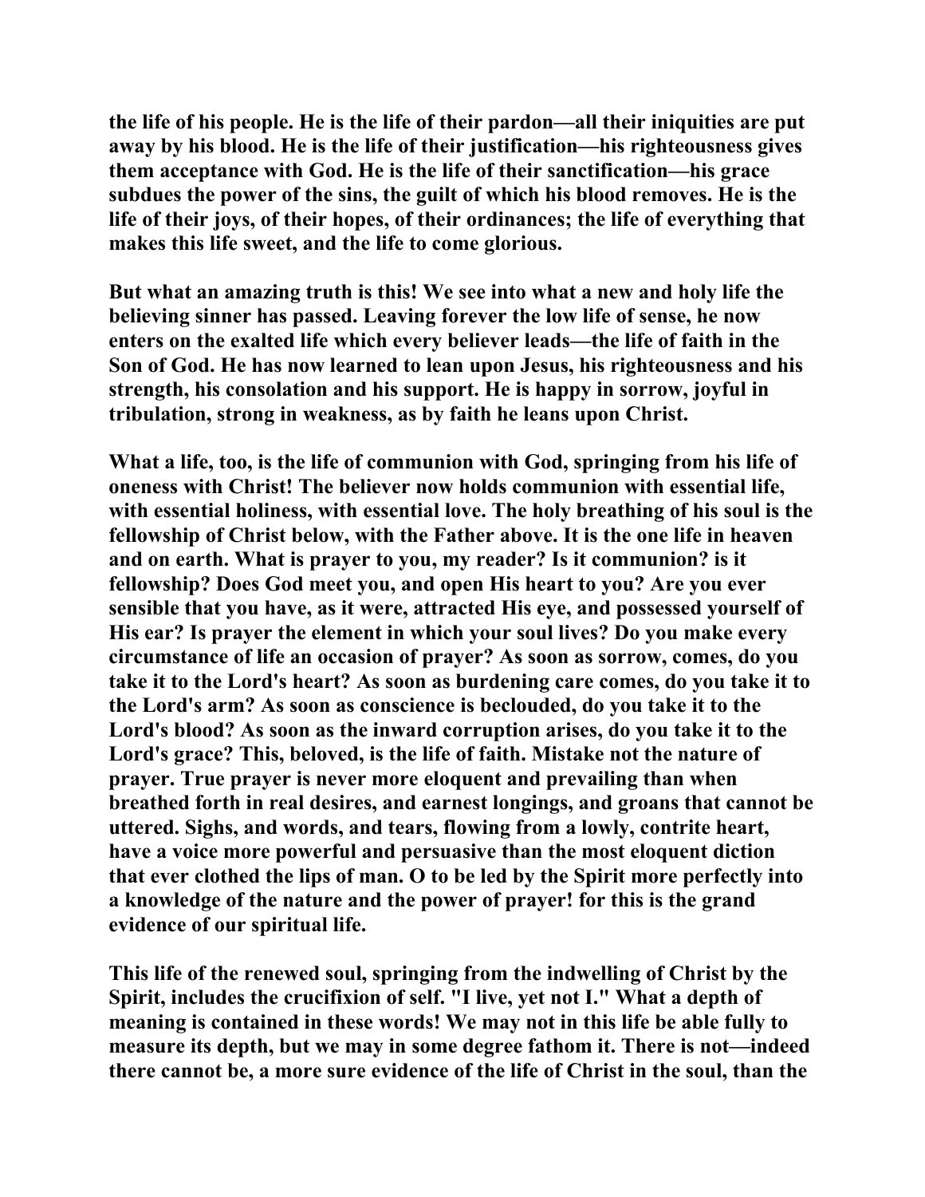the life of his people. He is the life of their pardon—all their iniquities are put away by his blood. He is the life of their justification—his righteousness gives them acceptance with God. He is the life of their sanctification—his grace subdues the power of the sins, the guilt of which his blood removes. He is the life of their joys, of their hopes, of their ordinances; the life of everything that makes this life sweet, and the life to come glorious.

But what an amazing truth is this! We see into what a new and holy life the believing sinner has passed. Leaving forever the low life of sense, he now enters on the exalted life which every believer leads—the life of faith in the Son of God. He has now learned to lean upon Jesus, his righteousness and his strength, his consolation and his support. He is happy in sorrow, joyful in tribulation, strong in weakness, as by faith he leans upon Christ.

What a life, too, is the life of communion with God, springing from his life of oneness with Christ! The believer now holds communion with essential life, with essential holiness, with essential love. The holy breathing of his soul is the fellowship of Christ below, with the Father above. It is the one life in heaven and on earth. What is prayer to you, my reader? Is it communion? is it fellowship? Does God meet you, and open His heart to you? Are you ever sensible that you have, as it were, attracted His eye, and possessed yourself of His ear? Is prayer the element in which your soul lives? Do you make every circumstance of life an occasion of prayer? As soon as sorrow, comes, do you take it to the Lord's heart? As soon as burdening care comes, do you take it to the Lord's arm? As soon as conscience is beclouded, do you take it to the Lord's blood? As soon as the inward corruption arises, do you take it to the Lord's grace? This, beloved, is the life of faith. Mistake not the nature of prayer. True prayer is never more eloquent and prevailing than when breathed forth in real desires, and earnest longings, and groans that cannot be uttered. Sighs, and words, and tears, flowing from a lowly, contrite heart, have a voice more powerful and persuasive than the most eloquent diction that ever clothed the lips of man. O to be led by the Spirit more perfectly into a knowledge of the nature and the power of prayer! for this is the grand evidence of our spiritual life.

This life of the renewed soul, springing from the indwelling of Christ by the Spirit, includes the crucifixion of self. "I live, yet not I." What a depth of meaning is contained in these words! We may not in this life be able fully to measure its depth, but we may in some degree fathom it. There is not—indeed there cannot be, a more sure evidence of the life of Christ in the soul, than the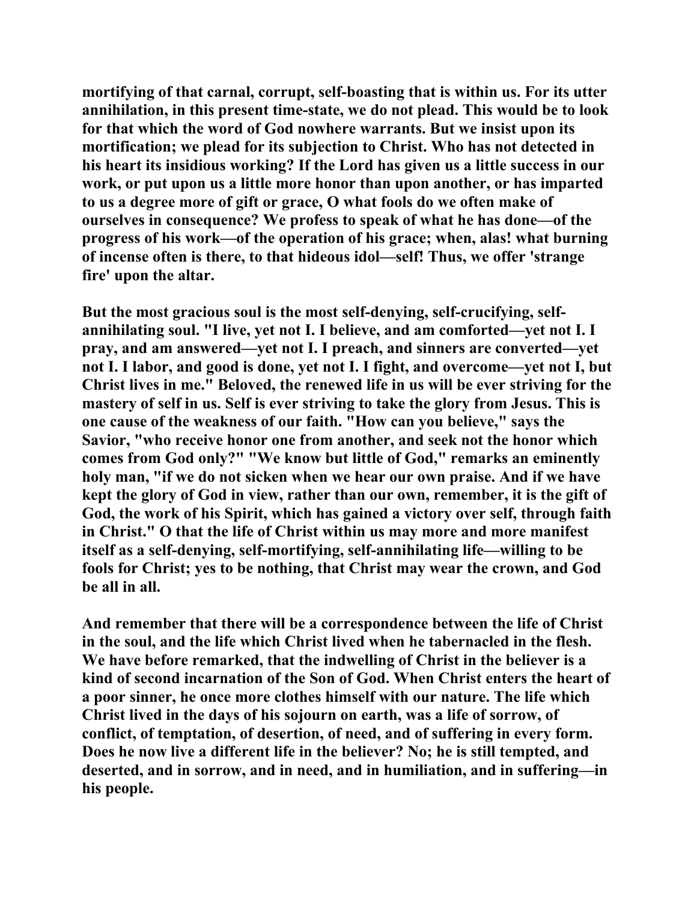mortifying of that carnal, corrupt, self-boasting that is within us. For its utter annihilation, in this present time-state, we do not plead. This would be to look for that which the word of God nowhere warrants. But we insist upon its mortification; we plead for its subjection to Christ. Who has not detected in his heart its insidious working? If the Lord has given us a little success in our work, or put upon us a little more honor than upon another, or has imparted to us a degree more of gift or grace, O what fools do we often make of ourselves in consequence? We profess to speak of what he has done—of the progress of his work—of the operation of his grace; when, alas! what burning of incense often is there, to that hideous idol—self! Thus, we offer 'strange fire' upon the altar.

But the most gracious soul is the most self-denying, self-crucifying, self-annihilating soul. "I live, yet not I. I believe, and am comforted—yet not I. I pray, and am answered—yet not I. I preach, and sinners are converted—yet not I. I labor, and good is done, yet not I. I fight, and overcome—yet not I, but Christ lives in me." Beloved, the renewed life in us will be ever striving for the mastery of self in us. Self is ever striving to take the glory from Jesus. This is one cause of the weakness of our faith. "How can you believe," says the Savior, "who receive honor one from another, and seek not the honor which comes from God only?" "We know but little of God," remarks an eminently holy man, "if we do not sicken when we hear our own praise. And if we have kept the glory of God in view, rather than our own, remember, it is the gift of God, the work of his Spirit, which has gained a victory over self, through faith in Christ." O that the life of Christ within us may more and more manifest itself as a self-denying, self-mortifying, self-annihilating life—willing to be fools for Christ; yes to be nothing, that Christ may wear the crown, and God be all in all.

And remember that there will be a correspondence between the life of Christ in the soul, and the life which Christ lived when he tabernacled in the flesh. We have before remarked, that the indwelling of Christ in the believer is a kind of second incarnation of the Son of God. When Christ enters the heart of a poor sinner, he once more clothes himself with our nature. The life which Christ lived in the days of his sojourn on earth, was a life of sorrow, of conflict, of temptation, of desertion, of need, and of suffering in every form. Does he now live a different life in the believer? No; he is still tempted, and deserted, and in sorrow, and in need, and in humiliation, and in suffering—in his people.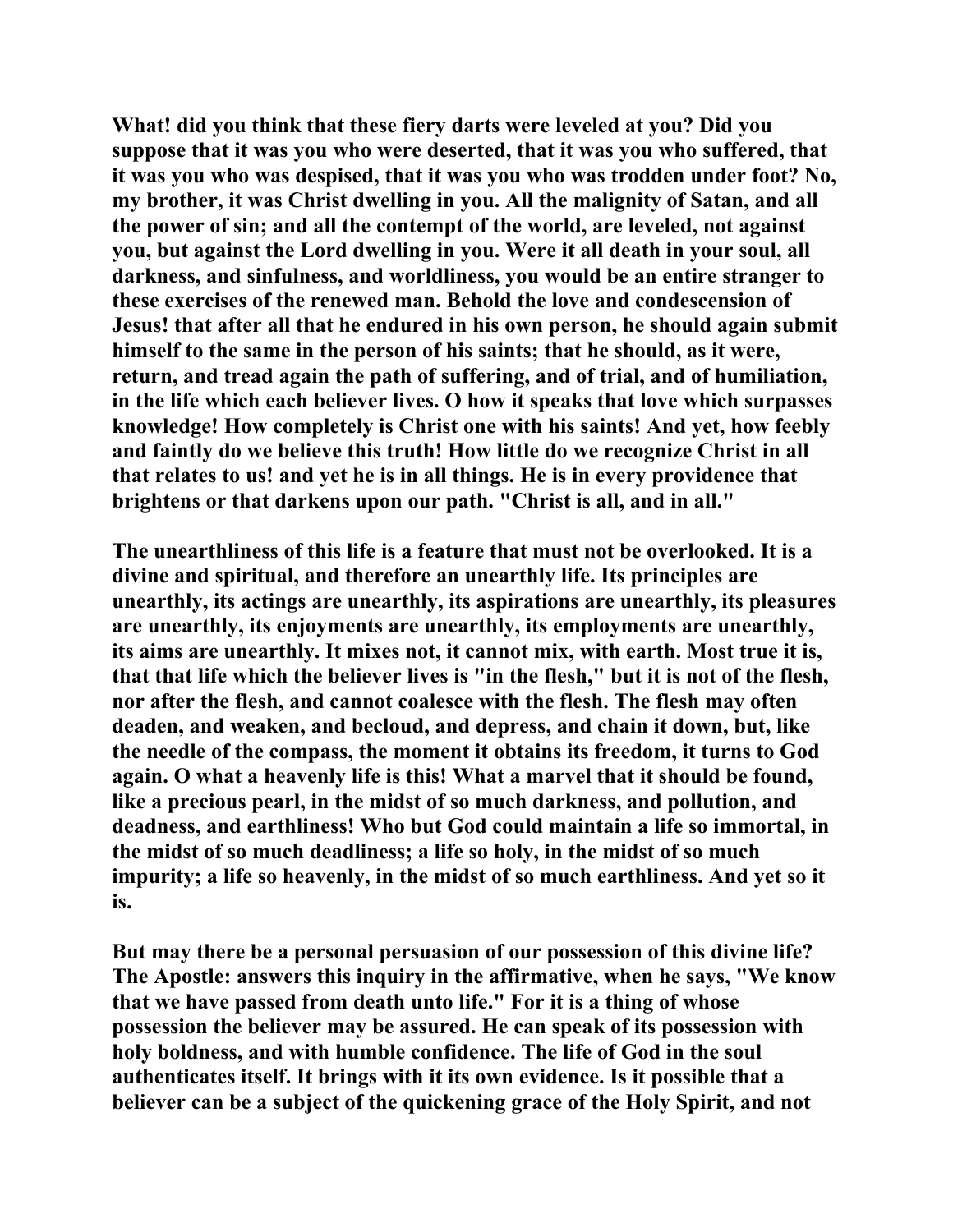What! did you think that these fiery darts were leveled at you? Did you suppose that it was you who were deserted, that it was you who suffered, that it was you who was despised, that it was you who was trodden under foot? No, my brother, it was Christ dwelling in you. All the malignity of Satan, and all the power of sin; and all the contempt of the world, are leveled, not against you, but against the Lord dwelling in you. Were it all death in your soul, all darkness, and sinfulness, and worldliness, you would be an entire stranger to these exercises of the renewed man. Behold the love and condescension of Jesus! that after all that he endured in his own person, he should again submit himself to the same in the person of his saints; that he should, as it were, return, and tread again the path of suffering, and of trial, and of humiliation, in the life which each believer lives. O how it speaks that love which surpasses knowledge! How completely is Christ one with his saints! And yet, how feebly and faintly do we believe this truth! How little do we recognize Christ in all that relates to us! and yet he is in all things. He is in every providence that brightens or that darkens upon our path. "Christ is all, and in all."

The unearthliness of this life is a feature that must not be overlooked. It is a divine and spiritual, and therefore an unearthly life. Its principles are unearthly, its actings are unearthly, its aspirations are unearthly, its pleasures are unearthly, its enjoyments are unearthly, its employments are unearthly, its aims are unearthly. It mixes not, it cannot mix, with earth. Most true it is, that that life which the believer lives is "in the flesh," but it is not of the flesh, nor after the flesh, and cannot coalesce with the flesh. The flesh may often deaden, and weaken, and becloud, and depress, and chain it down, but, like the needle of the compass, the moment it obtains its freedom, it turns to God again. O what a heavenly life is this! What a marvel that it should be found, like a precious pearl, in the midst of so much darkness, and pollution, and deadness, and earthliness! Who but God could maintain a life so immortal, in the midst of so much deadliness; a life so holy, in the midst of so much impurity; a life so heavenly, in the midst of so much earthliness. And yet so it is.

But may there be a personal persuasion of our possession of this divine life? The Apostle: answers this inquiry in the affirmative, when he says, "We know that we have passed from death unto life." For it is a thing of whose possession the believer may be assured. He can speak of its possession with holy boldness, and with humble confidence. The life of God in the soul authenticates itself. It brings with it its own evidence. Is it possible that a believer can be a subject of the quickening grace of the Holy Spirit, and not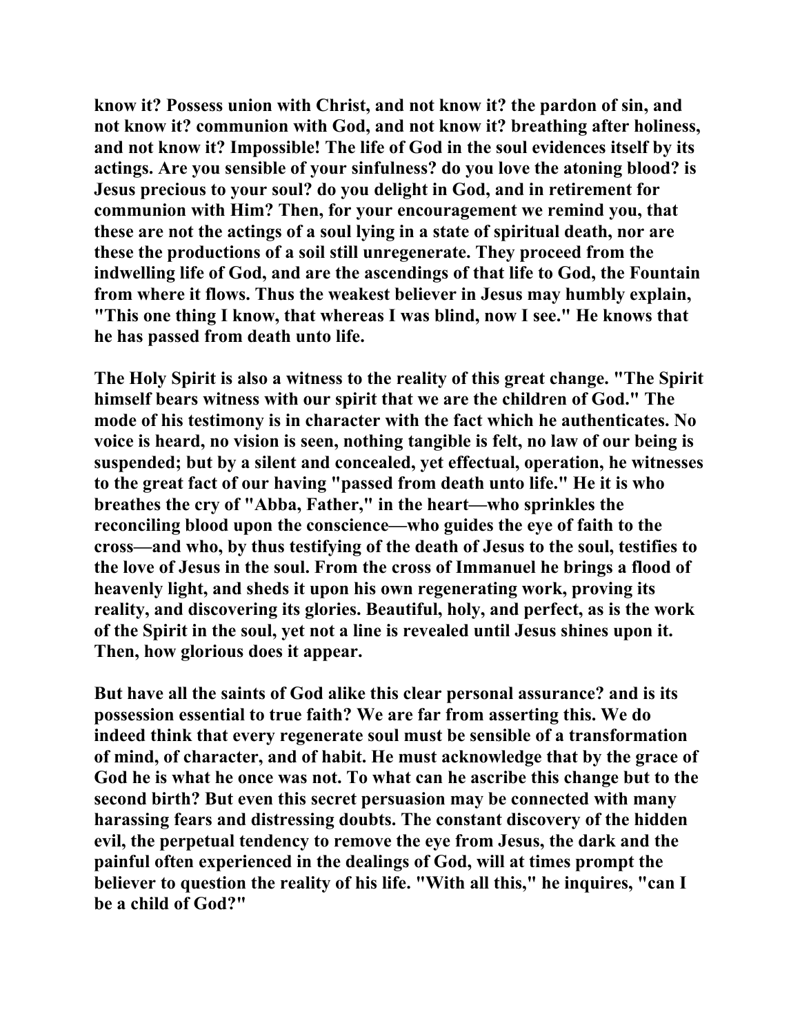know it? Possess union with Christ, and not know it? the pardon of sin, and not know it? communion with God, and not know it? breathing after holiness, and not know it? Impossible! The life of God in the soul evidences itself by its actings. Are you sensible of your sinfulness? do you love the atoning blood? is Jesus precious to your soul? do you delight in God, and in retirement for communion with Him? Then, for your encouragement we remind you, that these are not the actings of a soul lying in a state of spiritual death, nor are these the productions of a soil still unregenerate. They proceed from the indwelling life of God, and are the ascendings of that life to God, the Fountain from where it flows. Thus the weakest believer in Jesus may humbly explain, "This one thing I know, that whereas I was blind, now I see." He knows that he has passed from death unto life.

The Holy Spirit is also a witness to the reality of this great change. "The Spirit himself bears witness with our spirit that we are the children of God." The mode of his testimony is in character with the fact which he authenticates. No voice is heard, no vision is seen, nothing tangible is felt, no law of our being is suspended; but by a silent and concealed, yet effectual, operation, he witnesses to the great fact of our having "passed from death unto life." He it is who breathes the cry of "Abba, Father," in the heart—who sprinkles the reconciling blood upon the conscience—who guides the eye of faith to the cross—and who, by thus testifying of the death of Jesus to the soul, testifies to the love of Jesus in the soul. From the cross of Immanuel he brings a flood of heavenly light, and sheds it upon his own regenerating work, proving its reality, and discovering its glories. Beautiful, holy, and perfect, as is the work of the Spirit in the soul, yet not a line is revealed until Jesus shines upon it. Then, how glorious does it appear.

But have all the saints of God alike this clear personal assurance? and is its possession essential to true faith? We are far from asserting this. We do indeed think that every regenerate soul must be sensible of a transformation of mind, of character, and of habit. He must acknowledge that by the grace of God he is what he once was not. To what can he ascribe this change but to the second birth? But even this secret persuasion may be connected with many harassing fears and distressing doubts. The constant discovery of the hidden evil, the perpetual tendency to remove the eye from Jesus, the dark and the painful often experienced in the dealings of God, will at times prompt the believer to question the reality of his life. "With all this," he inquires, "can I be a child of God?"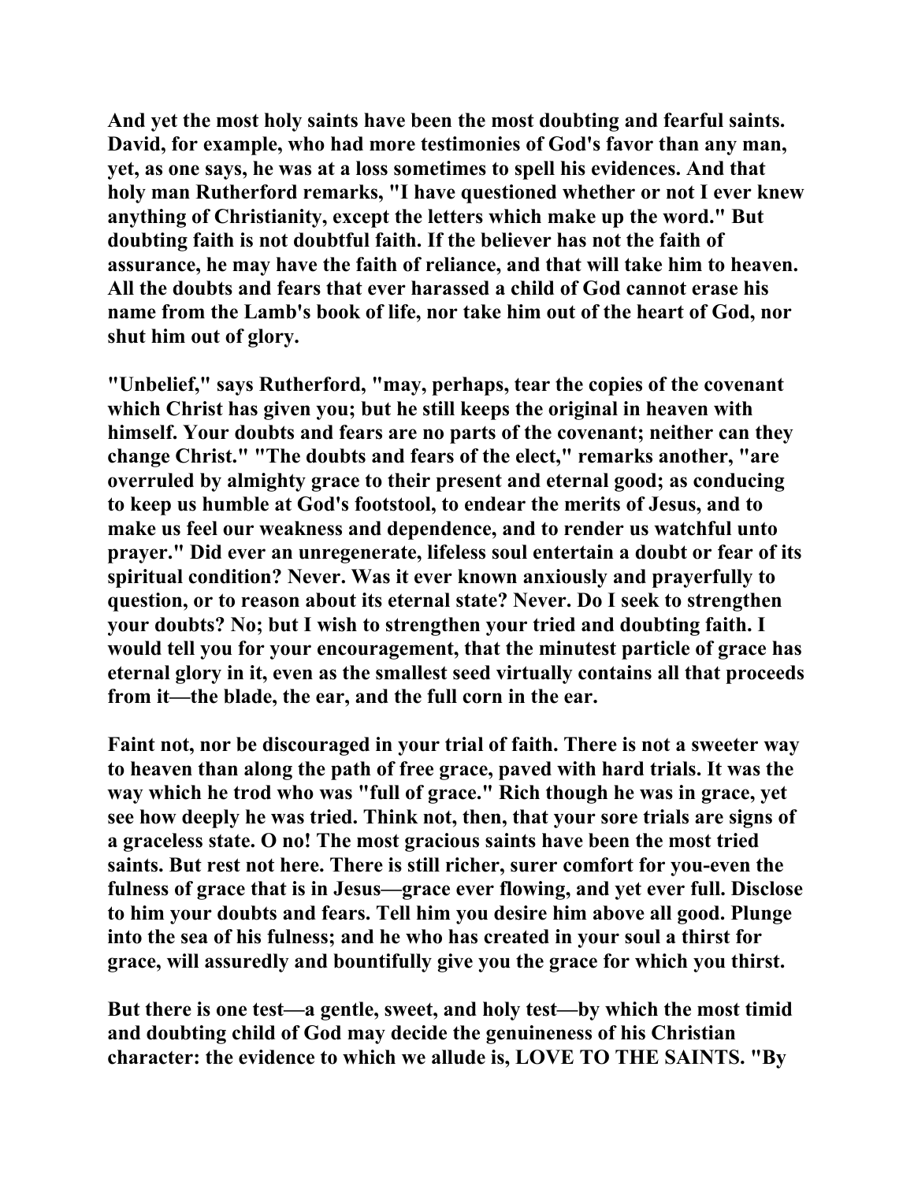And yet the most holy saints have been the most doubting and fearful saints. David, for example, who had more testimonies of God's favor than any man, yet, as one says, he was at a loss sometimes to spell his evidences. And that holy man Rutherford remarks, "I have questioned whether or not I ever knew anything of Christianity, except the letters which make up the word." But doubting faith is not doubtful faith. If the believer has not the faith of assurance, he may have the faith of reliance, and that will take him to heaven. All the doubts and fears that ever harassed a child of God cannot erase his name from the Lamb's book of life, nor take him out of the heart of God, nor shut him out of glory.

"Unbelief," says Rutherford, "may, perhaps, tear the copies of the covenant which Christ has given you; but he still keeps the original in heaven with himself. Your doubts and fears are no parts of the covenant; neither can they change Christ." "The doubts and fears of the elect," remarks another, "are overruled by almighty grace to their present and eternal good; as conducing to keep us humble at God's footstool, to endear the merits of Jesus, and to make us feel our weakness and dependence, and to render us watchful unto prayer." Did ever an unregenerate, lifeless soul entertain a doubt or fear of its spiritual condition? Never. Was it ever known anxiously and prayerfully to question, or to reason about its eternal state? Never. Do I seek to strengthen your doubts? No; but I wish to strengthen your tried and doubting faith. I would tell you for your encouragement, that the minutest particle of grace has eternal glory in it, even as the smallest seed virtually contains all that proceeds from it—the blade, the ear, and the full corn in the ear.

Faint not, nor be discouraged in your trial of faith. There is not a sweeter way to heaven than along the path of free grace, paved with hard trials. It was the way which he trod who was "full of grace." Rich though he was in grace, yet see how deeply he was tried. Think not, then, that your sore trials are signs of a graceless state. O no! The most gracious saints have been the most tried saints. But rest not here. There is still richer, surer comfort for you-even the fulness of grace that is in Jesus—grace ever flowing, and yet ever full. Disclose to him your doubts and fears. Tell him you desire him above all good. Plunge into the sea of his fulness; and he who has created in your soul a thirst for grace, will assuredly and bountifully give you the grace for which you thirst.

But there is one test—a gentle, sweet, and holy test—by which the most timid and doubting child of God may decide the genuineness of his Christian character: the evidence to which we allude is, LOVE TO THE SAINTS. "By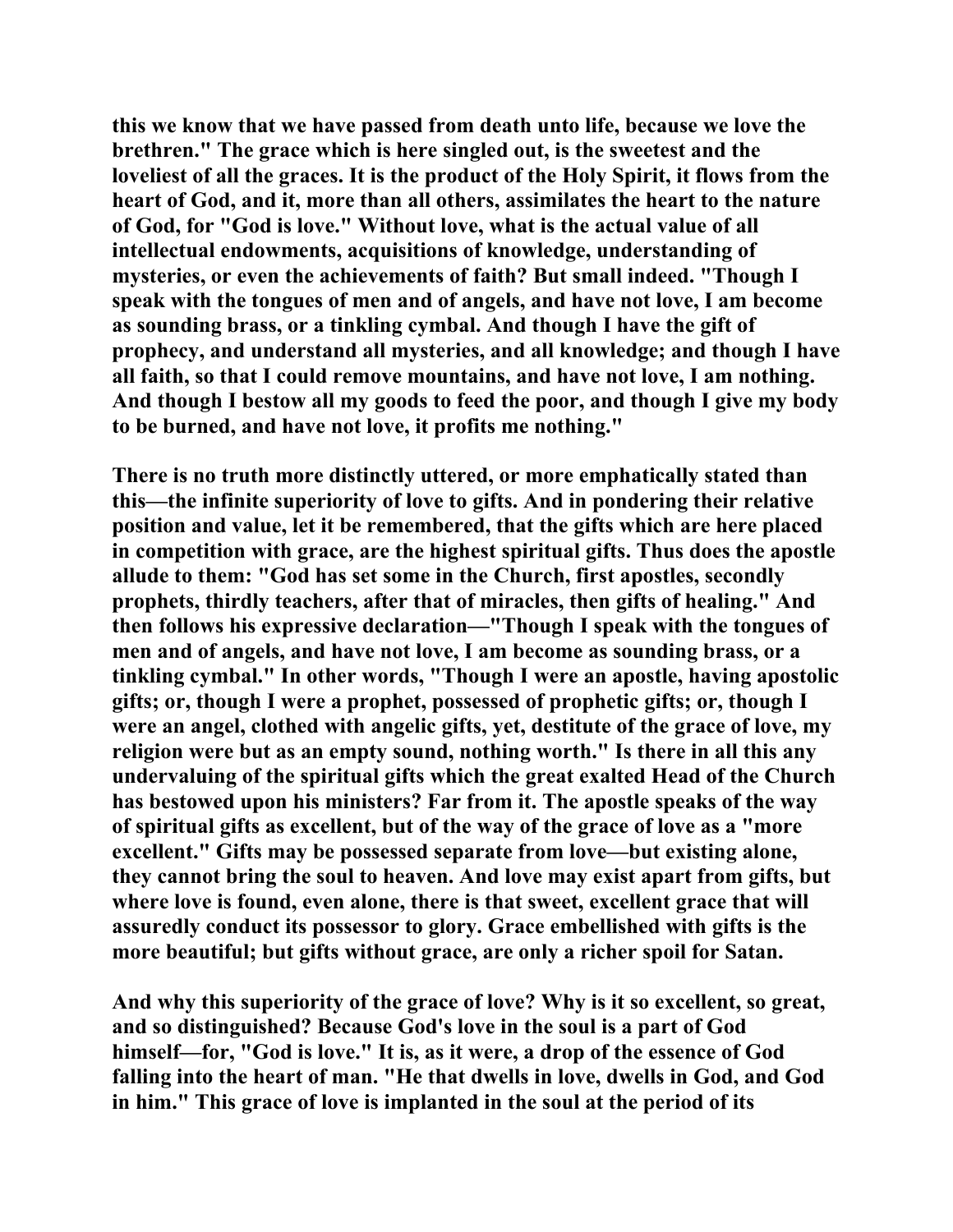this we know that we have passed from death unto life, because we love the brethren." The grace which is here singled out, is the sweetest and the loveliest of all the graces. It is the product of the Holy Spirit, it flows from the heart of God, and it, more than all others, assimilates the heart to the nature of God, for "God is love." Without love, what is the actual value of all intellectual endowments, acquisitions of knowledge, understanding of mysteries, or even the achievements of faith? But small indeed. "Though I speak with the tongues of men and of angels, and have not love, I am become as sounding brass, or a tinkling cymbal. And though I have the gift of prophecy, and understand all mysteries, and all knowledge; and though I have all faith, so that I could remove mountains, and have not love, I am nothing. And though I bestow all my goods to feed the poor, and though I give my body to be burned, and have not love, it profits me nothing."

There is no truth more distinctly uttered, or more emphatically stated than this—the infinite superiority of love to gifts. And in pondering their relative position and value, let it be remembered, that the gifts which are here placed in competition with grace, are the highest spiritual gifts. Thus does the apostle allude to them: "God has set some in the Church, first apostles, secondly prophets, thirdly teachers, after that of miracles, then gifts of healing." And then follows his expressive declaration—"Though I speak with the tongues of men and of angels, and have not love, I am become as sounding brass, or a tinkling cymbal." In other words, "Though I were an apostle, having apostolic gifts; or, though I were a prophet, possessed of prophetic gifts; or, though I were an angel, clothed with angelic gifts, yet, destitute of the grace of love, my religion were but as an empty sound, nothing worth." Is there in all this any undervaluing of the spiritual gifts which the great exalted Head of the Church has bestowed upon his ministers? Far from it. The apostle speaks of the way of spiritual gifts as excellent, but of the way of the grace of love as a "more excellent." Gifts may be possessed separate from love—but existing alone, they cannot bring the soul to heaven. And love may exist apart from gifts, but where love is found, even alone, there is that sweet, excellent grace that will assuredly conduct its possessor to glory. Grace embellished with gifts is the more beautiful; but gifts without grace, are only a richer spoil for Satan.

And why this superiority of the grace of love? Why is it so excellent, so great, and so distinguished? Because God's love in the soul is a part of God himself—for, "God is love." It is, as it were, a drop of the essence of God falling into the heart of man. "He that dwells in love, dwells in God, and God in him." This grace of love is implanted in the soul at the period of its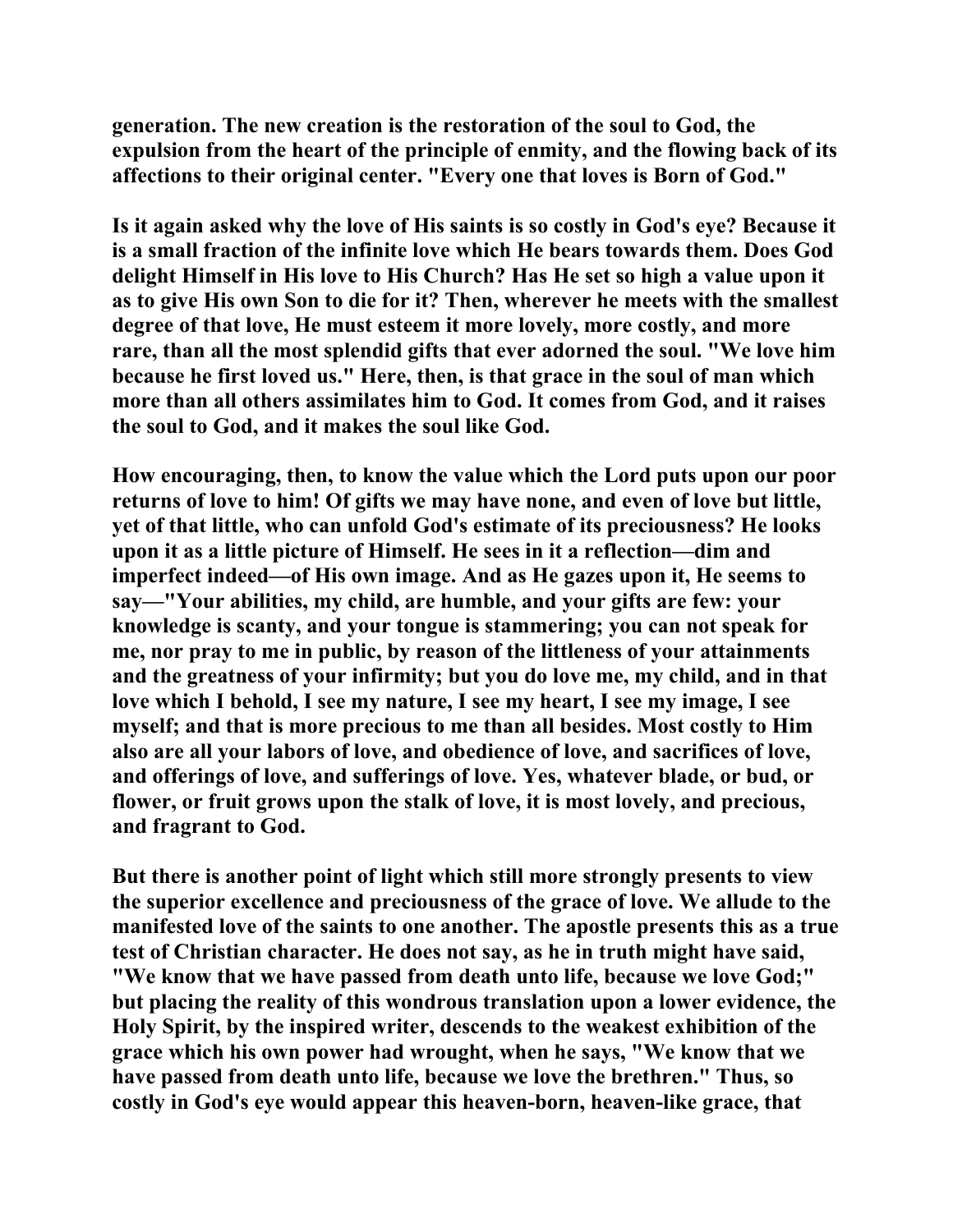generation. The new creation is the restoration of the soul to God, the expulsion from the heart of the principle of enmity, and the flowing back of its affections to their original center. "Every one that loves is Born of God."

Is it again asked why the love of His saints is so costly in God's eye? Because it is a small fraction of the infinite love which He bears towards them. Does God delight Himself in His love to His Church? Has He set so high a value upon it as to give His own Son to die for it? Then, wherever he meets with the smallest degree of that love, He must esteem it more lovely, more costly, and more rare, than all the most splendid gifts that ever adorned the soul. "We love him because he first loved us." Here, then, is that grace in the soul of man which more than all others assimilates him to God. It comes from God, and it raises the soul to God, and it makes the soul like God.

How encouraging, then, to know the value which the Lord puts upon our poor returns of love to him! Of gifts we may have none, and even of love but little, yet of that little, who can unfold God's estimate of its preciousness? He looks upon it as a little picture of Himself. He sees in it a reflection—dim and imperfect indeed—of His own image. And as He gazes upon it, He seems to say—"Your abilities, my child, are humble, and your gifts are few: your knowledge is scanty, and your tongue is stammering; you can not speak for me, nor pray to me in public, by reason of the littleness of your attainments and the greatness of your infirmity; but you do love me, my child, and in that love which I behold, I see my nature, I see my heart, I see my image, I see myself; and that is more precious to me than all besides. Most costly to Him also are all your labors of love, and obedience of love, and sacrifices of love, and offerings of love, and sufferings of love. Yes, whatever blade, or bud, or flower, or fruit grows upon the stalk of love, it is most lovely, and precious, and fragrant to God.

But there is another point of light which still more strongly presents to view the superior excellence and preciousness of the grace of love. We allude to the manifested love of the saints to one another. The apostle presents this as a true test of Christian character. He does not say, as he in truth might have said, "We know that we have passed from death unto life, because we love God;" but placing the reality of this wondrous translation upon a lower evidence, the Holy Spirit, by the inspired writer, descends to the weakest exhibition of the grace which his own power had wrought, when he says, "We know that we have passed from death unto life, because we love the brethren." Thus, so costly in God's eye would appear this heaven-born, heaven-like grace, that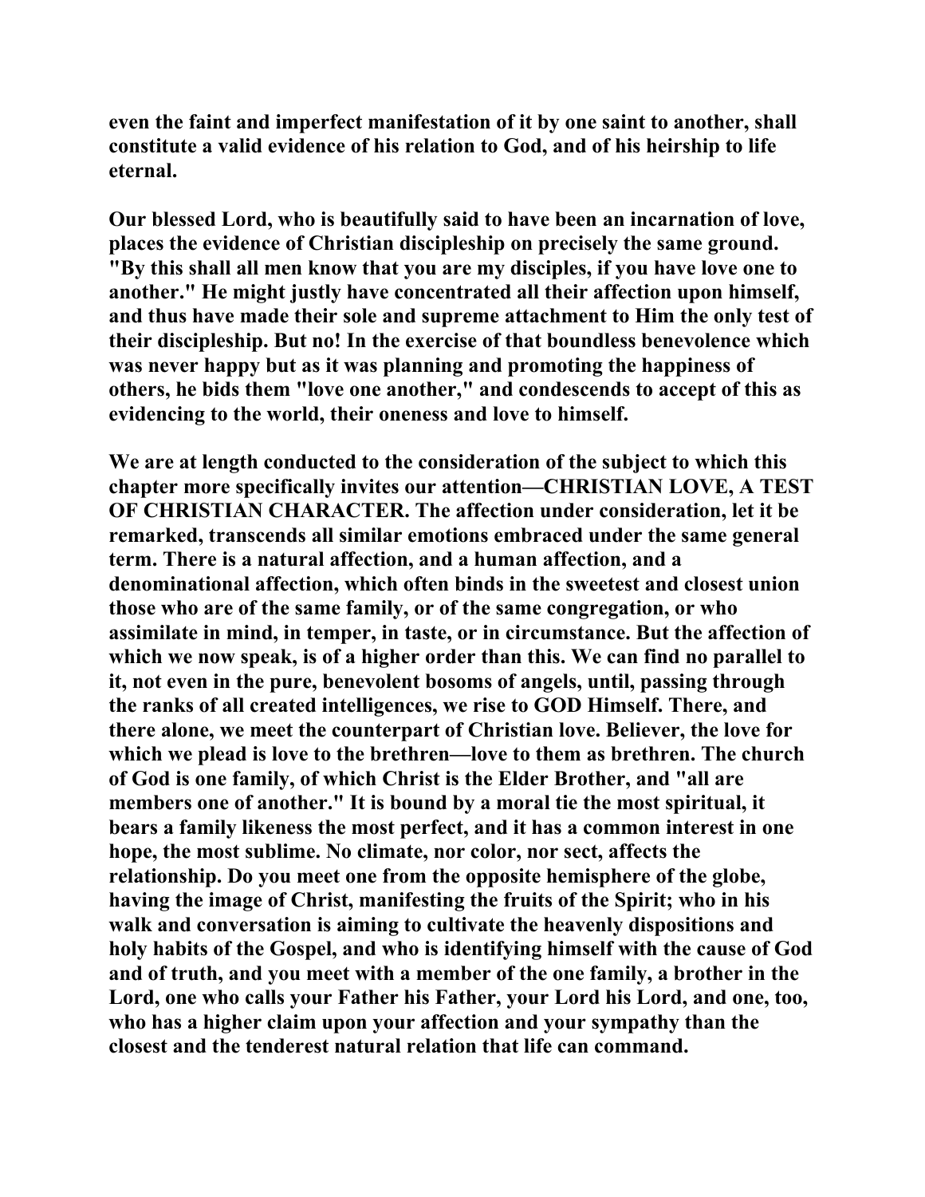even the faint and imperfect manifestation of it by one saint to another, shall constitute a valid evidence of his relation to God, and of his heirship to life eternal.

Our blessed Lord, who is beautifully said to have been an incarnation of love, places the evidence of Christian discipleship on precisely the same ground. "By this shall all men know that you are my disciples, if you have love one to another." He might justly have concentrated all their affection upon himself, and thus have made their sole and supreme attachment to Him the only test of their discipleship. But no! In the exercise of that boundless benevolence which was never happy but as it was planning and promoting the happiness of others, he bids them "love one another," and condescends to accept of this as evidencing to the world, their oneness and love to himself.

We are at length conducted to the consideration of the subject to which this chapter more specifically invites our attention—CHRISTIAN LOVE, A TEST OF CHRISTIAN CHARACTER. The affection under consideration, let it be remarked, transcends all similar emotions embraced under the same general term. There is a natural affection, and a human affection, and a denominational affection, which often binds in the sweetest and closest union those who are of the same family, or of the same congregation, or who assimilate in mind, in temper, in taste, or in circumstance. But the affection of which we now speak, is of a higher order than this. We can find no parallel to it, not even in the pure, benevolent bosoms of angels, until, passing through the ranks of all created intelligences, we rise to GOD Himself. There, and there alone, we meet the counterpart of Christian love. Believer, the love for which we plead is love to the brethren—love to them as brethren. The church of God is one family, of which Christ is the Elder Brother, and "all are members one of another." It is bound by a moral tie the most spiritual, it bears a family likeness the most perfect, and it has a common interest in one hope, the most sublime. No climate, nor color, nor sect, affects the relationship. Do you meet one from the opposite hemisphere of the globe, having the image of Christ, manifesting the fruits of the Spirit; who in his walk and conversation is aiming to cultivate the heavenly dispositions and holy habits of the Gospel, and who is identifying himself with the cause of God and of truth, and you meet with a member of the one family, a brother in the Lord, one who calls your Father his Father, your Lord his Lord, and one, too, who has a higher claim upon your affection and your sympathy than the closest and the tenderest natural relation that life can command.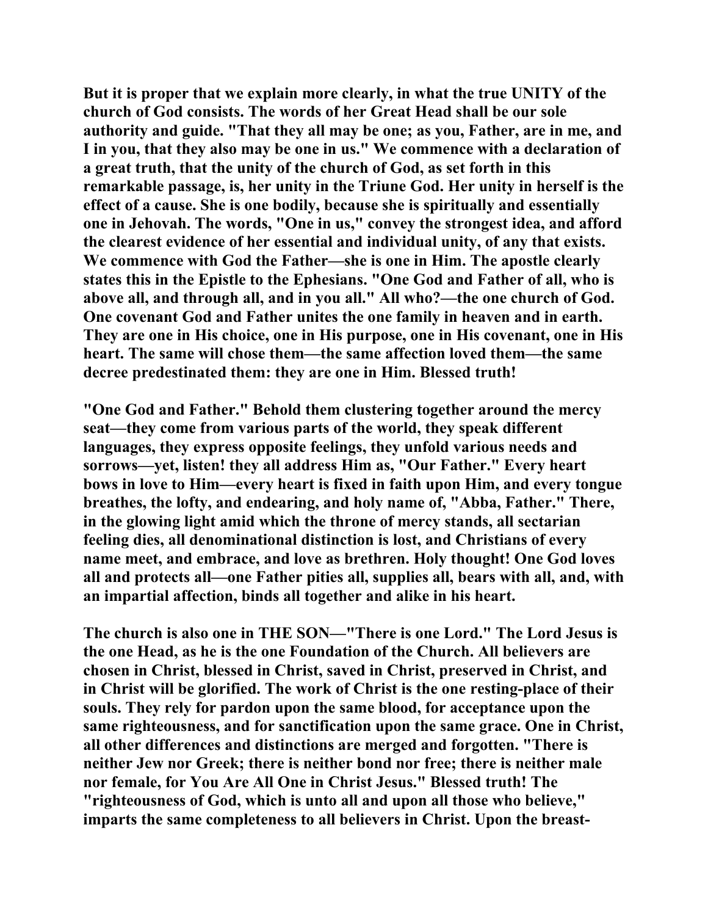But it is proper that we explain more clearly, in what the true UNITY of the church of God consists. The words of her Great Head shall be our sole authority and guide. "That they all may be one; as you, Father, are in me, and I in you, that they also may be one in us." We commence with a declaration of a great truth, that the unity of the church of God, as set forth in this remarkable passage, is, her unity in the Triune God. Her unity in herself is the effect of a cause. She is one bodily, because she is spiritually and essentially one in Jehovah. The words, "One in us," convey the strongest idea, and afford the clearest evidence of her essential and individual unity, of any that exists. We commence with God the Father—she is one in Him. The apostle clearly states this in the Epistle to the Ephesians. "One God and Father of all, who is above all, and through all, and in you all." All who?—the one church of God. One covenant God and Father unites the one family in heaven and in earth. They are one in His choice, one in His purpose, one in His covenant, one in His heart. The same will chose them—the same affection loved them—the same decree predestinated them: they are one in Him. Blessed truth!

"One God and Father." Behold them clustering together around the mercy seat—they come from various parts of the world, they speak different languages, they express opposite feelings, they unfold various needs and sorrows—yet, listen! they all address Him as, "Our Father." Every heart bows in love to Him—every heart is fixed in faith upon Him, and every tongue breathes, the lofty, and endearing, and holy name of, "Abba, Father." There, in the glowing light amid which the throne of mercy stands, all sectarian feeling dies, all denominational distinction is lost, and Christians of every name meet, and embrace, and love as brethren. Holy thought! One God loves all and protects all—one Father pities all, supplies all, bears with all, and, with an impartial affection, binds all together and alike in his heart.

The church is also one in THE SON—"There is one Lord." The Lord Jesus is the one Head, as he is the one Foundation of the Church. All believers are chosen in Christ, blessed in Christ, saved in Christ, preserved in Christ, and in Christ will be glorified. The work of Christ is the one resting-place of their souls. They rely for pardon upon the same blood, for acceptance upon the same righteousness, and for sanctification upon the same grace. One in Christ, all other differences and distinctions are merged and forgotten. "There is neither Jew nor Greek; there is neither bond nor free; there is neither male nor female, for You Are All One in Christ Jesus." Blessed truth! The "righteousness of God, which is unto all and upon all those who believe," imparts the same completeness to all believers in Christ. Upon the breast-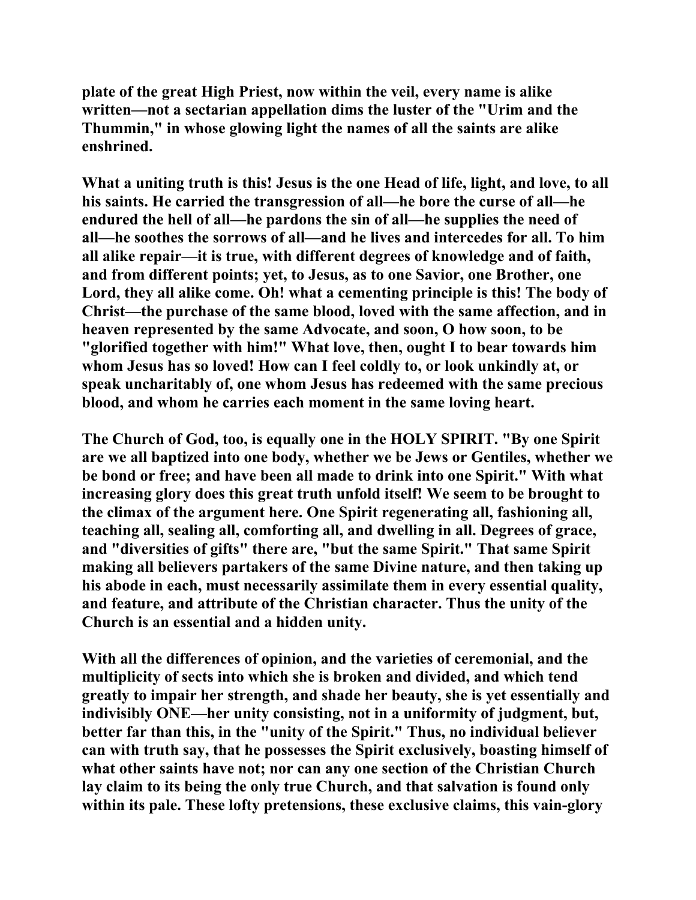**plate of the great High Priest, now within the veil, every name is alike written—not a sectarian appellation dims the luster of the "Urim and the Thummin," in whose glowing light the names of all the saints are alike enshrined.**

**What a uniting truth is this! Jesus is the one Head of life, light, and love, to all his saints. He carried the transgression of all—he bore the curse of all—he endured the hell of all—he pardons the sin of all—he supplies the need of all—he soothes the sorrows of all—and he lives and intercedes for all. To him all alike repair—it is true, with different degrees of knowledge and of faith, and from different points; yet, to Jesus, as to one Savior, one Brother, one Lord, they all alike come. Oh! what a cementing principle is this! The body of Christ—the purchase of the same blood, loved with the same affection, and in heaven represented by the same Advocate, and soon, O how soon, to be "glorified together with him!" What love, then, ought I to bear towards him whom Jesus has so loved! How can I feel coldly to, or look unkindly at, or speak uncharitably of, one whom Jesus has redeemed with the same precious blood, and whom he carries each moment in the same loving heart.**

**The Church of God, too, is equally one in the HOLY SPIRIT. "By one Spirit are we all baptized into one body, whether we be Jews or Gentiles, whether we be bond or free; and have been all made to drink into one Spirit." With what increasing glory does this great truth unfold itself! We seem to be brought to the climax of the argument here. One Spirit regenerating all, fashioning all, teaching all, sealing all, comforting all, and dwelling in all. Degrees of grace, and "diversities of gifts" there are, "but the same Spirit." That same Spirit making all believers partakers of the same Divine nature, and then taking up his abode in each, must necessarily assimilate them in every essential quality, and feature, and attribute of the Christian character. Thus the unity of the Church is an essential and a hidden unity.**

**With all the differences of opinion, and the varieties of ceremonial, and the multiplicity of sects into which she is broken and divided, and which tend greatly to impair her strength, and shade her beauty, she is yet essentially and indivisibly ONE—her unity consisting, not in a uniformity of judgment, but, better far than this, in the "unity of the Spirit." Thus, no individual believer can with truth say, that he possesses the Spirit exclusively, boasting himself of what other saints have not; nor can any one section of the Christian Church lay claim to its being the only true Church, and that salvation is found only within its pale. These lofty pretensions, these exclusive claims, this vain-glory**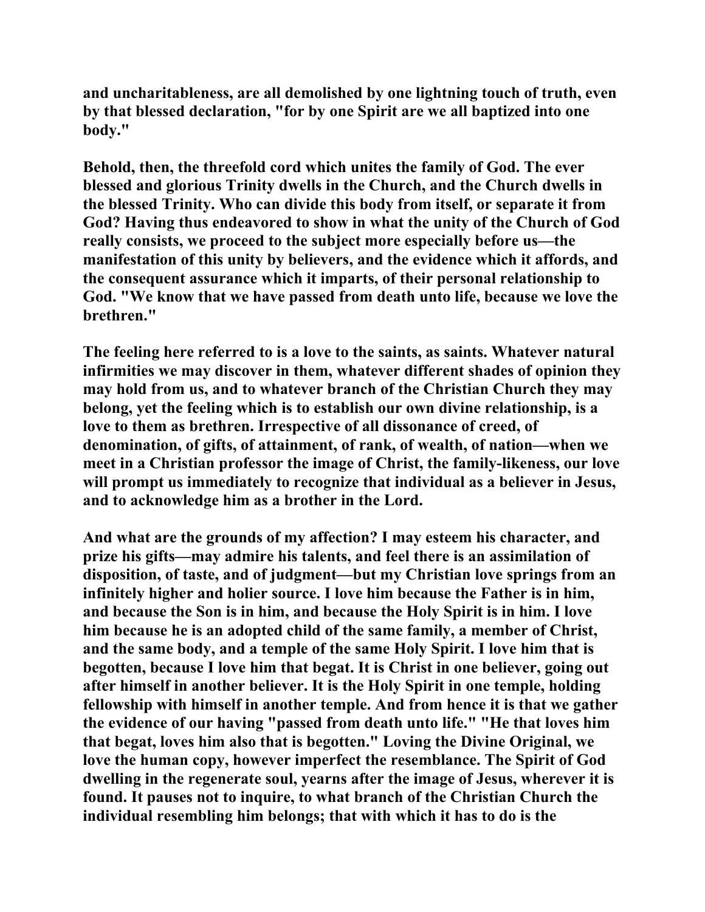and uncharitableness, are all demolished by one lightning touch of truth, even by that blessed declaration, "for by one Spirit are we all baptized into one body."

Behold, then, the threefold cord which unites the family of God. The ever blessed and glorious Trinity dwells in the Church, and the Church dwells in the blessed Trinity. Who can divide this body from itself, or separate it from God? Having thus endeavored to show in what the unity of the Church of God really consists, we proceed to the subject more especially before us—the manifestation of this unity by believers, and the evidence which it affords, and the consequent assurance which it imparts, of their personal relationship to God. "We know that we have passed from death unto life, because we love the brethren."

The feeling here referred to is a love to the saints, as saints. Whatever natural infirmities we may discover in them, whatever different shades of opinion they may hold from us, and to whatever branch of the Christian Church they may belong, yet the feeling which is to establish our own divine relationship, is a love to them as brethren. Irrespective of all dissonance of creed, of denomination, of gifts, of attainment, of rank, of wealth, of nation—when we meet in a Christian professor the image of Christ, the family-likeness, our love will prompt us immediately to recognize that individual as a believer in Jesus, and to acknowledge him as a brother in the Lord.

And what are the grounds of my affection? I may esteem his character, and prize his gifts—may admire his talents, and feel there is an assimilation of disposition, of taste, and of judgment—but my Christian love springs from an infinitely higher and holier source. I love him because the Father is in him, and because the Son is in him, and because the Holy Spirit is in him. I love him because he is an adopted child of the same family, a member of Christ, and the same body, and a temple of the same Holy Spirit. I love him that is begotten, because I love him that begat. It is Christ in one believer, going out after himself in another believer. It is the Holy Spirit in one temple, holding fellowship with himself in another temple. And from hence it is that we gather the evidence of our having "passed from death unto life." "He that loves him that begat, loves him also that is begotten." Loving the Divine Original, we love the human copy, however imperfect the resemblance. The Spirit of God dwelling in the regenerate soul, yearns after the image of Jesus, wherever it is found. It pauses not to inquire, to what branch of the Christian Church the individual resembling him belongs; that with which it has to do is the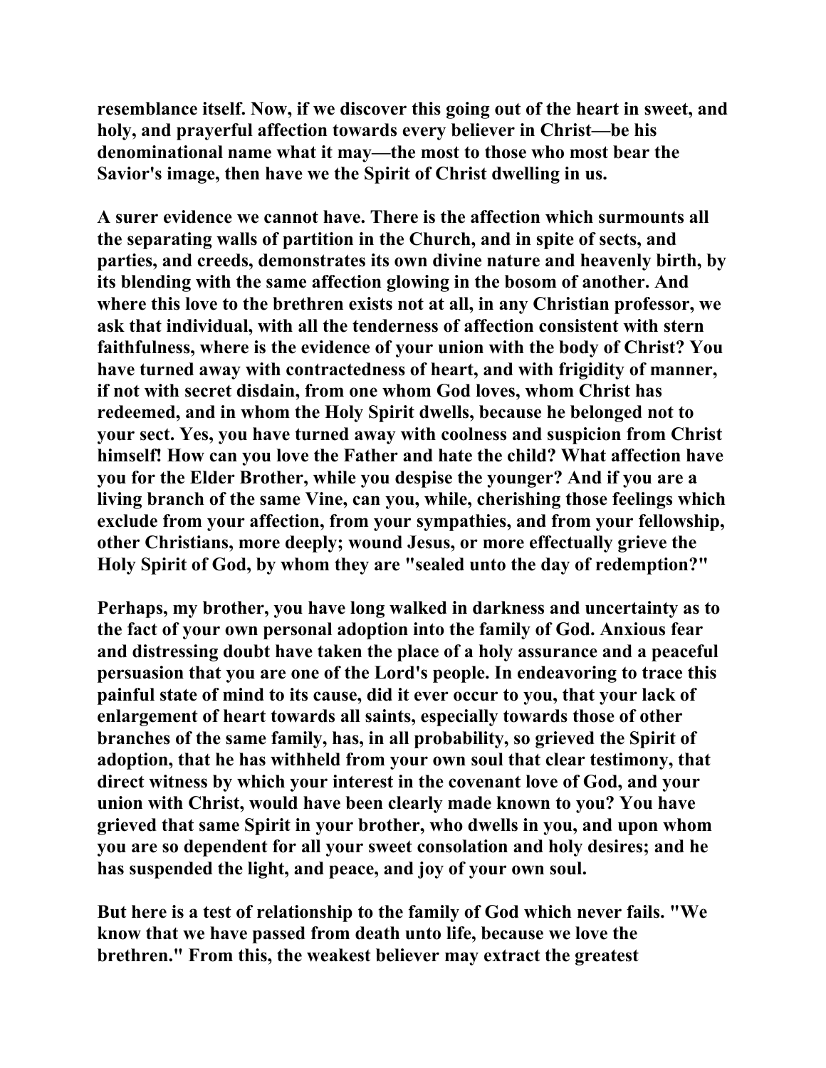resemblance itself. Now, if we discover this going out of the heart in sweet, and holy, and prayerful affection towards every believer in Christ—be his denominational name what it may—the most to those who most bear the Savior's image, then have we the Spirit of Christ dwelling in us.

A surer evidence we cannot have. There is the affection which surmounts all the separating walls of partition in the Church, and in spite of sects, and parties, and creeds, demonstrates its own divine nature and heavenly birth, by its blending with the same affection glowing in the bosom of another. And where this love to the brethren exists not at all, in any Christian professor, we ask that individual, with all the tenderness of affection consistent with stern faithfulness, where is the evidence of your union with the body of Christ? You have turned away with contractedness of heart, and with frigidity of manner, if not with secret disdain, from one whom God loves, whom Christ has redeemed, and in whom the Holy Spirit dwells, because he belonged not to your sect. Yes, you have turned away with coolness and suspicion from Christ himself! How can you love the Father and hate the child? What affection have you for the Elder Brother, while you despise the younger? And if you are a living branch of the same Vine, can you, while, cherishing those feelings which exclude from your affection, from your sympathies, and from your fellowship, other Christians, more deeply; wound Jesus, or more effectually grieve the Holy Spirit of God, by whom they are "sealed unto the day of redemption?"

Perhaps, my brother, you have long walked in darkness and uncertainty as to the fact of your own personal adoption into the family of God. Anxious fear and distressing doubt have taken the place of a holy assurance and a peaceful persuasion that you are one of the Lord's people. In endeavoring to trace this painful state of mind to its cause, did it ever occur to you, that your lack of enlargement of heart towards all saints, especially towards those of other branches of the same family, has, in all probability, so grieved the Spirit of adoption, that he has withheld from your own soul that clear testimony, that direct witness by which your interest in the covenant love of God, and your union with Christ, would have been clearly made known to you? You have grieved that same Spirit in your brother, who dwells in you, and upon whom you are so dependent for all your sweet consolation and holy desires; and he has suspended the light, and peace, and joy of your own soul.

But here is a test of relationship to the family of God which never fails. "We know that we have passed from death unto life, because we love the brethren." From this, the weakest believer may extract the greatest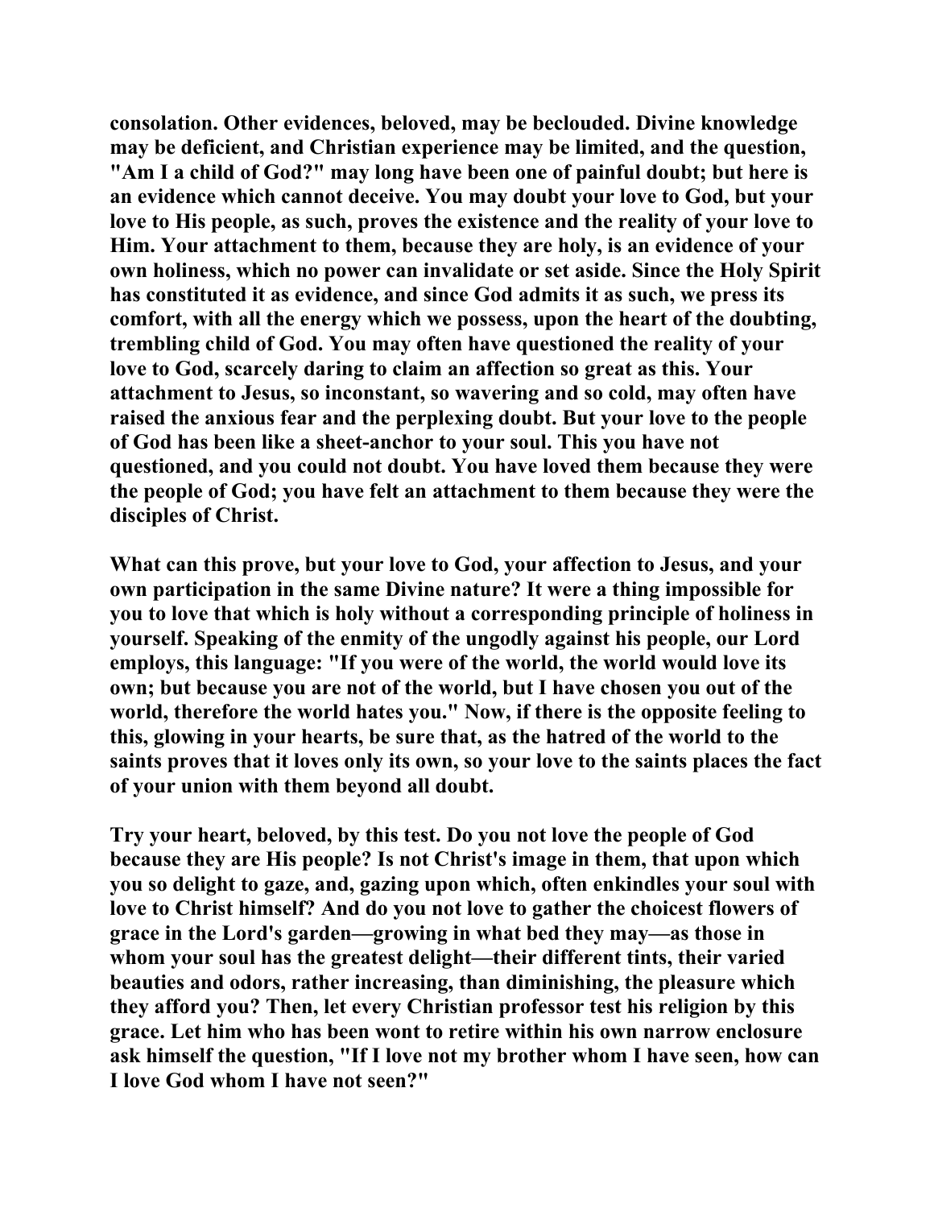consolation. Other evidences, beloved, may be beclouded. Divine knowledge may be deficient, and Christian experience may be limited, and the question, "Am I a child of God?" may long have been one of painful doubt; but here is an evidence which cannot deceive. You may doubt your love to God, but your love to His people, as such, proves the existence and the reality of your love to Him. Your attachment to them, because they are holy, is an evidence of your own holiness, which no power can invalidate or set aside. Since the Holy Spirit has constituted it as evidence, and since God admits it as such, we press its comfort, with all the energy which we possess, upon the heart of the doubting, trembling child of God. You may often have questioned the reality of your love to God, scarcely daring to claim an affection so great as this. Your attachment to Jesus, so inconstant, so wavering and so cold, may often have raised the anxious fear and the perplexing doubt. But your love to the people of God has been like a sheet-anchor to your soul. This you have not questioned, and you could not doubt. You have loved them because they were the people of God; you have felt an attachment to them because they were the disciples of Christ.

What can this prove, but your love to God, your affection to Jesus, and your own participation in the same Divine nature? It were a thing impossible for you to love that which is holy without a corresponding principle of holiness in yourself. Speaking of the enmity of the ungodly against his people, our Lord employs, this language: "If you were of the world, the world would love its own; but because you are not of the world, but I have chosen you out of the world, therefore the world hates you." Now, if there is the opposite feeling to this, glowing in your hearts, be sure that, as the hatred of the world to the saints proves that it loves only its own, so your love to the saints places the fact of your union with them beyond all doubt.

Try your heart, beloved, by this test. Do you not love the people of God because they are His people? Is not Christ's image in them, that upon which you so delight to gaze, and, gazing upon which, often enkindles your soul with love to Christ himself? And do you not love to gather the choicest flowers of grace in the Lord's garden—growing in what bed they may—as those in whom your soul has the greatest delight—their different tints, their varied beauties and odors, rather increasing, than diminishing, the pleasure which they afford you? Then, let every Christian professor test his religion by this grace. Let him who has been wont to retire within his own narrow enclosure ask himself the question, "If I love not my brother whom I have seen, how can I love God whom I have not seen?"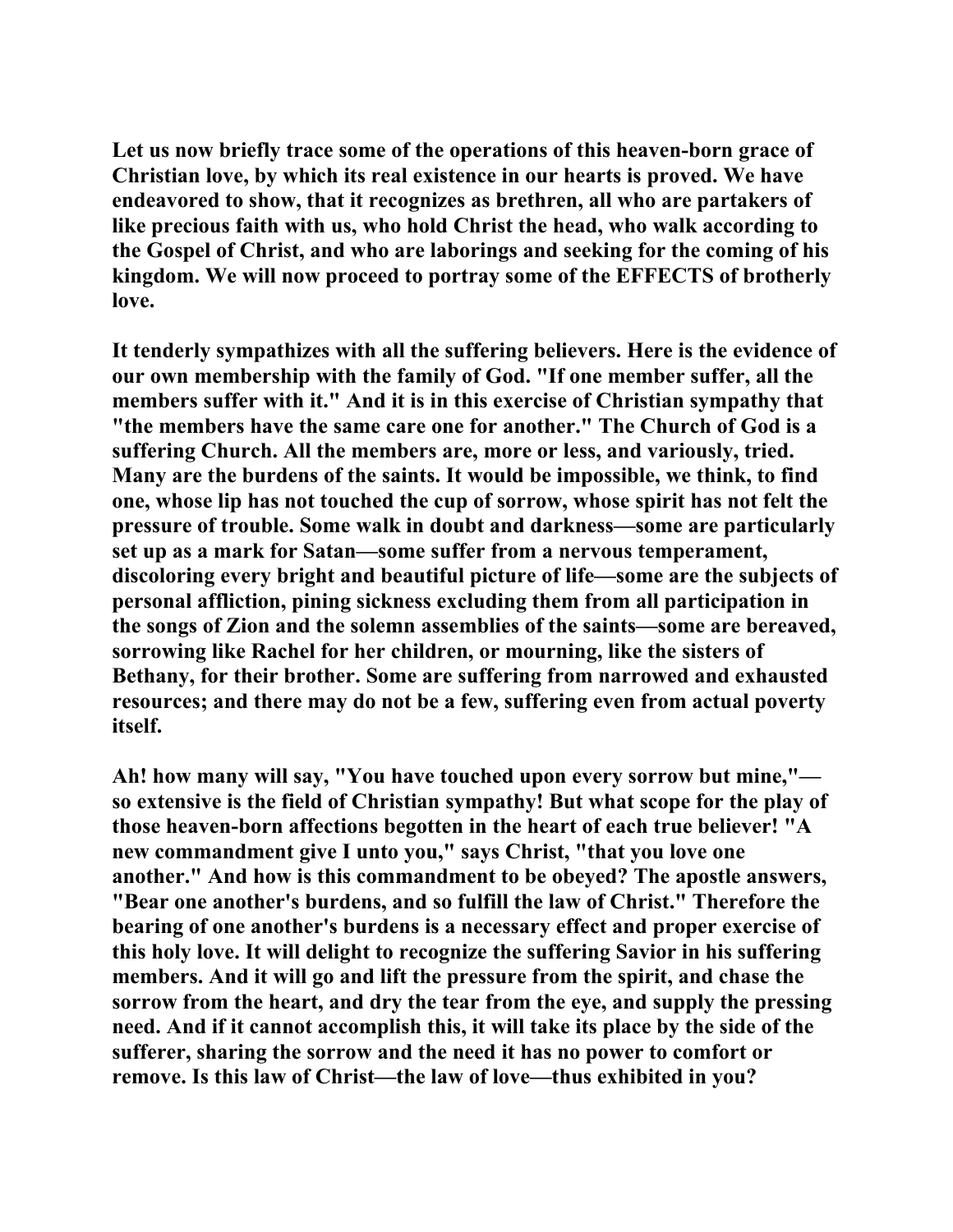Let us now briefly trace some of the operations of this heaven-born grace of Christian love, by which its real existence in our hearts is proved. We have endeavored to show, that it recognizes as brethren, all who are partakers of like precious faith with us, who hold Christ the head, who walk according to the Gospel of Christ, and who are laborings and seeking for the coming of his kingdom. We will now proceed to portray some of the EFFECTS of brotherly love.

It tenderly sympathizes with all the suffering believers. Here is the evidence of our own membership with the family of God. "If one member suffer, all the members suffer with it." And it is in this exercise of Christian sympathy that "the members have the same care one for another." The Church of God is a suffering Church. All the members are, more or less, and variously, tried. Many are the burdens of the saints. It would be impossible, we think, to find one, whose lip has not touched the cup of sorrow, whose spirit has not felt the pressure of trouble. Some walk in doubt and darkness—some are particularly set up as a mark for Satan—some suffer from a nervous temperament, discoloring every bright and beautiful picture of life—some are the subjects of personal affliction, pining sickness excluding them from all participation in the songs of Zion and the solemn assemblies of the saints—some are bereaved, sorrowing like Rachel for her children, or mourning, like the sisters of Bethany, for their brother. Some are suffering from narrowed and exhausted resources; and there may do not be a few, suffering even from actual poverty itself.

Ah! how many will say, "You have touched upon every sorrow but mine,"—so extensive is the field of Christian sympathy! But what scope for the play of those heaven-born affections begotten in the heart of each true believer! "A new commandment give I unto you," says Christ, "that you love one another." And how is this commandment to be obeyed? The apostle answers, "Bear one another's burdens, and so fulfill the law of Christ." Therefore the bearing of one another's burdens is a necessary effect and proper exercise of this holy love. It will delight to recognize the suffering Savior in his suffering members. And it will go and lift the pressure from the spirit, and chase the sorrow from the heart, and dry the tear from the eye, and supply the pressing need. And if it cannot accomplish this, it will take its place by the side of the sufferer, sharing the sorrow and the need it has no power to comfort or remove. Is this law of Christ—the law of love—thus exhibited in you?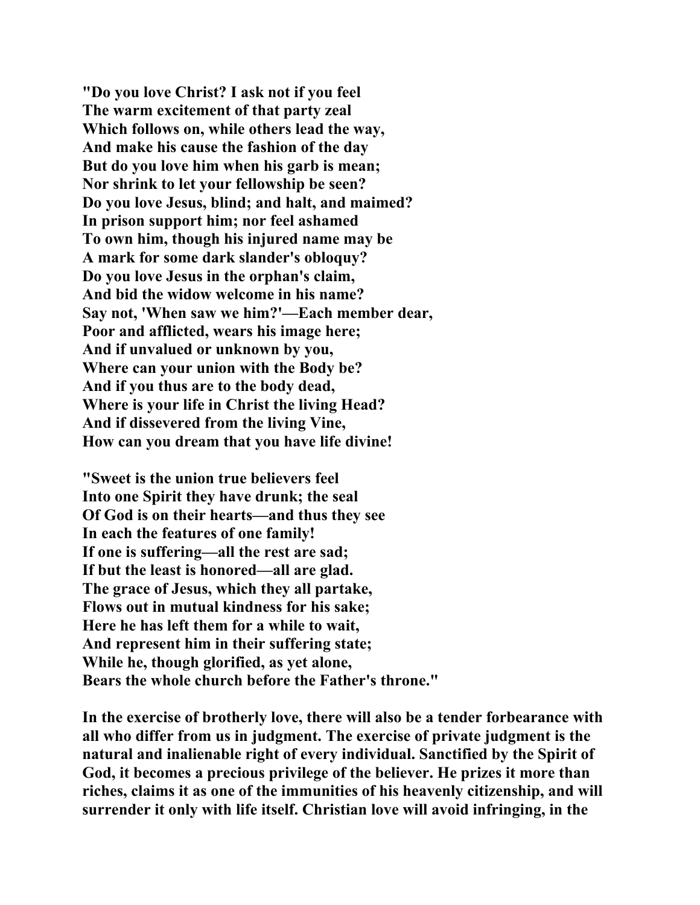**"Do you love Christ? I ask not if you feel**
**The warm excitement of that party zeal**
**Which follows on, while others lead the way,**
**And make his cause the fashion of the day**
**But do you love him when his garb is mean;**
**Nor shrink to let your fellowship be seen?**
**Do you love Jesus, blind; and halt, and maimed?**
**In prison support him; nor feel ashamed**
**To own him, though his injured name may be**
**A mark for some dark slander's obloquy?**
**Do you love Jesus in the orphan's claim,**
**And bid the widow welcome in his name?**
**Say not, 'When saw we him?'—Each member dear,**
**Poor and afflicted, wears his image here;**
**And if unvalued or unknown by you,**
**Where can your union with the Body be?**
**And if you thus are to the body dead,**
**Where is your life in Christ the living Head?**
**And if dissevered from the living Vine,**
**How can you dream that you have life divine!**

**"Sweet is the union true believers feel**
**Into one Spirit they have drunk; the seal**
**Of God is on their hearts—and thus they see**
**In each the features of one family!**
**If one is suffering—all the rest are sad;**
**If but the least is honored—all are glad.**
**The grace of Jesus, which they all partake,**
**Flows out in mutual kindness for his sake;**
**Here he has left them for a while to wait,**
**And represent him in their suffering state;**
**While he, though glorified, as yet alone,**
**Bears the whole church before the Father's throne."**

**In the exercise of brotherly love, there will also be a tender forbearance with all who differ from us in judgment. The exercise of private judgment is the natural and inalienable right of every individual. Sanctified by the Spirit of God, it becomes a precious privilege of the believer. He prizes it more than riches, claims it as one of the immunities of his heavenly citizenship, and will surrender it only with life itself. Christian love will avoid infringing, in the**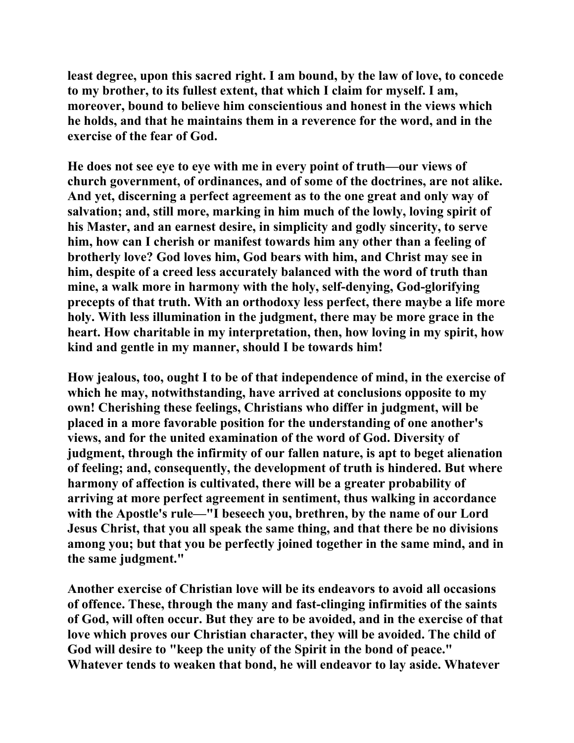least degree, upon this sacred right. I am bound, by the law of love, to concede to my brother, to its fullest extent, that which I claim for myself. I am, moreover, bound to believe him conscientious and honest in the views which he holds, and that he maintains them in a reverence for the word, and in the exercise of the fear of God.

He does not see eye to eye with me in every point of truth—our views of church government, of ordinances, and of some of the doctrines, are not alike. And yet, discerning a perfect agreement as to the one great and only way of salvation; and, still more, marking in him much of the lowly, loving spirit of his Master, and an earnest desire, in simplicity and godly sincerity, to serve him, how can I cherish or manifest towards him any other than a feeling of brotherly love? God loves him, God bears with him, and Christ may see in him, despite of a creed less accurately balanced with the word of truth than mine, a walk more in harmony with the holy, self-denying, God-glorifying precepts of that truth. With an orthodoxy less perfect, there maybe a life more holy. With less illumination in the judgment, there may be more grace in the heart. How charitable in my interpretation, then, how loving in my spirit, how kind and gentle in my manner, should I be towards him!

How jealous, too, ought I to be of that independence of mind, in the exercise of which he may, notwithstanding, have arrived at conclusions opposite to my own! Cherishing these feelings, Christians who differ in judgment, will be placed in a more favorable position for the understanding of one another's views, and for the united examination of the word of God. Diversity of judgment, through the infirmity of our fallen nature, is apt to beget alienation of feeling; and, consequently, the development of truth is hindered. But where harmony of affection is cultivated, there will be a greater probability of arriving at more perfect agreement in sentiment, thus walking in accordance with the Apostle's rule—"I beseech you, brethren, by the name of our Lord Jesus Christ, that you all speak the same thing, and that there be no divisions among you; but that you be perfectly joined together in the same mind, and in the same judgment."

Another exercise of Christian love will be its endeavors to avoid all occasions of offence. These, through the many and fast-clinging infirmities of the saints of God, will often occur. But they are to be avoided, and in the exercise of that love which proves our Christian character, they will be avoided. The child of God will desire to "keep the unity of the Spirit in the bond of peace." Whatever tends to weaken that bond, he will endeavor to lay aside. Whatever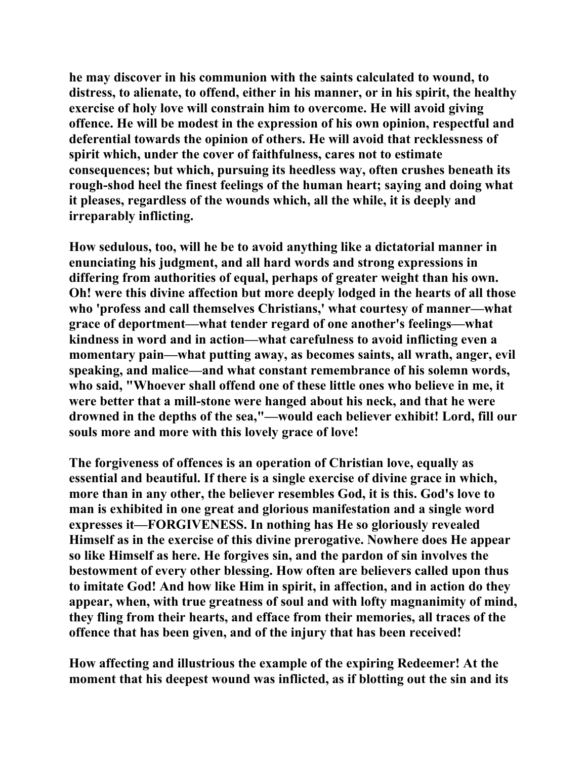**he may discover in his communion with the saints calculated to wound, to distress, to alienate, to offend, either in his manner, or in his spirit, the healthy exercise of holy love will constrain him to overcome. He will avoid giving offence. He will be modest in the expression of his own opinion, respectful and deferential towards the opinion of others. He will avoid that recklessness of spirit which, under the cover of faithfulness, cares not to estimate consequences; but which, pursuing its heedless way, often crushes beneath its rough-shod heel the finest feelings of the human heart; saying and doing what it pleases, regardless of the wounds which, all the while, it is deeply and irreparably inflicting.**

**How sedulous, too, will he be to avoid anything like a dictatorial manner in enunciating his judgment, and all hard words and strong expressions in differing from authorities of equal, perhaps of greater weight than his own. Oh! were this divine affection but more deeply lodged in the hearts of all those who 'profess and call themselves Christians,' what courtesy of manner—what grace of deportment—what tender regard of one another's feelings—what kindness in word and in action—what carefulness to avoid inflicting even a momentary pain—what putting away, as becomes saints, all wrath, anger, evil speaking, and malice—and what constant remembrance of his solemn words, who said, "Whoever shall offend one of these little ones who believe in me, it were better that a mill-stone were hanged about his neck, and that he were drowned in the depths of the sea,"—would each believer exhibit! Lord, fill our souls more and more with this lovely grace of love!**

**The forgiveness of offences is an operation of Christian love, equally as essential and beautiful. If there is a single exercise of divine grace in which, more than in any other, the believer resembles God, it is this. God's love to man is exhibited in one great and glorious manifestation and a single word expresses it—FORGIVENESS. In nothing has He so gloriously revealed Himself as in the exercise of this divine prerogative. Nowhere does He appear so like Himself as here. He forgives sin, and the pardon of sin involves the bestowment of every other blessing. How often are believers called upon thus to imitate God! And how like Him in spirit, in affection, and in action do they appear, when, with true greatness of soul and with lofty magnanimity of mind, they fling from their hearts, and efface from their memories, all traces of the offence that has been given, and of the injury that has been received!**

**How affecting and illustrious the example of the expiring Redeemer! At the moment that his deepest wound was inflicted, as if blotting out the sin and its**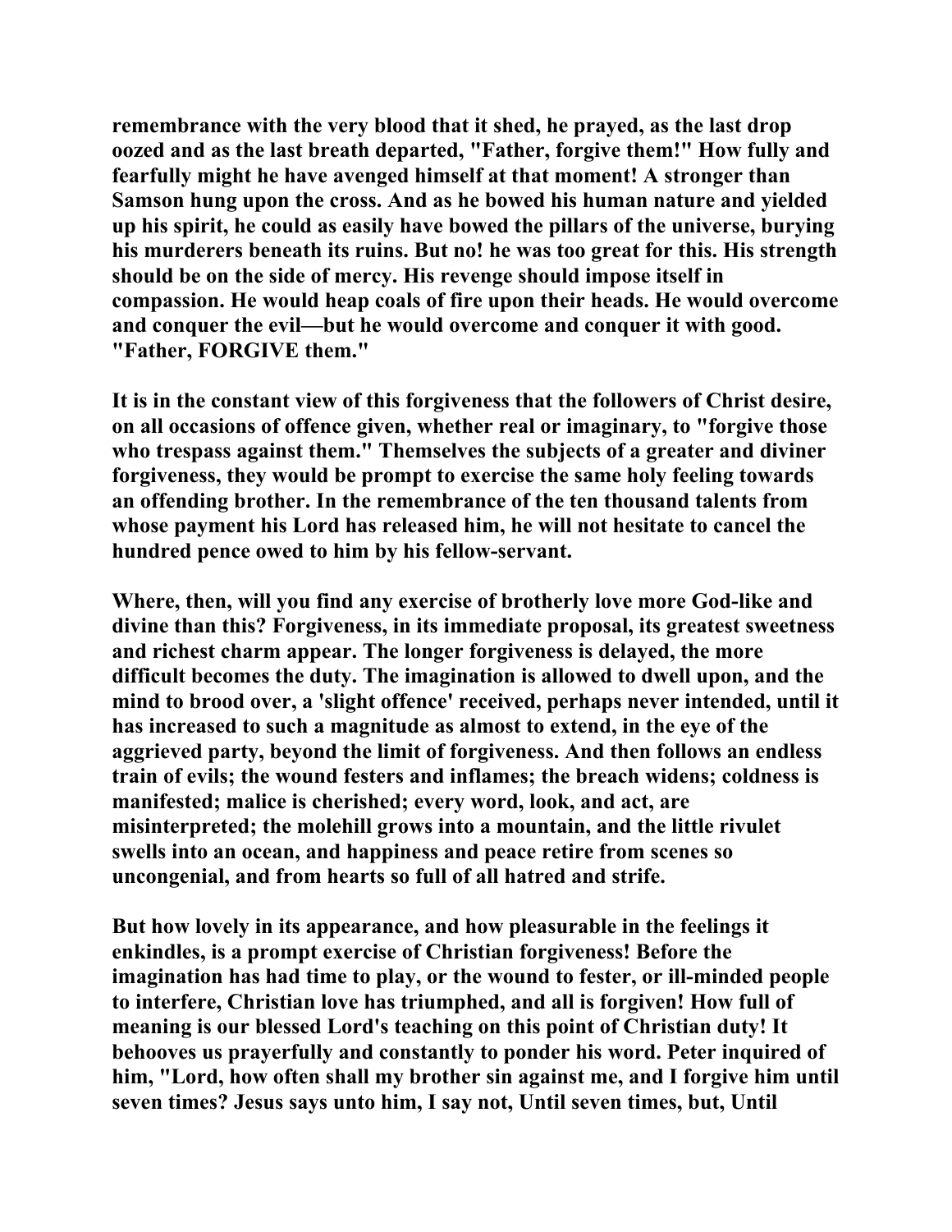**remembrance with the very blood that it shed, he prayed, as the last drop oozed and as the last breath departed, "Father, forgive them!" How fully and fearfully might he have avenged himself at that moment! A stronger than Samson hung upon the cross. And as he bowed his human nature and yielded up his spirit, he could as easily have bowed the pillars of the universe, burying his murderers beneath its ruins. But no! he was too great for this. His strength should be on the side of mercy. His revenge should impose itself in compassion. He would heap coals of fire upon their heads. He would overcome and conquer the evil—but he would overcome and conquer it with good. "Father, FORGIVE them."**

**It is in the constant view of this forgiveness that the followers of Christ desire, on all occasions of offence given, whether real or imaginary, to "forgive those who trespass against them." Themselves the subjects of a greater and diviner forgiveness, they would be prompt to exercise the same holy feeling towards an offending brother. In the remembrance of the ten thousand talents from whose payment his Lord has released him, he will not hesitate to cancel the hundred pence owed to him by his fellow-servant.**

**Where, then, will you find any exercise of brotherly love more God-like and divine than this? Forgiveness, in its immediate proposal, its greatest sweetness and richest charm appear. The longer forgiveness is delayed, the more difficult becomes the duty. The imagination is allowed to dwell upon, and the mind to brood over, a 'slight offence' received, perhaps never intended, until it has increased to such a magnitude as almost to extend, in the eye of the aggrieved party, beyond the limit of forgiveness. And then follows an endless train of evils; the wound festers and inflames; the breach widens; coldness is manifested; malice is cherished; every word, look, and act, are misinterpreted; the molehill grows into a mountain, and the little rivulet swells into an ocean, and happiness and peace retire from scenes so uncongenial, and from hearts so full of all hatred and strife.**

**But how lovely in its appearance, and how pleasurable in the feelings it enkindles, is a prompt exercise of Christian forgiveness! Before the imagination has had time to play, or the wound to fester, or ill-minded people to interfere, Christian love has triumphed, and all is forgiven! How full of meaning is our blessed Lord's teaching on this point of Christian duty! It behooves us prayerfully and constantly to ponder his word. Peter inquired of him, "Lord, how often shall my brother sin against me, and I forgive him until seven times? Jesus says unto him, I say not, Until seven times, but, Until**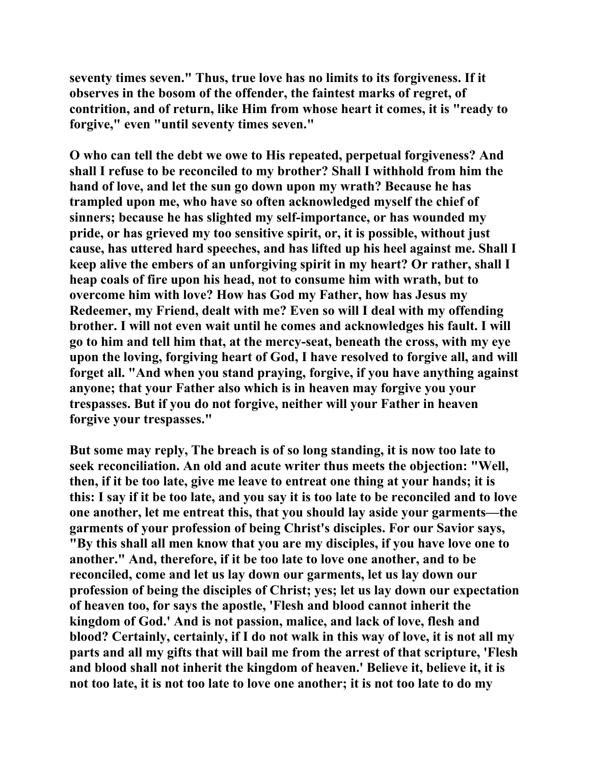seventy times seven." Thus, true love has no limits to its forgiveness. If it observes in the bosom of the offender, the faintest marks of regret, of contrition, and of return, like Him from whose heart it comes, it is "ready to forgive," even "until seventy times seven."

O who can tell the debt we owe to His repeated, perpetual forgiveness? And shall I refuse to be reconciled to my brother? Shall I withhold from him the hand of love, and let the sun go down upon my wrath? Because he has trampled upon me, who have so often acknowledged myself the chief of sinners; because he has slighted my self-importance, or has wounded my pride, or has grieved my too sensitive spirit, or, it is possible, without just cause, has uttered hard speeches, and has lifted up his heel against me. Shall I keep alive the embers of an unforgiving spirit in my heart? Or rather, shall I heap coals of fire upon his head, not to consume him with wrath, but to overcome him with love? How has God my Father, how has Jesus my Redeemer, my Friend, dealt with me? Even so will I deal with my offending brother. I will not even wait until he comes and acknowledges his fault. I will go to him and tell him that, at the mercy-seat, beneath the cross, with my eye upon the loving, forgiving heart of God, I have resolved to forgive all, and will forget all. "And when you stand praying, forgive, if you have anything against anyone; that your Father also which is in heaven may forgive you your trespasses. But if you do not forgive, neither will your Father in heaven forgive your trespasses."

But some may reply, The breach is of so long standing, it is now too late to seek reconciliation. An old and acute writer thus meets the objection: "Well, then, if it be too late, give me leave to entreat one thing at your hands; it is this: I say if it be too late, and you say it is too late to be reconciled and to love one another, let me entreat this, that you should lay aside your garments—the garments of your profession of being Christ's disciples. For our Savior says, "By this shall all men know that you are my disciples, if you have love one to another." And, therefore, if it be too late to love one another, and to be reconciled, come and let us lay down our garments, let us lay down our profession of being the disciples of Christ; yes; let us lay down our expectation of heaven too, for says the apostle, 'Flesh and blood cannot inherit the kingdom of God.' And is not passion, malice, and lack of love, flesh and blood? Certainly, certainly, if I do not walk in this way of love, it is not all my parts and all my gifts that will bail me from the arrest of that scripture, 'Flesh and blood shall not inherit the kingdom of heaven.' Believe it, believe it, it is not too late, it is not too late to love one another; it is not too late to do my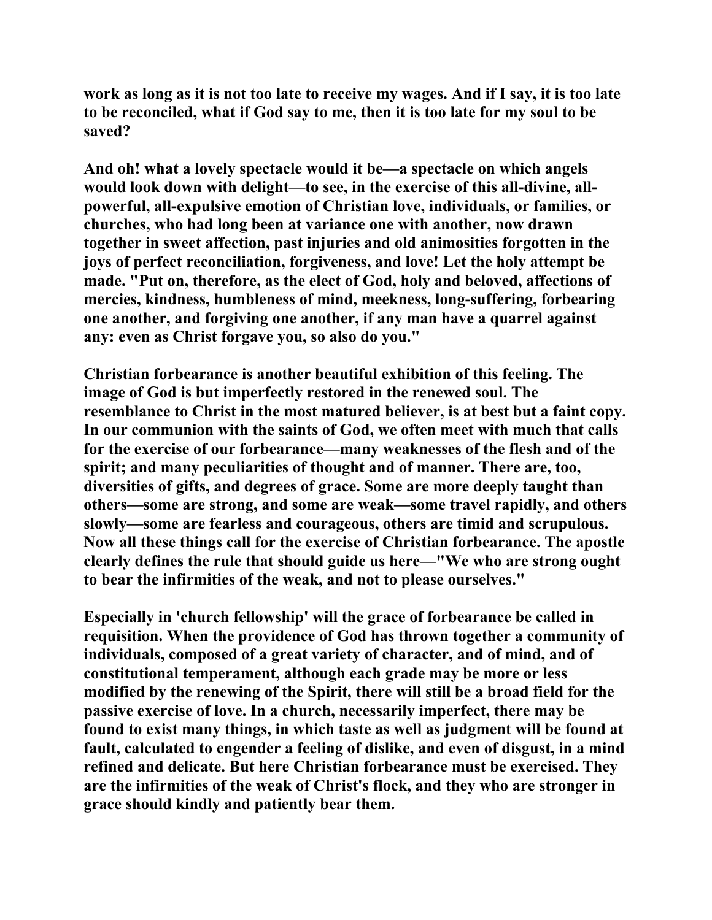work as long as it is not too late to receive my wages. And if I say, it is too late to be reconciled, what if God say to me, then it is too late for my soul to be saved?

And oh! what a lovely spectacle would it be—a spectacle on which angels would look down with delight—to see, in the exercise of this all-divine, all-powerful, all-expulsive emotion of Christian love, individuals, or families, or churches, who had long been at variance one with another, now drawn together in sweet affection, past injuries and old animosities forgotten in the joys of perfect reconciliation, forgiveness, and love! Let the holy attempt be made. "Put on, therefore, as the elect of God, holy and beloved, affections of mercies, kindness, humbleness of mind, meekness, long-suffering, forbearing one another, and forgiving one another, if any man have a quarrel against any: even as Christ forgave you, so also do you."

Christian forbearance is another beautiful exhibition of this feeling. The image of God is but imperfectly restored in the renewed soul. The resemblance to Christ in the most matured believer, is at best but a faint copy. In our communion with the saints of God, we often meet with much that calls for the exercise of our forbearance—many weaknesses of the flesh and of the spirit; and many peculiarities of thought and of manner. There are, too, diversities of gifts, and degrees of grace. Some are more deeply taught than others—some are strong, and some are weak—some travel rapidly, and others slowly—some are fearless and courageous, others are timid and scrupulous. Now all these things call for the exercise of Christian forbearance. The apostle clearly defines the rule that should guide us here—"We who are strong ought to bear the infirmities of the weak, and not to please ourselves."

Especially in 'church fellowship' will the grace of forbearance be called in requisition. When the providence of God has thrown together a community of individuals, composed of a great variety of character, and of mind, and of constitutional temperament, although each grade may be more or less modified by the renewing of the Spirit, there will still be a broad field for the passive exercise of love. In a church, necessarily imperfect, there may be found to exist many things, in which taste as well as judgment will be found at fault, calculated to engender a feeling of dislike, and even of disgust, in a mind refined and delicate. But here Christian forbearance must be exercised. They are the infirmities of the weak of Christ's flock, and they who are stronger in grace should kindly and patiently bear them.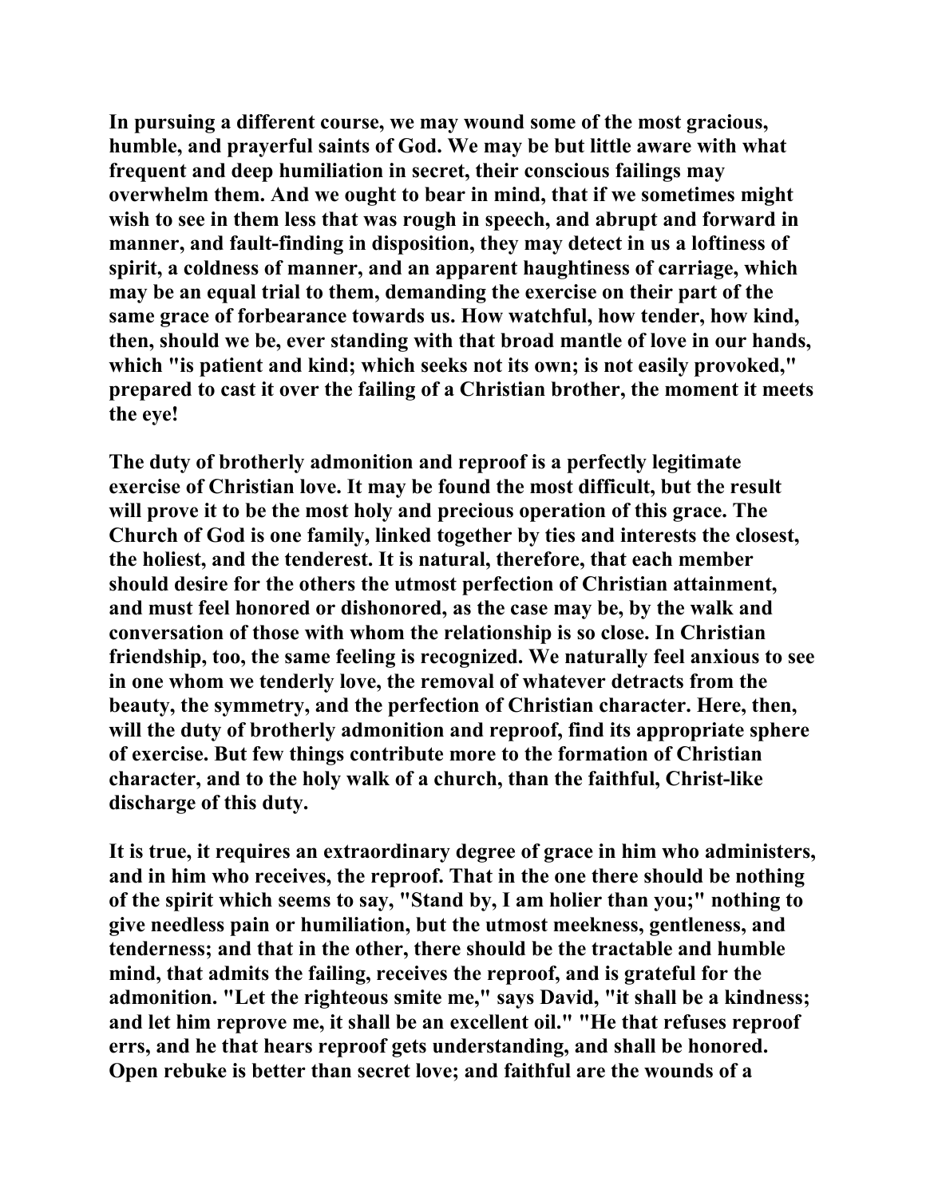In pursuing a different course, we may wound some of the most gracious, humble, and prayerful saints of God. We may be but little aware with what frequent and deep humiliation in secret, their conscious failings may overwhelm them. And we ought to bear in mind, that if we sometimes might wish to see in them less that was rough in speech, and abrupt and forward in manner, and fault-finding in disposition, they may detect in us a loftiness of spirit, a coldness of manner, and an apparent haughtiness of carriage, which may be an equal trial to them, demanding the exercise on their part of the same grace of forbearance towards us. How watchful, how tender, how kind, then, should we be, ever standing with that broad mantle of love in our hands, which "is patient and kind; which seeks not its own; is not easily provoked," prepared to cast it over the failing of a Christian brother, the moment it meets the eye!

The duty of brotherly admonition and reproof is a perfectly legitimate exercise of Christian love. It may be found the most difficult, but the result will prove it to be the most holy and precious operation of this grace. The Church of God is one family, linked together by ties and interests the closest, the holiest, and the tenderest. It is natural, therefore, that each member should desire for the others the utmost perfection of Christian attainment, and must feel honored or dishonored, as the case may be, by the walk and conversation of those with whom the relationship is so close. In Christian friendship, too, the same feeling is recognized. We naturally feel anxious to see in one whom we tenderly love, the removal of whatever detracts from the beauty, the symmetry, and the perfection of Christian character. Here, then, will the duty of brotherly admonition and reproof, find its appropriate sphere of exercise. But few things contribute more to the formation of Christian character, and to the holy walk of a church, than the faithful, Christ-like discharge of this duty.

It is true, it requires an extraordinary degree of grace in him who administers, and in him who receives, the reproof. That in the one there should be nothing of the spirit which seems to say, "Stand by, I am holier than you;" nothing to give needless pain or humiliation, but the utmost meekness, gentleness, and tenderness; and that in the other, there should be the tractable and humble mind, that admits the failing, receives the reproof, and is grateful for the admonition. "Let the righteous smite me," says David, "it shall be a kindness; and let him reprove me, it shall be an excellent oil." "He that refuses reproof errs, and he that hears reproof gets understanding, and shall be honored. Open rebuke is better than secret love; and faithful are the wounds of a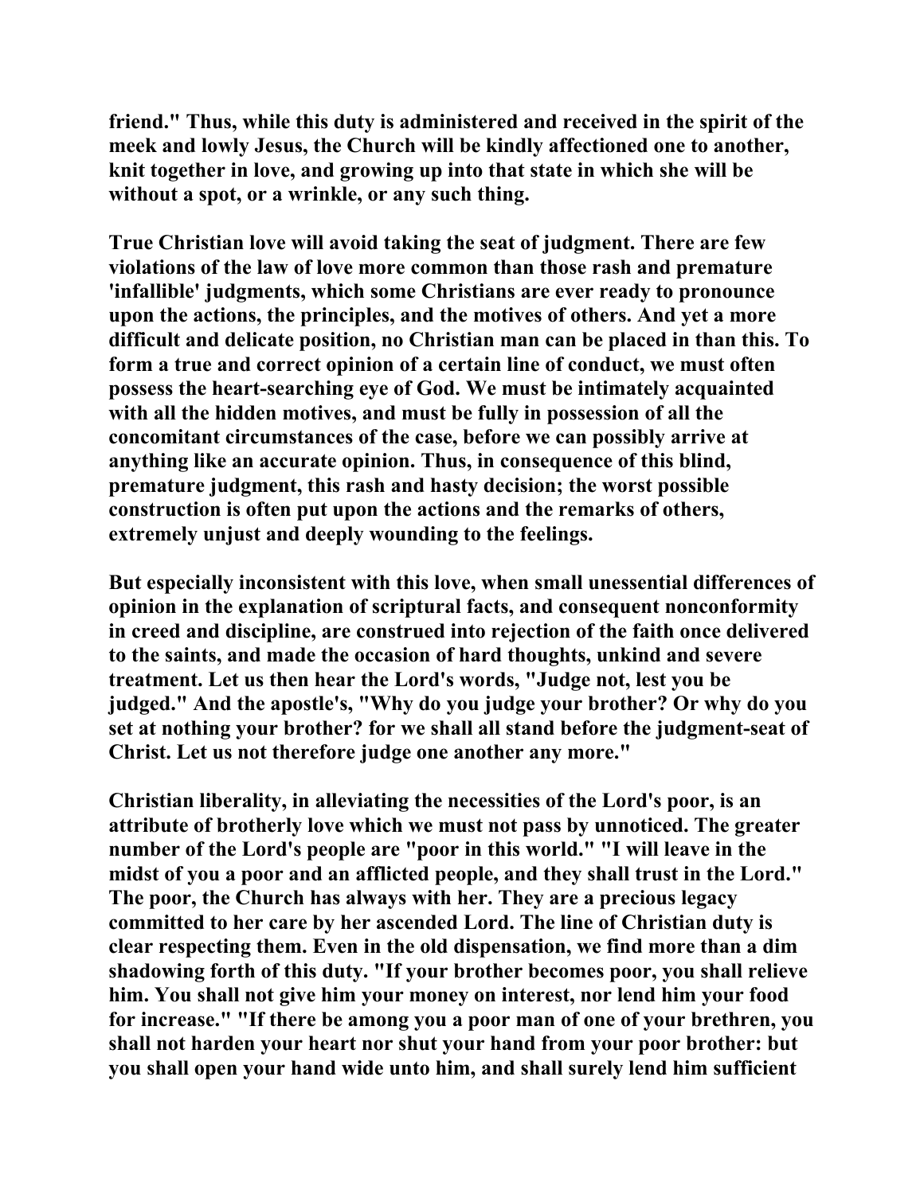friend." Thus, while this duty is administered and received in the spirit of the meek and lowly Jesus, the Church will be kindly affectioned one to another, knit together in love, and growing up into that state in which she will be without a spot, or a wrinkle, or any such thing.

True Christian love will avoid taking the seat of judgment. There are few violations of the law of love more common than those rash and premature 'infallible' judgments, which some Christians are ever ready to pronounce upon the actions, the principles, and the motives of others. And yet a more difficult and delicate position, no Christian man can be placed in than this. To form a true and correct opinion of a certain line of conduct, we must often possess the heart-searching eye of God. We must be intimately acquainted with all the hidden motives, and must be fully in possession of all the concomitant circumstances of the case, before we can possibly arrive at anything like an accurate opinion. Thus, in consequence of this blind, premature judgment, this rash and hasty decision; the worst possible construction is often put upon the actions and the remarks of others, extremely unjust and deeply wounding to the feelings.

But especially inconsistent with this love, when small unessential differences of opinion in the explanation of scriptural facts, and consequent nonconformity in creed and discipline, are construed into rejection of the faith once delivered to the saints, and made the occasion of hard thoughts, unkind and severe treatment. Let us then hear the Lord's words, "Judge not, lest you be judged." And the apostle's, "Why do you judge your brother? Or why do you set at nothing your brother? for we shall all stand before the judgment-seat of Christ. Let us not therefore judge one another any more."

Christian liberality, in alleviating the necessities of the Lord's poor, is an attribute of brotherly love which we must not pass by unnoticed. The greater number of the Lord's people are "poor in this world." "I will leave in the midst of you a poor and an afflicted people, and they shall trust in the Lord." The poor, the Church has always with her. They are a precious legacy committed to her care by her ascended Lord. The line of Christian duty is clear respecting them. Even in the old dispensation, we find more than a dim shadowing forth of this duty. "If your brother becomes poor, you shall relieve him. You shall not give him your money on interest, nor lend him your food for increase." "If there be among you a poor man of one of your brethren, you shall not harden your heart nor shut your hand from your poor brother: but you shall open your hand wide unto him, and shall surely lend him sufficient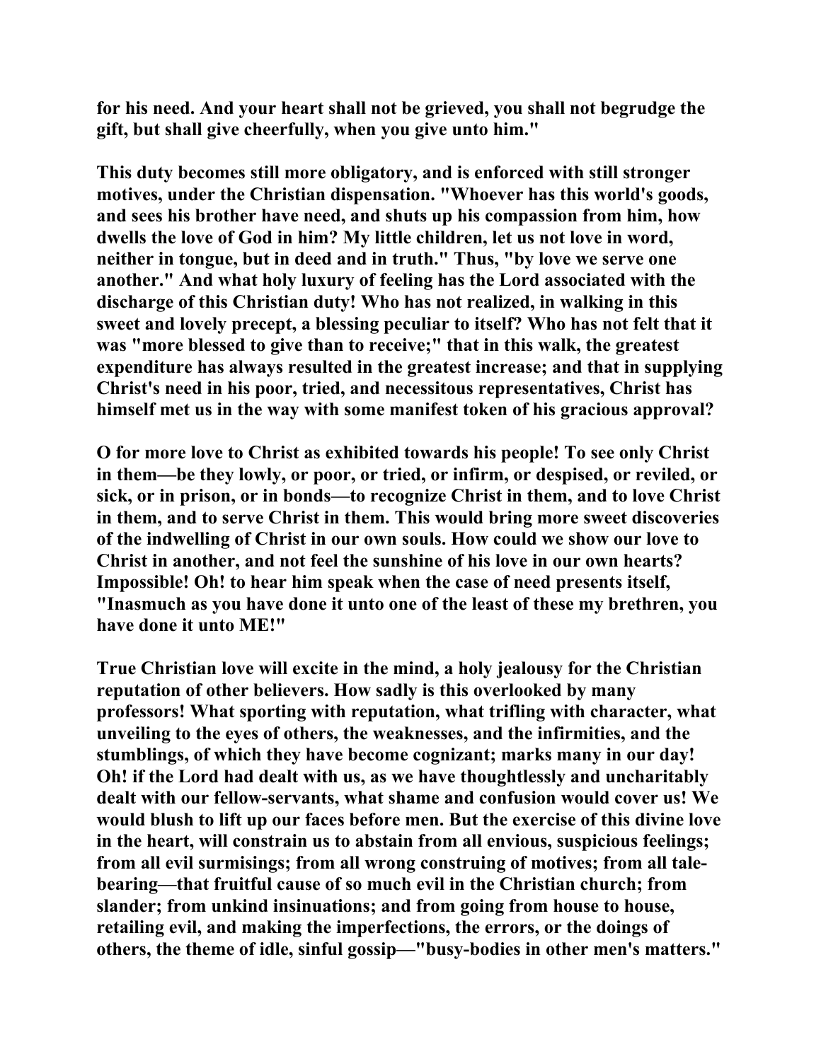**for his need. And your heart shall not be grieved, you shall not begrudge the gift, but shall give cheerfully, when you give unto him."**

**This duty becomes still more obligatory, and is enforced with still stronger motives, under the Christian dispensation. "Whoever has this world's goods, and sees his brother have need, and shuts up his compassion from him, how dwells the love of God in him? My little children, let us not love in word, neither in tongue, but in deed and in truth." Thus, "by love we serve one another." And what holy luxury of feeling has the Lord associated with the discharge of this Christian duty! Who has not realized, in walking in this sweet and lovely precept, a blessing peculiar to itself? Who has not felt that it was "more blessed to give than to receive;" that in this walk, the greatest expenditure has always resulted in the greatest increase; and that in supplying Christ's need in his poor, tried, and necessitous representatives, Christ has himself met us in the way with some manifest token of his gracious approval?**

**O for more love to Christ as exhibited towards his people! To see only Christ in them—be they lowly, or poor, or tried, or infirm, or despised, or reviled, or sick, or in prison, or in bonds—to recognize Christ in them, and to love Christ in them, and to serve Christ in them. This would bring more sweet discoveries of the indwelling of Christ in our own souls. How could we show our love to Christ in another, and not feel the sunshine of his love in our own hearts? Impossible! Oh! to hear him speak when the case of need presents itself, "Inasmuch as you have done it unto one of the least of these my brethren, you have done it unto ME!"**

**True Christian love will excite in the mind, a holy jealousy for the Christian reputation of other believers. How sadly is this overlooked by many professors! What sporting with reputation, what trifling with character, what unveiling to the eyes of others, the weaknesses, and the infirmities, and the stumblings, of which they have become cognizant; marks many in our day! Oh! if the Lord had dealt with us, as we have thoughtlessly and uncharitably dealt with our fellow-servants, what shame and confusion would cover us! We would blush to lift up our faces before men. But the exercise of this divine love in the heart, will constrain us to abstain from all envious, suspicious feelings; from all evil surmisings; from all wrong construing of motives; from all tale-bearing—that fruitful cause of so much evil in the Christian church; from slander; from unkind insinuations; and from going from house to house, retailing evil, and making the imperfections, the errors, or the doings of others, the theme of idle, sinful gossip—"busy-bodies in other men's matters."**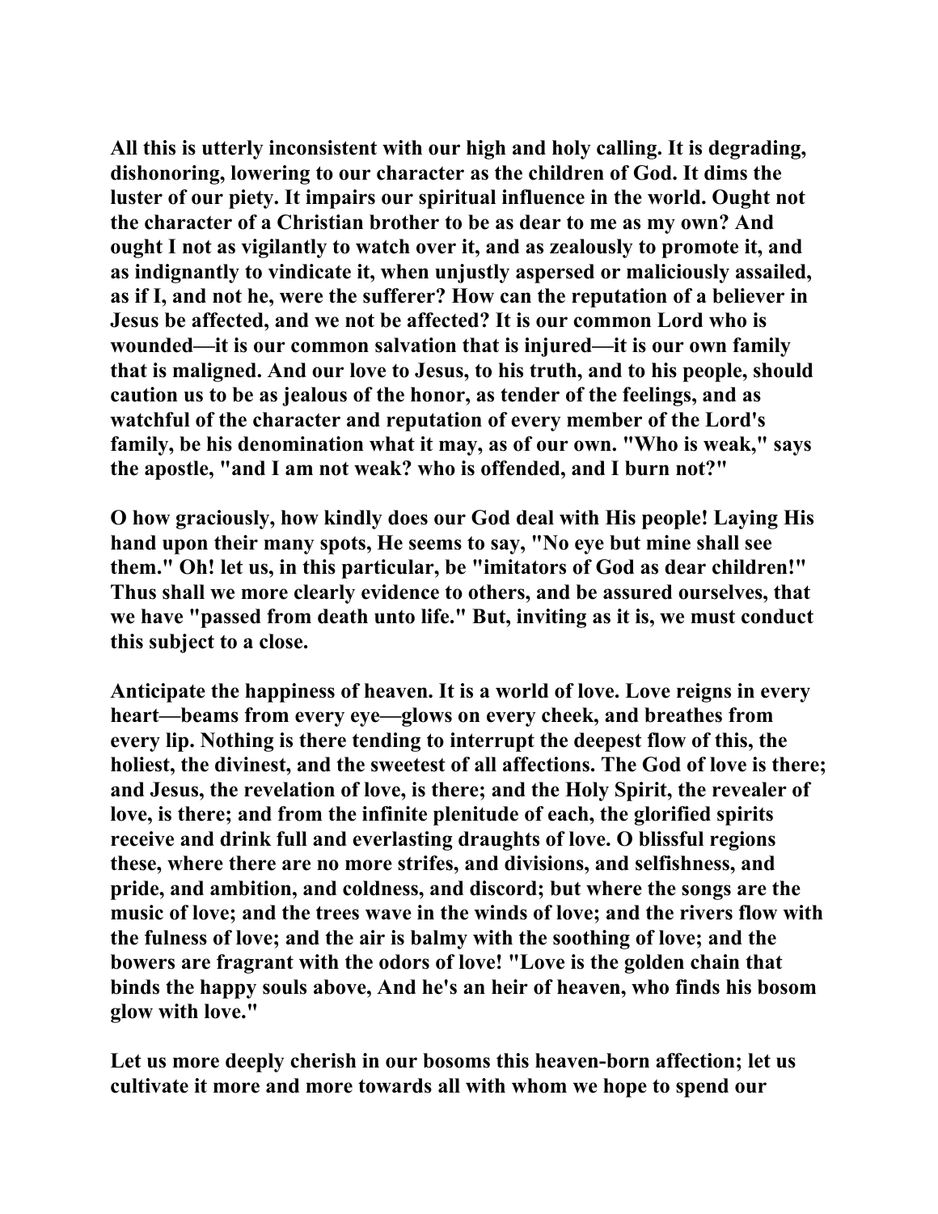All this is utterly inconsistent with our high and holy calling. It is degrading, dishonoring, lowering to our character as the children of God. It dims the luster of our piety. It impairs our spiritual influence in the world. Ought not the character of a Christian brother to be as dear to me as my own? And ought I not as vigilantly to watch over it, and as zealously to promote it, and as indignantly to vindicate it, when unjustly aspersed or maliciously assailed, as if I, and not he, were the sufferer? How can the reputation of a believer in Jesus be affected, and we not be affected? It is our common Lord who is wounded—it is our common salvation that is injured—it is our own family that is maligned. And our love to Jesus, to his truth, and to his people, should caution us to be as jealous of the honor, as tender of the feelings, and as watchful of the character and reputation of every member of the Lord's family, be his denomination what it may, as of our own. "Who is weak," says the apostle, "and I am not weak? who is offended, and I burn not?"

O how graciously, how kindly does our God deal with His people! Laying His hand upon their many spots, He seems to say, "No eye but mine shall see them." Oh! let us, in this particular, be "imitators of God as dear children!" Thus shall we more clearly evidence to others, and be assured ourselves, that we have "passed from death unto life." But, inviting as it is, we must conduct this subject to a close.

Anticipate the happiness of heaven. It is a world of love. Love reigns in every heart—beams from every eye—glows on every cheek, and breathes from every lip. Nothing is there tending to interrupt the deepest flow of this, the holiest, the divinest, and the sweetest of all affections. The God of love is there; and Jesus, the revelation of love, is there; and the Holy Spirit, the revealer of love, is there; and from the infinite plenitude of each, the glorified spirits receive and drink full and everlasting draughts of love. O blissful regions these, where there are no more strifes, and divisions, and selfishness, and pride, and ambition, and coldness, and discord; but where the songs are the music of love; and the trees wave in the winds of love; and the rivers flow with the fulness of love; and the air is balmy with the soothing of love; and the bowers are fragrant with the odors of love! "Love is the golden chain that binds the happy souls above, And he's an heir of heaven, who finds his bosom glow with love."

Let us more deeply cherish in our bosoms this heaven-born affection; let us cultivate it more and more towards all with whom we hope to spend our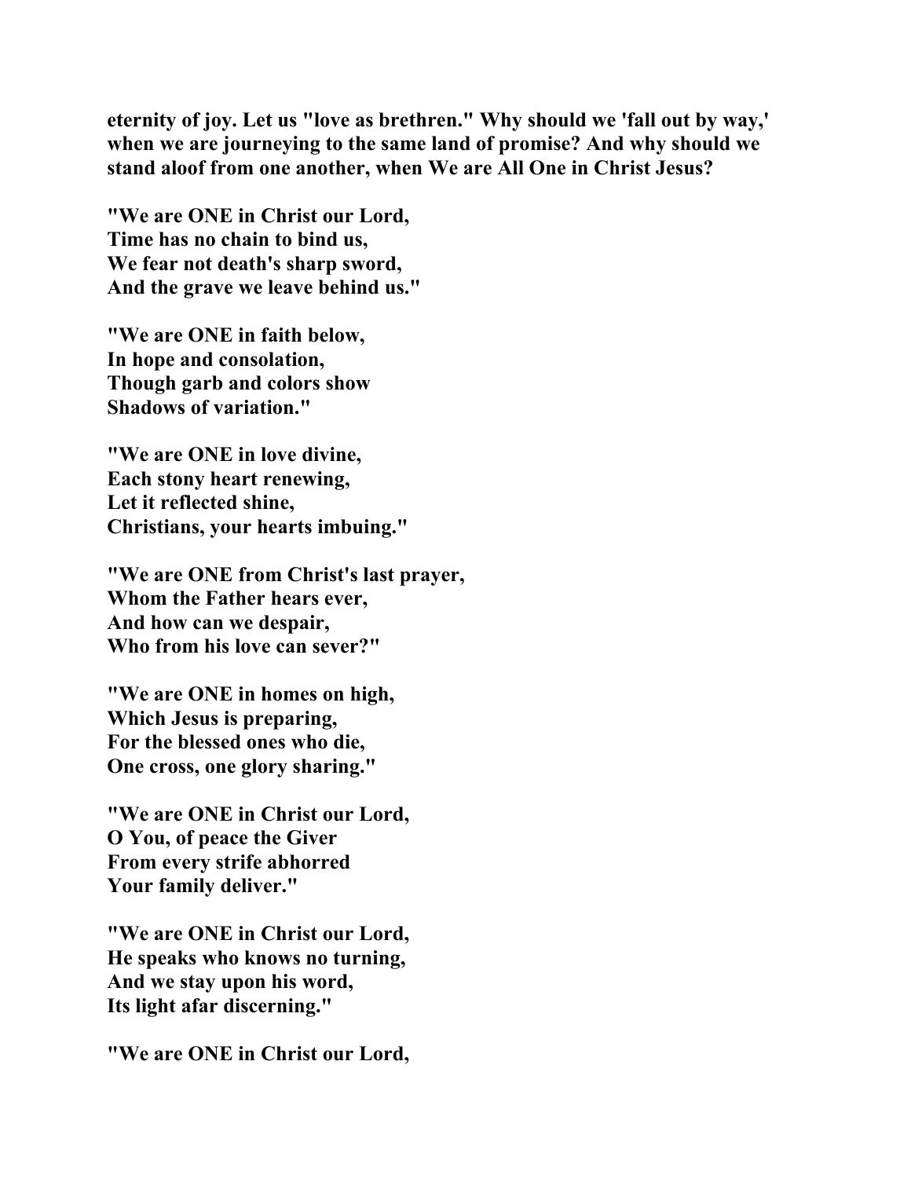**eternity of joy. Let us "love as brethren." Why should we 'fall out by way,' when we are journeying to the same land of promise? And why should we stand aloof from one another, when We are All One in Christ Jesus?**

**"We are ONE in Christ our Lord,**
**Time has no chain to bind us,**
**We fear not death's sharp sword,**
**And the grave we leave behind us."**

**"We are ONE in faith below,**
**In hope and consolation,**
**Though garb and colors show**
**Shadows of variation."**

**"We are ONE in love divine,**
**Each stony heart renewing,**
**Let it reflected shine,**
**Christians, your hearts imbuing."**

**"We are ONE from Christ's last prayer,**
**Whom the Father hears ever,**
**And how can we despair,**
**Who from his love can sever?"**

**"We are ONE in homes on high,**
**Which Jesus is preparing,**
**For the blessed ones who die,**
**One cross, one glory sharing."**

**"We are ONE in Christ our Lord,**
**O You, of peace the Giver**
**From every strife abhorred**
**Your family deliver."**

**"We are ONE in Christ our Lord,**
**He speaks who knows no turning,**
**And we stay upon his word,**
**Its light afar discerning."**

**"We are ONE in Christ our Lord,**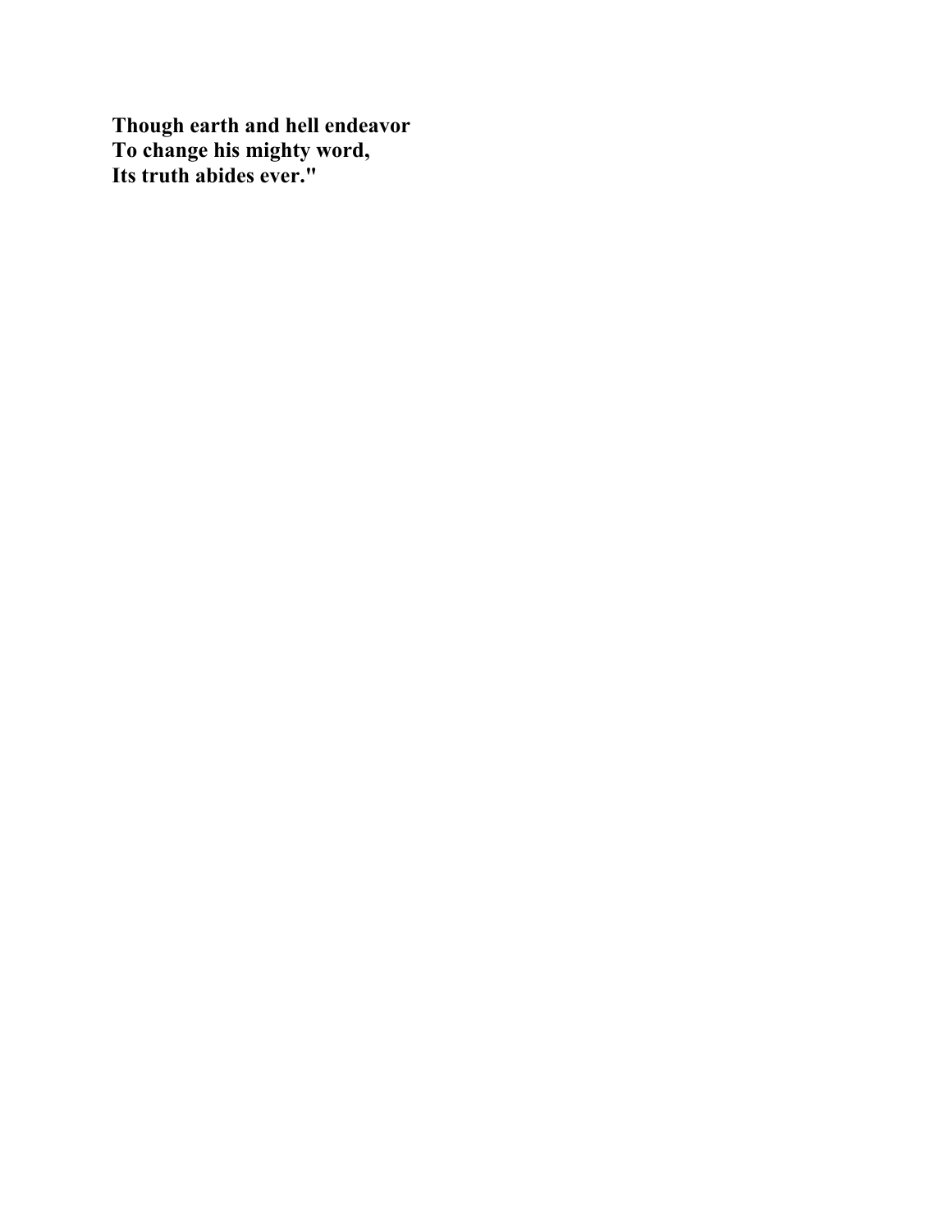**Though earth and hell endeavor**
**To change his mighty word,**
**Its truth abides ever."**